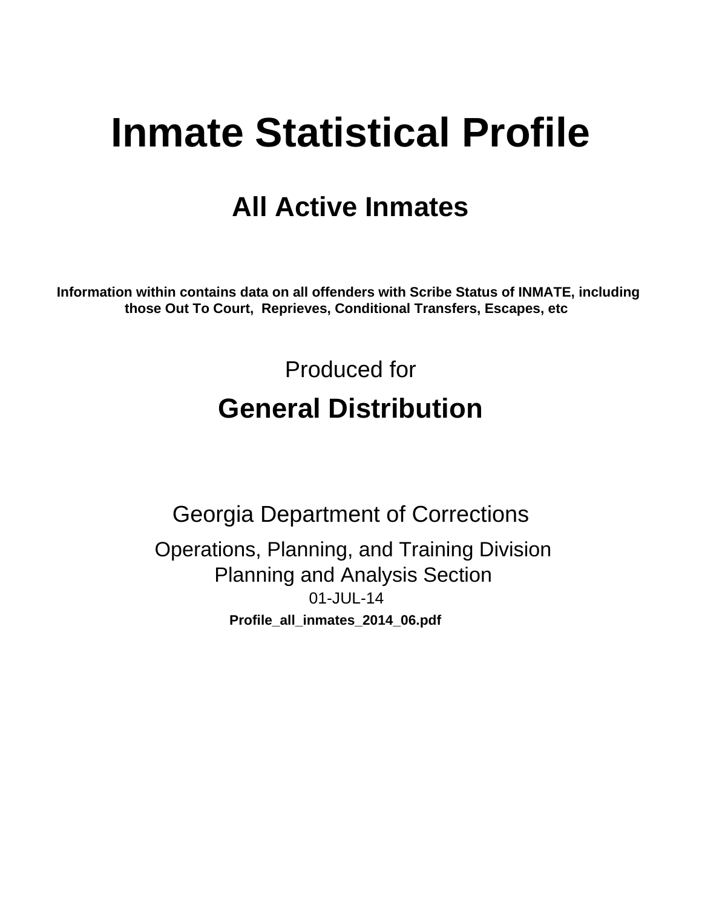# Inmate Statistical Profile

## All Active Inmates

**Information within contains data on all offenders with Scribe Status of INMATE, including those Out To Court, Reprieves, Conditional Transfers, Escapes, etc**

Produced for

## General Distribution

Georgia Department of Corrections

Operations, Planning, and Training Division
Planning and Analysis Section

01-JUL-14

**Profile_all_inmates_2014_06.pdf**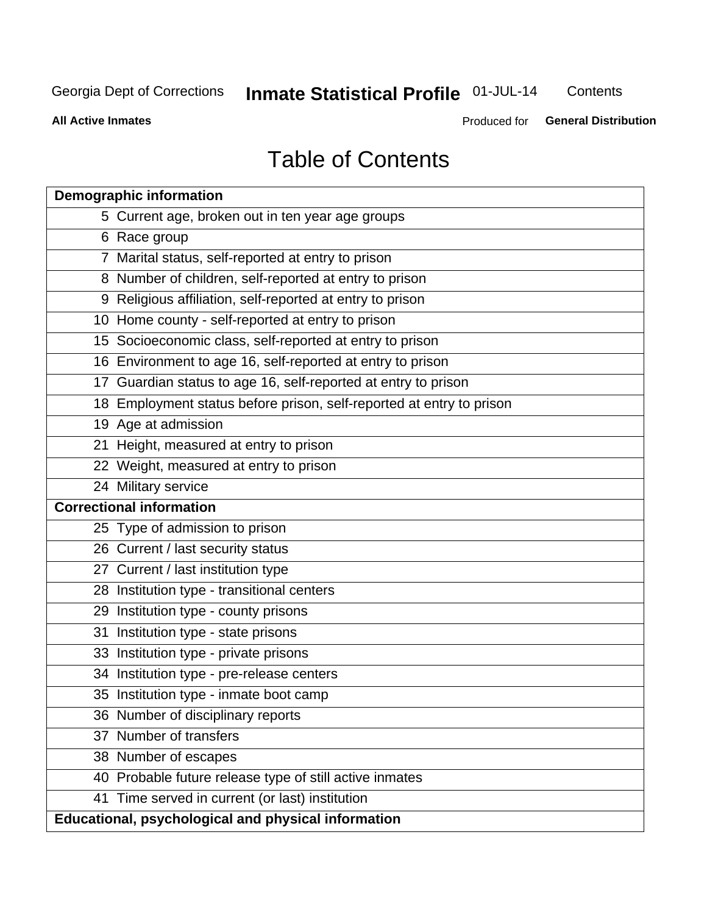# Table of Contents

| Demographic information | |
|---|---|
| 5 | Current age, broken out in ten year age groups |
| 6 | Race group |
| 7 | Marital status, self-reported at entry to prison |
| 8 | Number of children, self-reported at entry to prison |
| 9 | Religious affiliation, self-reported at entry to prison |
| 10 | Home county - self-reported at entry to prison |
| 15 | Socioeconomic class, self-reported at entry to prison |
| 16 | Environment to age 16, self-reported at entry to prison |
| 17 | Guardian status to age 16, self-reported at entry to prison |
| 18 | Employment status before prison, self-reported at entry to prison |
| 19 | Age at admission |
| 21 | Height, measured at entry to prison |
| 22 | Weight, measured at entry to prison |
| 24 | Military service |
| **Correctional information** | |
| 25 | Type of admission to prison |
| 26 | Current / last security status |
| 27 | Current / last institution type |
| 28 | Institution type - transitional centers |
| 29 | Institution type - county prisons |
| 31 | Institution type - state prisons |
| 33 | Institution type - private prisons |
| 34 | Institution type - pre-release centers |
| 35 | Institution type - inmate boot camp |
| 36 | Number of disciplinary reports |
| 37 | Number of transfers |
| 38 | Number of escapes |
| 40 | Probable future release type of still active inmates |
| 41 | Time served in current (or last) institution |
| **Educational, psychological and physical information** | |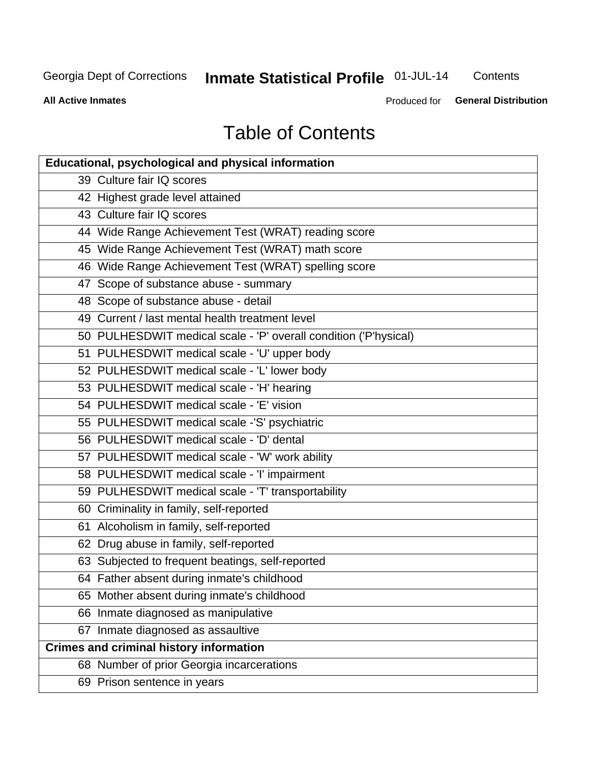Georgia Dept of Corrections **Inmate Statistical Profile** 01-JUL-14 Contents

**All Active Inmates** Produced for **General Distribution**

# Table of Contents

| **Educational, psychological and physical information** |
|---|
| 39 Culture fair IQ scores |
| 42 Highest grade level attained |
| 43 Culture fair IQ scores |
| 44 Wide Range Achievement Test (WRAT) reading score |
| 45 Wide Range Achievement Test (WRAT) math score |
| 46 Wide Range Achievement Test (WRAT) spelling score |
| 47 Scope of substance abuse - summary |
| 48 Scope of substance abuse - detail |
| 49 Current / last mental health treatment level |
| 50 PULHESDWIT medical scale - 'P' overall condition ('P'hysical) |
| 51 PULHESDWIT medical scale - 'U' upper body |
| 52 PULHESDWIT medical scale - 'L' lower body |
| 53 PULHESDWIT medical scale - 'H' hearing |
| 54 PULHESDWIT medical scale - 'E' vision |
| 55 PULHESDWIT medical scale -'S' psychiatric |
| 56 PULHESDWIT medical scale - 'D' dental |
| 57 PULHESDWIT medical scale - 'W' work ability |
| 58 PULHESDWIT medical scale - 'I' impairment |
| 59 PULHESDWIT medical scale - 'T' transportability |
| 60 Criminality in family, self-reported |
| 61 Alcoholism in family, self-reported |
| 62 Drug abuse in family, self-reported |
| 63 Subjected to frequent beatings, self-reported |
| 64 Father absent during inmate's childhood |
| 65 Mother absent during inmate's childhood |
| 66 Inmate diagnosed as manipulative |
| 67 Inmate diagnosed as assaultive |
| **Crimes and criminal history information** |
| 68 Number of prior Georgia incarcerations |
| 69 Prison sentence in years |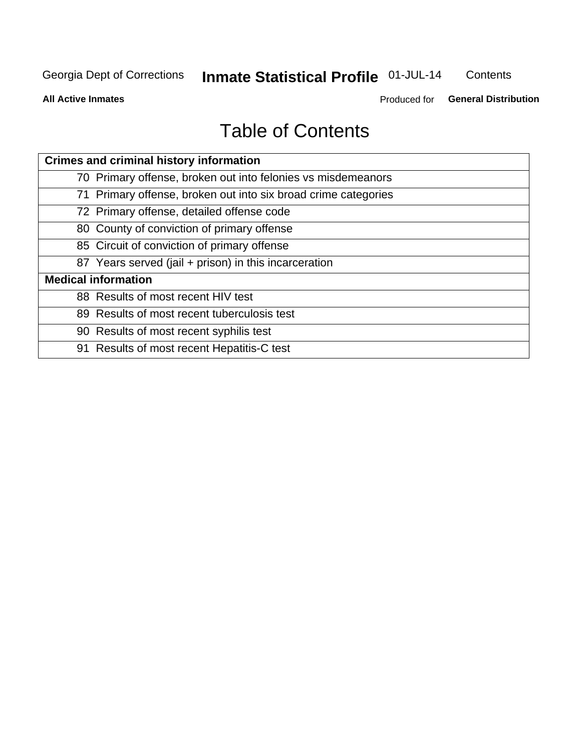# Table of Contents

| Crimes and criminal history information | |
|---|---|
| 70 | Primary offense, broken out into felonies vs misdemeanors |
| 71 | Primary offense, broken out into six broad crime categories |
| 72 | Primary offense, detailed offense code |
| 80 | County of conviction of primary offense |
| 85 | Circuit of conviction of primary offense |
| 87 | Years served (jail + prison) in this incarceration |
| **Medical information** | |
| 88 | Results of most recent HIV test |
| 89 | Results of most recent tuberculosis test |
| 90 | Results of most recent syphilis test |
| 91 | Results of most recent Hepatitis-C test |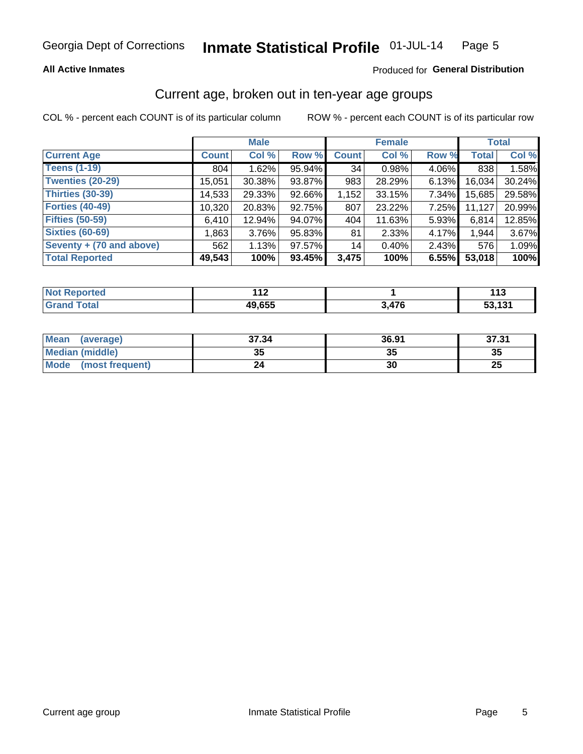Georgia Dept of Corrections **Inmate Statistical Profile** 01-JUL-14

**All Active Inmates**

Produced for **General Distribution**

## Current age, broken out in ten-year age groups

COL % - percent each COUNT is of its particular column

ROW % - percent each COUNT is of its particular row

| | Male | | | Female | | | Total | |
|---|---|---|---|---|---|---|---|---|
| **Current Age** | **Count** | **Col %** | **Row %** | **Count** | **Col %** | **Row %** | **Total** | **Col %** |
| **Teens (1-19)** | 804 | 1.62% | 95.94% | 34 | 0.98% | 4.06% | 838 | 1.58% |
| **Twenties (20-29)** | 15,051 | 30.38% | 93.87% | 983 | 28.29% | 6.13% | 16,034 | 30.24% |
| **Thirties (30-39)** | 14,533 | 29.33% | 92.66% | 1,152 | 33.15% | 7.34% | 15,685 | 29.58% |
| **Forties (40-49)** | 10,320 | 20.83% | 92.75% | 807 | 23.22% | 7.25% | 11,127 | 20.99% |
| **Fifties (50-59)** | 6,410 | 12.94% | 94.07% | 404 | 11.63% | 5.93% | 6,814 | 12.85% |
| **Sixties (60-69)** | 1,863 | 3.76% | 95.83% | 81 | 2.33% | 4.17% | 1,944 | 3.67% |
| **Seventy + (70 and above)** | 562 | 1.13% | 97.57% | 14 | 0.40% | 2.43% | 576 | 1.09% |
| **Total Reported** | **49,543** | **100%** | **93.45%** | **3,475** | **100%** | **6.55%** | **53,018** | **100%** |

| | Male | Female | Total |
|---|---|---|---|
| **Not Reported** | **112** | **1** | **113** |
| **Grand Total** | **49,655** | **3,476** | **53,131** |

| | Male | Female | Total |
|---|---|---|---|
| **Mean (average)** | **37.34** | **36.91** | **37.31** |
| **Median (middle)** | **35** | **35** | **35** |
| **Mode (most frequent)** | **24** | **30** | **25** |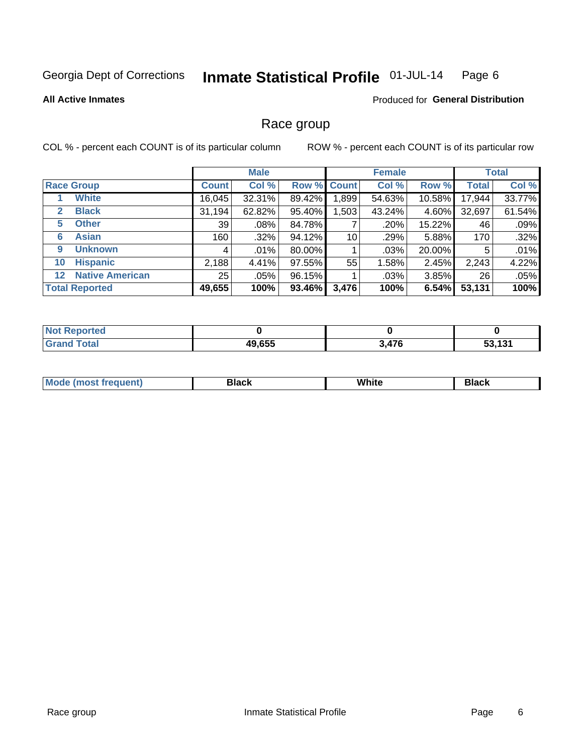Georgia Dept of Corrections **Inmate Statistical Profile** 01-JUL-14

**All Active Inmates**

Produced for **General Distribution**

## Race group

COL % - percent each COUNT is of its particular column ROW % - percent each COUNT is of its particular row

| | | Male | | | Female | | | Total | |
|---|---|---|---|---|---|---|---|---|---|
| **Race Group** | | **Count** | **Col %** | **Row %** | **Count** | **Col %** | **Row %** | **Total** | **Col %** |
| 1 | **White** | 16,045 | 32.31% | 89.42% | 1,899 | 54.63% | 10.58% | 17,944 | 33.77% |
| 2 | **Black** | 31,194 | 62.82% | 95.40% | 1,503 | 43.24% | 4.60% | 32,697 | 61.54% |
| 5 | **Other** | 39 | .08% | 84.78% | 7 | .20% | 15.22% | 46 | .09% |
| 6 | **Asian** | 160 | .32% | 94.12% | 10 | .29% | 5.88% | 170 | .32% |
| 9 | **Unknown** | 4 | .01% | 80.00% | 1 | .03% | 20.00% | 5 | .01% |
| 10 | **Hispanic** | 2,188 | 4.41% | 97.55% | 55 | 1.58% | 2.45% | 2,243 | 4.22% |
| 12 | **Native American** | 25 | .05% | 96.15% | 1 | .03% | 3.85% | 26 | .05% |
| **Total Reported** | | **49,655** | **100%** | **93.46%** | **3,476** | **100%** | **6.54%** | **53,131** | **100%** |

| | Male | Female | Total |
|---|---|---|---|
| **Not Reported** | **0** | **0** | **0** |
| **Grand Total** | **49,655** | **3,476** | **53,131** |

| | Male | Female | Total |
|---|---|---|---|
| **Mode (most frequent)** | **Black** | **White** | **Black** |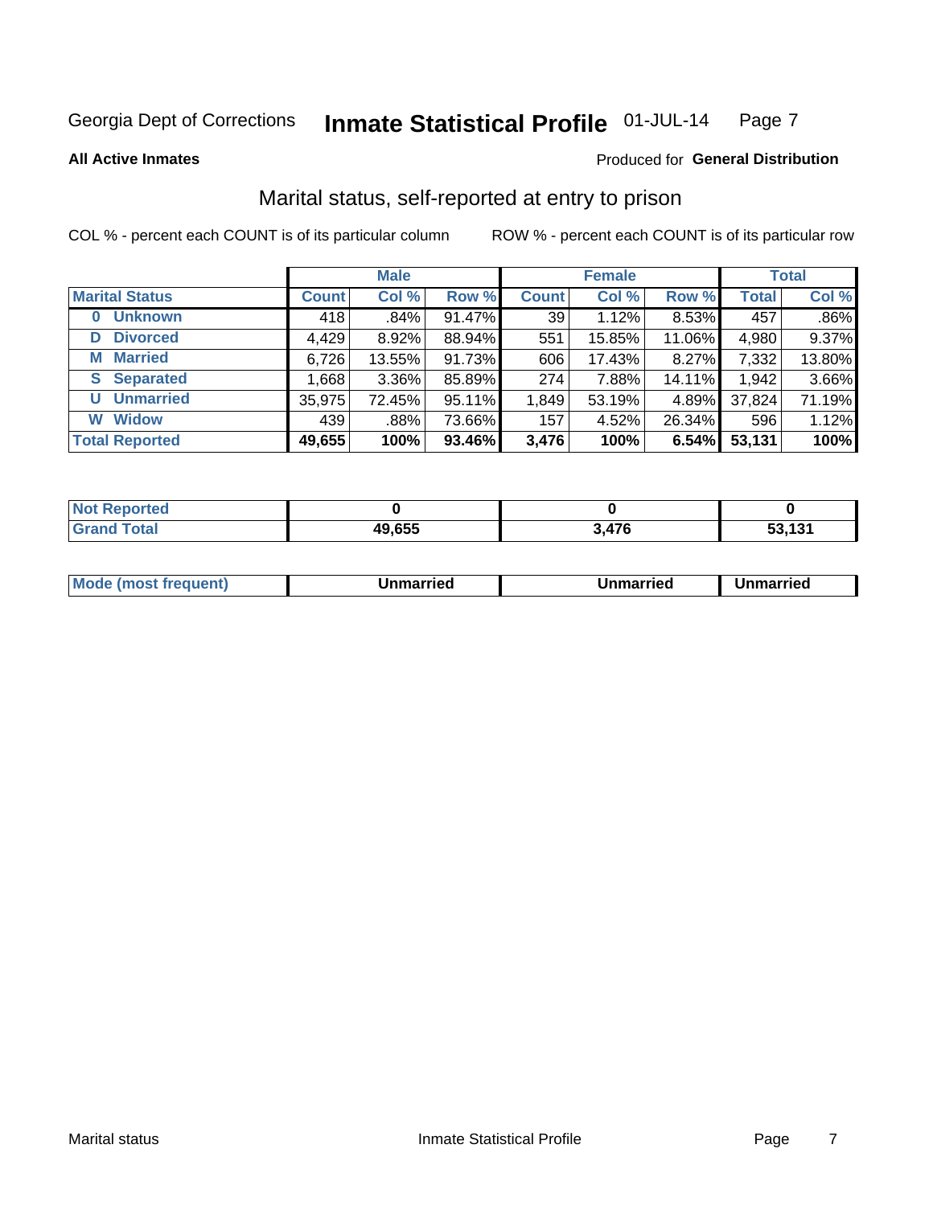Georgia Dept of Corrections **Inmate Statistical Profile** 01-JUL-14 Page 7

**All Active Inmates**

Produced for **General Distribution**

## Marital status, self-reported at entry to prison

COL % - percent each COUNT is of its particular column

ROW % - percent each COUNT is of its particular row

| | Male | | | Female | | | Total | |
|---|---|---|---|---|---|---|---|---|
| **Marital Status** | **Count** | **Col %** | **Row %** | **Count** | **Col %** | **Row %** | **Total** | **Col %** |
| **0 Unknown** | 418 | .84% | 91.47% | 39 | 1.12% | 8.53% | 457 | .86% |
| **D Divorced** | 4,429 | 8.92% | 88.94% | 551 | 15.85% | 11.06% | 4,980 | 9.37% |
| **M Married** | 6,726 | 13.55% | 91.73% | 606 | 17.43% | 8.27% | 7,332 | 13.80% |
| **S Separated** | 1,668 | 3.36% | 85.89% | 274 | 7.88% | 14.11% | 1,942 | 3.66% |
| **U Unmarried** | 35,975 | 72.45% | 95.11% | 1,849 | 53.19% | 4.89% | 37,824 | 71.19% |
| **W Widow** | 439 | .88% | 73.66% | 157 | 4.52% | 26.34% | 596 | 1.12% |
| **Total Reported** | **49,655** | **100%** | **93.46%** | **3,476** | **100%** | **6.54%** | **53,131** | **100%** |

| | Male | Female | Total |
|---|---|---|---|
| **Not Reported** | **0** | **0** | **0** |
| **Grand Total** | **49,655** | **3,476** | **53,131** |

| | Male | Female | Total |
|---|---|---|---|
| **Mode (most frequent)** | **Unmarried** | **Unmarried** | **Unmarried** |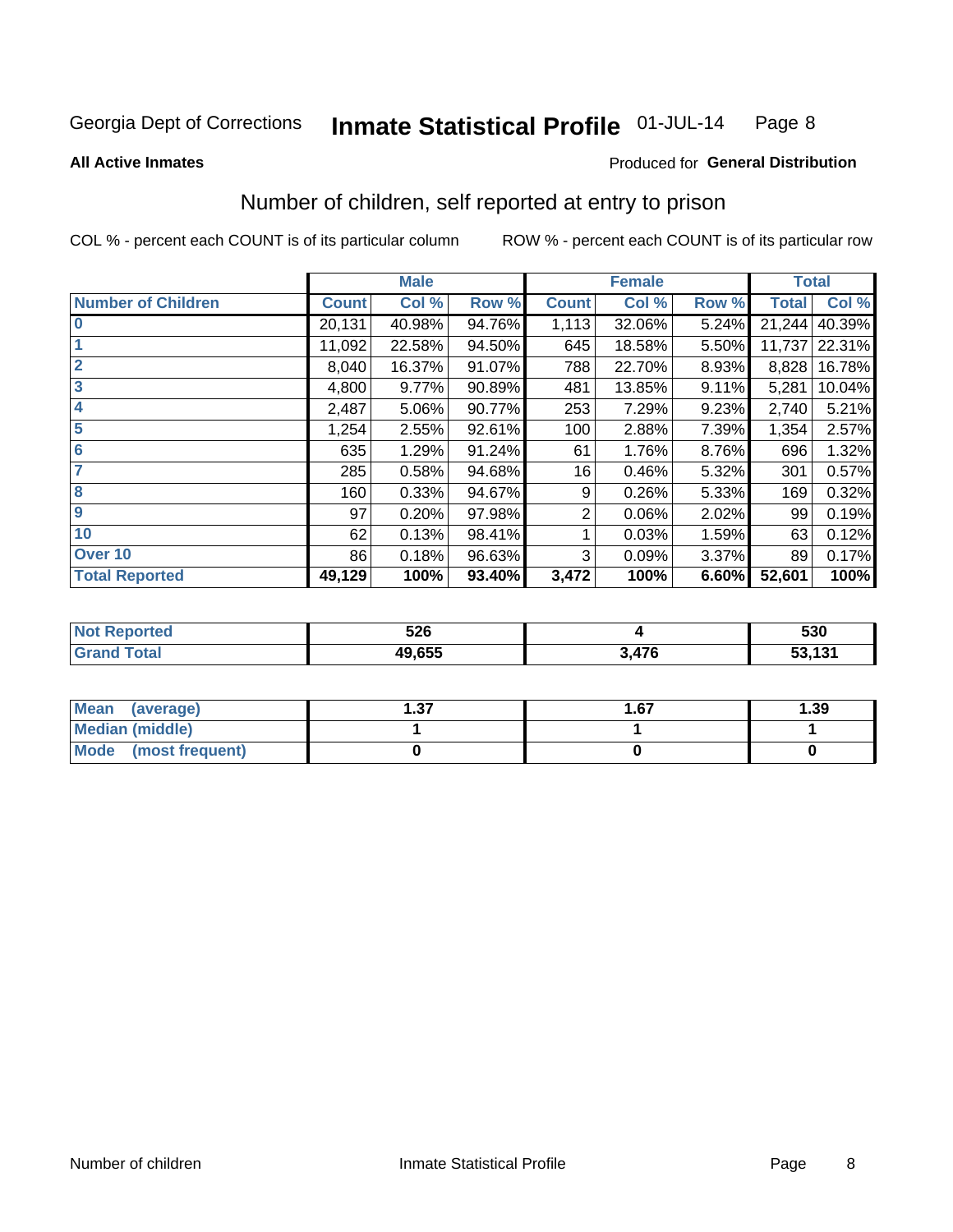Georgia Dept of Corrections **Inmate Statistical Profile** 01-JUL-14

**All Active Inmates**

Produced for **General Distribution**

## Number of children, self reported at entry to prison

COL % - percent each COUNT is of its particular column ROW % - percent each COUNT is of its particular row

| | Male | | | Female | | | Total | |
|---|---|---|---|---|---|---|---|---|
| **Number of Children** | **Count** | **Col %** | **Row %** | **Count** | **Col %** | **Row %** | **Total** | **Col %** |
| **0** | 20,131 | 40.98% | 94.76% | 1,113 | 32.06% | 5.24% | 21,244 | 40.39% |
| **1** | 11,092 | 22.58% | 94.50% | 645 | 18.58% | 5.50% | 11,737 | 22.31% |
| **2** | 8,040 | 16.37% | 91.07% | 788 | 22.70% | 8.93% | 8,828 | 16.78% |
| **3** | 4,800 | 9.77% | 90.89% | 481 | 13.85% | 9.11% | 5,281 | 10.04% |
| **4** | 2,487 | 5.06% | 90.77% | 253 | 7.29% | 9.23% | 2,740 | 5.21% |
| **5** | 1,254 | 2.55% | 92.61% | 100 | 2.88% | 7.39% | 1,354 | 2.57% |
| **6** | 635 | 1.29% | 91.24% | 61 | 1.76% | 8.76% | 696 | 1.32% |
| **7** | 285 | 0.58% | 94.68% | 16 | 0.46% | 5.32% | 301 | 0.57% |
| **8** | 160 | 0.33% | 94.67% | 9 | 0.26% | 5.33% | 169 | 0.32% |
| **9** | 97 | 0.20% | 97.98% | 2 | 0.06% | 2.02% | 99 | 0.19% |
| **10** | 62 | 0.13% | 98.41% | 1 | 0.03% | 1.59% | 63 | 0.12% |
| **Over 10** | 86 | 0.18% | 96.63% | 3 | 0.09% | 3.37% | 89 | 0.17% |
| **Total Reported** | **49,129** | **100%** | **93.40%** | **3,472** | **100%** | **6.60%** | **52,601** | **100%** |

| | Male | Female | Total |
|---|---|---|---|
| **Not Reported** | **526** | **4** | **530** |
| **Grand Total** | **49,655** | **3,476** | **53,131** |

| | Male | Female | Total |
|---|---|---|---|
| **Mean (average)** | **1.37** | **1.67** | **1.39** |
| **Median (middle)** | **1** | **1** | **1** |
| **Mode (most frequent)** | **0** | **0** | **0** |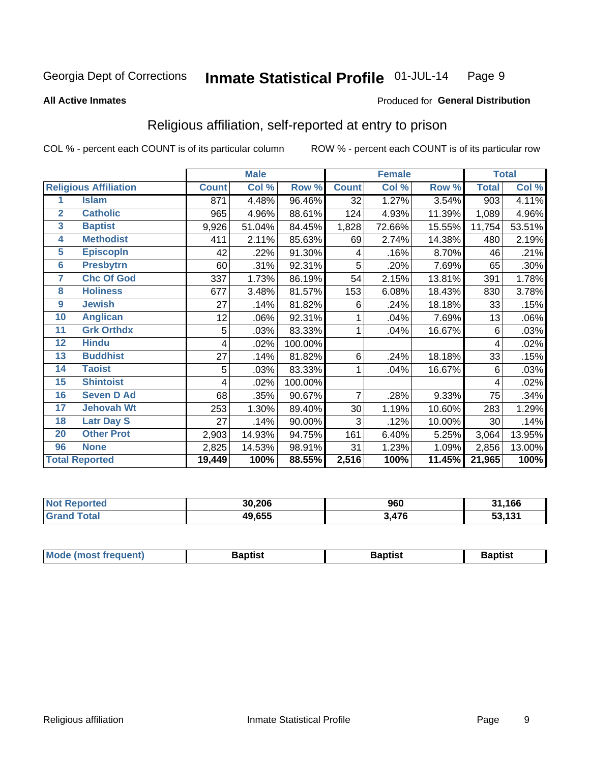Georgia Dept of Corrections **Inmate Statistical Profile** 01-JUL-14

**All Active Inmates**

Produced for **General Distribution**

## Religious affiliation, self-reported at entry to prison

COL % - percent each COUNT is of its particular column ROW % - percent each COUNT is of its particular row

| Religious Affiliation | | Male | | | Female | | | Total | |
|---|---|---|---|---|---|---|---|---|---|
| | | Count | Col % | Row % | Count | Col % | Row % | Total | Col % |
| 1 | Islam | 871 | 4.48% | 96.46% | 32 | 1.27% | 3.54% | 903 | 4.11% |
| 2 | Catholic | 965 | 4.96% | 88.61% | 124 | 4.93% | 11.39% | 1,089 | 4.96% |
| 3 | Baptist | 9,926 | 51.04% | 84.45% | 1,828 | 72.66% | 15.55% | 11,754 | 53.51% |
| 4 | Methodist | 411 | 2.11% | 85.63% | 69 | 2.74% | 14.38% | 480 | 2.19% |
| 5 | Episcopln | 42 | .22% | 91.30% | 4 | .16% | 8.70% | 46 | .21% |
| 6 | Presbytrn | 60 | .31% | 92.31% | 5 | .20% | 7.69% | 65 | .30% |
| 7 | Chc Of God | 337 | 1.73% | 86.19% | 54 | 2.15% | 13.81% | 391 | 1.78% |
| 8 | Holiness | 677 | 3.48% | 81.57% | 153 | 6.08% | 18.43% | 830 | 3.78% |
| 9 | Jewish | 27 | .14% | 81.82% | 6 | .24% | 18.18% | 33 | .15% |
| 10 | Anglican | 12 | .06% | 92.31% | 1 | .04% | 7.69% | 13 | .06% |
| 11 | Grk Orthdx | 5 | .03% | 83.33% | 1 | .04% | 16.67% | 6 | .03% |
| 12 | Hindu | 4 | .02% | 100.00% | | | | 4 | .02% |
| 13 | Buddhist | 27 | .14% | 81.82% | 6 | .24% | 18.18% | 33 | .15% |
| 14 | Taoist | 5 | .03% | 83.33% | 1 | .04% | 16.67% | 6 | .03% |
| 15 | Shintoist | 4 | .02% | 100.00% | | | | 4 | .02% |
| 16 | Seven D Ad | 68 | .35% | 90.67% | 7 | .28% | 9.33% | 75 | .34% |
| 17 | Jehovah Wt | 253 | 1.30% | 89.40% | 30 | 1.19% | 10.60% | 283 | 1.29% |
| 18 | Latr Day S | 27 | .14% | 90.00% | 3 | .12% | 10.00% | 30 | .14% |
| 20 | Other Prot | 2,903 | 14.93% | 94.75% | 161 | 6.40% | 5.25% | 3,064 | 13.95% |
| 96 | None | 2,825 | 14.53% | 98.91% | 31 | 1.23% | 1.09% | 2,856 | 13.00% |
| **Total Reported** | | **19,449** | **100%** | **88.55%** | **2,516** | **100%** | **11.45%** | **21,965** | **100%** |

| | Male | Female | Total |
|---|---|---|---|
| Not Reported | 30,206 | 960 | 31,166 |
| Grand Total | 49,655 | 3,476 | 53,131 |

| | Male | Female | Total |
|---|---|---|---|
| Mode (most frequent) | Baptist | Baptist | Baptist |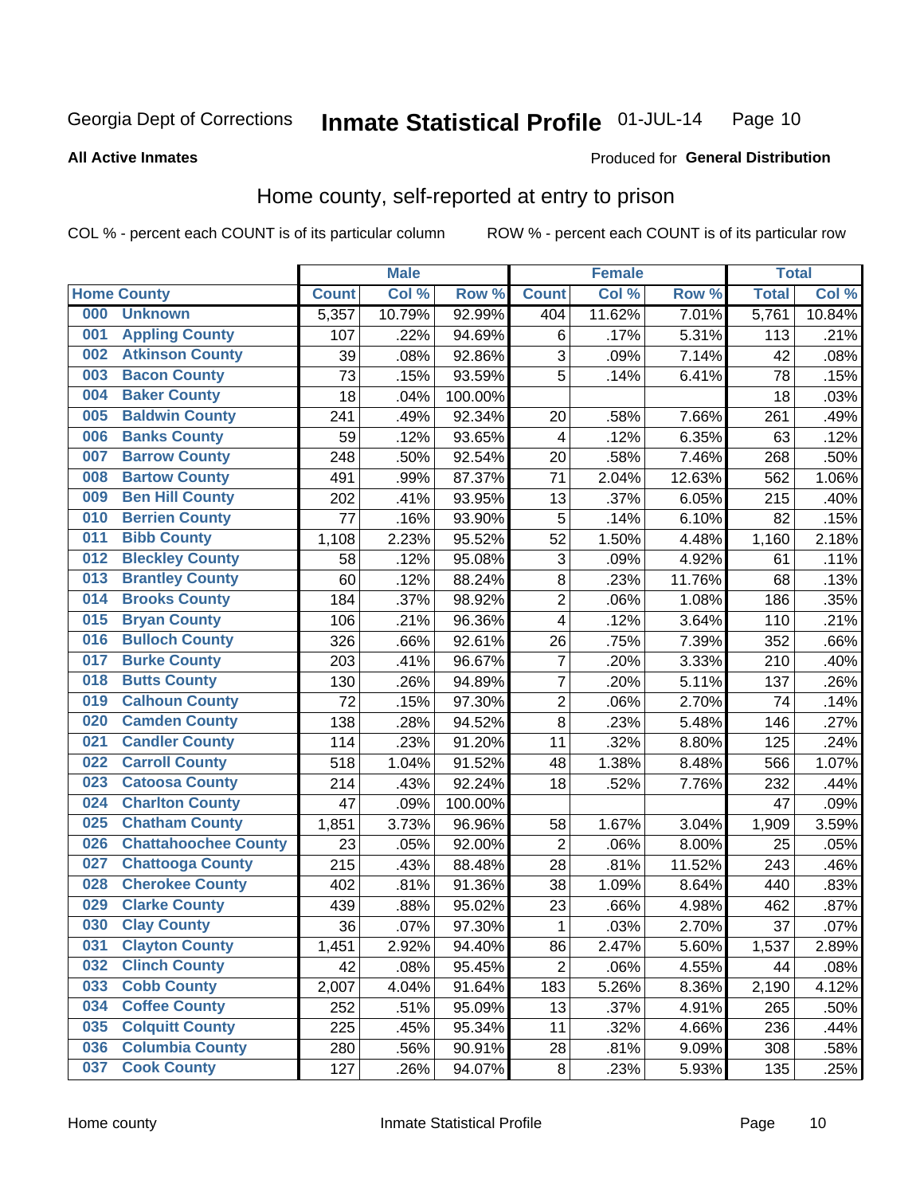Georgia Dept of Corrections **Inmate Statistical Profile** 01-JUL-14

**All Active Inmates**

Produced for **General Distribution**

## Home county, self-reported at entry to prison

COL % - percent each COUNT is of its particular column ROW % - percent each COUNT is of its particular row

| Home County | | Male | | | Female | | | Total | |
|---|---|---|---|---|---|---|---|---|---|
| | | Count | Col % | Row % | Count | Col % | Row % | Total | Col % |
| 000 | Unknown | 5,357 | 10.79% | 92.99% | 404 | 11.62% | 7.01% | 5,761 | 10.84% |
| 001 | Appling County | 107 | .22% | 94.69% | 6 | .17% | 5.31% | 113 | .21% |
| 002 | Atkinson County | 39 | .08% | 92.86% | 3 | .09% | 7.14% | 42 | .08% |
| 003 | Bacon County | 73 | .15% | 93.59% | 5 | .14% | 6.41% | 78 | .15% |
| 004 | Baker County | 18 | .04% | 100.00% | | | | 18 | .03% |
| 005 | Baldwin County | 241 | .49% | 92.34% | 20 | .58% | 7.66% | 261 | .49% |
| 006 | Banks County | 59 | .12% | 93.65% | 4 | .12% | 6.35% | 63 | .12% |
| 007 | Barrow County | 248 | .50% | 92.54% | 20 | .58% | 7.46% | 268 | .50% |
| 008 | Bartow County | 491 | .99% | 87.37% | 71 | 2.04% | 12.63% | 562 | 1.06% |
| 009 | Ben Hill County | 202 | .41% | 93.95% | 13 | .37% | 6.05% | 215 | .40% |
| 010 | Berrien County | 77 | .16% | 93.90% | 5 | .14% | 6.10% | 82 | .15% |
| 011 | Bibb County | 1,108 | 2.23% | 95.52% | 52 | 1.50% | 4.48% | 1,160 | 2.18% |
| 012 | Bleckley County | 58 | .12% | 95.08% | 3 | .09% | 4.92% | 61 | .11% |
| 013 | Brantley County | 60 | .12% | 88.24% | 8 | .23% | 11.76% | 68 | .13% |
| 014 | Brooks County | 184 | .37% | 98.92% | 2 | .06% | 1.08% | 186 | .35% |
| 015 | Bryan County | 106 | .21% | 96.36% | 4 | .12% | 3.64% | 110 | .21% |
| 016 | Bulloch County | 326 | .66% | 92.61% | 26 | .75% | 7.39% | 352 | .66% |
| 017 | Burke County | 203 | .41% | 96.67% | 7 | .20% | 3.33% | 210 | .40% |
| 018 | Butts County | 130 | .26% | 94.89% | 7 | .20% | 5.11% | 137 | .26% |
| 019 | Calhoun County | 72 | .15% | 97.30% | 2 | .06% | 2.70% | 74 | .14% |
| 020 | Camden County | 138 | .28% | 94.52% | 8 | .23% | 5.48% | 146 | .27% |
| 021 | Candler County | 114 | .23% | 91.20% | 11 | .32% | 8.80% | 125 | .24% |
| 022 | Carroll County | 518 | 1.04% | 91.52% | 48 | 1.38% | 8.48% | 566 | 1.07% |
| 023 | Catoosa County | 214 | .43% | 92.24% | 18 | .52% | 7.76% | 232 | .44% |
| 024 | Charlton County | 47 | .09% | 100.00% | | | | 47 | .09% |
| 025 | Chatham County | 1,851 | 3.73% | 96.96% | 58 | 1.67% | 3.04% | 1,909 | 3.59% |
| 026 | Chattahoochee County | 23 | .05% | 92.00% | 2 | .06% | 8.00% | 25 | .05% |
| 027 | Chattooga County | 215 | .43% | 88.48% | 28 | .81% | 11.52% | 243 | .46% |
| 028 | Cherokee County | 402 | .81% | 91.36% | 38 | 1.09% | 8.64% | 440 | .83% |
| 029 | Clarke County | 439 | .88% | 95.02% | 23 | .66% | 4.98% | 462 | .87% |
| 030 | Clay County | 36 | .07% | 97.30% | 1 | .03% | 2.70% | 37 | .07% |
| 031 | Clayton County | 1,451 | 2.92% | 94.40% | 86 | 2.47% | 5.60% | 1,537 | 2.89% |
| 032 | Clinch County | 42 | .08% | 95.45% | 2 | .06% | 4.55% | 44 | .08% |
| 033 | Cobb County | 2,007 | 4.04% | 91.64% | 183 | 5.26% | 8.36% | 2,190 | 4.12% |
| 034 | Coffee County | 252 | .51% | 95.09% | 13 | .37% | 4.91% | 265 | .50% |
| 035 | Colquitt County | 225 | .45% | 95.34% | 11 | .32% | 4.66% | 236 | .44% |
| 036 | Columbia County | 280 | .56% | 90.91% | 28 | .81% | 9.09% | 308 | .58% |
| 037 | Cook County | 127 | .26% | 94.07% | 8 | .23% | 5.93% | 135 | .25% |

Home county Inmate Statistical Profile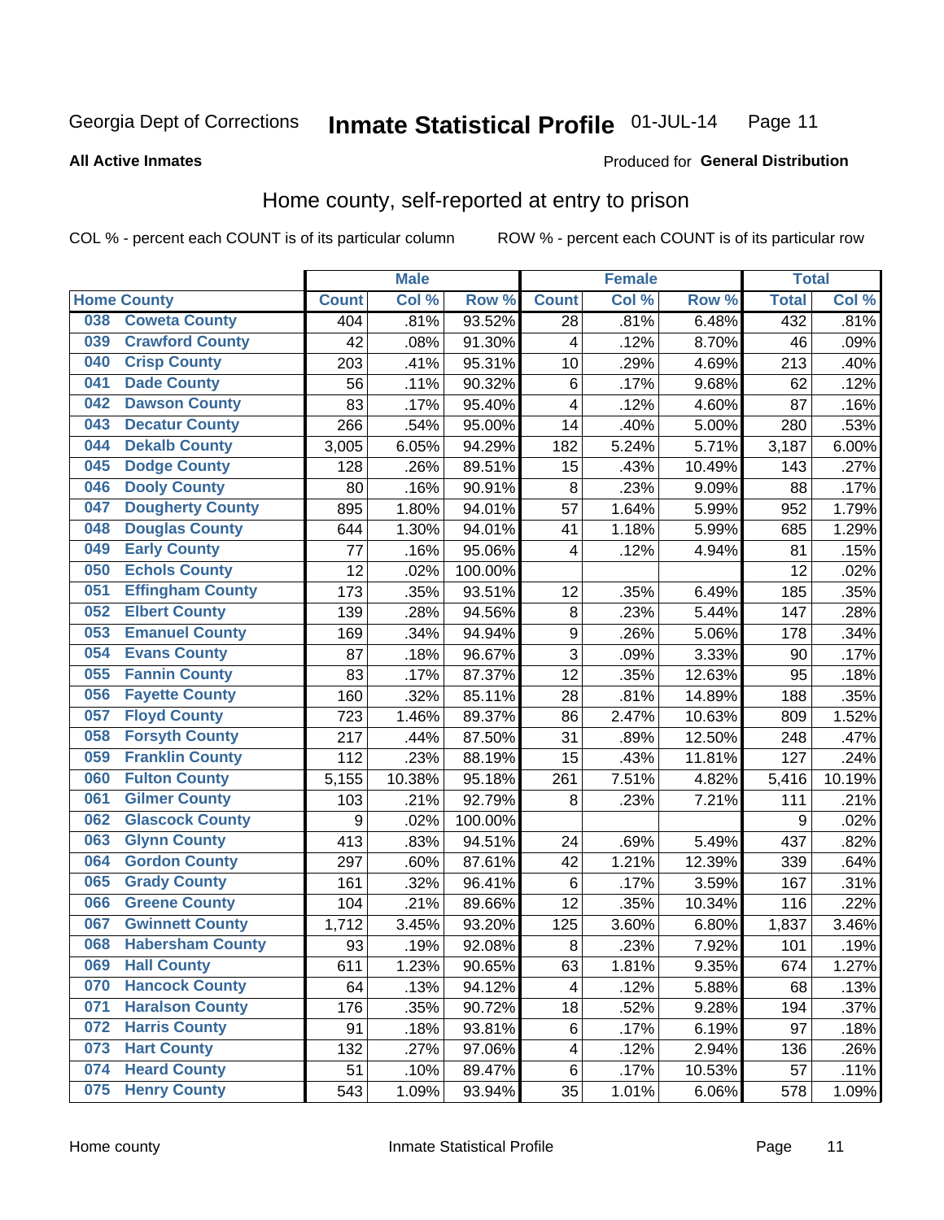Georgia Dept of Corrections **Inmate Statistical Profile** 01-JUL-14

**All Active Inmates**

Produced for **General Distribution**

## Home county, self-reported at entry to prison

COL % - percent each COUNT is of its particular column ROW % - percent each COUNT is of its particular row

| Home County | | Male | | | Female | | | Total | |
|---|---|---|---|---|---|---|---|---|---|
| | | Count | Col % | Row % | Count | Col % | Row % | Total | Col % |
| 038 | Coweta County | 404 | .81% | 93.52% | 28 | .81% | 6.48% | 432 | .81% |
| 039 | Crawford County | 42 | .08% | 91.30% | 4 | .12% | 8.70% | 46 | .09% |
| 040 | Crisp County | 203 | .41% | 95.31% | 10 | .29% | 4.69% | 213 | .40% |
| 041 | Dade County | 56 | .11% | 90.32% | 6 | .17% | 9.68% | 62 | .12% |
| 042 | Dawson County | 83 | .17% | 95.40% | 4 | .12% | 4.60% | 87 | .16% |
| 043 | Decatur County | 266 | .54% | 95.00% | 14 | .40% | 5.00% | 280 | .53% |
| 044 | Dekalb County | 3,005 | 6.05% | 94.29% | 182 | 5.24% | 5.71% | 3,187 | 6.00% |
| 045 | Dodge County | 128 | .26% | 89.51% | 15 | .43% | 10.49% | 143 | .27% |
| 046 | Dooly County | 80 | .16% | 90.91% | 8 | .23% | 9.09% | 88 | .17% |
| 047 | Dougherty County | 895 | 1.80% | 94.01% | 57 | 1.64% | 5.99% | 952 | 1.79% |
| 048 | Douglas County | 644 | 1.30% | 94.01% | 41 | 1.18% | 5.99% | 685 | 1.29% |
| 049 | Early County | 77 | .16% | 95.06% | 4 | .12% | 4.94% | 81 | .15% |
| 050 | Echols County | 12 | .02% | 100.00% | | | | 12 | .02% |
| 051 | Effingham County | 173 | .35% | 93.51% | 12 | .35% | 6.49% | 185 | .35% |
| 052 | Elbert County | 139 | .28% | 94.56% | 8 | .23% | 5.44% | 147 | .28% |
| 053 | Emanuel County | 169 | .34% | 94.94% | 9 | .26% | 5.06% | 178 | .34% |
| 054 | Evans County | 87 | .18% | 96.67% | 3 | .09% | 3.33% | 90 | .17% |
| 055 | Fannin County | 83 | .17% | 87.37% | 12 | .35% | 12.63% | 95 | .18% |
| 056 | Fayette County | 160 | .32% | 85.11% | 28 | .81% | 14.89% | 188 | .35% |
| 057 | Floyd County | 723 | 1.46% | 89.37% | 86 | 2.47% | 10.63% | 809 | 1.52% |
| 058 | Forsyth County | 217 | .44% | 87.50% | 31 | .89% | 12.50% | 248 | .47% |
| 059 | Franklin County | 112 | .23% | 88.19% | 15 | .43% | 11.81% | 127 | .24% |
| 060 | Fulton County | 5,155 | 10.38% | 95.18% | 261 | 7.51% | 4.82% | 5,416 | 10.19% |
| 061 | Gilmer County | 103 | .21% | 92.79% | 8 | .23% | 7.21% | 111 | .21% |
| 062 | Glascock County | 9 | .02% | 100.00% | | | | 9 | .02% |
| 063 | Glynn County | 413 | .83% | 94.51% | 24 | .69% | 5.49% | 437 | .82% |
| 064 | Gordon County | 297 | .60% | 87.61% | 42 | 1.21% | 12.39% | 339 | .64% |
| 065 | Grady County | 161 | .32% | 96.41% | 6 | .17% | 3.59% | 167 | .31% |
| 066 | Greene County | 104 | .21% | 89.66% | 12 | .35% | 10.34% | 116 | .22% |
| 067 | Gwinnett County | 1,712 | 3.45% | 93.20% | 125 | 3.60% | 6.80% | 1,837 | 3.46% |
| 068 | Habersham County | 93 | .19% | 92.08% | 8 | .23% | 7.92% | 101 | .19% |
| 069 | Hall County | 611 | 1.23% | 90.65% | 63 | 1.81% | 9.35% | 674 | 1.27% |
| 070 | Hancock County | 64 | .13% | 94.12% | 4 | .12% | 5.88% | 68 | .13% |
| 071 | Haralson County | 176 | .35% | 90.72% | 18 | .52% | 9.28% | 194 | .37% |
| 072 | Harris County | 91 | .18% | 93.81% | 6 | .17% | 6.19% | 97 | .18% |
| 073 | Hart County | 132 | .27% | 97.06% | 4 | .12% | 2.94% | 136 | .26% |
| 074 | Heard County | 51 | .10% | 89.47% | 6 | .17% | 10.53% | 57 | .11% |
| 075 | Henry County | 543 | 1.09% | 93.94% | 35 | 1.01% | 6.06% | 578 | 1.09% |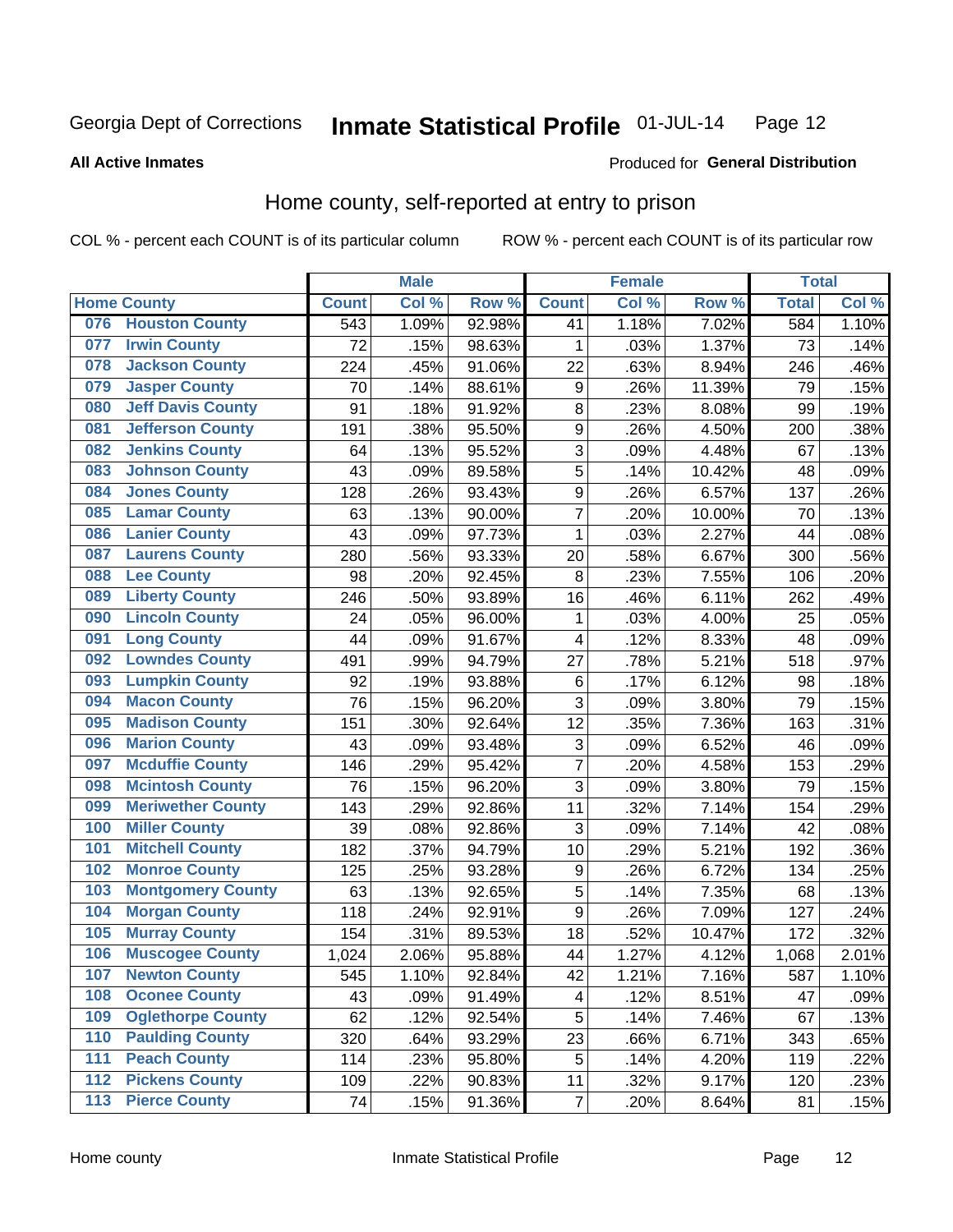Georgia Dept of Corrections **Inmate Statistical Profile** 01-JUL-14

**All Active Inmates**

Produced for **General Distribution**

## Home county, self-reported at entry to prison

COL % - percent each COUNT is of its particular column ROW % - percent each COUNT is of its particular row

| Home County | | Male | | | Female | | | Total | |
|---|---|---|---|---|---|---|---|---|---|
| | | Count | Col % | Row % | Count | Col % | Row % | Total | Col % |
| 076 | Houston County | 543 | 1.09% | 92.98% | 41 | 1.18% | 7.02% | 584 | 1.10% |
| 077 | Irwin County | 72 | .15% | 98.63% | 1 | .03% | 1.37% | 73 | .14% |
| 078 | Jackson County | 224 | .45% | 91.06% | 22 | .63% | 8.94% | 246 | .46% |
| 079 | Jasper County | 70 | .14% | 88.61% | 9 | .26% | 11.39% | 79 | .15% |
| 080 | Jeff Davis County | 91 | .18% | 91.92% | 8 | .23% | 8.08% | 99 | .19% |
| 081 | Jefferson County | 191 | .38% | 95.50% | 9 | .26% | 4.50% | 200 | .38% |
| 082 | Jenkins County | 64 | .13% | 95.52% | 3 | .09% | 4.48% | 67 | .13% |
| 083 | Johnson County | 43 | .09% | 89.58% | 5 | .14% | 10.42% | 48 | .09% |
| 084 | Jones County | 128 | .26% | 93.43% | 9 | .26% | 6.57% | 137 | .26% |
| 085 | Lamar County | 63 | .13% | 90.00% | 7 | .20% | 10.00% | 70 | .13% |
| 086 | Lanier County | 43 | .09% | 97.73% | 1 | .03% | 2.27% | 44 | .08% |
| 087 | Laurens County | 280 | .56% | 93.33% | 20 | .58% | 6.67% | 300 | .56% |
| 088 | Lee County | 98 | .20% | 92.45% | 8 | .23% | 7.55% | 106 | .20% |
| 089 | Liberty County | 246 | .50% | 93.89% | 16 | .46% | 6.11% | 262 | .49% |
| 090 | Lincoln County | 24 | .05% | 96.00% | 1 | .03% | 4.00% | 25 | .05% |
| 091 | Long County | 44 | .09% | 91.67% | 4 | .12% | 8.33% | 48 | .09% |
| 092 | Lowndes County | 491 | .99% | 94.79% | 27 | .78% | 5.21% | 518 | .97% |
| 093 | Lumpkin County | 92 | .19% | 93.88% | 6 | .17% | 6.12% | 98 | .18% |
| 094 | Macon County | 76 | .15% | 96.20% | 3 | .09% | 3.80% | 79 | .15% |
| 095 | Madison County | 151 | .30% | 92.64% | 12 | .35% | 7.36% | 163 | .31% |
| 096 | Marion County | 43 | .09% | 93.48% | 3 | .09% | 6.52% | 46 | .09% |
| 097 | Mcduffie County | 146 | .29% | 95.42% | 7 | .20% | 4.58% | 153 | .29% |
| 098 | Mcintosh County | 76 | .15% | 96.20% | 3 | .09% | 3.80% | 79 | .15% |
| 099 | Meriwether County | 143 | .29% | 92.86% | 11 | .32% | 7.14% | 154 | .29% |
| 100 | Miller County | 39 | .08% | 92.86% | 3 | .09% | 7.14% | 42 | .08% |
| 101 | Mitchell County | 182 | .37% | 94.79% | 10 | .29% | 5.21% | 192 | .36% |
| 102 | Monroe County | 125 | .25% | 93.28% | 9 | .26% | 6.72% | 134 | .25% |
| 103 | Montgomery County | 63 | .13% | 92.65% | 5 | .14% | 7.35% | 68 | .13% |
| 104 | Morgan County | 118 | .24% | 92.91% | 9 | .26% | 7.09% | 127 | .24% |
| 105 | Murray County | 154 | .31% | 89.53% | 18 | .52% | 10.47% | 172 | .32% |
| 106 | Muscogee County | 1,024 | 2.06% | 95.88% | 44 | 1.27% | 4.12% | 1,068 | 2.01% |
| 107 | Newton County | 545 | 1.10% | 92.84% | 42 | 1.21% | 7.16% | 587 | 1.10% |
| 108 | Oconee County | 43 | .09% | 91.49% | 4 | .12% | 8.51% | 47 | .09% |
| 109 | Oglethorpe County | 62 | .12% | 92.54% | 5 | .14% | 7.46% | 67 | .13% |
| 110 | Paulding County | 320 | .64% | 93.29% | 23 | .66% | 6.71% | 343 | .65% |
| 111 | Peach County | 114 | .23% | 95.80% | 5 | .14% | 4.20% | 119 | .22% |
| 112 | Pickens County | 109 | .22% | 90.83% | 11 | .32% | 9.17% | 120 | .23% |
| 113 | Pierce County | 74 | .15% | 91.36% | 7 | .20% | 8.64% | 81 | .15% |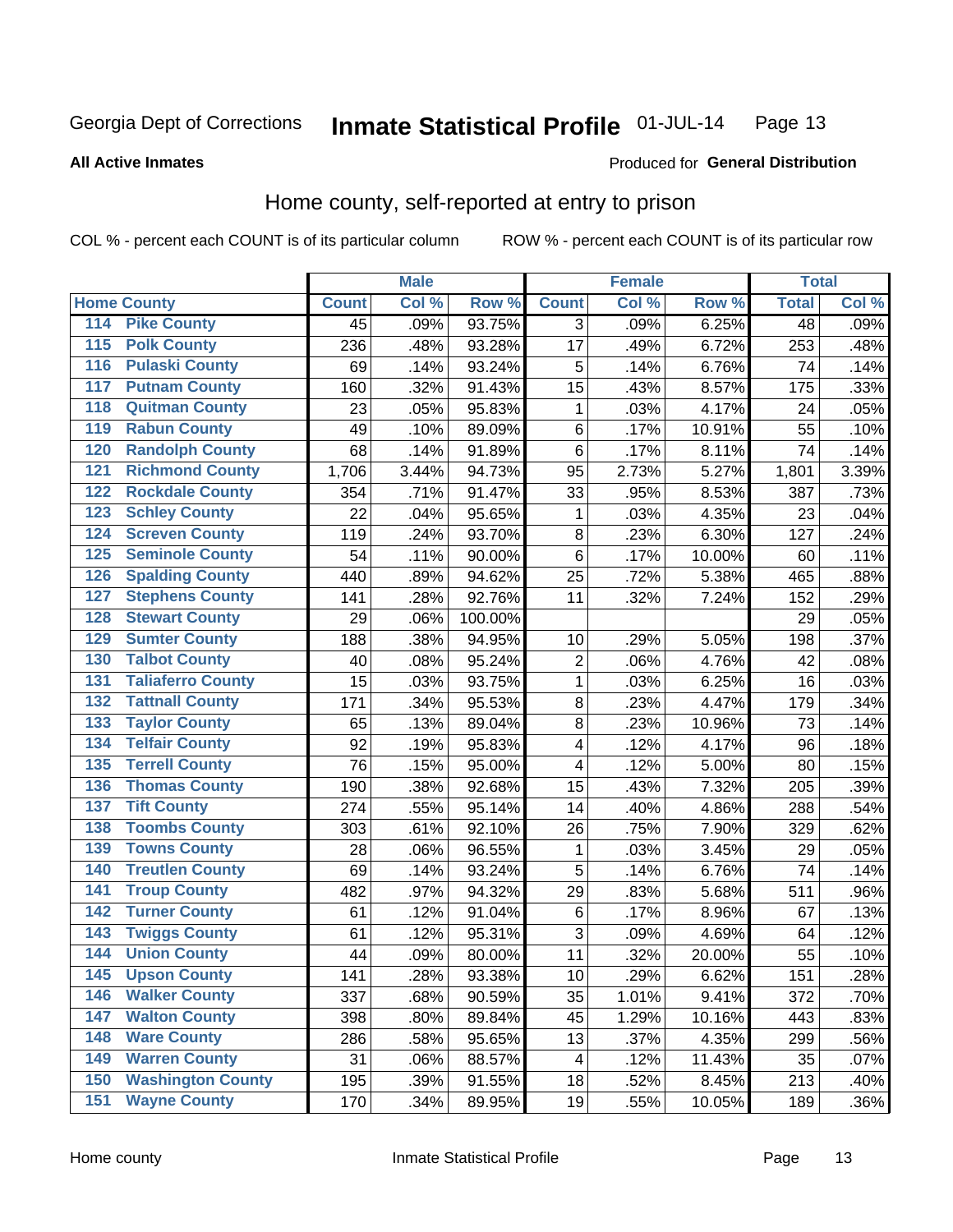Georgia Dept of Corrections **Inmate Statistical Profile** 01-JUL-14

**All Active Inmates**

Produced for **General Distribution**

## Home county, self-reported at entry to prison

COL % - percent each COUNT is of its particular column ROW % - percent each COUNT is of its particular row

| | | Male | | | Female | | | Total | |
|---|---|---|---|---|---|---|---|---|---|
| **Home County** | | **Count** | **Col %** | **Row %** | **Count** | **Col %** | **Row %** | **Total** | **Col %** |
| 114 | Pike County | 45 | .09% | 93.75% | 3 | .09% | 6.25% | 48 | .09% |
| 115 | Polk County | 236 | .48% | 93.28% | 17 | .49% | 6.72% | 253 | .48% |
| 116 | Pulaski County | 69 | .14% | 93.24% | 5 | .14% | 6.76% | 74 | .14% |
| 117 | Putnam County | 160 | .32% | 91.43% | 15 | .43% | 8.57% | 175 | .33% |
| 118 | Quitman County | 23 | .05% | 95.83% | 1 | .03% | 4.17% | 24 | .05% |
| 119 | Rabun County | 49 | .10% | 89.09% | 6 | .17% | 10.91% | 55 | .10% |
| 120 | Randolph County | 68 | .14% | 91.89% | 6 | .17% | 8.11% | 74 | .14% |
| 121 | Richmond County | 1,706 | 3.44% | 94.73% | 95 | 2.73% | 5.27% | 1,801 | 3.39% |
| 122 | Rockdale County | 354 | .71% | 91.47% | 33 | .95% | 8.53% | 387 | .73% |
| 123 | Schley County | 22 | .04% | 95.65% | 1 | .03% | 4.35% | 23 | .04% |
| 124 | Screven County | 119 | .24% | 93.70% | 8 | .23% | 6.30% | 127 | .24% |
| 125 | Seminole County | 54 | .11% | 90.00% | 6 | .17% | 10.00% | 60 | .11% |
| 126 | Spalding County | 440 | .89% | 94.62% | 25 | .72% | 5.38% | 465 | .88% |
| 127 | Stephens County | 141 | .28% | 92.76% | 11 | .32% | 7.24% | 152 | .29% |
| 128 | Stewart County | 29 | .06% | 100.00% | | | | 29 | .05% |
| 129 | Sumter County | 188 | .38% | 94.95% | 10 | .29% | 5.05% | 198 | .37% |
| 130 | Talbot County | 40 | .08% | 95.24% | 2 | .06% | 4.76% | 42 | .08% |
| 131 | Taliaferro County | 15 | .03% | 93.75% | 1 | .03% | 6.25% | 16 | .03% |
| 132 | Tattnall County | 171 | .34% | 95.53% | 8 | .23% | 4.47% | 179 | .34% |
| 133 | Taylor County | 65 | .13% | 89.04% | 8 | .23% | 10.96% | 73 | .14% |
| 134 | Telfair County | 92 | .19% | 95.83% | 4 | .12% | 4.17% | 96 | .18% |
| 135 | Terrell County | 76 | .15% | 95.00% | 4 | .12% | 5.00% | 80 | .15% |
| 136 | Thomas County | 190 | .38% | 92.68% | 15 | .43% | 7.32% | 205 | .39% |
| 137 | Tift County | 274 | .55% | 95.14% | 14 | .40% | 4.86% | 288 | .54% |
| 138 | Toombs County | 303 | .61% | 92.10% | 26 | .75% | 7.90% | 329 | .62% |
| 139 | Towns County | 28 | .06% | 96.55% | 1 | .03% | 3.45% | 29 | .05% |
| 140 | Treutlen County | 69 | .14% | 93.24% | 5 | .14% | 6.76% | 74 | .14% |
| 141 | Troup County | 482 | .97% | 94.32% | 29 | .83% | 5.68% | 511 | .96% |
| 142 | Turner County | 61 | .12% | 91.04% | 6 | .17% | 8.96% | 67 | .13% |
| 143 | Twiggs County | 61 | .12% | 95.31% | 3 | .09% | 4.69% | 64 | .12% |
| 144 | Union County | 44 | .09% | 80.00% | 11 | .32% | 20.00% | 55 | .10% |
| 145 | Upson County | 141 | .28% | 93.38% | 10 | .29% | 6.62% | 151 | .28% |
| 146 | Walker County | 337 | .68% | 90.59% | 35 | 1.01% | 9.41% | 372 | .70% |
| 147 | Walton County | 398 | .80% | 89.84% | 45 | 1.29% | 10.16% | 443 | .83% |
| 148 | Ware County | 286 | .58% | 95.65% | 13 | .37% | 4.35% | 299 | .56% |
| 149 | Warren County | 31 | .06% | 88.57% | 4 | .12% | 11.43% | 35 | .07% |
| 150 | Washington County | 195 | .39% | 91.55% | 18 | .52% | 8.45% | 213 | .40% |
| 151 | Wayne County | 170 | .34% | 89.95% | 19 | .55% | 10.05% | 189 | .36% |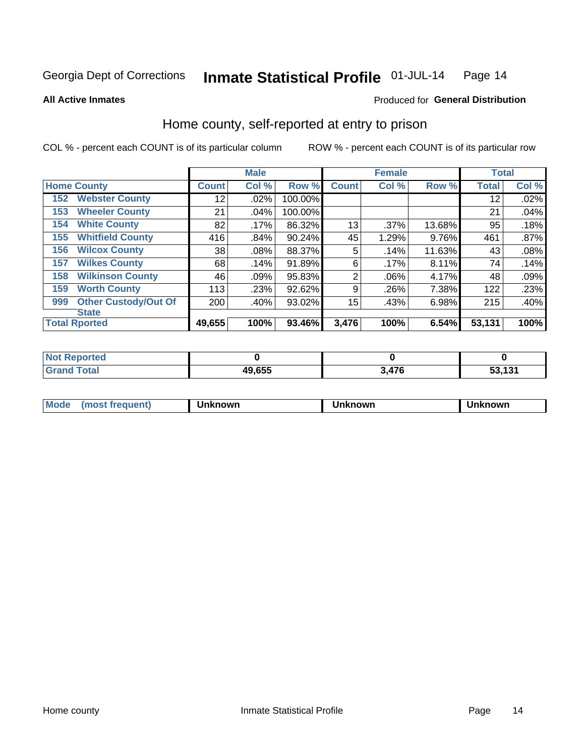Georgia Dept of Corrections **Inmate Statistical Profile** 01-JUL-14

**All Active Inmates**

Produced for **General Distribution**

## Home county, self-reported at entry to prison

COL % - percent each COUNT is of its particular column ROW % - percent each COUNT is of its particular row

| Home County | Male | | | Female | | | Total | |
|---|---|---|---|---|---|---|---|---|
| | Count | Col % | Row % | Count | Col % | Row % | Total | Col % |
| 152 Webster County | 12 | .02% | 100.00% | | | | 12 | .02% |
| 153 Wheeler County | 21 | .04% | 100.00% | | | | 21 | .04% |
| 154 White County | 82 | .17% | 86.32% | 13 | .37% | 13.68% | 95 | .18% |
| 155 Whitfield County | 416 | .84% | 90.24% | 45 | 1.29% | 9.76% | 461 | .87% |
| 156 Wilcox County | 38 | .08% | 88.37% | 5 | .14% | 11.63% | 43 | .08% |
| 157 Wilkes County | 68 | .14% | 91.89% | 6 | .17% | 8.11% | 74 | .14% |
| 158 Wilkinson County | 46 | .09% | 95.83% | 2 | .06% | 4.17% | 48 | .09% |
| 159 Worth County | 113 | .23% | 92.62% | 9 | .26% | 7.38% | 122 | .23% |
| 999 Other Custody/Out Of State | 200 | .40% | 93.02% | 15 | .43% | 6.98% | 215 | .40% |
| **Total Rported** | **49,655** | **100%** | **93.46%** | **3,476** | **100%** | **6.54%** | **53,131** | **100%** |

| | Male | Female | Total |
|---|---|---|---|
| Not Reported | 0 | 0 | 0 |
| Grand Total | 49,655 | 3,476 | 53,131 |

| | Male | Female | Total |
|---|---|---|---|
| Mode (most frequent) | Unknown | Unknown | Unknown |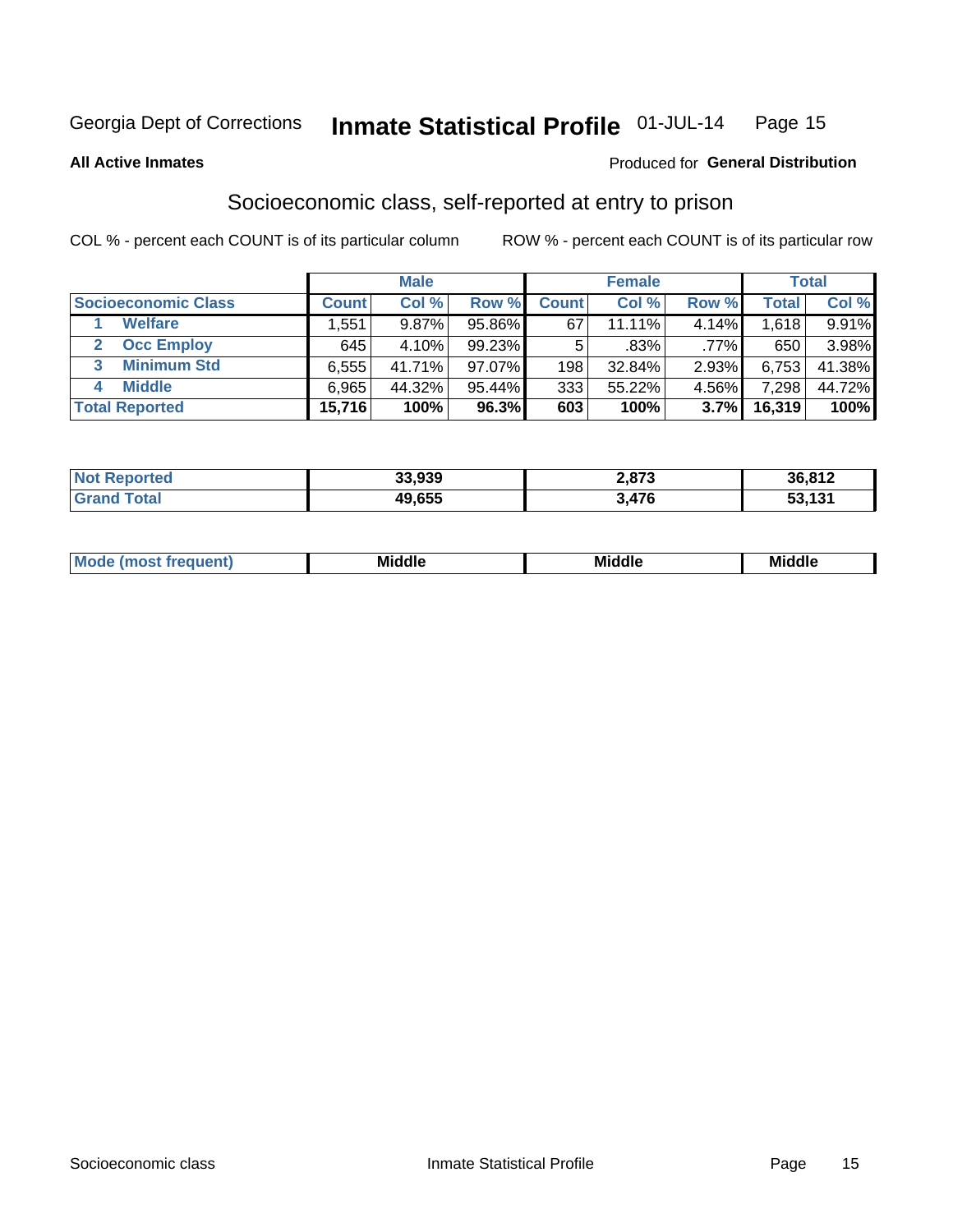Georgia Dept of Corrections **Inmate Statistical Profile** 01-JUL-14

**All Active Inmates** Produced for **General Distribution**

## Socioeconomic class, self-reported at entry to prison

COL % - percent each COUNT is of its particular column ROW % - percent each COUNT is of its particular row

| | Male | | | Female | | | Total | |
|---|---|---|---|---|---|---|---|---|
| **Socioeconomic Class** | **Count** | **Col %** | **Row %** | **Count** | **Col %** | **Row %** | **Total** | **Col %** |
| 1 **Welfare** | 1,551 | 9.87% | 95.86% | 67 | 11.11% | 4.14% | 1,618 | 9.91% |
| 2 **Occ Employ** | 645 | 4.10% | 99.23% | 5 | .83% | .77% | 650 | 3.98% |
| 3 **Minimum Std** | 6,555 | 41.71% | 97.07% | 198 | 32.84% | 2.93% | 6,753 | 41.38% |
| 4 **Middle** | 6,965 | 44.32% | 95.44% | 333 | 55.22% | 4.56% | 7,298 | 44.72% |
| **Total Reported** | **15,716** | **100%** | **96.3%** | **603** | **100%** | **3.7%** | **16,319** | **100%** |

| | Male | Female | Total |
|---|---|---|---|
| **Not Reported** | **33,939** | **2,873** | **36,812** |
| **Grand Total** | **49,655** | **3,476** | **53,131** |

| | Male | Female | Total |
|---|---|---|---|
| **Mode (most frequent)** | **Middle** | **Middle** | **Middle** |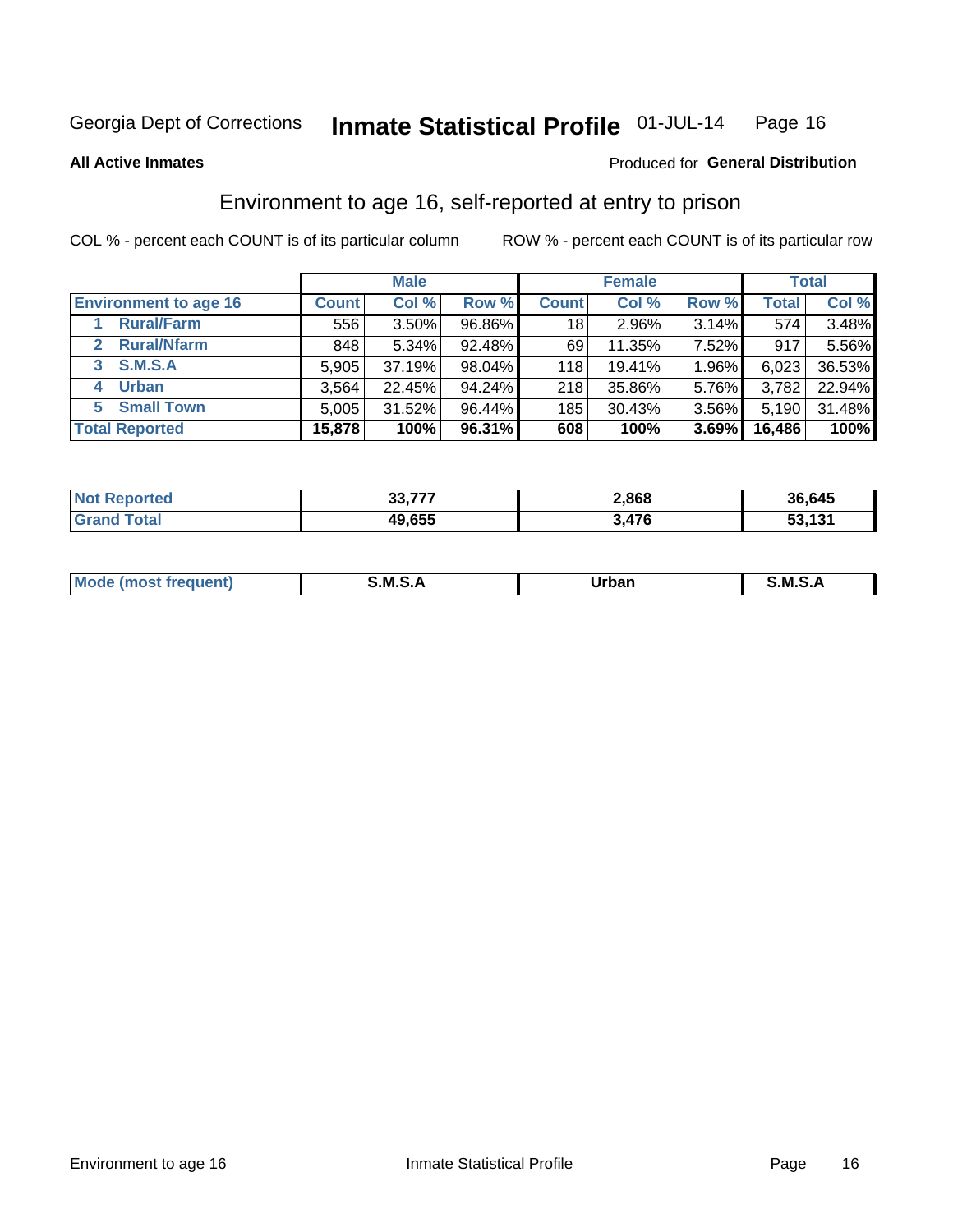Georgia Dept of Corrections **Inmate Statistical Profile** 01-JUL-14

**All Active Inmates**

Produced for **General Distribution**

## Environment to age 16, self-reported at entry to prison

COL % - percent each COUNT is of its particular column

ROW % - percent each COUNT is of its particular row

| | Male | | | Female | | | Total | |
|---|---|---|---|---|---|---|---|---|
| **Environment to age 16** | **Count** | **Col %** | **Row %** | **Count** | **Col %** | **Row %** | **Total** | **Col %** |
| 1 **Rural/Farm** | 556 | 3.50% | 96.86% | 18 | 2.96% | 3.14% | 574 | 3.48% |
| 2 **Rural/Nfarm** | 848 | 5.34% | 92.48% | 69 | 11.35% | 7.52% | 917 | 5.56% |
| 3 **S.M.S.A** | 5,905 | 37.19% | 98.04% | 118 | 19.41% | 1.96% | 6,023 | 36.53% |
| 4 **Urban** | 3,564 | 22.45% | 94.24% | 218 | 35.86% | 5.76% | 3,782 | 22.94% |
| 5 **Small Town** | 5,005 | 31.52% | 96.44% | 185 | 30.43% | 3.56% | 5,190 | 31.48% |
| **Total Reported** | **15,878** | **100%** | **96.31%** | **608** | **100%** | **3.69%** | **16,486** | **100%** |

| | Male | Female | Total |
|---|---|---|---|
| **Not Reported** | **33,777** | **2,868** | **36,645** |
| **Grand Total** | **49,655** | **3,476** | **53,131** |

| | Male | Female | Total |
|---|---|---|---|
| **Mode (most frequent)** | **S.M.S.A** | **Urban** | **S.M.S.A** |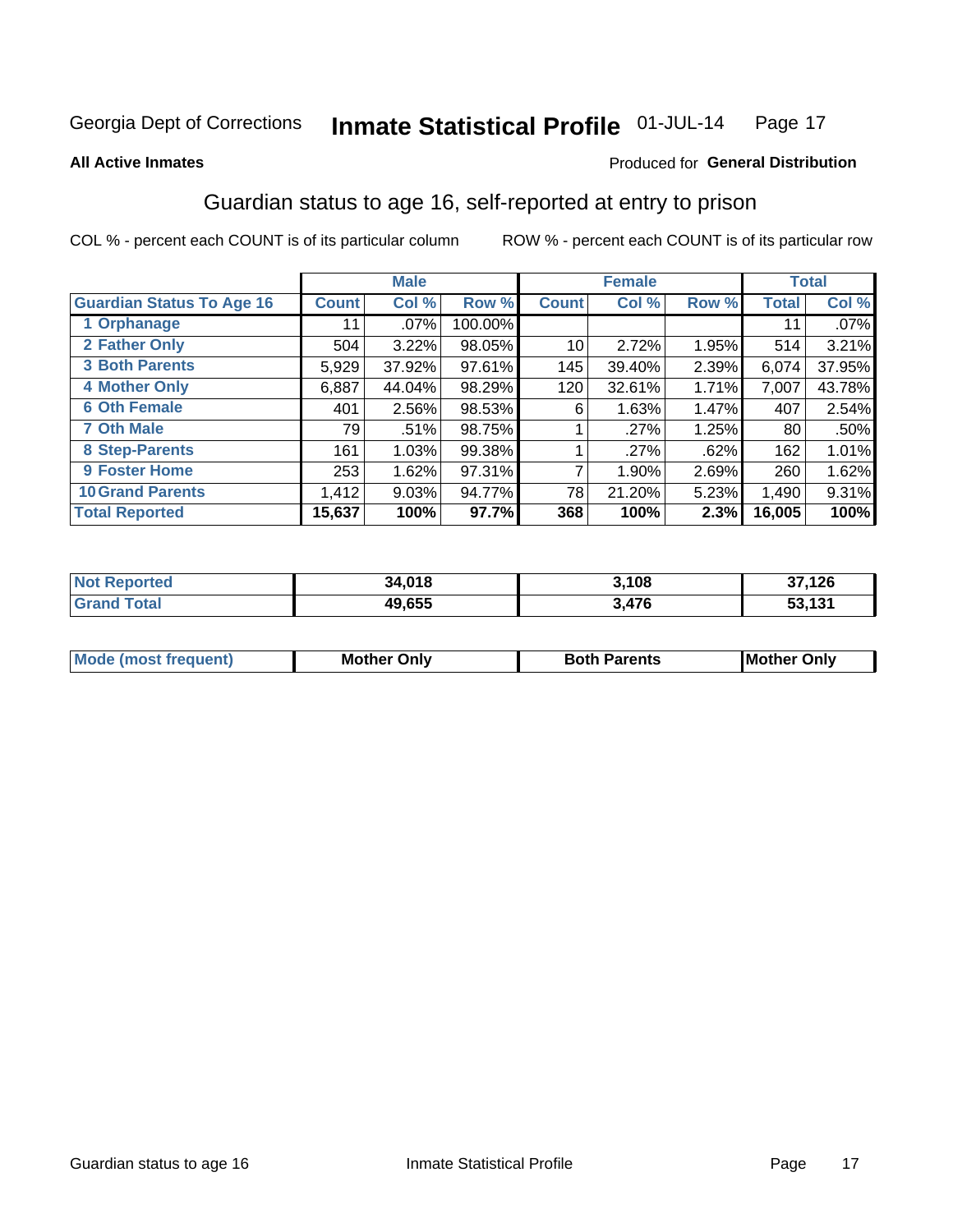Georgia Dept of Corrections **Inmate Statistical Profile** 01-JUL-14

**All Active Inmates**

Produced for **General Distribution**

## Guardian status to age 16, self-reported at entry to prison

COL % - percent each COUNT is of its particular column        ROW % - percent each COUNT is of its particular row

| | Male | | | Female | | | Total | |
|---|---|---|---|---|---|---|---|---|
| **Guardian Status To Age 16** | **Count** | **Col %** | **Row %** | **Count** | **Col %** | **Row %** | **Total** | **Col %** |
| **1 Orphanage** | 11 | .07% | 100.00% | | | | 11 | .07% |
| **2 Father Only** | 504 | 3.22% | 98.05% | 10 | 2.72% | 1.95% | 514 | 3.21% |
| **3 Both Parents** | 5,929 | 37.92% | 97.61% | 145 | 39.40% | 2.39% | 6,074 | 37.95% |
| **4 Mother Only** | 6,887 | 44.04% | 98.29% | 120 | 32.61% | 1.71% | 7,007 | 43.78% |
| **6 Oth Female** | 401 | 2.56% | 98.53% | 6 | 1.63% | 1.47% | 407 | 2.54% |
| **7 Oth Male** | 79 | .51% | 98.75% | 1 | .27% | 1.25% | 80 | .50% |
| **8 Step-Parents** | 161 | 1.03% | 99.38% | 1 | .27% | .62% | 162 | 1.01% |
| **9 Foster Home** | 253 | 1.62% | 97.31% | 7 | 1.90% | 2.69% | 260 | 1.62% |
| **10 Grand Parents** | 1,412 | 9.03% | 94.77% | 78 | 21.20% | 5.23% | 1,490 | 9.31% |
| **Total Reported** | **15,637** | **100%** | **97.7%** | **368** | **100%** | **2.3%** | **16,005** | **100%** |

| | Male | Female | Total |
|---|---|---|---|
| **Not Reported** | **34,018** | **3,108** | **37,126** |
| **Grand Total** | **49,655** | **3,476** | **53,131** |

| | Male | Female | Total |
|---|---|---|---|
| **Mode (most frequent)** | **Mother Only** | **Both Parents** | **Mother Only** |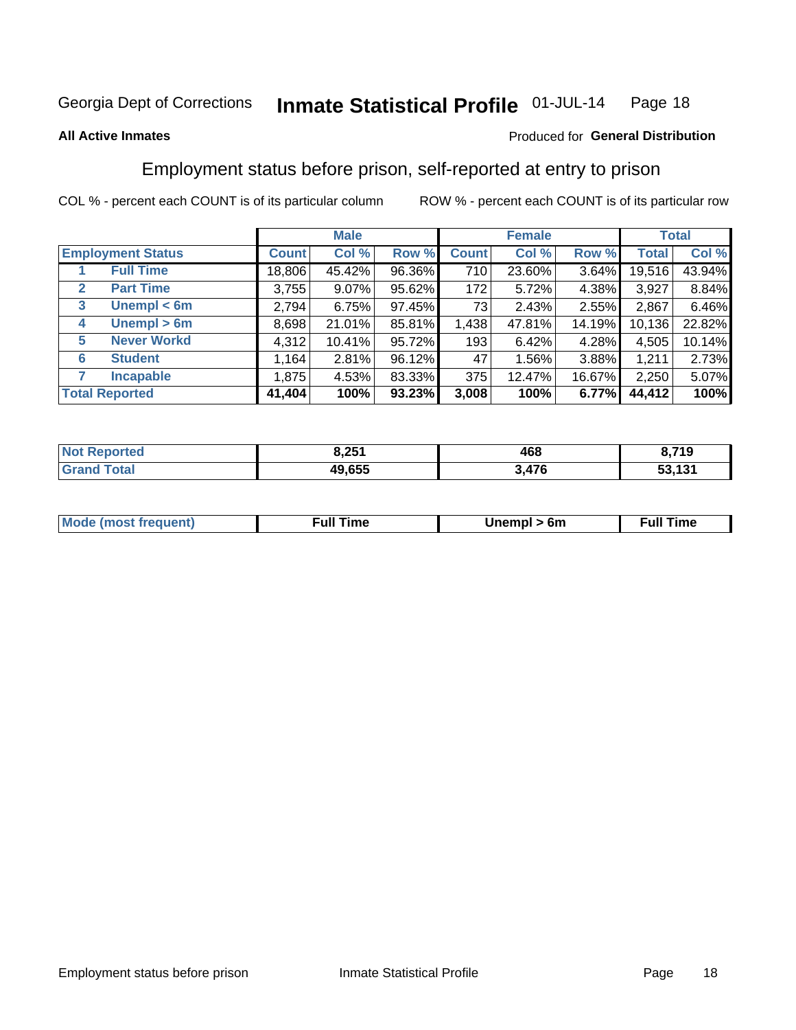Georgia Dept of Corrections **Inmate Statistical Profile** 01-JUL-14

**All Active Inmates**

Produced for **General Distribution**

## Employment status before prison, self-reported at entry to prison

COL % - percent each COUNT is of its particular column    ROW % - percent each COUNT is of its particular row

| | | Male | | | Female | | | Total | |
|---|---|---|---|---|---|---|---|---|---|
| **Employment Status** | | **Count** | **Col %** | **Row %** | **Count** | **Col %** | **Row %** | **Total** | **Col %** |
| 1 | **Full Time** | 18,806 | 45.42% | 96.36% | 710 | 23.60% | 3.64% | 19,516 | 43.94% |
| 2 | **Part Time** | 3,755 | 9.07% | 95.62% | 172 | 5.72% | 4.38% | 3,927 | 8.84% |
| 3 | **Unempl < 6m** | 2,794 | 6.75% | 97.45% | 73 | 2.43% | 2.55% | 2,867 | 6.46% |
| 4 | **Unempl > 6m** | 8,698 | 21.01% | 85.81% | 1,438 | 47.81% | 14.19% | 10,136 | 22.82% |
| 5 | **Never Workd** | 4,312 | 10.41% | 95.72% | 193 | 6.42% | 4.28% | 4,505 | 10.14% |
| 6 | **Student** | 1,164 | 2.81% | 96.12% | 47 | 1.56% | 3.88% | 1,211 | 2.73% |
| 7 | **Incapable** | 1,875 | 4.53% | 83.33% | 375 | 12.47% | 16.67% | 2,250 | 5.07% |
| **Total Reported** | | **41,404** | **100%** | **93.23%** | **3,008** | **100%** | **6.77%** | **44,412** | **100%** |

| | Male | Female | Total |
|---|---|---|---|
| **Not Reported** | **8,251** | **468** | **8,719** |
| **Grand Total** | **49,655** | **3,476** | **53,131** |

| | Male | Female | Total |
|---|---|---|---|
| **Mode (most frequent)** | **Full Time** | **Unempl > 6m** | **Full Time** |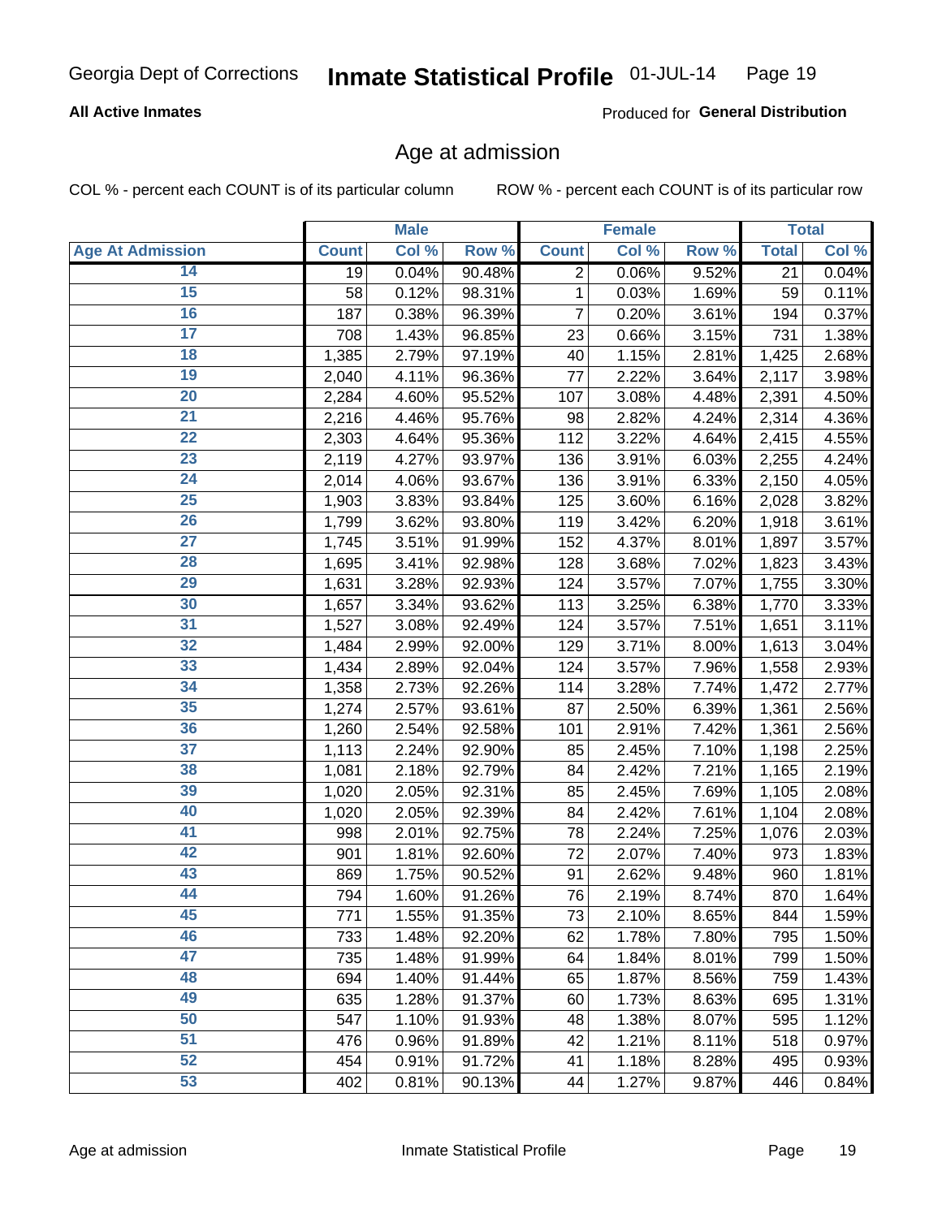Georgia Dept of Corrections **Inmate Statistical Profile** 01-JUL-14

**All Active Inmates**

Produced for **General Distribution**

## Age at admission

COL % - percent each COUNT is of its particular column ROW % - percent each COUNT is of its particular row

| Age At Admission | Male | | | Female | | | Total | |
|---|---|---|---|---|---|---|---|---|
| | Count | Col % | Row % | Count | Col % | Row % | Total | Col % |
| 14 | 19 | 0.04% | 90.48% | 2 | 0.06% | 9.52% | 21 | 0.04% |
| 15 | 58 | 0.12% | 98.31% | 1 | 0.03% | 1.69% | 59 | 0.11% |
| 16 | 187 | 0.38% | 96.39% | 7 | 0.20% | 3.61% | 194 | 0.37% |
| 17 | 708 | 1.43% | 96.85% | 23 | 0.66% | 3.15% | 731 | 1.38% |
| 18 | 1,385 | 2.79% | 97.19% | 40 | 1.15% | 2.81% | 1,425 | 2.68% |
| 19 | 2,040 | 4.11% | 96.36% | 77 | 2.22% | 3.64% | 2,117 | 3.98% |
| 20 | 2,284 | 4.60% | 95.52% | 107 | 3.08% | 4.48% | 2,391 | 4.50% |
| 21 | 2,216 | 4.46% | 95.76% | 98 | 2.82% | 4.24% | 2,314 | 4.36% |
| 22 | 2,303 | 4.64% | 95.36% | 112 | 3.22% | 4.64% | 2,415 | 4.55% |
| 23 | 2,119 | 4.27% | 93.97% | 136 | 3.91% | 6.03% | 2,255 | 4.24% |
| 24 | 2,014 | 4.06% | 93.67% | 136 | 3.91% | 6.33% | 2,150 | 4.05% |
| 25 | 1,903 | 3.83% | 93.84% | 125 | 3.60% | 6.16% | 2,028 | 3.82% |
| 26 | 1,799 | 3.62% | 93.80% | 119 | 3.42% | 6.20% | 1,918 | 3.61% |
| 27 | 1,745 | 3.51% | 91.99% | 152 | 4.37% | 8.01% | 1,897 | 3.57% |
| 28 | 1,695 | 3.41% | 92.98% | 128 | 3.68% | 7.02% | 1,823 | 3.43% |
| 29 | 1,631 | 3.28% | 92.93% | 124 | 3.57% | 7.07% | 1,755 | 3.30% |
| 30 | 1,657 | 3.34% | 93.62% | 113 | 3.25% | 6.38% | 1,770 | 3.33% |
| 31 | 1,527 | 3.08% | 92.49% | 124 | 3.57% | 7.51% | 1,651 | 3.11% |
| 32 | 1,484 | 2.99% | 92.00% | 129 | 3.71% | 8.00% | 1,613 | 3.04% |
| 33 | 1,434 | 2.89% | 92.04% | 124 | 3.57% | 7.96% | 1,558 | 2.93% |
| 34 | 1,358 | 2.73% | 92.26% | 114 | 3.28% | 7.74% | 1,472 | 2.77% |
| 35 | 1,274 | 2.57% | 93.61% | 87 | 2.50% | 6.39% | 1,361 | 2.56% |
| 36 | 1,260 | 2.54% | 92.58% | 101 | 2.91% | 7.42% | 1,361 | 2.56% |
| 37 | 1,113 | 2.24% | 92.90% | 85 | 2.45% | 7.10% | 1,198 | 2.25% |
| 38 | 1,081 | 2.18% | 92.79% | 84 | 2.42% | 7.21% | 1,165 | 2.19% |
| 39 | 1,020 | 2.05% | 92.31% | 85 | 2.45% | 7.69% | 1,105 | 2.08% |
| 40 | 1,020 | 2.05% | 92.39% | 84 | 2.42% | 7.61% | 1,104 | 2.08% |
| 41 | 998 | 2.01% | 92.75% | 78 | 2.24% | 7.25% | 1,076 | 2.03% |
| 42 | 901 | 1.81% | 92.60% | 72 | 2.07% | 7.40% | 973 | 1.83% |
| 43 | 869 | 1.75% | 90.52% | 91 | 2.62% | 9.48% | 960 | 1.81% |
| 44 | 794 | 1.60% | 91.26% | 76 | 2.19% | 8.74% | 870 | 1.64% |
| 45 | 771 | 1.55% | 91.35% | 73 | 2.10% | 8.65% | 844 | 1.59% |
| 46 | 733 | 1.48% | 92.20% | 62 | 1.78% | 7.80% | 795 | 1.50% |
| 47 | 735 | 1.48% | 91.99% | 64 | 1.84% | 8.01% | 799 | 1.50% |
| 48 | 694 | 1.40% | 91.44% | 65 | 1.87% | 8.56% | 759 | 1.43% |
| 49 | 635 | 1.28% | 91.37% | 60 | 1.73% | 8.63% | 695 | 1.31% |
| 50 | 547 | 1.10% | 91.93% | 48 | 1.38% | 8.07% | 595 | 1.12% |
| 51 | 476 | 0.96% | 91.89% | 42 | 1.21% | 8.11% | 518 | 0.97% |
| 52 | 454 | 0.91% | 91.72% | 41 | 1.18% | 8.28% | 495 | 0.93% |
| 53 | 402 | 0.81% | 90.13% | 44 | 1.27% | 9.87% | 446 | 0.84% |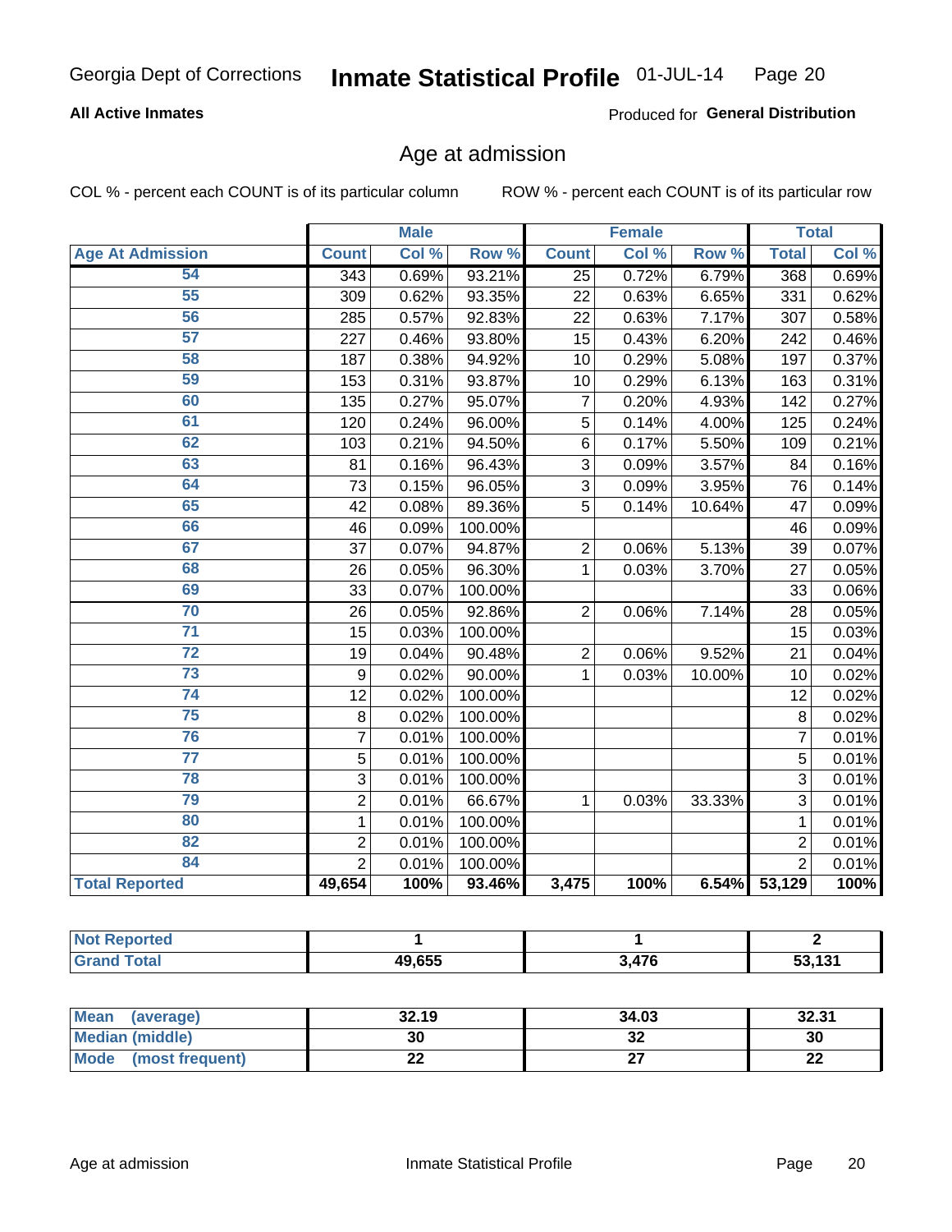# Georgia Dept of Corrections — Inmate Statistical Profile 01-JUL-14

**All Active Inmates** — Produced for **General Distribution**

## Age at admission

COL % - percent each COUNT is of its particular column    ROW % - percent each COUNT is of its particular row

| Age At Admission | Male | | | Female | | | Total | |
|---|---|---|---|---|---|---|---|---|
| | Count | Col % | Row % | Count | Col % | Row % | Total | Col % |
| 54 | 343 | 0.69% | 93.21% | 25 | 0.72% | 6.79% | 368 | 0.69% |
| 55 | 309 | 0.62% | 93.35% | 22 | 0.63% | 6.65% | 331 | 0.62% |
| 56 | 285 | 0.57% | 92.83% | 22 | 0.63% | 7.17% | 307 | 0.58% |
| 57 | 227 | 0.46% | 93.80% | 15 | 0.43% | 6.20% | 242 | 0.46% |
| 58 | 187 | 0.38% | 94.92% | 10 | 0.29% | 5.08% | 197 | 0.37% |
| 59 | 153 | 0.31% | 93.87% | 10 | 0.29% | 6.13% | 163 | 0.31% |
| 60 | 135 | 0.27% | 95.07% | 7 | 0.20% | 4.93% | 142 | 0.27% |
| 61 | 120 | 0.24% | 96.00% | 5 | 0.14% | 4.00% | 125 | 0.24% |
| 62 | 103 | 0.21% | 94.50% | 6 | 0.17% | 5.50% | 109 | 0.21% |
| 63 | 81 | 0.16% | 96.43% | 3 | 0.09% | 3.57% | 84 | 0.16% |
| 64 | 73 | 0.15% | 96.05% | 3 | 0.09% | 3.95% | 76 | 0.14% |
| 65 | 42 | 0.08% | 89.36% | 5 | 0.14% | 10.64% | 47 | 0.09% |
| 66 | 46 | 0.09% | 100.00% | | | | 46 | 0.09% |
| 67 | 37 | 0.07% | 94.87% | 2 | 0.06% | 5.13% | 39 | 0.07% |
| 68 | 26 | 0.05% | 96.30% | 1 | 0.03% | 3.70% | 27 | 0.05% |
| 69 | 33 | 0.07% | 100.00% | | | | 33 | 0.06% |
| 70 | 26 | 0.05% | 92.86% | 2 | 0.06% | 7.14% | 28 | 0.05% |
| 71 | 15 | 0.03% | 100.00% | | | | 15 | 0.03% |
| 72 | 19 | 0.04% | 90.48% | 2 | 0.06% | 9.52% | 21 | 0.04% |
| 73 | 9 | 0.02% | 90.00% | 1 | 0.03% | 10.00% | 10 | 0.02% |
| 74 | 12 | 0.02% | 100.00% | | | | 12 | 0.02% |
| 75 | 8 | 0.02% | 100.00% | | | | 8 | 0.02% |
| 76 | 7 | 0.01% | 100.00% | | | | 7 | 0.01% |
| 77 | 5 | 0.01% | 100.00% | | | | 5 | 0.01% |
| 78 | 3 | 0.01% | 100.00% | | | | 3 | 0.01% |
| 79 | 2 | 0.01% | 66.67% | 1 | 0.03% | 33.33% | 3 | 0.01% |
| 80 | 1 | 0.01% | 100.00% | | | | 1 | 0.01% |
| 82 | 2 | 0.01% | 100.00% | | | | 2 | 0.01% |
| 84 | 2 | 0.01% | 100.00% | | | | 2 | 0.01% |
| **Total Reported** | **49,654** | **100%** | **93.46%** | **3,475** | **100%** | **6.54%** | **53,129** | **100%** |

| | Male | Female | Total |
|---|---|---|---|
| Not Reported | 1 | 1 | 2 |
| Grand Total | 49,655 | 3,476 | 53,131 |

| | Male | Female | Total |
|---|---|---|---|
| Mean (average) | 32.19 | 34.03 | 32.31 |
| Median (middle) | 30 | 32 | 30 |
| Mode (most frequent) | 22 | 27 | 22 |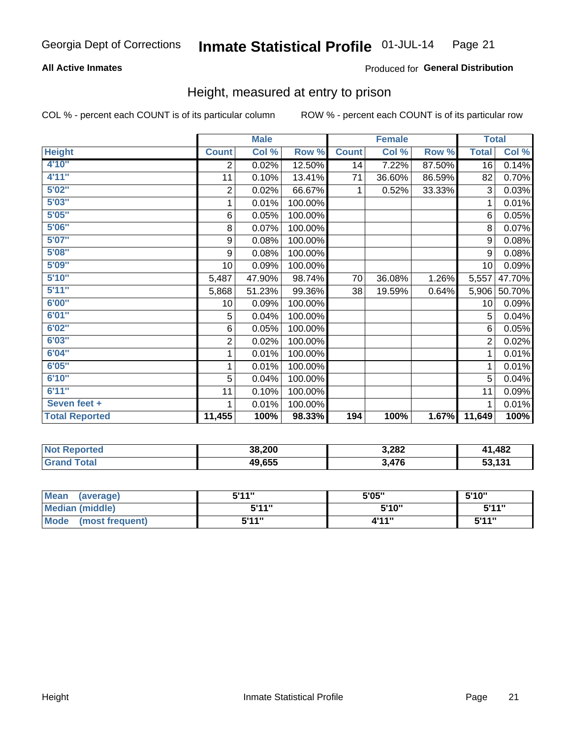Georgia Dept of Corrections **Inmate Statistical Profile** 01-JUL-14

**All Active Inmates**

Produced for **General Distribution**

## Height, measured at entry to prison

COL % - percent each COUNT is of its particular column

ROW % - percent each COUNT is of its particular row

| | Male | | | Female | | | Total | |
|---|---|---|---|---|---|---|---|---|
| **Height** | **Count** | **Col %** | **Row %** | **Count** | **Col %** | **Row %** | **Total** | **Col %** |
| **4'10"** | 2 | 0.02% | 12.50% | 14 | 7.22% | 87.50% | 16 | 0.14% |
| **4'11"** | 11 | 0.10% | 13.41% | 71 | 36.60% | 86.59% | 82 | 0.70% |
| **5'02"** | 2 | 0.02% | 66.67% | 1 | 0.52% | 33.33% | 3 | 0.03% |
| **5'03"** | 1 | 0.01% | 100.00% | | | | 1 | 0.01% |
| **5'05"** | 6 | 0.05% | 100.00% | | | | 6 | 0.05% |
| **5'06"** | 8 | 0.07% | 100.00% | | | | 8 | 0.07% |
| **5'07"** | 9 | 0.08% | 100.00% | | | | 9 | 0.08% |
| **5'08"** | 9 | 0.08% | 100.00% | | | | 9 | 0.08% |
| **5'09"** | 10 | 0.09% | 100.00% | | | | 10 | 0.09% |
| **5'10"** | 5,487 | 47.90% | 98.74% | 70 | 36.08% | 1.26% | 5,557 | 47.70% |
| **5'11"** | 5,868 | 51.23% | 99.36% | 38 | 19.59% | 0.64% | 5,906 | 50.70% |
| **6'00"** | 10 | 0.09% | 100.00% | | | | 10 | 0.09% |
| **6'01"** | 5 | 0.04% | 100.00% | | | | 5 | 0.04% |
| **6'02"** | 6 | 0.05% | 100.00% | | | | 6 | 0.05% |
| **6'03"** | 2 | 0.02% | 100.00% | | | | 2 | 0.02% |
| **6'04"** | 1 | 0.01% | 100.00% | | | | 1 | 0.01% |
| **6'05"** | 1 | 0.01% | 100.00% | | | | 1 | 0.01% |
| **6'10"** | 5 | 0.04% | 100.00% | | | | 5 | 0.04% |
| **6'11"** | 11 | 0.10% | 100.00% | | | | 11 | 0.09% |
| **Seven feet +** | 1 | 0.01% | 100.00% | | | | 1 | 0.01% |
| **Total Reported** | **11,455** | **100%** | **98.33%** | **194** | **100%** | **1.67%** | **11,649** | **100%** |

| | Male | Female | Total |
|---|---|---|---|
| **Not Reported** | **38,200** | **3,282** | **41,482** |
| **Grand Total** | **49,655** | **3,476** | **53,131** |

| | Male | Female | Total |
|---|---|---|---|
| **Mean (average)** | **5'11"** | **5'05"** | **5'10"** |
| **Median (middle)** | **5'11"** | **5'10"** | **5'11"** |
| **Mode (most frequent)** | **5'11"** | **4'11"** | **5'11"** |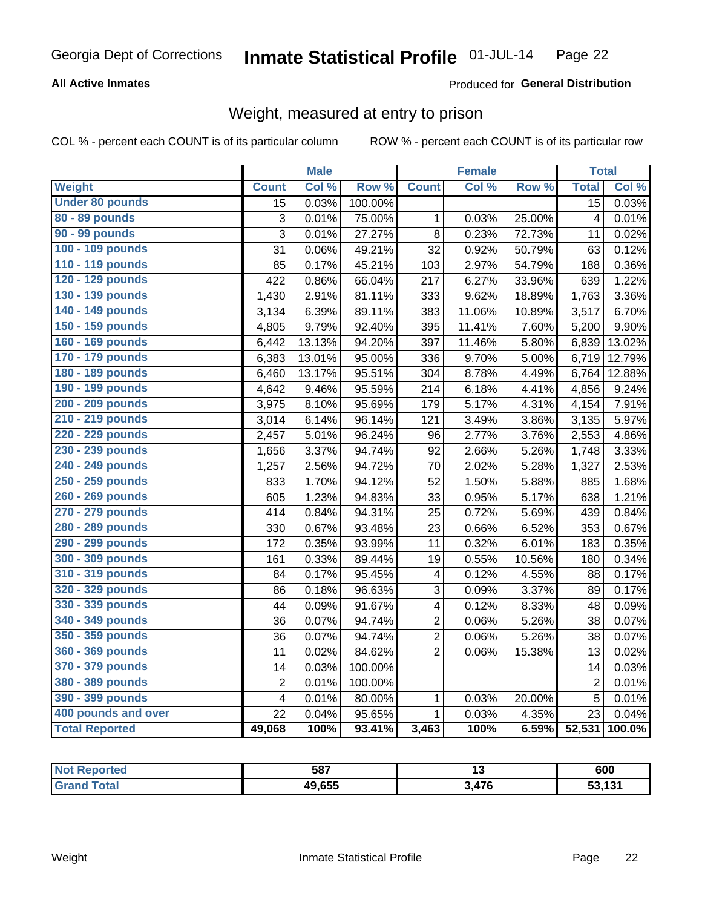# Georgia Dept of Corrections — Inmate Statistical Profile 01-JUL-14

**All Active Inmates**

Produced for **General Distribution**

## Weight, measured at entry to prison

COL % - percent each COUNT is of its particular column

ROW % - percent each COUNT is of its particular row

| | Male | | | Female | | | Total | |
|---|---|---|---|---|---|---|---|---|
| **Weight** | **Count** | **Col %** | **Row %** | **Count** | **Col %** | **Row %** | **Total** | **Col %** |
| **Under 80 pounds** | 15 | 0.03% | 100.00% | | | | 15 | 0.03% |
| **80 - 89 pounds** | 3 | 0.01% | 75.00% | 1 | 0.03% | 25.00% | 4 | 0.01% |
| **90 - 99 pounds** | 3 | 0.01% | 27.27% | 8 | 0.23% | 72.73% | 11 | 0.02% |
| **100 - 109 pounds** | 31 | 0.06% | 49.21% | 32 | 0.92% | 50.79% | 63 | 0.12% |
| **110 - 119 pounds** | 85 | 0.17% | 45.21% | 103 | 2.97% | 54.79% | 188 | 0.36% |
| **120 - 129 pounds** | 422 | 0.86% | 66.04% | 217 | 6.27% | 33.96% | 639 | 1.22% |
| **130 - 139 pounds** | 1,430 | 2.91% | 81.11% | 333 | 9.62% | 18.89% | 1,763 | 3.36% |
| **140 - 149 pounds** | 3,134 | 6.39% | 89.11% | 383 | 11.06% | 10.89% | 3,517 | 6.70% |
| **150 - 159 pounds** | 4,805 | 9.79% | 92.40% | 395 | 11.41% | 7.60% | 5,200 | 9.90% |
| **160 - 169 pounds** | 6,442 | 13.13% | 94.20% | 397 | 11.46% | 5.80% | 6,839 | 13.02% |
| **170 - 179 pounds** | 6,383 | 13.01% | 95.00% | 336 | 9.70% | 5.00% | 6,719 | 12.79% |
| **180 - 189 pounds** | 6,460 | 13.17% | 95.51% | 304 | 8.78% | 4.49% | 6,764 | 12.88% |
| **190 - 199 pounds** | 4,642 | 9.46% | 95.59% | 214 | 6.18% | 4.41% | 4,856 | 9.24% |
| **200 - 209 pounds** | 3,975 | 8.10% | 95.69% | 179 | 5.17% | 4.31% | 4,154 | 7.91% |
| **210 - 219 pounds** | 3,014 | 6.14% | 96.14% | 121 | 3.49% | 3.86% | 3,135 | 5.97% |
| **220 - 229 pounds** | 2,457 | 5.01% | 96.24% | 96 | 2.77% | 3.76% | 2,553 | 4.86% |
| **230 - 239 pounds** | 1,656 | 3.37% | 94.74% | 92 | 2.66% | 5.26% | 1,748 | 3.33% |
| **240 - 249 pounds** | 1,257 | 2.56% | 94.72% | 70 | 2.02% | 5.28% | 1,327 | 2.53% |
| **250 - 259 pounds** | 833 | 1.70% | 94.12% | 52 | 1.50% | 5.88% | 885 | 1.68% |
| **260 - 269 pounds** | 605 | 1.23% | 94.83% | 33 | 0.95% | 5.17% | 638 | 1.21% |
| **270 - 279 pounds** | 414 | 0.84% | 94.31% | 25 | 0.72% | 5.69% | 439 | 0.84% |
| **280 - 289 pounds** | 330 | 0.67% | 93.48% | 23 | 0.66% | 6.52% | 353 | 0.67% |
| **290 - 299 pounds** | 172 | 0.35% | 93.99% | 11 | 0.32% | 6.01% | 183 | 0.35% |
| **300 - 309 pounds** | 161 | 0.33% | 89.44% | 19 | 0.55% | 10.56% | 180 | 0.34% |
| **310 - 319 pounds** | 84 | 0.17% | 95.45% | 4 | 0.12% | 4.55% | 88 | 0.17% |
| **320 - 329 pounds** | 86 | 0.18% | 96.63% | 3 | 0.09% | 3.37% | 89 | 0.17% |
| **330 - 339 pounds** | 44 | 0.09% | 91.67% | 4 | 0.12% | 8.33% | 48 | 0.09% |
| **340 - 349 pounds** | 36 | 0.07% | 94.74% | 2 | 0.06% | 5.26% | 38 | 0.07% |
| **350 - 359 pounds** | 36 | 0.07% | 94.74% | 2 | 0.06% | 5.26% | 38 | 0.07% |
| **360 - 369 pounds** | 11 | 0.02% | 84.62% | 2 | 0.06% | 15.38% | 13 | 0.02% |
| **370 - 379 pounds** | 14 | 0.03% | 100.00% | | | | 14 | 0.03% |
| **380 - 389 pounds** | 2 | 0.01% | 100.00% | | | | 2 | 0.01% |
| **390 - 399 pounds** | 4 | 0.01% | 80.00% | 1 | 0.03% | 20.00% | 5 | 0.01% |
| **400 pounds and over** | 22 | 0.04% | 95.65% | 1 | 0.03% | 4.35% | 23 | 0.04% |
| **Total Reported** | **49,068** | **100%** | **93.41%** | **3,463** | **100%** | **6.59%** | **52,531** | **100.0%** |

| | Male | Female | Total |
|---|---|---|---|
| **Not Reported** | **587** | **13** | **600** |
| **Grand Total** | **49,655** | **3,476** | **53,131** |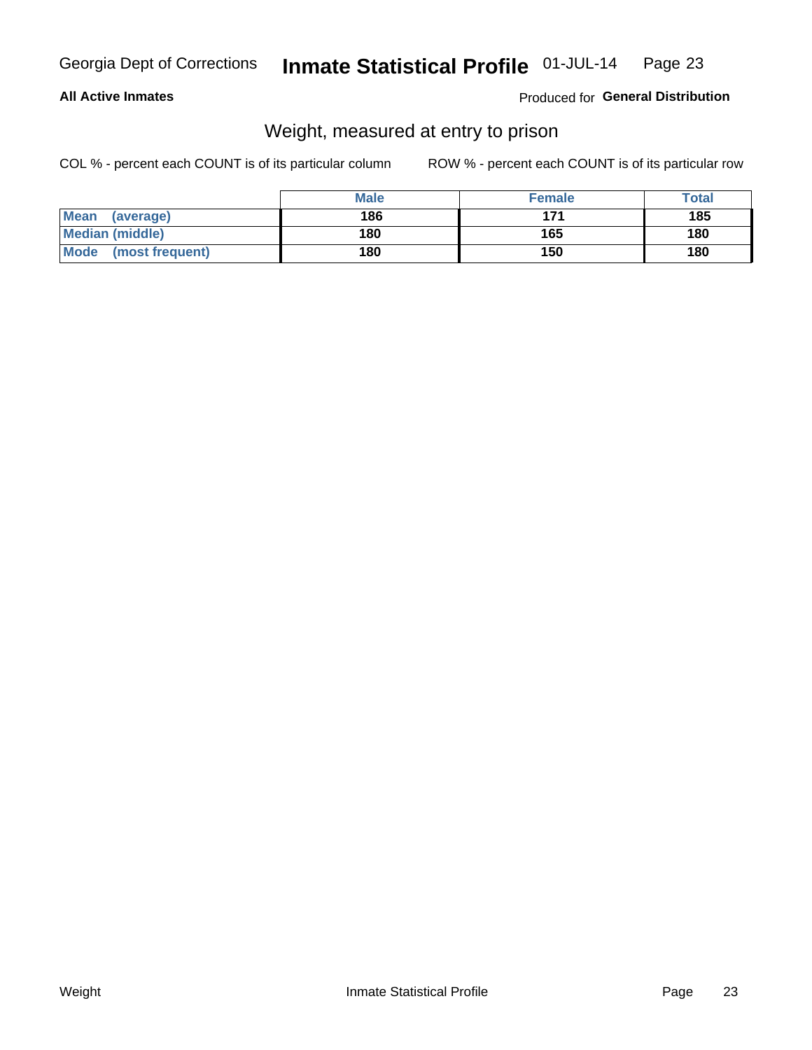**All Active Inmates**

Produced for **General Distribution**

## Weight, measured at entry to prison

COL % - percent each COUNT is of its particular column

ROW % - percent each COUNT is of its particular row

| | Male | Female | Total |
|---|---|---|---|
| **Mean (average)** | 186 | 171 | 185 |
| **Median (middle)** | 180 | 165 | 180 |
| **Mode (most frequent)** | 180 | 150 | 180 |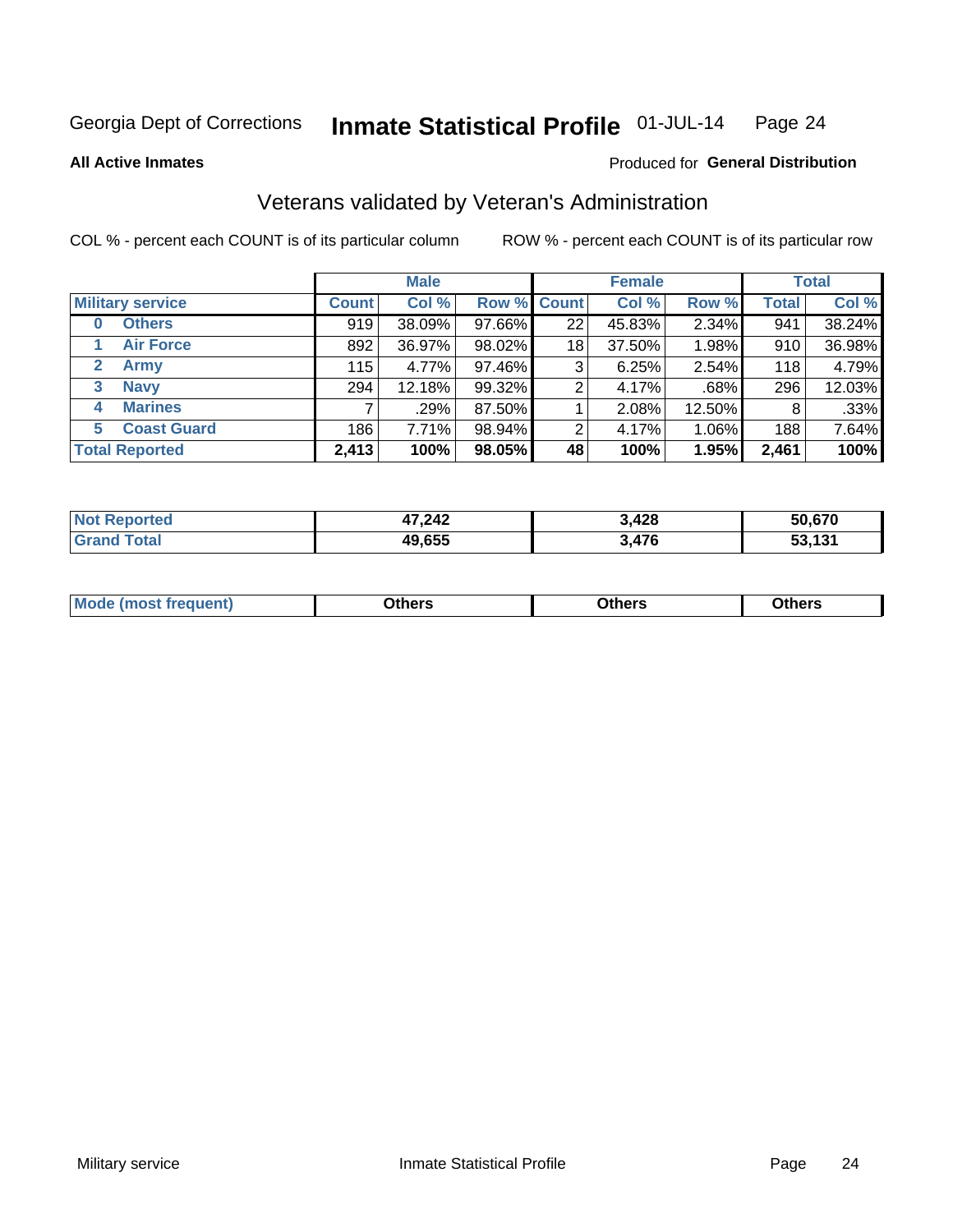Georgia Dept of Corrections **Inmate Statistical Profile** 01-JUL-14

**All Active Inmates**

Produced for **General Distribution**

## Veterans validated by Veteran's Administration

COL % - percent each COUNT is of its particular column ROW % - percent each COUNT is of its particular row

| Military service | Male | | | Female | | | Total | |
|---|---|---|---|---|---|---|---|---|
| | Count | Col % | Row % | Count | Col % | Row % | Total | Col % |
| 0 Others | 919 | 38.09% | 97.66% | 22 | 45.83% | 2.34% | 941 | 38.24% |
| 1 Air Force | 892 | 36.97% | 98.02% | 18 | 37.50% | 1.98% | 910 | 36.98% |
| 2 Army | 115 | 4.77% | 97.46% | 3 | 6.25% | 2.54% | 118 | 4.79% |
| 3 Navy | 294 | 12.18% | 99.32% | 2 | 4.17% | .68% | 296 | 12.03% |
| 4 Marines | 7 | .29% | 87.50% | 1 | 2.08% | 12.50% | 8 | .33% |
| 5 Coast Guard | 186 | 7.71% | 98.94% | 2 | 4.17% | 1.06% | 188 | 7.64% |
| **Total Reported** | **2,413** | **100%** | **98.05%** | **48** | **100%** | **1.95%** | **2,461** | **100%** |

| | Male | Female | Total |
|---|---|---|---|
| Not Reported | 47,242 | 3,428 | 50,670 |
| Grand Total | 49,655 | 3,476 | 53,131 |

| | Male | Female | Total |
|---|---|---|---|
| Mode (most frequent) | Others | Others | Others |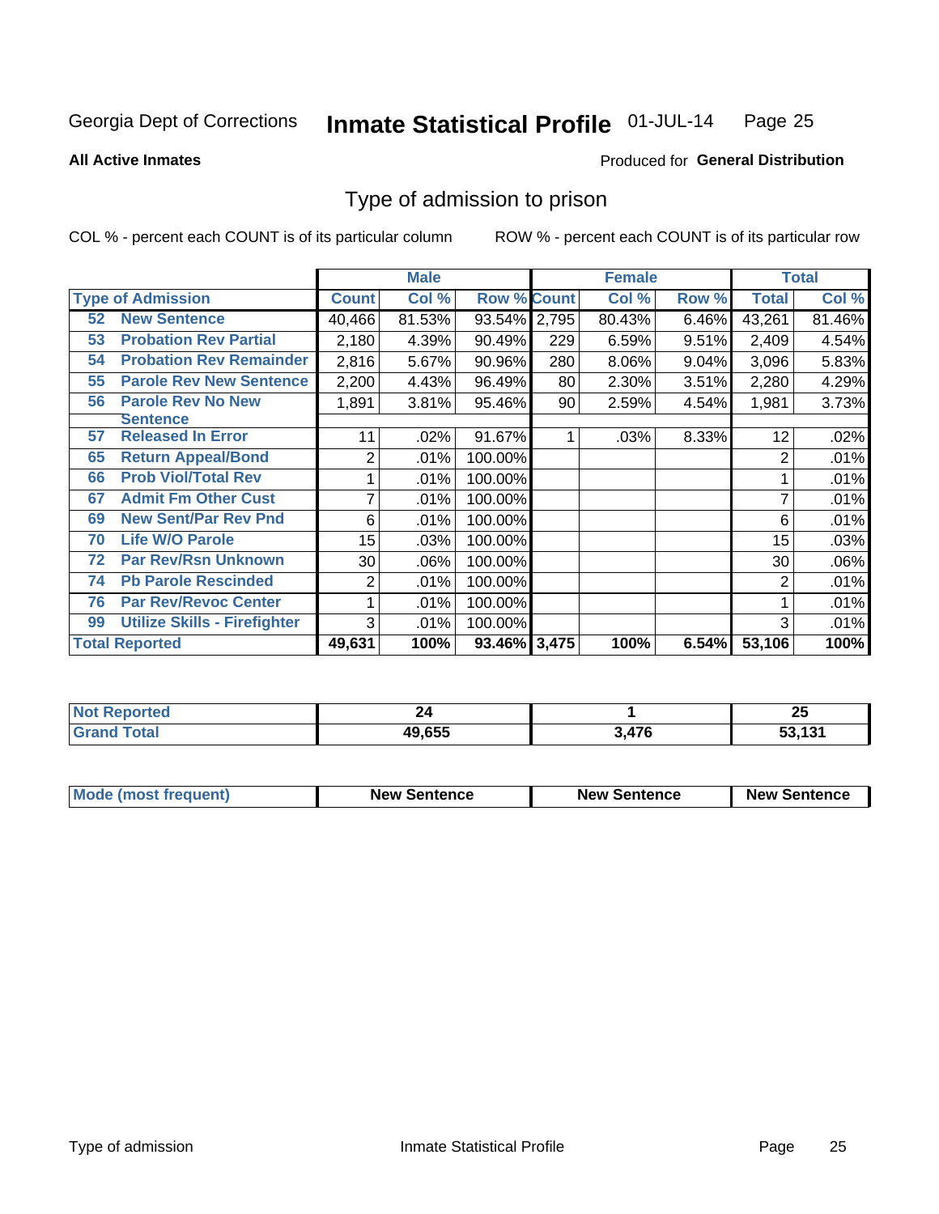Georgia Dept of Corrections **Inmate Statistical Profile** 01-JUL-14

**All Active Inmates**

Produced for **General Distribution**

## Type of admission to prison

COL % - percent each COUNT is of its particular column

ROW % - percent each COUNT is of its particular row

| | | Male | | | Female | | | Total | |
|---|---|---|---|---|---|---|---|---|---|
| **Type of Admission** | | **Count** | **Col %** | **Row %** | **Count** | **Col %** | **Row %** | **Total** | **Col %** |
| 52 | New Sentence | 40,466 | 81.53% | 93.54% | 2,795 | 80.43% | 6.46% | 43,261 | 81.46% |
| 53 | Probation Rev Partial | 2,180 | 4.39% | 90.49% | 229 | 6.59% | 9.51% | 2,409 | 4.54% |
| 54 | Probation Rev Remainder | 2,816 | 5.67% | 90.96% | 280 | 8.06% | 9.04% | 3,096 | 5.83% |
| 55 | Parole Rev New Sentence | 2,200 | 4.43% | 96.49% | 80 | 2.30% | 3.51% | 2,280 | 4.29% |
| 56 | Parole Rev No New Sentence | 1,891 | 3.81% | 95.46% | 90 | 2.59% | 4.54% | 1,981 | 3.73% |
| 57 | Released In Error | 11 | .02% | 91.67% | 1 | .03% | 8.33% | 12 | .02% |
| 65 | Return Appeal/Bond | 2 | .01% | 100.00% | | | | 2 | .01% |
| 66 | Prob Viol/Total Rev | 1 | .01% | 100.00% | | | | 1 | .01% |
| 67 | Admit Fm Other Cust | 7 | .01% | 100.00% | | | | 7 | .01% |
| 69 | New Sent/Par Rev Pnd | 6 | .01% | 100.00% | | | | 6 | .01% |
| 70 | Life W/O Parole | 15 | .03% | 100.00% | | | | 15 | .03% |
| 72 | Par Rev/Rsn Unknown | 30 | .06% | 100.00% | | | | 30 | .06% |
| 74 | Pb Parole Rescinded | 2 | .01% | 100.00% | | | | 2 | .01% |
| 76 | Par Rev/Revoc Center | 1 | .01% | 100.00% | | | | 1 | .01% |
| 99 | Utilize Skills - Firefighter | 3 | .01% | 100.00% | | | | 3 | .01% |
| **Total Reported** | | **49,631** | **100%** | **93.46%** | **3,475** | **100%** | **6.54%** | **53,106** | **100%** |

| | Male | Female | Total |
|---|---|---|---|
| Not Reported | 24 | 1 | 25 |
| Grand Total | 49,655 | 3,476 | 53,131 |

| | Male | Female | Total |
|---|---|---|---|
| Mode (most frequent) | New Sentence | New Sentence | New Sentence |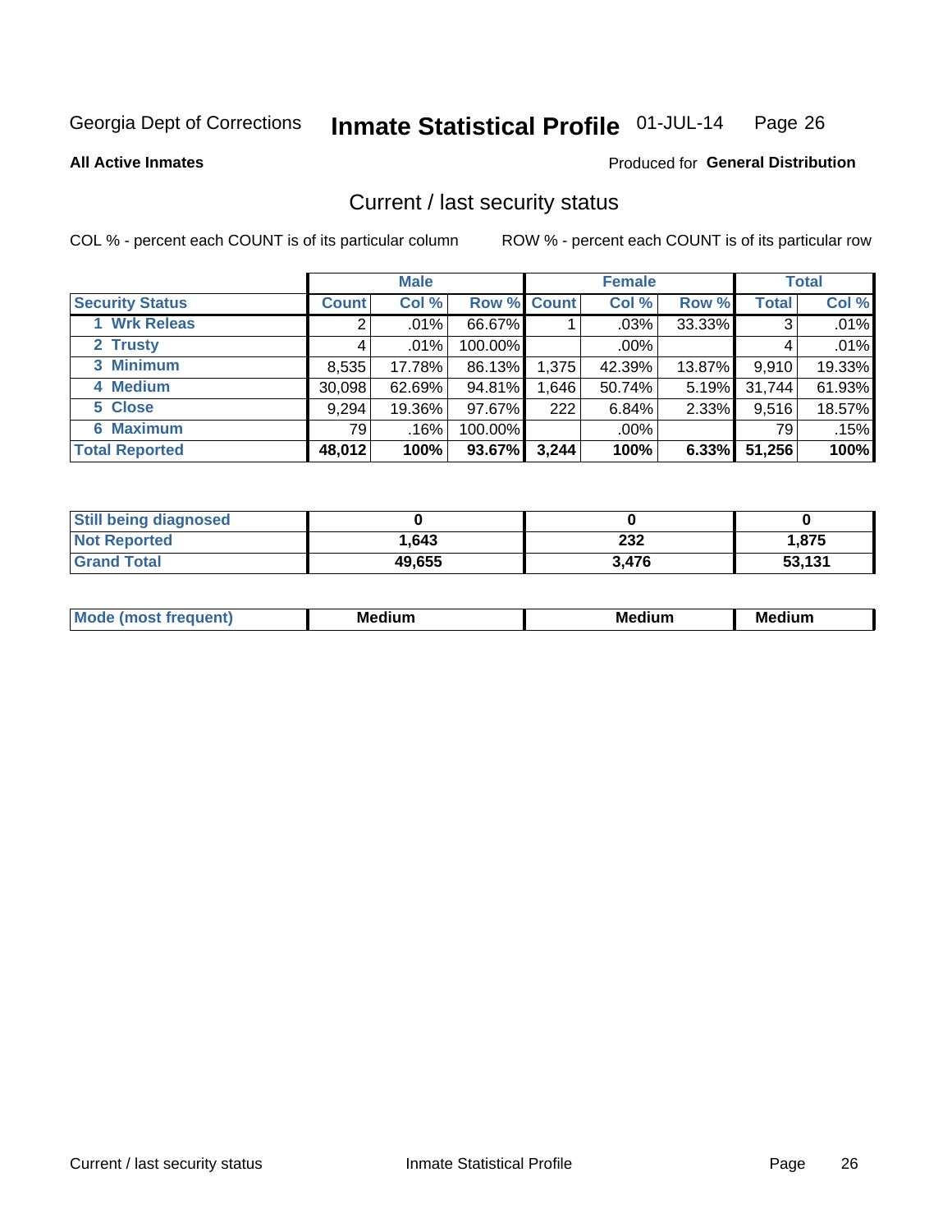Georgia Dept of Corrections **Inmate Statistical Profile** 01-JUL-14

**All Active Inmates**

Produced for **General Distribution**

## Current / last security status

COL % - percent each COUNT is of its particular column

ROW % - percent each COUNT is of its particular row

| | Male | | | Female | | | Total | |
|---|---|---|---|---|---|---|---|---|
| **Security Status** | **Count** | **Col %** | **Row %** | **Count** | **Col %** | **Row %** | **Total** | **Col %** |
| 1 Wrk Releas | 2 | .01% | 66.67% | 1 | .03% | 33.33% | 3 | .01% |
| 2 Trusty | 4 | .01% | 100.00% | | .00% | | 4 | .01% |
| 3 Minimum | 8,535 | 17.78% | 86.13% | 1,375 | 42.39% | 13.87% | 9,910 | 19.33% |
| 4 Medium | 30,098 | 62.69% | 94.81% | 1,646 | 50.74% | 5.19% | 31,744 | 61.93% |
| 5 Close | 9,294 | 19.36% | 97.67% | 222 | 6.84% | 2.33% | 9,516 | 18.57% |
| 6 Maximum | 79 | .16% | 100.00% | | .00% | | 79 | .15% |
| **Total Reported** | **48,012** | **100%** | **93.67%** | **3,244** | **100%** | **6.33%** | **51,256** | **100%** |

| | Male | Female | Total |
|---|---|---|---|
| Still being diagnosed | 0 | 0 | 0 |
| Not Reported | 1,643 | 232 | 1,875 |
| Grand Total | 49,655 | 3,476 | 53,131 |

| | Male | Female | Total |
|---|---|---|---|
| Mode (most frequent) | Medium | Medium | Medium |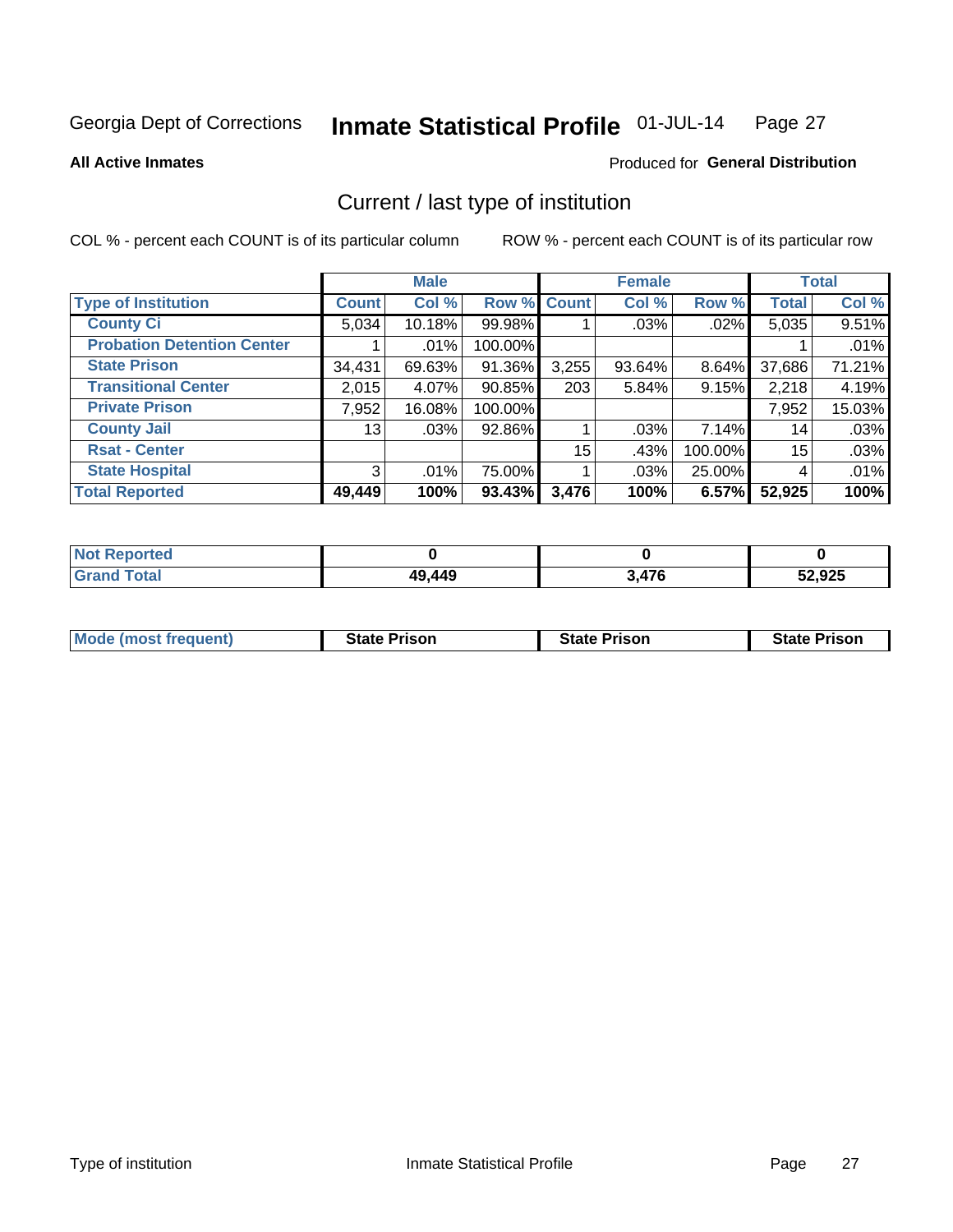Georgia Dept of Corrections **Inmate Statistical Profile** 01-JUL-14

**All Active Inmates**

Produced for **General Distribution**

## Current / last type of institution

COL % - percent each COUNT is of its particular column

ROW % - percent each COUNT is of its particular row

| | Male | | | Female | | | Total | |
|---|---|---|---|---|---|---|---|---|
| **Type of Institution** | **Count** | **Col %** | **Row %** | **Count** | **Col %** | **Row %** | **Total** | **Col %** |
| **County Ci** | 5,034 | 10.18% | 99.98% | 1 | .03% | .02% | 5,035 | 9.51% |
| **Probation Detention Center** | 1 | .01% | 100.00% | | | | 1 | .01% |
| **State Prison** | 34,431 | 69.63% | 91.36% | 3,255 | 93.64% | 8.64% | 37,686 | 71.21% |
| **Transitional Center** | 2,015 | 4.07% | 90.85% | 203 | 5.84% | 9.15% | 2,218 | 4.19% |
| **Private Prison** | 7,952 | 16.08% | 100.00% | | | | 7,952 | 15.03% |
| **County Jail** | 13 | .03% | 92.86% | 1 | .03% | 7.14% | 14 | .03% |
| **Rsat - Center** | | | | 15 | .43% | 100.00% | 15 | .03% |
| **State Hospital** | 3 | .01% | 75.00% | 1 | .03% | 25.00% | 4 | .01% |
| **Total Reported** | **49,449** | **100%** | **93.43%** | **3,476** | **100%** | **6.57%** | **52,925** | **100%** |

| | Male | Female | Total |
|---|---|---|---|
| **Not Reported** | **0** | **0** | **0** |
| **Grand Total** | **49,449** | **3,476** | **52,925** |

| | Male | Female | Total |
|---|---|---|---|
| **Mode (most frequent)** | **State Prison** | **State Prison** | **State Prison** |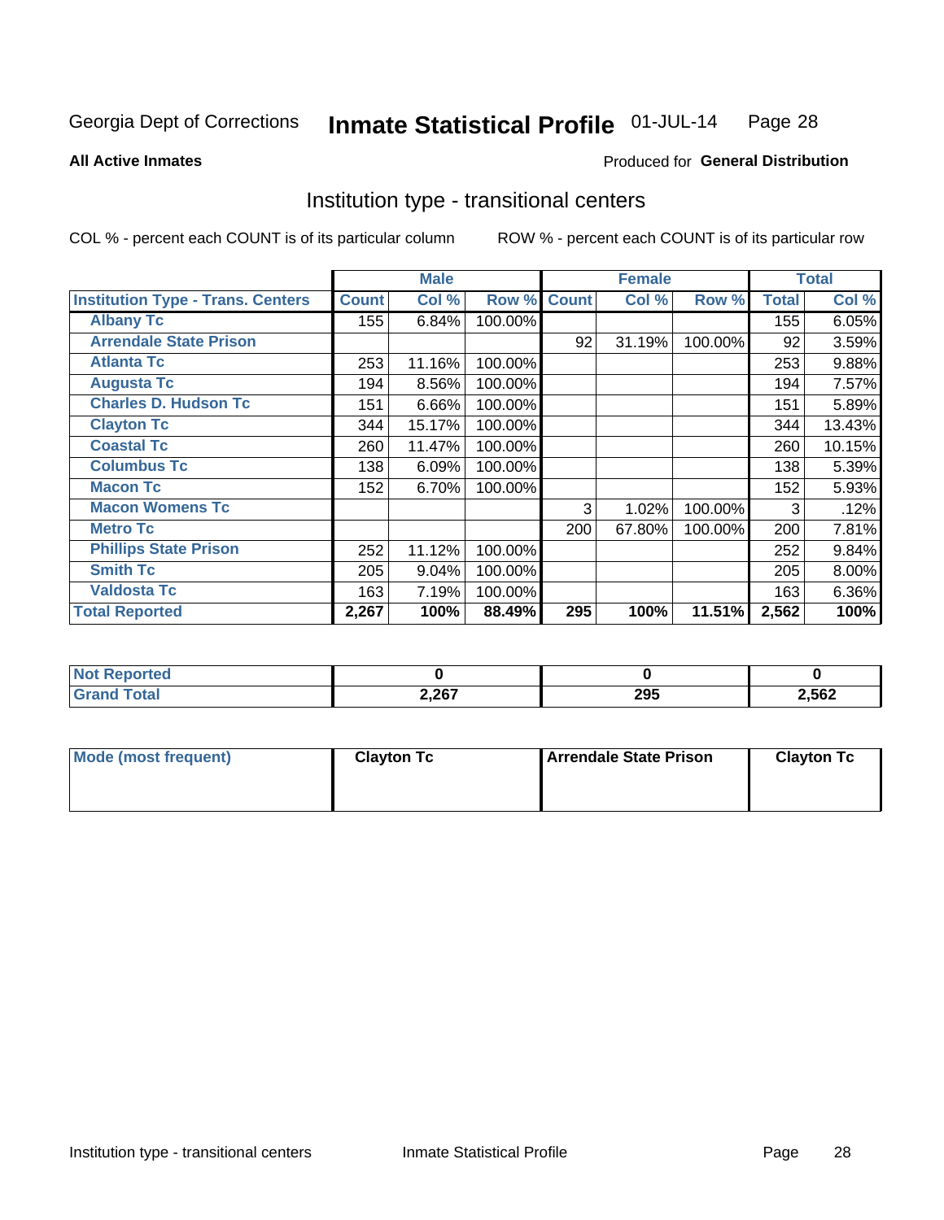Georgia Dept of Corrections **Inmate Statistical Profile** 01-JUL-14 Page 28

**All Active Inmates**

Produced for **General Distribution**

## Institution type - transitional centers

COL % - percent each COUNT is of its particular column

ROW % - percent each COUNT is of its particular row

| | Male | | | Female | | | Total | |
|---|---|---|---|---|---|---|---|---|
| **Institution Type - Trans. Centers** | **Count** | **Col %** | **Row %** | **Count** | **Col %** | **Row %** | **Total** | **Col %** |
| **Albany Tc** | 155 | 6.84% | 100.00% | | | | 155 | 6.05% |
| **Arrendale State Prison** | | | | 92 | 31.19% | 100.00% | 92 | 3.59% |
| **Atlanta Tc** | 253 | 11.16% | 100.00% | | | | 253 | 9.88% |
| **Augusta Tc** | 194 | 8.56% | 100.00% | | | | 194 | 7.57% |
| **Charles D. Hudson Tc** | 151 | 6.66% | 100.00% | | | | 151 | 5.89% |
| **Clayton Tc** | 344 | 15.17% | 100.00% | | | | 344 | 13.43% |
| **Coastal Tc** | 260 | 11.47% | 100.00% | | | | 260 | 10.15% |
| **Columbus Tc** | 138 | 6.09% | 100.00% | | | | 138 | 5.39% |
| **Macon Tc** | 152 | 6.70% | 100.00% | | | | 152 | 5.93% |
| **Macon Womens Tc** | | | | 3 | 1.02% | 100.00% | 3 | .12% |
| **Metro Tc** | | | | 200 | 67.80% | 100.00% | 200 | 7.81% |
| **Phillips State Prison** | 252 | 11.12% | 100.00% | | | | 252 | 9.84% |
| **Smith Tc** | 205 | 9.04% | 100.00% | | | | 205 | 8.00% |
| **Valdosta Tc** | 163 | 7.19% | 100.00% | | | | 163 | 6.36% |
| **Total Reported** | **2,267** | **100%** | **88.49%** | **295** | **100%** | **11.51%** | **2,562** | **100%** |

| | Male | Female | Total |
|---|---|---|---|
| **Not Reported** | **0** | **0** | **0** |
| **Grand Total** | **2,267** | **295** | **2,562** |

| | Male | Female | Total |
|---|---|---|---|
| **Mode (most frequent)** | **Clayton Tc** | **Arrendale State Prison** | **Clayton Tc** |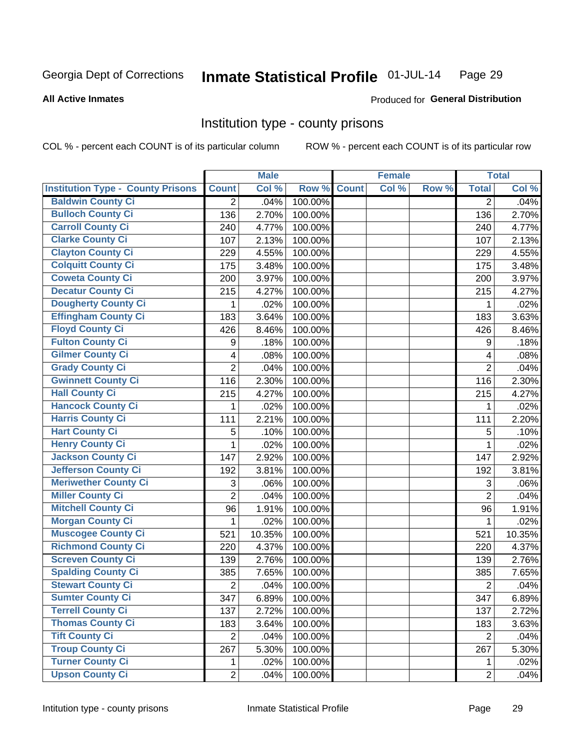Georgia Dept of Corrections **Inmate Statistical Profile** 01-JUL-14

**All Active Inmates**

Produced for **General Distribution**

## Institution type - county prisons

COL % - percent each COUNT is of its particular column    ROW % - percent each COUNT is of its particular row

| | Male | | | Female | | | Total | |
|---|---|---|---|---|---|---|---|---|
| **Institution Type - County Prisons** | **Count** | **Col %** | **Row %** | **Count** | **Col %** | **Row %** | **Total** | **Col %** |
| **Baldwin County Ci** | 2 | .04% | 100.00% | | | | 2 | .04% |
| **Bulloch County Ci** | 136 | 2.70% | 100.00% | | | | 136 | 2.70% |
| **Carroll County Ci** | 240 | 4.77% | 100.00% | | | | 240 | 4.77% |
| **Clarke County Ci** | 107 | 2.13% | 100.00% | | | | 107 | 2.13% |
| **Clayton County Ci** | 229 | 4.55% | 100.00% | | | | 229 | 4.55% |
| **Colquitt County Ci** | 175 | 3.48% | 100.00% | | | | 175 | 3.48% |
| **Coweta County Ci** | 200 | 3.97% | 100.00% | | | | 200 | 3.97% |
| **Decatur County Ci** | 215 | 4.27% | 100.00% | | | | 215 | 4.27% |
| **Dougherty County Ci** | 1 | .02% | 100.00% | | | | 1 | .02% |
| **Effingham County Ci** | 183 | 3.64% | 100.00% | | | | 183 | 3.63% |
| **Floyd County Ci** | 426 | 8.46% | 100.00% | | | | 426 | 8.46% |
| **Fulton County Ci** | 9 | .18% | 100.00% | | | | 9 | .18% |
| **Gilmer County Ci** | 4 | .08% | 100.00% | | | | 4 | .08% |
| **Grady County Ci** | 2 | .04% | 100.00% | | | | 2 | .04% |
| **Gwinnett County Ci** | 116 | 2.30% | 100.00% | | | | 116 | 2.30% |
| **Hall County Ci** | 215 | 4.27% | 100.00% | | | | 215 | 4.27% |
| **Hancock County Ci** | 1 | .02% | 100.00% | | | | 1 | .02% |
| **Harris County Ci** | 111 | 2.21% | 100.00% | | | | 111 | 2.20% |
| **Hart County Ci** | 5 | .10% | 100.00% | | | | 5 | .10% |
| **Henry County Ci** | 1 | .02% | 100.00% | | | | 1 | .02% |
| **Jackson County Ci** | 147 | 2.92% | 100.00% | | | | 147 | 2.92% |
| **Jefferson County Ci** | 192 | 3.81% | 100.00% | | | | 192 | 3.81% |
| **Meriwether County Ci** | 3 | .06% | 100.00% | | | | 3 | .06% |
| **Miller County Ci** | 2 | .04% | 100.00% | | | | 2 | .04% |
| **Mitchell County Ci** | 96 | 1.91% | 100.00% | | | | 96 | 1.91% |
| **Morgan County Ci** | 1 | .02% | 100.00% | | | | 1 | .02% |
| **Muscogee County Ci** | 521 | 10.35% | 100.00% | | | | 521 | 10.35% |
| **Richmond County Ci** | 220 | 4.37% | 100.00% | | | | 220 | 4.37% |
| **Screven County Ci** | 139 | 2.76% | 100.00% | | | | 139 | 2.76% |
| **Spalding County Ci** | 385 | 7.65% | 100.00% | | | | 385 | 7.65% |
| **Stewart County Ci** | 2 | .04% | 100.00% | | | | 2 | .04% |
| **Sumter County Ci** | 347 | 6.89% | 100.00% | | | | 347 | 6.89% |
| **Terrell County Ci** | 137 | 2.72% | 100.00% | | | | 137 | 2.72% |
| **Thomas County Ci** | 183 | 3.64% | 100.00% | | | | 183 | 3.63% |
| **Tift County Ci** | 2 | .04% | 100.00% | | | | 2 | .04% |
| **Troup County Ci** | 267 | 5.30% | 100.00% | | | | 267 | 5.30% |
| **Turner County Ci** | 1 | .02% | 100.00% | | | | 1 | .02% |
| **Upson County Ci** | 2 | .04% | 100.00% | | | | 2 | .04% |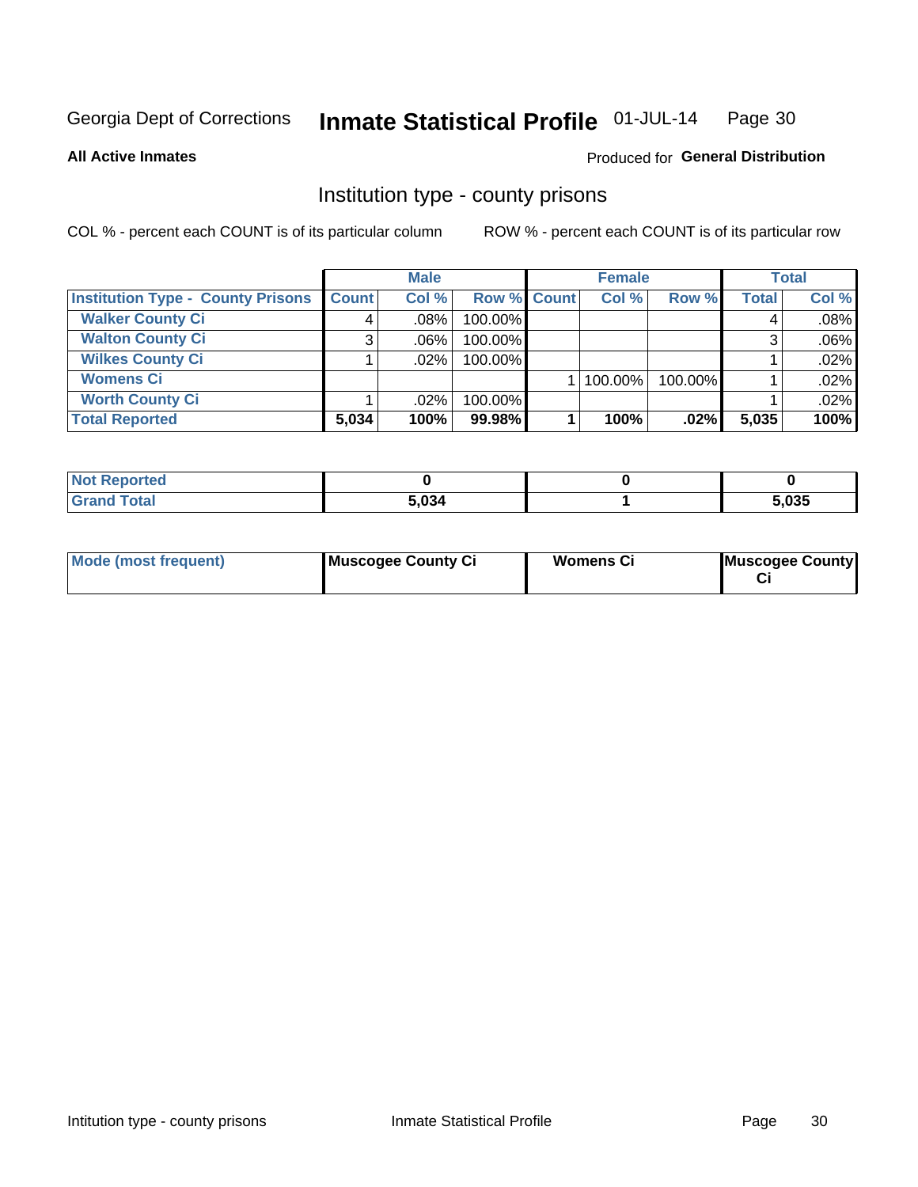Georgia Dept of Corrections **Inmate Statistical Profile** 01-JUL-14

**All Active Inmates**

Produced for **General Distribution**

## Institution type - county prisons

COL % - percent each COUNT is of its particular column

ROW % - percent each COUNT is of its particular row

| | Male | | | Female | | | Total | |
|---|---|---|---|---|---|---|---|---|
| **Institution Type - County Prisons** | **Count** | **Col %** | **Row %** | **Count** | **Col %** | **Row %** | **Total** | **Col %** |
| **Walker County Ci** | 4 | .08% | 100.00% | | | | 4 | .08% |
| **Walton County Ci** | 3 | .06% | 100.00% | | | | 3 | .06% |
| **Wilkes County Ci** | 1 | .02% | 100.00% | | | | 1 | .02% |
| **Womens Ci** | | | | 1 | 100.00% | 100.00% | 1 | .02% |
| **Worth County Ci** | 1 | .02% | 100.00% | | | | 1 | .02% |
| **Total Reported** | **5,034** | **100%** | **99.98%** | **1** | **100%** | **.02%** | **5,035** | **100%** |

| | Male | Female | Total |
|---|---|---|---|
| **Not Reported** | **0** | **0** | **0** |
| **Grand Total** | **5,034** | **1** | **5,035** |

| | Male | Female | Total |
|---|---|---|---|
| **Mode (most frequent)** | **Muscogee County Ci** | **Womens Ci** | **Muscogee County Ci** |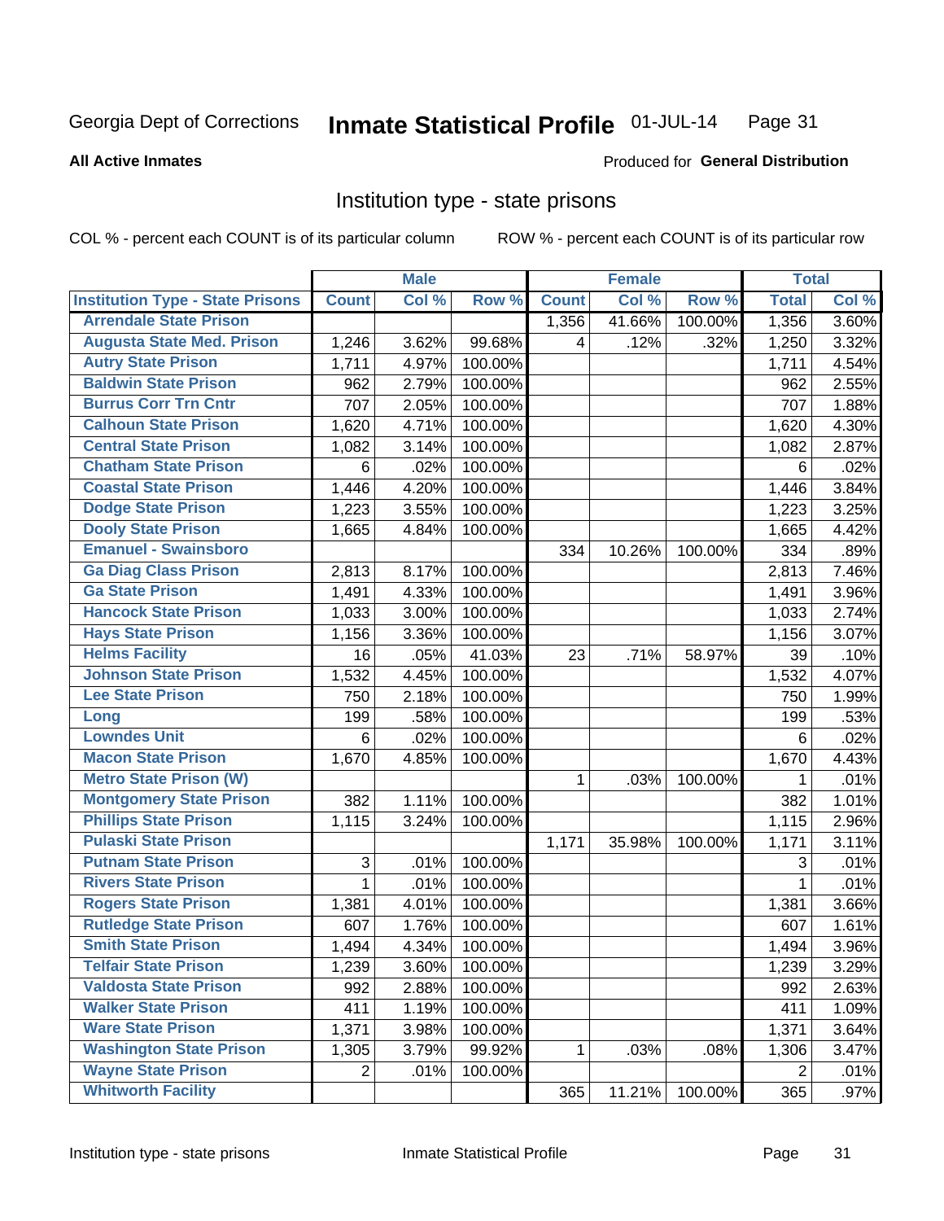Georgia Dept of Corrections **Inmate Statistical Profile** 01-JUL-14

**All Active Inmates**

Produced for **General Distribution**

## Institution type - state prisons

COL % - percent each COUNT is of its particular column ROW % - percent each COUNT is of its particular row

| | Male | | | Female | | | Total | |
|---|---|---|---|---|---|---|---|---|
| **Institution Type - State Prisons** | **Count** | **Col %** | **Row %** | **Count** | **Col %** | **Row %** | **Total** | **Col %** |
| Arrendale State Prison | | | | 1,356 | 41.66% | 100.00% | 1,356 | 3.60% |
| Augusta State Med. Prison | 1,246 | 3.62% | 99.68% | 4 | .12% | .32% | 1,250 | 3.32% |
| Autry State Prison | 1,711 | 4.97% | 100.00% | | | | 1,711 | 4.54% |
| Baldwin State Prison | 962 | 2.79% | 100.00% | | | | 962 | 2.55% |
| Burrus Corr Trn Cntr | 707 | 2.05% | 100.00% | | | | 707 | 1.88% |
| Calhoun State Prison | 1,620 | 4.71% | 100.00% | | | | 1,620 | 4.30% |
| Central State Prison | 1,082 | 3.14% | 100.00% | | | | 1,082 | 2.87% |
| Chatham State Prison | 6 | .02% | 100.00% | | | | 6 | .02% |
| Coastal State Prison | 1,446 | 4.20% | 100.00% | | | | 1,446 | 3.84% |
| Dodge State Prison | 1,223 | 3.55% | 100.00% | | | | 1,223 | 3.25% |
| Dooly State Prison | 1,665 | 4.84% | 100.00% | | | | 1,665 | 4.42% |
| Emanuel - Swainsboro | | | | 334 | 10.26% | 100.00% | 334 | .89% |
| Ga Diag Class Prison | 2,813 | 8.17% | 100.00% | | | | 2,813 | 7.46% |
| Ga State Prison | 1,491 | 4.33% | 100.00% | | | | 1,491 | 3.96% |
| Hancock State Prison | 1,033 | 3.00% | 100.00% | | | | 1,033 | 2.74% |
| Hays State Prison | 1,156 | 3.36% | 100.00% | | | | 1,156 | 3.07% |
| Helms Facility | 16 | .05% | 41.03% | 23 | .71% | 58.97% | 39 | .10% |
| Johnson State Prison | 1,532 | 4.45% | 100.00% | | | | 1,532 | 4.07% |
| Lee State Prison | 750 | 2.18% | 100.00% | | | | 750 | 1.99% |
| Long | 199 | .58% | 100.00% | | | | 199 | .53% |
| Lowndes Unit | 6 | .02% | 100.00% | | | | 6 | .02% |
| Macon State Prison | 1,670 | 4.85% | 100.00% | | | | 1,670 | 4.43% |
| Metro State Prison (W) | | | | 1 | .03% | 100.00% | 1 | .01% |
| Montgomery State Prison | 382 | 1.11% | 100.00% | | | | 382 | 1.01% |
| Phillips State Prison | 1,115 | 3.24% | 100.00% | | | | 1,115 | 2.96% |
| Pulaski State Prison | | | | 1,171 | 35.98% | 100.00% | 1,171 | 3.11% |
| Putnam State Prison | 3 | .01% | 100.00% | | | | 3 | .01% |
| Rivers State Prison | 1 | .01% | 100.00% | | | | 1 | .01% |
| Rogers State Prison | 1,381 | 4.01% | 100.00% | | | | 1,381 | 3.66% |
| Rutledge State Prison | 607 | 1.76% | 100.00% | | | | 607 | 1.61% |
| Smith State Prison | 1,494 | 4.34% | 100.00% | | | | 1,494 | 3.96% |
| Telfair State Prison | 1,239 | 3.60% | 100.00% | | | | 1,239 | 3.29% |
| Valdosta State Prison | 992 | 2.88% | 100.00% | | | | 992 | 2.63% |
| Walker State Prison | 411 | 1.19% | 100.00% | | | | 411 | 1.09% |
| Ware State Prison | 1,371 | 3.98% | 100.00% | | | | 1,371 | 3.64% |
| Washington State Prison | 1,305 | 3.79% | 99.92% | 1 | .03% | .08% | 1,306 | 3.47% |
| Wayne State Prison | 2 | .01% | 100.00% | | | | 2 | .01% |
| Whitworth Facility | | | | 365 | 11.21% | 100.00% | 365 | .97% |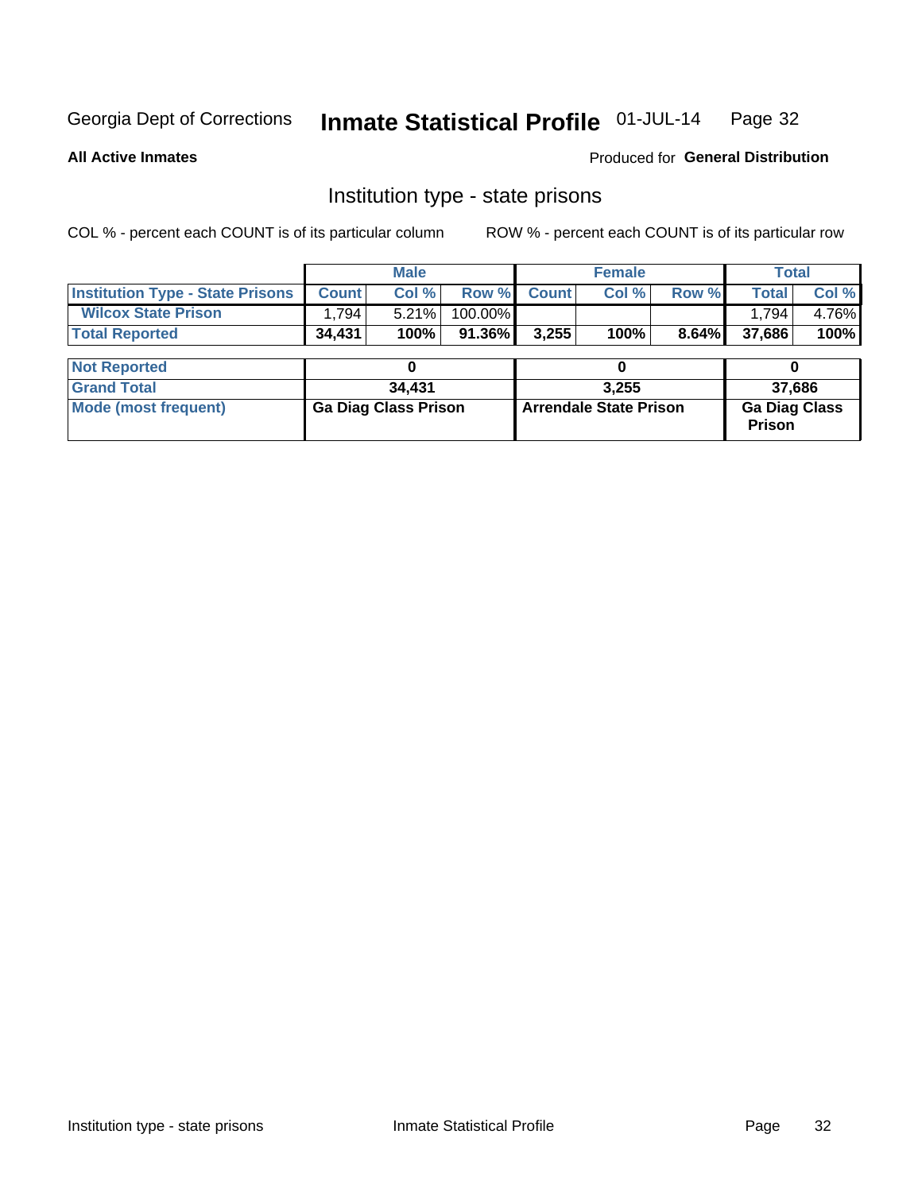Georgia Dept of Corrections **Inmate Statistical Profile** 01-JUL-14

**All Active Inmates**

Produced for **General Distribution**

## Institution type - state prisons

COL % - percent each COUNT is of its particular column ROW % - percent each COUNT is of its particular row

| | Male | | | Female | | | Total | |
|---|---|---|---|---|---|---|---|---|
| **Institution Type - State Prisons** | **Count** | **Col %** | **Row %** | **Count** | **Col %** | **Row %** | **Total** | **Col %** |
| **Wilcox State Prison** | 1,794 | 5.21% | 100.00% | | | | 1,794 | 4.76% |
| **Total Reported** | **34,431** | **100%** | **91.36%** | **3,255** | **100%** | **8.64%** | **37,686** | **100%** |

| | Male | Female | Total |
|---|---|---|---|
| **Not Reported** | **0** | **0** | **0** |
| **Grand Total** | **34,431** | **3,255** | **37,686** |
| **Mode (most frequent)** | **Ga Diag Class Prison** | **Arrendale State Prison** | **Ga Diag Class Prison** |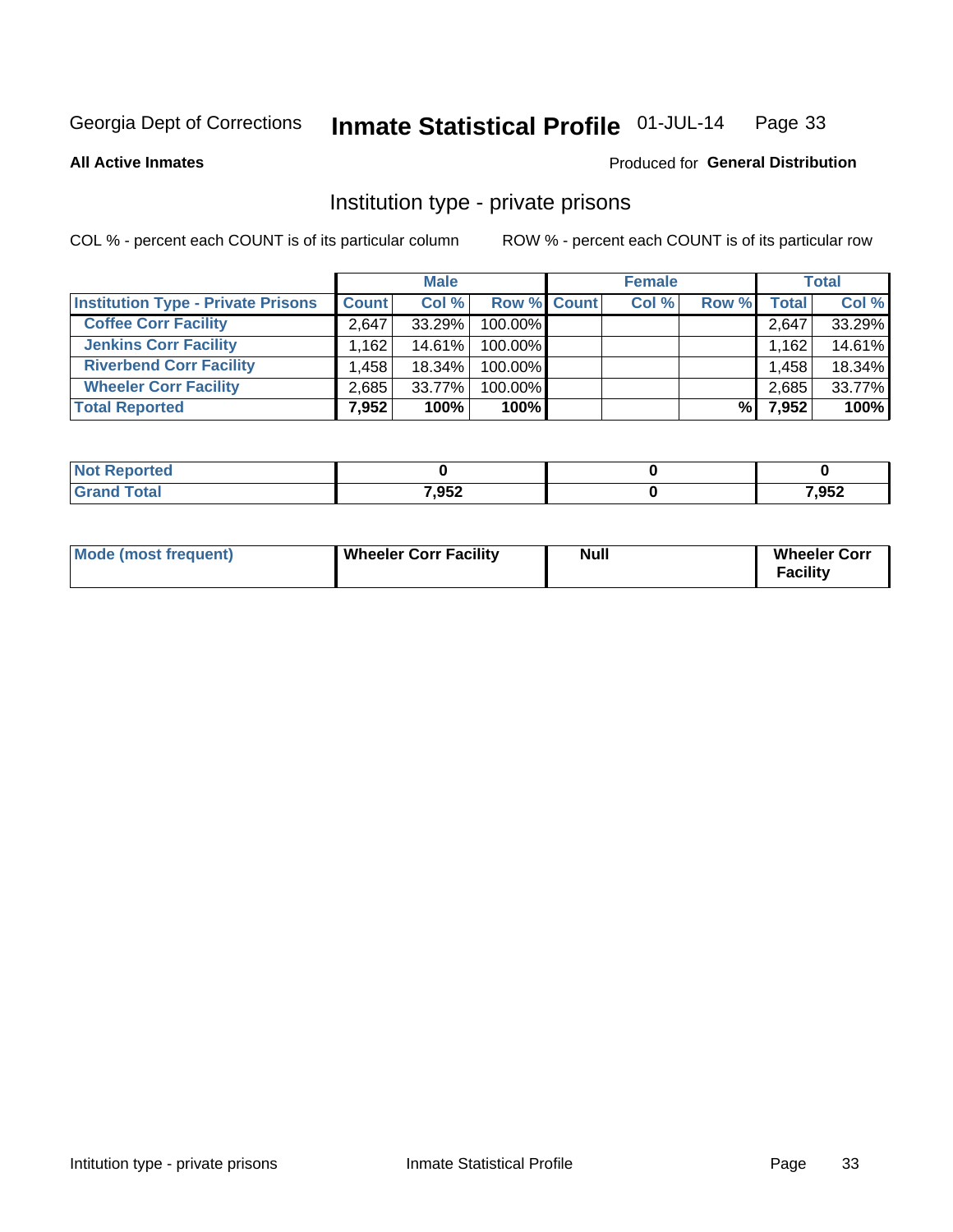Georgia Dept of Corrections **Inmate Statistical Profile** 01-JUL-14

**All Active Inmates**

Produced for **General Distribution**

## Institution type - private prisons

COL % - percent each COUNT is of its particular column

ROW % - percent each COUNT is of its particular row

| | Male | | | Female | | | Total | |
|---|---|---|---|---|---|---|---|---|
| **Institution Type - Private Prisons** | **Count** | **Col %** | **Row %** | **Count** | **Col %** | **Row %** | **Total** | **Col %** |
| **Coffee Corr Facility** | 2,647 | 33.29% | 100.00% | | | | 2,647 | 33.29% |
| **Jenkins Corr Facility** | 1,162 | 14.61% | 100.00% | | | | 1,162 | 14.61% |
| **Riverbend Corr Facility** | 1,458 | 18.34% | 100.00% | | | | 1,458 | 18.34% |
| **Wheeler Corr Facility** | 2,685 | 33.77% | 100.00% | | | | 2,685 | 33.77% |
| **Total Reported** | **7,952** | **100%** | **100%** | | | **%** | **7,952** | **100%** |

| | Male | Female | Total |
|---|---|---|---|
| **Not Reported** | **0** | **0** | **0** |
| **Grand Total** | **7,952** | **0** | **7,952** |

| | Male | Female | Total |
|---|---|---|---|
| **Mode (most frequent)** | **Wheeler Corr Facility** | **Null** | **Wheeler Corr Facility** |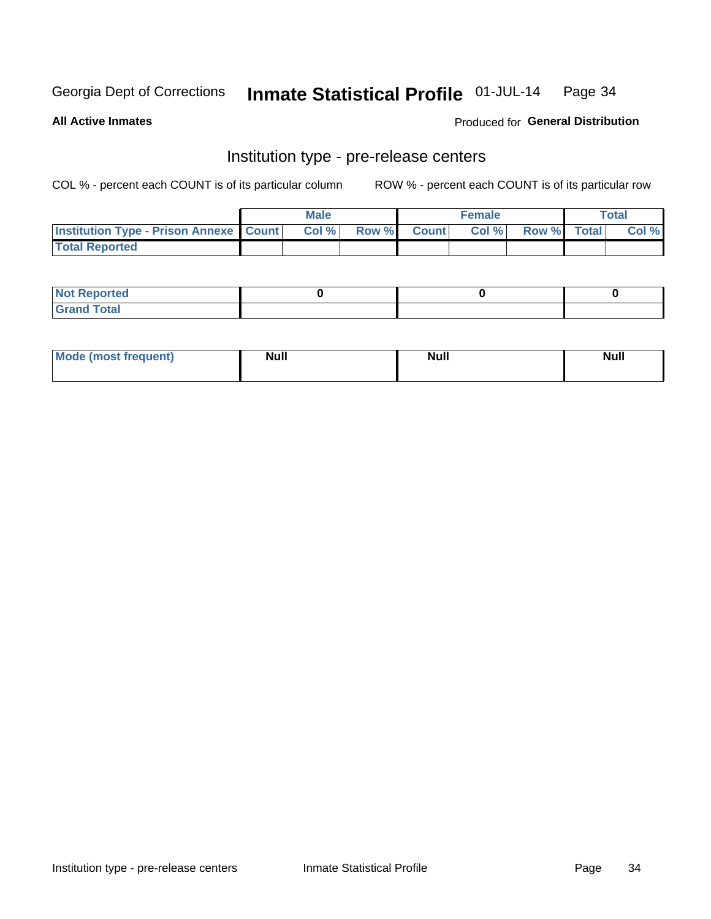Georgia Dept of Corrections **Inmate Statistical Profile** 01-JUL-14

**All Active Inmates**

Produced for **General Distribution**

## Institution type - pre-release centers

COL % - percent each COUNT is of its particular column ROW % - percent each COUNT is of its particular row

| | Male | | | Female | | | Total | |
|---|---|---|---|---|---|---|---|---|
| **Institution Type - Prison Annexe** | **Count** | **Col %** | **Row %** | **Count** | **Col %** | **Row %** | **Total** | **Col %** |
| **Total Reported** | | | | | | | | |

| | Male | Female | Total |
|---|---|---|---|
| **Not Reported** | 0 | 0 | 0 |
| **Grand Total** | | | |

| | Male | Female | Total |
|---|---|---|---|
| **Mode (most frequent)** | Null | Null | Null |

Institution type - pre-release centers Inmate Statistical Profile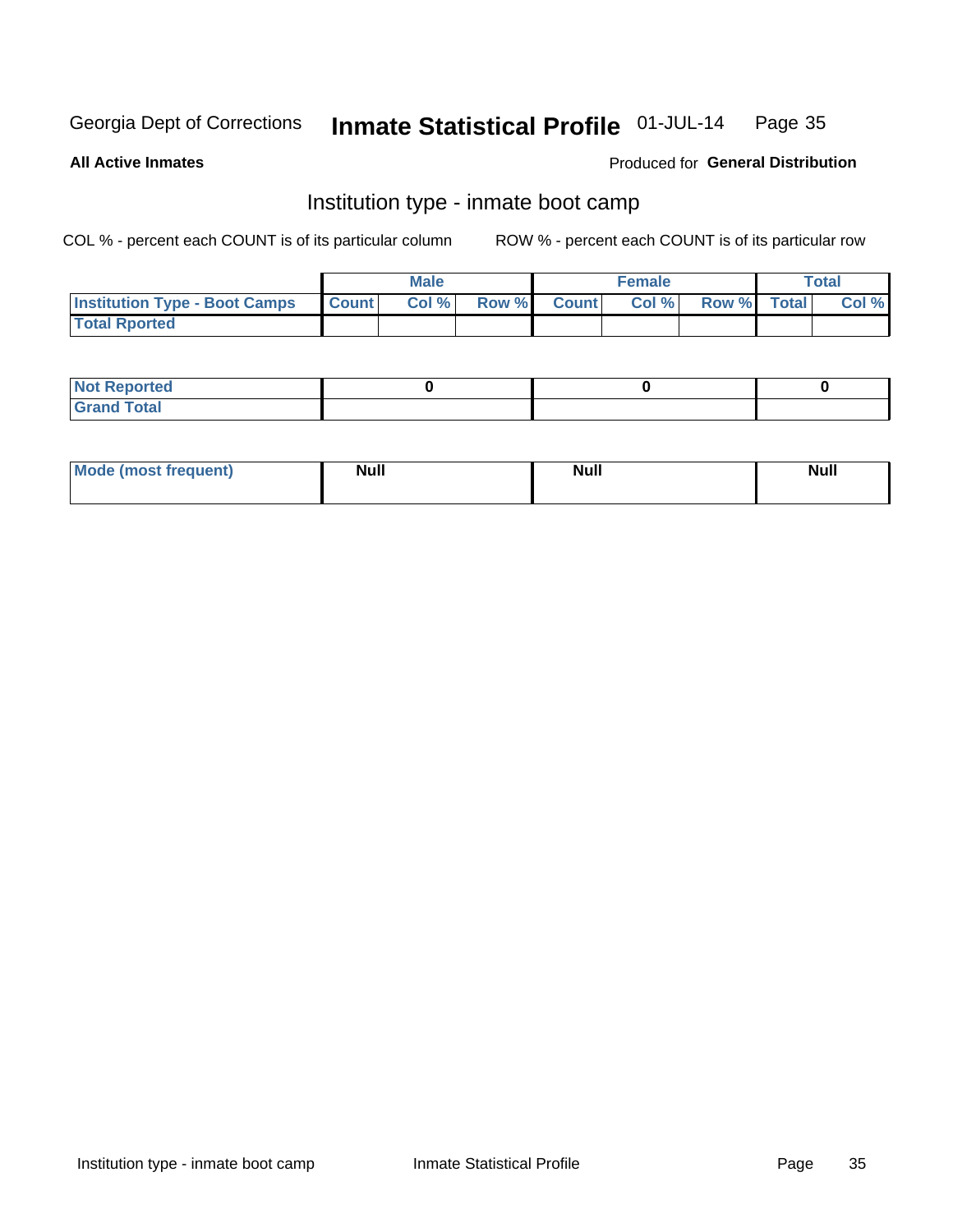Georgia Dept of Corrections **Inmate Statistical Profile** 01-JUL-14

**All Active Inmates**

Produced for **General Distribution**

## Institution type - inmate boot camp

COL % - percent each COUNT is of its particular column

ROW % - percent each COUNT is of its particular row

| | Male | | | Female | | | Total | |
|---|---|---|---|---|---|---|---|---|
| **Institution Type - Boot Camps** | **Count** | **Col %** | **Row %** | **Count** | **Col %** | **Row %** | **Total** | **Col %** |
| **Total Rported** | | | | | | | | |

| | Male | Female | Total |
|---|---|---|---|
| **Not Reported** | 0 | 0 | 0 |
| **Grand Total** | | | |

| | Male | Female | Total |
|---|---|---|---|
| **Mode (most frequent)** | Null | Null | Null |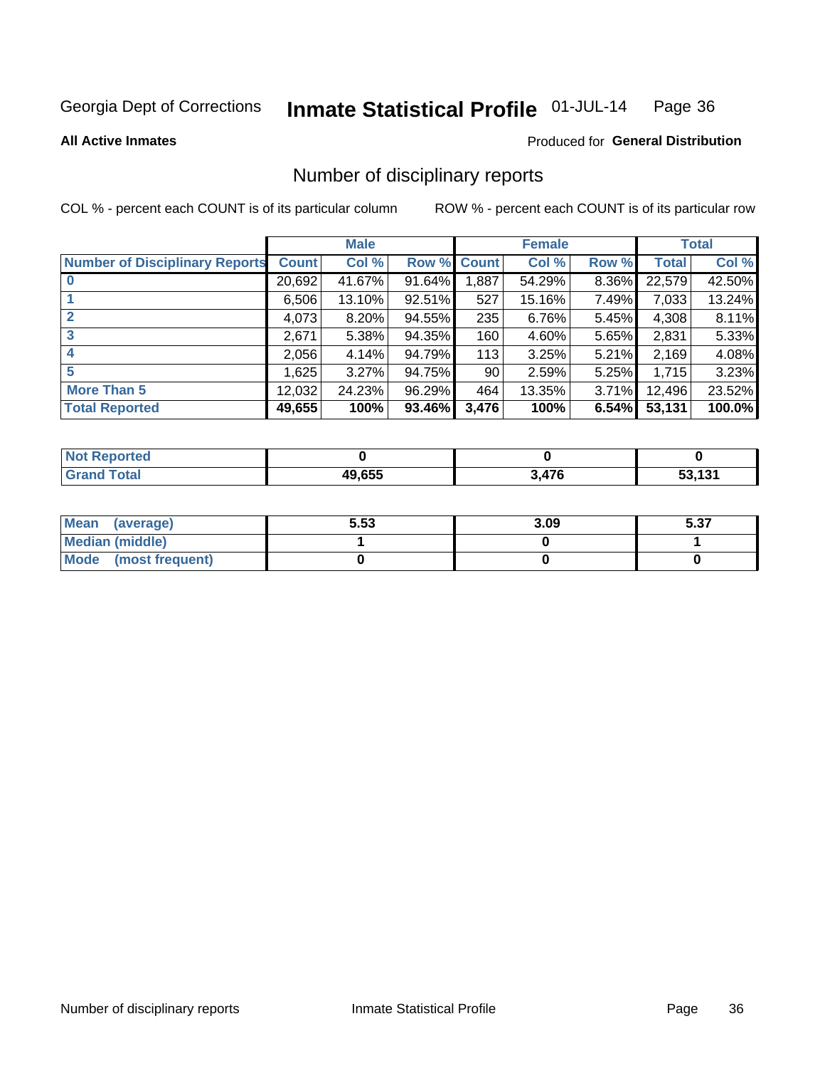Georgia Dept of Corrections **Inmate Statistical Profile** 01-JUL-14

**All Active Inmates**

Produced for **General Distribution**

## Number of disciplinary reports

COL % - percent each COUNT is of its particular column ROW % - percent each COUNT is of its particular row

| | Male | | | Female | | | Total | |
|---|---|---|---|---|---|---|---|---|
| **Number of Disciplinary Reports** | **Count** | **Col %** | **Row %** | **Count** | **Col %** | **Row %** | **Total** | **Col %** |
| **0** | 20,692 | 41.67% | 91.64% | 1,887 | 54.29% | 8.36% | 22,579 | 42.50% |
| **1** | 6,506 | 13.10% | 92.51% | 527 | 15.16% | 7.49% | 7,033 | 13.24% |
| **2** | 4,073 | 8.20% | 94.55% | 235 | 6.76% | 5.45% | 4,308 | 8.11% |
| **3** | 2,671 | 5.38% | 94.35% | 160 | 4.60% | 5.65% | 2,831 | 5.33% |
| **4** | 2,056 | 4.14% | 94.79% | 113 | 3.25% | 5.21% | 2,169 | 4.08% |
| **5** | 1,625 | 3.27% | 94.75% | 90 | 2.59% | 5.25% | 1,715 | 3.23% |
| **More Than 5** | 12,032 | 24.23% | 96.29% | 464 | 13.35% | 3.71% | 12,496 | 23.52% |
| **Total Reported** | **49,655** | **100%** | **93.46%** | **3,476** | **100%** | **6.54%** | **53,131** | **100.0%** |

| | Male | Female | Total |
|---|---|---|---|
| **Not Reported** | **0** | **0** | **0** |
| **Grand Total** | **49,655** | **3,476** | **53,131** |

| | Male | Female | Total |
|---|---|---|---|
| **Mean (average)** | **5.53** | **3.09** | **5.37** |
| **Median (middle)** | **1** | **0** | **1** |
| **Mode (most frequent)** | **0** | **0** | **0** |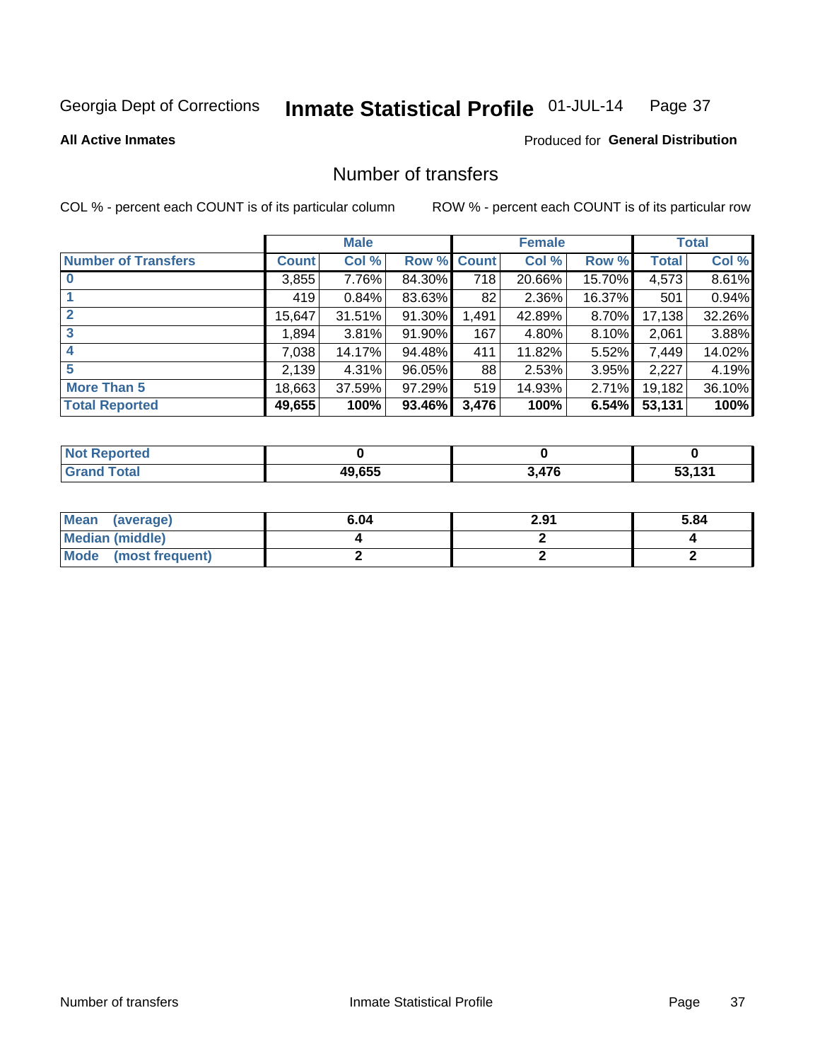Georgia Dept of Corrections **Inmate Statistical Profile** 01-JUL-14

**All Active Inmates**

Produced for **General Distribution**

## Number of transfers

COL % - percent each COUNT is of its particular column ROW % - percent each COUNT is of its particular row

| | Male | | | Female | | | Total | |
|---|---|---|---|---|---|---|---|---|
| **Number of Transfers** | **Count** | **Col %** | **Row %** | **Count** | **Col %** | **Row %** | **Total** | **Col %** |
| **0** | 3,855 | 7.76% | 84.30% | 718 | 20.66% | 15.70% | 4,573 | 8.61% |
| **1** | 419 | 0.84% | 83.63% | 82 | 2.36% | 16.37% | 501 | 0.94% |
| **2** | 15,647 | 31.51% | 91.30% | 1,491 | 42.89% | 8.70% | 17,138 | 32.26% |
| **3** | 1,894 | 3.81% | 91.90% | 167 | 4.80% | 8.10% | 2,061 | 3.88% |
| **4** | 7,038 | 14.17% | 94.48% | 411 | 11.82% | 5.52% | 7,449 | 14.02% |
| **5** | 2,139 | 4.31% | 96.05% | 88 | 2.53% | 3.95% | 2,227 | 4.19% |
| **More Than 5** | 18,663 | 37.59% | 97.29% | 519 | 14.93% | 2.71% | 19,182 | 36.10% |
| **Total Reported** | **49,655** | **100%** | **93.46%** | **3,476** | **100%** | **6.54%** | **53,131** | **100%** |

| | Male | Female | Total |
|---|---|---|---|
| **Not Reported** | **0** | **0** | **0** |
| **Grand Total** | **49,655** | **3,476** | **53,131** |

| | Male | Female | Total |
|---|---|---|---|
| **Mean (average)** | **6.04** | **2.91** | **5.84** |
| **Median (middle)** | **4** | **2** | **4** |
| **Mode (most frequent)** | **2** | **2** | **2** |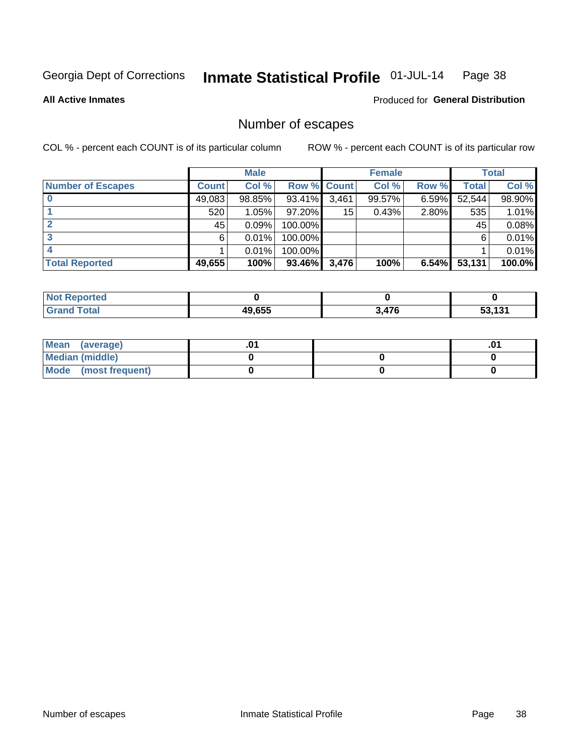Georgia Dept of Corrections **Inmate Statistical Profile** 01-JUL-14

**All Active Inmates**

Produced for **General Distribution**

## Number of escapes

COL % - percent each COUNT is of its particular column

ROW % - percent each COUNT is of its particular row

| | Male | | | Female | | | Total | |
|---|---|---|---|---|---|---|---|---|
| **Number of Escapes** | **Count** | **Col %** | **Row %** | **Count** | **Col %** | **Row %** | **Total** | **Col %** |
| 0 | 49,083 | 98.85% | 93.41% | 3,461 | 99.57% | 6.59% | 52,544 | 98.90% |
| 1 | 520 | 1.05% | 97.20% | 15 | 0.43% | 2.80% | 535 | 1.01% |
| 2 | 45 | 0.09% | 100.00% | | | | 45 | 0.08% |
| 3 | 6 | 0.01% | 100.00% | | | | 6 | 0.01% |
| 4 | 1 | 0.01% | 100.00% | | | | 1 | 0.01% |
| **Total Reported** | **49,655** | **100%** | **93.46%** | **3,476** | **100%** | **6.54%** | **53,131** | **100.0%** |

| | Male | Female | Total |
|---|---|---|---|
| **Not Reported** | **0** | **0** | **0** |
| **Grand Total** | **49,655** | **3,476** | **53,131** |

| | Male | Female | Total |
|---|---|---|---|
| **Mean (average)** | **.01** | | **.01** |
| **Median (middle)** | **0** | **0** | **0** |
| **Mode (most frequent)** | **0** | **0** | **0** |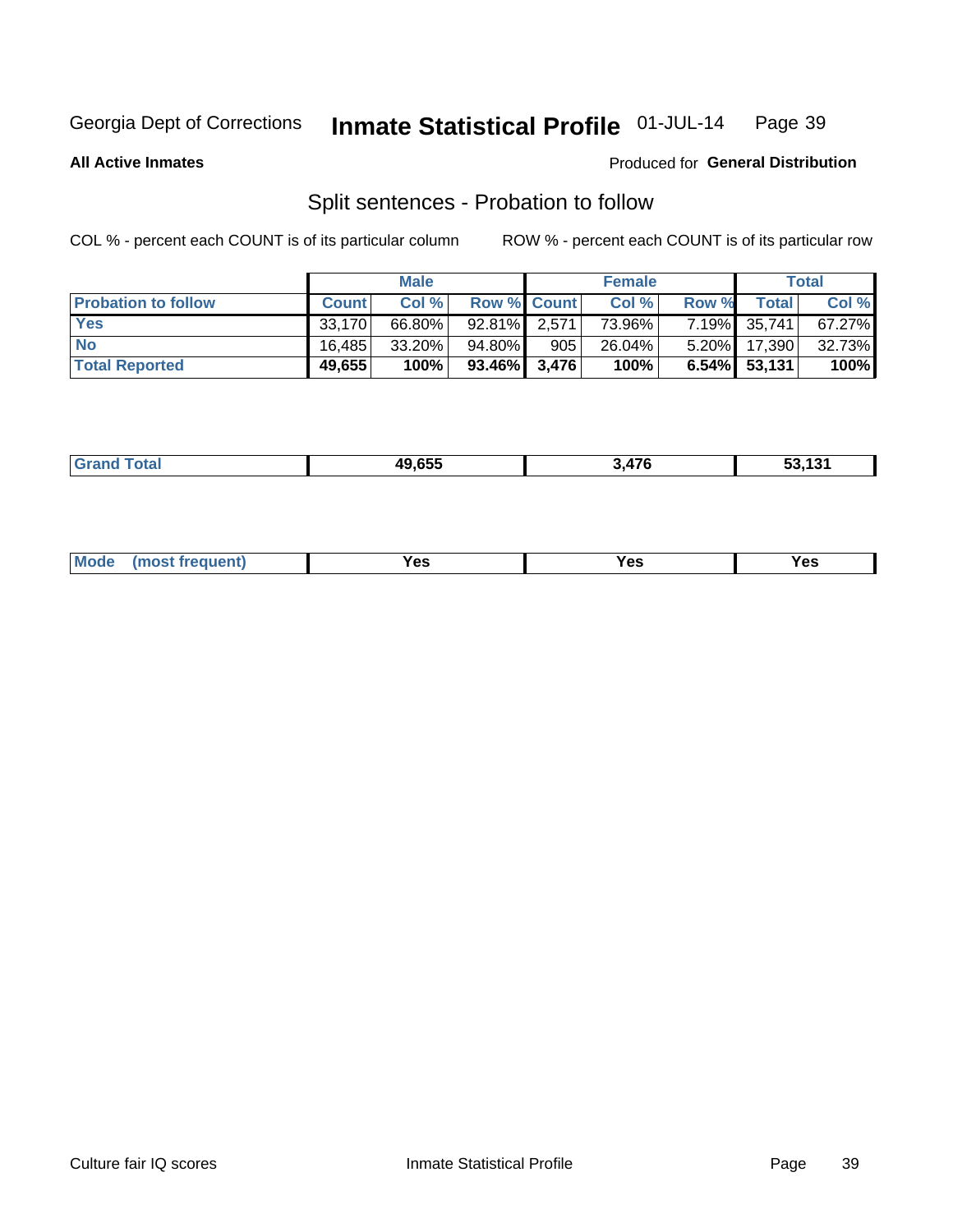Georgia Dept of Corrections **Inmate Statistical Profile** 01-JUL-14

**All Active Inmates**

Produced for **General Distribution**

## Split sentences - Probation to follow

COL % - percent each COUNT is of its particular column

ROW % - percent each COUNT is of its particular row

| | Male | | | Female | | | Total | |
|---|---|---|---|---|---|---|---|---|
| **Probation to follow** | **Count** | **Col %** | **Row %** | **Count** | **Col %** | **Row %** | **Total** | **Col %** |
| **Yes** | 33,170 | 66.80% | 92.81% | 2,571 | 73.96% | 7.19% | 35,741 | 67.27% |
| **No** | 16,485 | 33.20% | 94.80% | 905 | 26.04% | 5.20% | 17,390 | 32.73% |
| **Total Reported** | **49,655** | **100%** | **93.46%** | **3,476** | **100%** | **6.54%** | **53,131** | **100%** |

| | | | |
|---|---|---|---|
| **Grand Total** | **49,655** | **3,476** | **53,131** |

| | | | |
|---|---|---|---|
| **Mode (most frequent)** | **Yes** | **Yes** | **Yes** |

Culture fair IQ scores

Inmate Statistical Profile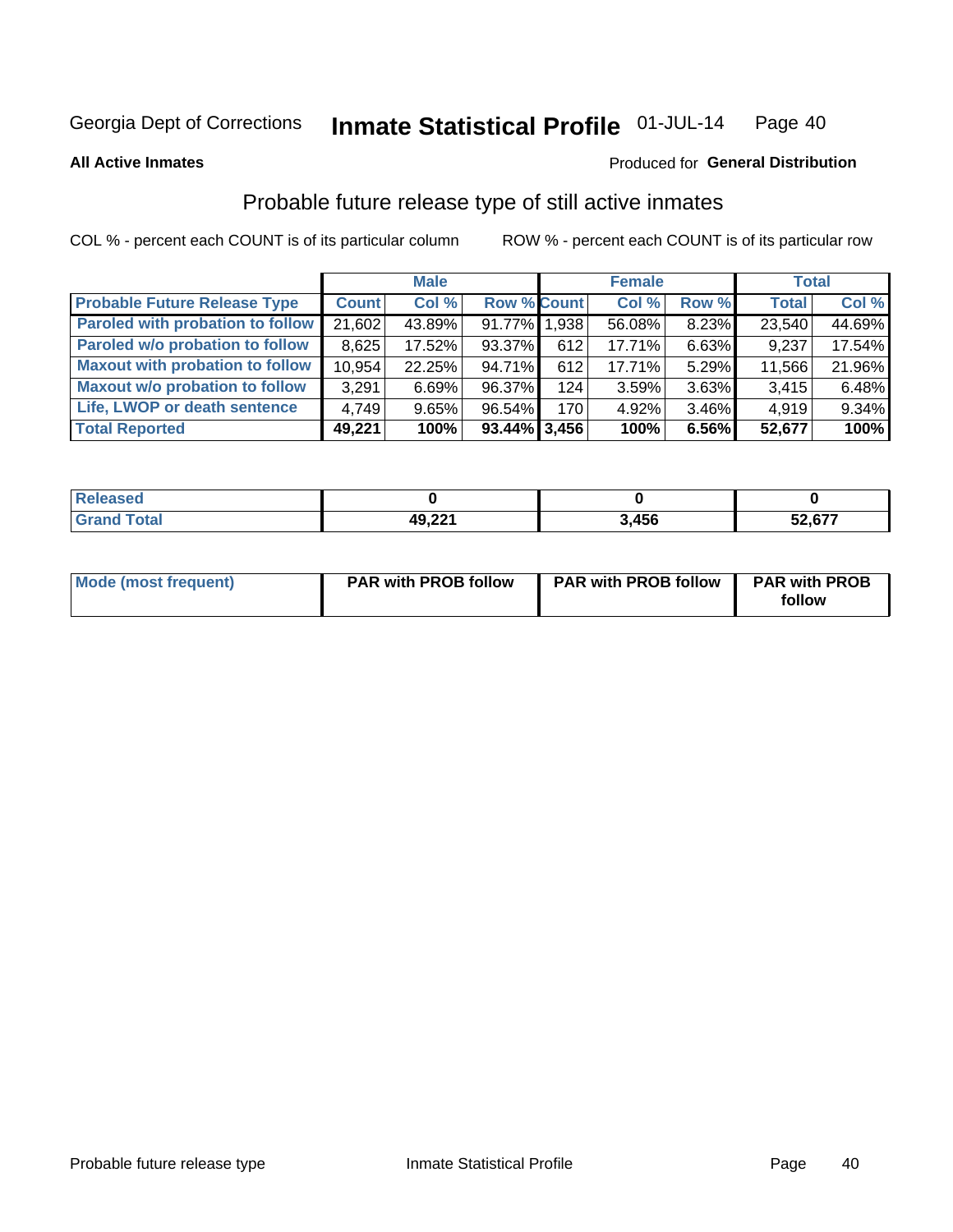Georgia Dept of Corrections **Inmate Statistical Profile** 01-JUL-14

**All Active Inmates**

Produced for **General Distribution**

## Probable future release type of still active inmates

COL % - percent each COUNT is of its particular column

ROW % - percent each COUNT is of its particular row

| | Male | | | Female | | | Total | |
|---|---|---|---|---|---|---|---|---|
| **Probable Future Release Type** | **Count** | **Col %** | **Row %** | **Count** | **Col %** | **Row %** | **Total** | **Col %** |
| **Paroled with probation to follow** | 21,602 | 43.89% | 91.77% | 1,938 | 56.08% | 8.23% | 23,540 | 44.69% |
| **Paroled w/o probation to follow** | 8,625 | 17.52% | 93.37% | 612 | 17.71% | 6.63% | 9,237 | 17.54% |
| **Maxout with probation to follow** | 10,954 | 22.25% | 94.71% | 612 | 17.71% | 5.29% | 11,566 | 21.96% |
| **Maxout w/o probation to follow** | 3,291 | 6.69% | 96.37% | 124 | 3.59% | 3.63% | 3,415 | 6.48% |
| **Life, LWOP or death sentence** | 4,749 | 9.65% | 96.54% | 170 | 4.92% | 3.46% | 4,919 | 9.34% |
| **Total Reported** | **49,221** | **100%** | **93.44%** | **3,456** | **100%** | **6.56%** | **52,677** | **100%** |

| | Male | Female | Total |
|---|---|---|---|
| **Released** | **0** | **0** | **0** |
| **Grand Total** | **49,221** | **3,456** | **52,677** |

| | Male | Female | Total |
|---|---|---|---|
| **Mode (most frequent)** | **PAR with PROB follow** | **PAR with PROB follow** | **PAR with PROB follow** |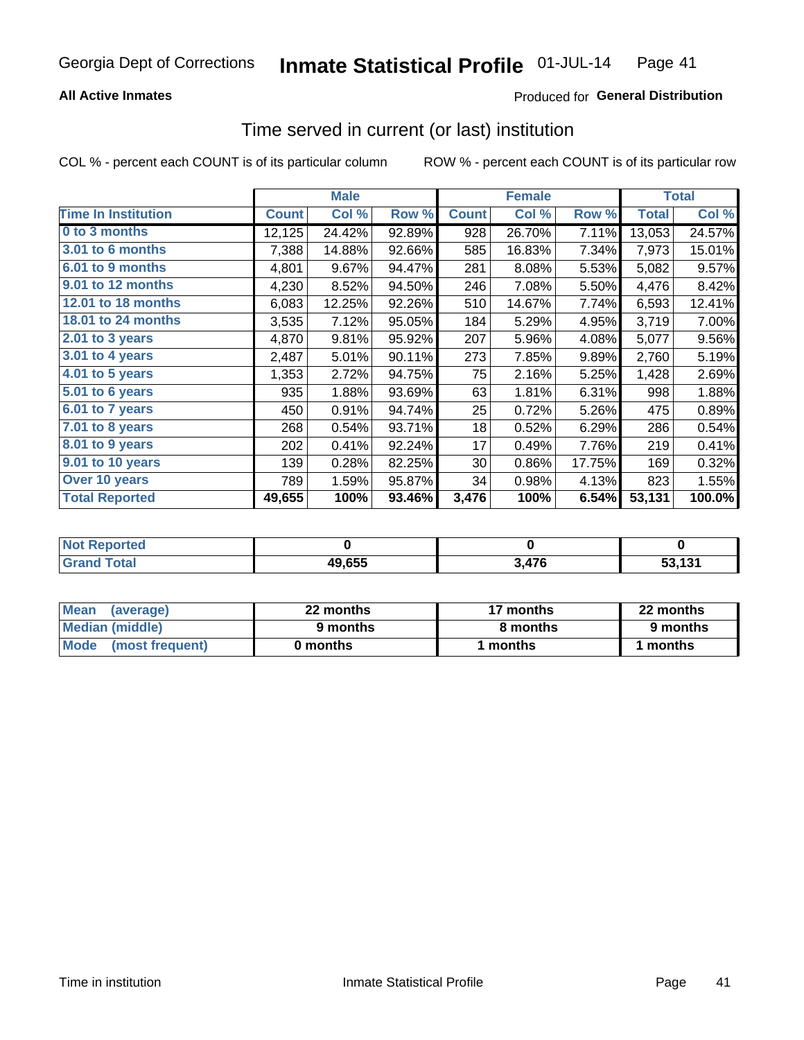Georgia Dept of Corrections **Inmate Statistical Profile** 01-JUL-14

**All Active Inmates**

Produced for **General Distribution**

## Time served in current (or last) institution

COL % - percent each COUNT is of its particular column ROW % - percent each COUNT is of its particular row

| | Male | | | Female | | | Total | |
|---|---|---|---|---|---|---|---|---|
| **Time In Institution** | **Count** | **Col %** | **Row %** | **Count** | **Col %** | **Row %** | **Total** | **Col %** |
| 0 to 3 months | 12,125 | 24.42% | 92.89% | 928 | 26.70% | 7.11% | 13,053 | 24.57% |
| 3.01 to 6 months | 7,388 | 14.88% | 92.66% | 585 | 16.83% | 7.34% | 7,973 | 15.01% |
| 6.01 to 9 months | 4,801 | 9.67% | 94.47% | 281 | 8.08% | 5.53% | 5,082 | 9.57% |
| 9.01 to 12 months | 4,230 | 8.52% | 94.50% | 246 | 7.08% | 5.50% | 4,476 | 8.42% |
| 12.01 to 18 months | 6,083 | 12.25% | 92.26% | 510 | 14.67% | 7.74% | 6,593 | 12.41% |
| 18.01 to 24 months | 3,535 | 7.12% | 95.05% | 184 | 5.29% | 4.95% | 3,719 | 7.00% |
| 2.01 to 3 years | 4,870 | 9.81% | 95.92% | 207 | 5.96% | 4.08% | 5,077 | 9.56% |
| 3.01 to 4 years | 2,487 | 5.01% | 90.11% | 273 | 7.85% | 9.89% | 2,760 | 5.19% |
| 4.01 to 5 years | 1,353 | 2.72% | 94.75% | 75 | 2.16% | 5.25% | 1,428 | 2.69% |
| 5.01 to 6 years | 935 | 1.88% | 93.69% | 63 | 1.81% | 6.31% | 998 | 1.88% |
| 6.01 to 7 years | 450 | 0.91% | 94.74% | 25 | 0.72% | 5.26% | 475 | 0.89% |
| 7.01 to 8 years | 268 | 0.54% | 93.71% | 18 | 0.52% | 6.29% | 286 | 0.54% |
| 8.01 to 9 years | 202 | 0.41% | 92.24% | 17 | 0.49% | 7.76% | 219 | 0.41% |
| 9.01 to 10 years | 139 | 0.28% | 82.25% | 30 | 0.86% | 17.75% | 169 | 0.32% |
| Over 10 years | 789 | 1.59% | 95.87% | 34 | 0.98% | 4.13% | 823 | 1.55% |
| **Total Reported** | **49,655** | **100%** | **93.46%** | **3,476** | **100%** | **6.54%** | **53,131** | **100.0%** |

| | Male | Female | Total |
|---|---|---|---|
| Not Reported | **0** | **0** | **0** |
| Grand Total | **49,655** | **3,476** | **53,131** |

| | Male | Female | Total |
|---|---|---|---|
| Mean (average) | **22 months** | **17 months** | **22 months** |
| Median (middle) | **9 months** | **8 months** | **9 months** |
| Mode (most frequent) | **0 months** | **1 months** | **1 months** |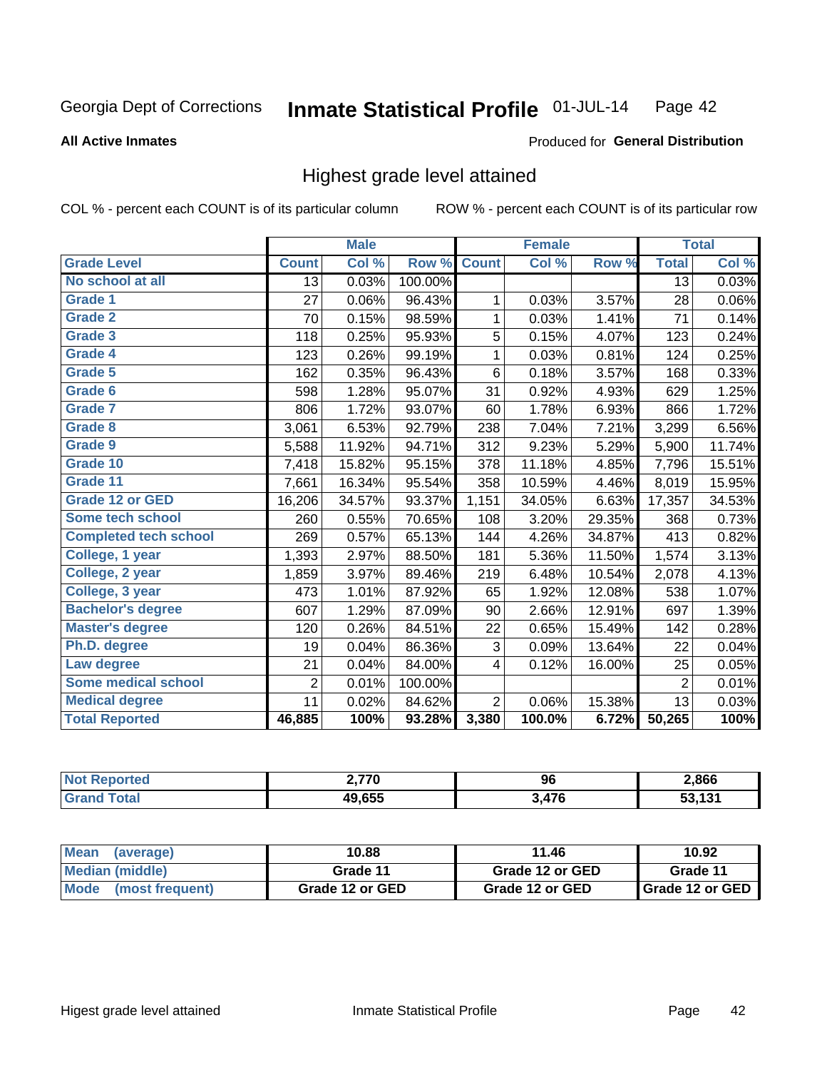Georgia Dept of Corrections **Inmate Statistical Profile** 01-JUL-14 Page 42

**All Active Inmates**

Produced for **General Distribution**

## Highest grade level attained

COL % - percent each COUNT is of its particular column ROW % - percent each COUNT is of its particular row

| | Male | | | Female | | | Total | |
|---|---|---|---|---|---|---|---|---|
| Grade Level | Count | Col % | Row % | Count | Col % | Row % | Total | Col % |
| No school at all | 13 | 0.03% | 100.00% | | | | 13 | 0.03% |
| Grade 1 | 27 | 0.06% | 96.43% | 1 | 0.03% | 3.57% | 28 | 0.06% |
| Grade 2 | 70 | 0.15% | 98.59% | 1 | 0.03% | 1.41% | 71 | 0.14% |
| Grade 3 | 118 | 0.25% | 95.93% | 5 | 0.15% | 4.07% | 123 | 0.24% |
| Grade 4 | 123 | 0.26% | 99.19% | 1 | 0.03% | 0.81% | 124 | 0.25% |
| Grade 5 | 162 | 0.35% | 96.43% | 6 | 0.18% | 3.57% | 168 | 0.33% |
| Grade 6 | 598 | 1.28% | 95.07% | 31 | 0.92% | 4.93% | 629 | 1.25% |
| Grade 7 | 806 | 1.72% | 93.07% | 60 | 1.78% | 6.93% | 866 | 1.72% |
| Grade 8 | 3,061 | 6.53% | 92.79% | 238 | 7.04% | 7.21% | 3,299 | 6.56% |
| Grade 9 | 5,588 | 11.92% | 94.71% | 312 | 9.23% | 5.29% | 5,900 | 11.74% |
| Grade 10 | 7,418 | 15.82% | 95.15% | 378 | 11.18% | 4.85% | 7,796 | 15.51% |
| Grade 11 | 7,661 | 16.34% | 95.54% | 358 | 10.59% | 4.46% | 8,019 | 15.95% |
| Grade 12 or GED | 16,206 | 34.57% | 93.37% | 1,151 | 34.05% | 6.63% | 17,357 | 34.53% |
| Some tech school | 260 | 0.55% | 70.65% | 108 | 3.20% | 29.35% | 368 | 0.73% |
| Completed tech school | 269 | 0.57% | 65.13% | 144 | 4.26% | 34.87% | 413 | 0.82% |
| College, 1 year | 1,393 | 2.97% | 88.50% | 181 | 5.36% | 11.50% | 1,574 | 3.13% |
| College, 2 year | 1,859 | 3.97% | 89.46% | 219 | 6.48% | 10.54% | 2,078 | 4.13% |
| College, 3 year | 473 | 1.01% | 87.92% | 65 | 1.92% | 12.08% | 538 | 1.07% |
| Bachelor's degree | 607 | 1.29% | 87.09% | 90 | 2.66% | 12.91% | 697 | 1.39% |
| Master's degree | 120 | 0.26% | 84.51% | 22 | 0.65% | 15.49% | 142 | 0.28% |
| Ph.D. degree | 19 | 0.04% | 86.36% | 3 | 0.09% | 13.64% | 22 | 0.04% |
| Law degree | 21 | 0.04% | 84.00% | 4 | 0.12% | 16.00% | 25 | 0.05% |
| Some medical school | 2 | 0.01% | 100.00% | | | | 2 | 0.01% |
| Medical degree | 11 | 0.02% | 84.62% | 2 | 0.06% | 15.38% | 13 | 0.03% |
| **Total Reported** | **46,885** | **100%** | **93.28%** | **3,380** | **100.0%** | **6.72%** | **50,265** | **100%** |

| | Male | Female | Total |
|---|---|---|---|
| Not Reported | 2,770 | 96 | 2,866 |
| Grand Total | 49,655 | 3,476 | 53,131 |

| | Male | Female | Total |
|---|---|---|---|
| Mean (average) | 10.88 | 11.46 | 10.92 |
| Median (middle) | Grade 11 | Grade 12 or GED | Grade 11 |
| Mode (most frequent) | Grade 12 or GED | Grade 12 or GED | Grade 12 or GED |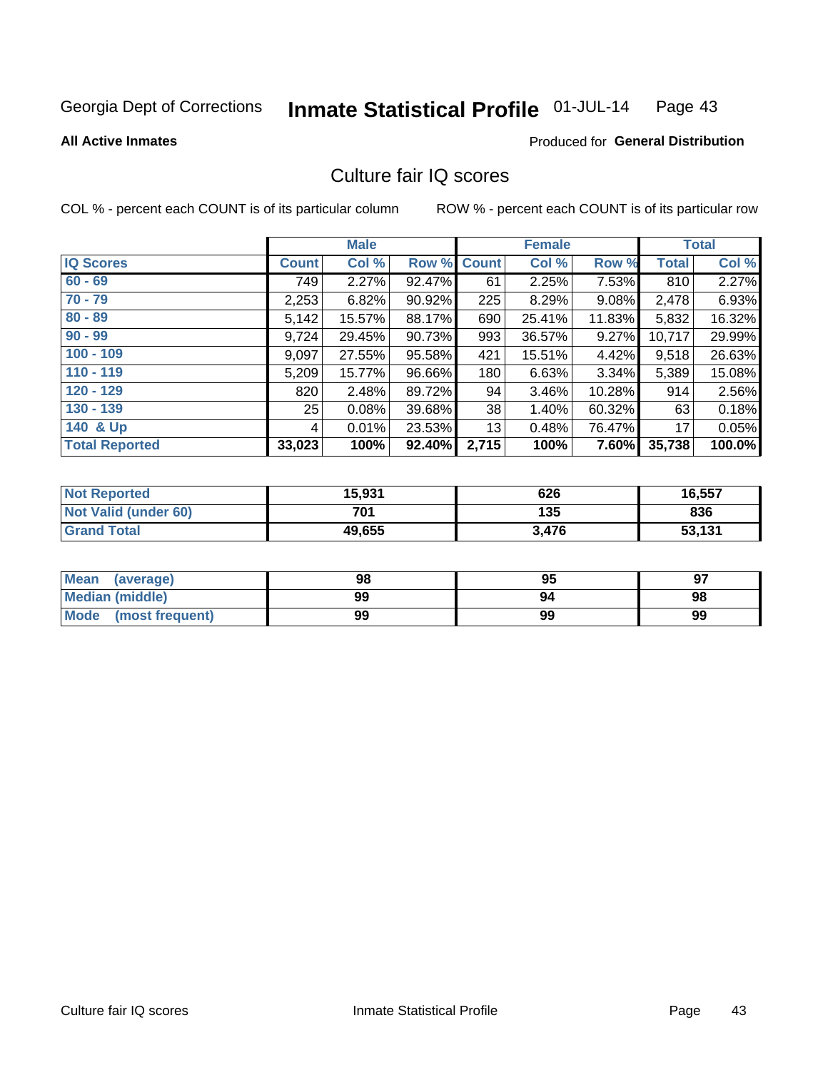Georgia Dept of Corrections **Inmate Statistical Profile** 01-JUL-14 Page 43

**All Active Inmates**

Produced for **General Distribution**

## Culture fair IQ scores

COL % - percent each COUNT is of its particular column

ROW % - percent each COUNT is of its particular row

| | Male | | | Female | | | Total | |
|---|---|---|---|---|---|---|---|---|
| **IQ Scores** | **Count** | **Col %** | **Row %** | **Count** | **Col %** | **Row %** | **Total** | **Col %** |
| **60 - 69** | 749 | 2.27% | 92.47% | 61 | 2.25% | 7.53% | 810 | 2.27% |
| **70 - 79** | 2,253 | 6.82% | 90.92% | 225 | 8.29% | 9.08% | 2,478 | 6.93% |
| **80 - 89** | 5,142 | 15.57% | 88.17% | 690 | 25.41% | 11.83% | 5,832 | 16.32% |
| **90 - 99** | 9,724 | 29.45% | 90.73% | 993 | 36.57% | 9.27% | 10,717 | 29.99% |
| **100 - 109** | 9,097 | 27.55% | 95.58% | 421 | 15.51% | 4.42% | 9,518 | 26.63% |
| **110 - 119** | 5,209 | 15.77% | 96.66% | 180 | 6.63% | 3.34% | 5,389 | 15.08% |
| **120 - 129** | 820 | 2.48% | 89.72% | 94 | 3.46% | 10.28% | 914 | 2.56% |
| **130 - 139** | 25 | 0.08% | 39.68% | 38 | 1.40% | 60.32% | 63 | 0.18% |
| **140 & Up** | 4 | 0.01% | 23.53% | 13 | 0.48% | 76.47% | 17 | 0.05% |
| **Total Reported** | **33,023** | **100%** | **92.40%** | **2,715** | **100%** | **7.60%** | **35,738** | **100.0%** |

| | Male | Female | Total |
|---|---|---|---|
| **Not Reported** | **15,931** | **626** | **16,557** |
| **Not Valid (under 60)** | **701** | **135** | **836** |
| **Grand Total** | **49,655** | **3,476** | **53,131** |

| | Male | Female | Total |
|---|---|---|---|
| **Mean (average)** | **98** | **95** | **97** |
| **Median (middle)** | **99** | **94** | **98** |
| **Mode (most frequent)** | **99** | **99** | **99** |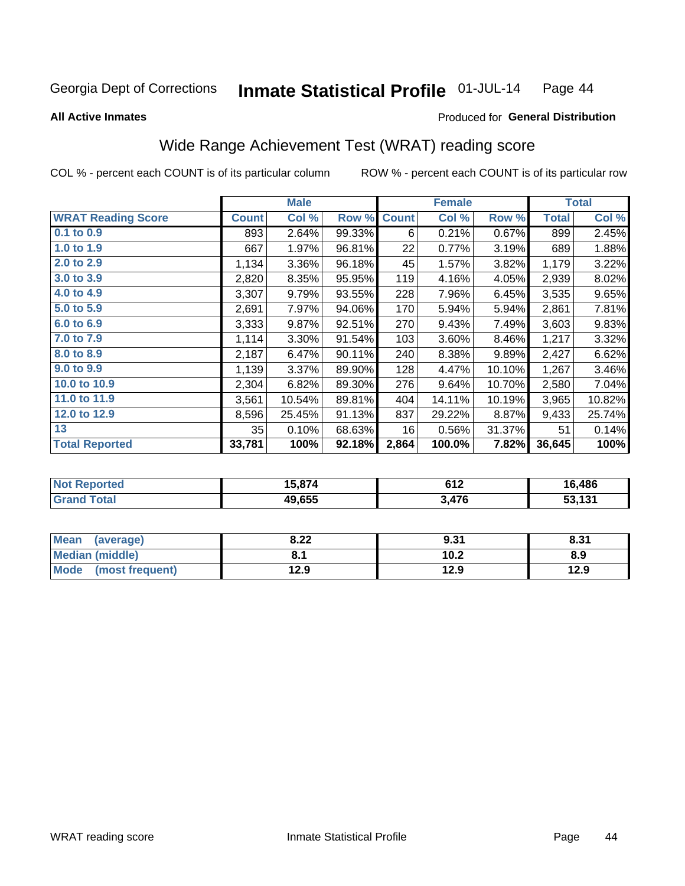Georgia Dept of Corrections **Inmate Statistical Profile** 01-JUL-14

**All Active Inmates**

Produced for **General Distribution**

## Wide Range Achievement Test (WRAT) reading score

COL % - percent each COUNT is of its particular column

ROW % - percent each COUNT is of its particular row

| | Male | | | Female | | | Total | |
|---|---|---|---|---|---|---|---|---|
| **WRAT Reading Score** | **Count** | **Col %** | **Row %** | **Count** | **Col %** | **Row %** | **Total** | **Col %** |
| 0.1 to 0.9 | 893 | 2.64% | 99.33% | 6 | 0.21% | 0.67% | 899 | 2.45% |
| 1.0 to 1.9 | 667 | 1.97% | 96.81% | 22 | 0.77% | 3.19% | 689 | 1.88% |
| 2.0 to 2.9 | 1,134 | 3.36% | 96.18% | 45 | 1.57% | 3.82% | 1,179 | 3.22% |
| 3.0 to 3.9 | 2,820 | 8.35% | 95.95% | 119 | 4.16% | 4.05% | 2,939 | 8.02% |
| 4.0 to 4.9 | 3,307 | 9.79% | 93.55% | 228 | 7.96% | 6.45% | 3,535 | 9.65% |
| 5.0 to 5.9 | 2,691 | 7.97% | 94.06% | 170 | 5.94% | 5.94% | 2,861 | 7.81% |
| 6.0 to 6.9 | 3,333 | 9.87% | 92.51% | 270 | 9.43% | 7.49% | 3,603 | 9.83% |
| 7.0 to 7.9 | 1,114 | 3.30% | 91.54% | 103 | 3.60% | 8.46% | 1,217 | 3.32% |
| 8.0 to 8.9 | 2,187 | 6.47% | 90.11% | 240 | 8.38% | 9.89% | 2,427 | 6.62% |
| 9.0 to 9.9 | 1,139 | 3.37% | 89.90% | 128 | 4.47% | 10.10% | 1,267 | 3.46% |
| 10.0 to 10.9 | 2,304 | 6.82% | 89.30% | 276 | 9.64% | 10.70% | 2,580 | 7.04% |
| 11.0 to 11.9 | 3,561 | 10.54% | 89.81% | 404 | 14.11% | 10.19% | 3,965 | 10.82% |
| 12.0 to 12.9 | 8,596 | 25.45% | 91.13% | 837 | 29.22% | 8.87% | 9,433 | 25.74% |
| 13 | 35 | 0.10% | 68.63% | 16 | 0.56% | 31.37% | 51 | 0.14% |
| **Total Reported** | **33,781** | **100%** | **92.18%** | **2,864** | **100.0%** | **7.82%** | **36,645** | **100%** |

| | Male | Female | Total |
|---|---|---|---|
| Not Reported | **15,874** | **612** | **16,486** |
| Grand Total | **49,655** | **3,476** | **53,131** |

| | Male | Female | Total |
|---|---|---|---|
| Mean (average) | **8.22** | **9.31** | **8.31** |
| Median (middle) | **8.1** | **10.2** | **8.9** |
| Mode (most frequent) | **12.9** | **12.9** | **12.9** |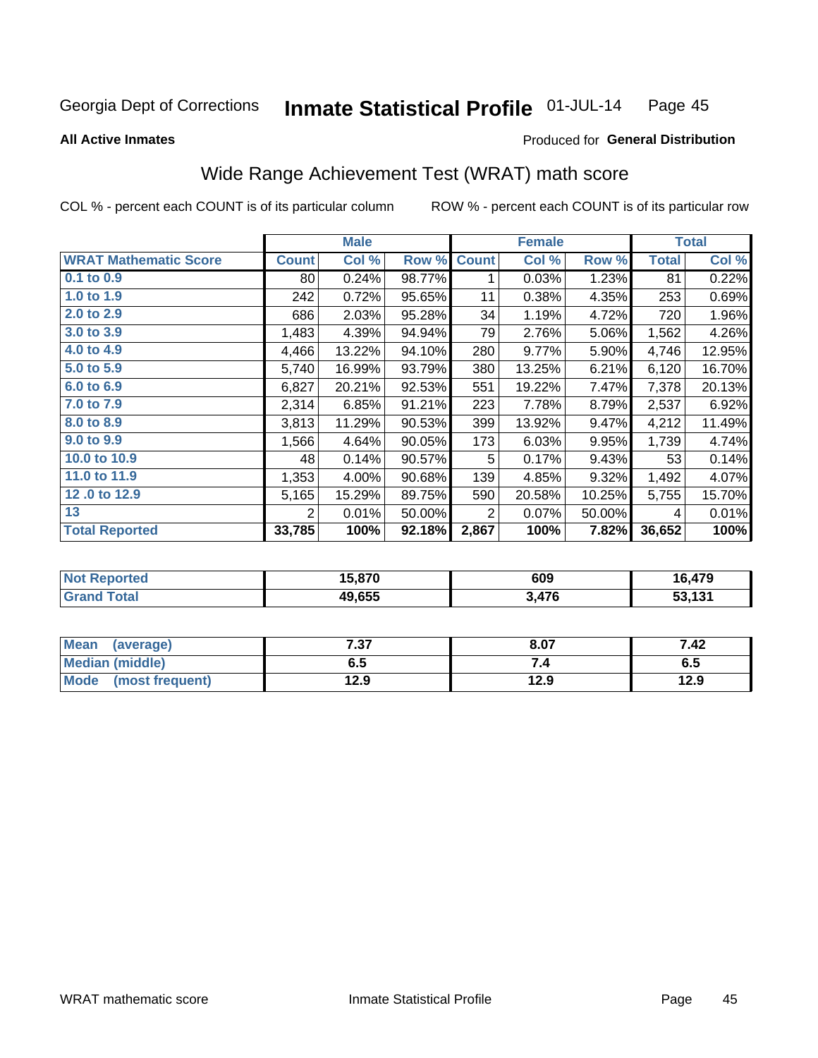Georgia Dept of Corrections **Inmate Statistical Profile** 01-JUL-14 Page 45

**All Active Inmates**

Produced for **General Distribution**

## Wide Range Achievement Test (WRAT) math score

COL % - percent each COUNT is of its particular column ROW % - percent each COUNT is of its particular row

| | Male | | | Female | | | Total | |
|---|---|---|---|---|---|---|---|---|
| **WRAT Mathematic Score** | **Count** | **Col %** | **Row %** | **Count** | **Col %** | **Row %** | **Total** | **Col %** |
| 0.1 to 0.9 | 80 | 0.24% | 98.77% | 1 | 0.03% | 1.23% | 81 | 0.22% |
| 1.0 to 1.9 | 242 | 0.72% | 95.65% | 11 | 0.38% | 4.35% | 253 | 0.69% |
| 2.0 to 2.9 | 686 | 2.03% | 95.28% | 34 | 1.19% | 4.72% | 720 | 1.96% |
| 3.0 to 3.9 | 1,483 | 4.39% | 94.94% | 79 | 2.76% | 5.06% | 1,562 | 4.26% |
| 4.0 to 4.9 | 4,466 | 13.22% | 94.10% | 280 | 9.77% | 5.90% | 4,746 | 12.95% |
| 5.0 to 5.9 | 5,740 | 16.99% | 93.79% | 380 | 13.25% | 6.21% | 6,120 | 16.70% |
| 6.0 to 6.9 | 6,827 | 20.21% | 92.53% | 551 | 19.22% | 7.47% | 7,378 | 20.13% |
| 7.0 to 7.9 | 2,314 | 6.85% | 91.21% | 223 | 7.78% | 8.79% | 2,537 | 6.92% |
| 8.0 to 8.9 | 3,813 | 11.29% | 90.53% | 399 | 13.92% | 9.47% | 4,212 | 11.49% |
| 9.0 to 9.9 | 1,566 | 4.64% | 90.05% | 173 | 6.03% | 9.95% | 1,739 | 4.74% |
| 10.0 to 10.9 | 48 | 0.14% | 90.57% | 5 | 0.17% | 9.43% | 53 | 0.14% |
| 11.0 to 11.9 | 1,353 | 4.00% | 90.68% | 139 | 4.85% | 9.32% | 1,492 | 4.07% |
| 12 .0 to 12.9 | 5,165 | 15.29% | 89.75% | 590 | 20.58% | 10.25% | 5,755 | 15.70% |
| 13 | 2 | 0.01% | 50.00% | 2 | 0.07% | 50.00% | 4 | 0.01% |
| **Total Reported** | **33,785** | **100%** | **92.18%** | **2,867** | **100%** | **7.82%** | **36,652** | **100%** |

| | Male | Female | Total |
|---|---|---|---|
| Not Reported | 15,870 | 609 | 16,479 |
| Grand Total | 49,655 | 3,476 | 53,131 |

| | Male | Female | Total |
|---|---|---|---|
| Mean (average) | 7.37 | 8.07 | 7.42 |
| Median (middle) | 6.5 | 7.4 | 6.5 |
| Mode (most frequent) | 12.9 | 12.9 | 12.9 |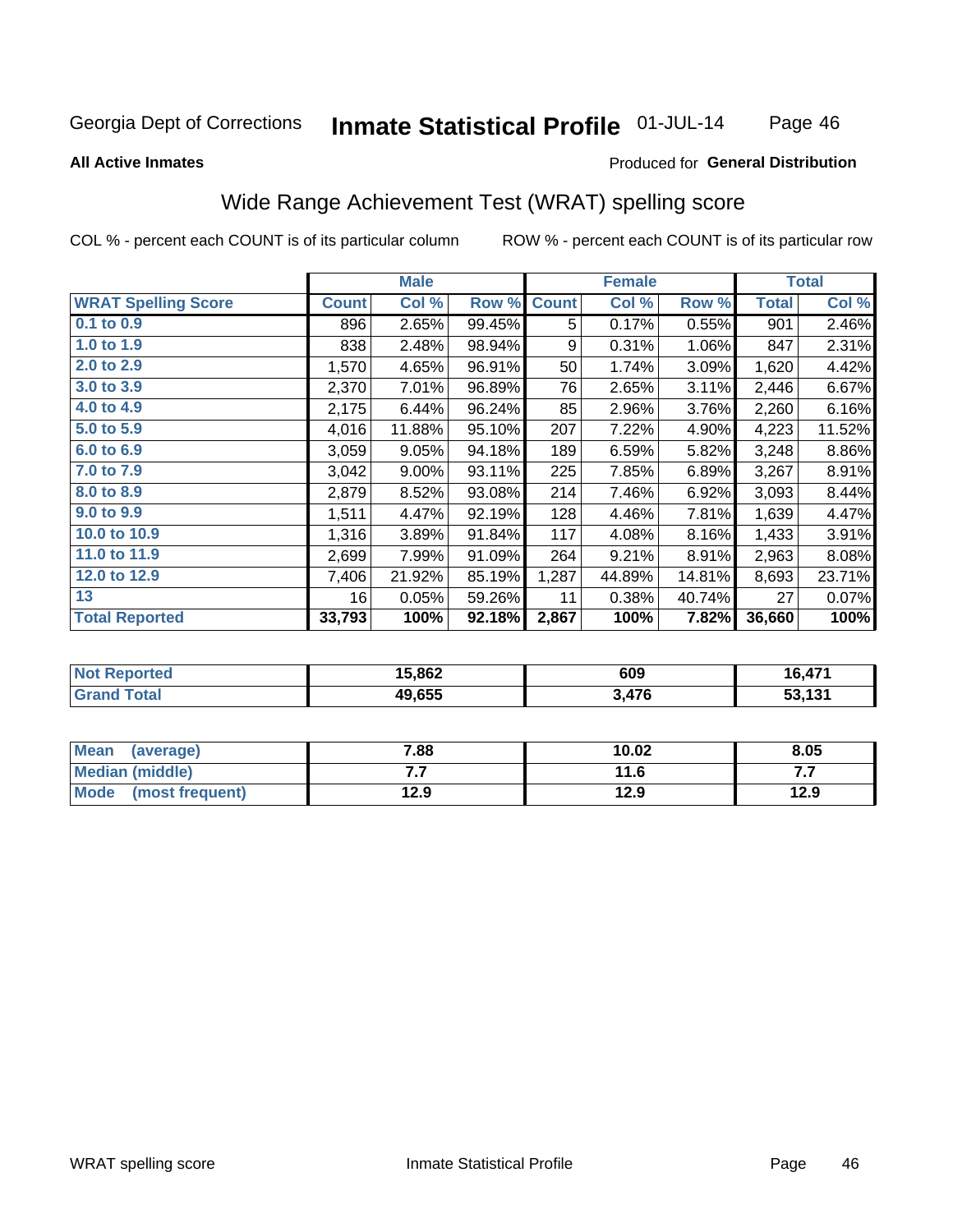Georgia Dept of Corrections **Inmate Statistical Profile** 01-JUL-14

**All Active Inmates**

Produced for **General Distribution**

## Wide Range Achievement Test (WRAT) spelling score

COL % - percent each COUNT is of its particular column ROW % - percent each COUNT is of its particular row

| | Male | | | Female | | | Total | |
|---|---|---|---|---|---|---|---|---|
| **WRAT Spelling Score** | **Count** | **Col %** | **Row %** | **Count** | **Col %** | **Row %** | **Total** | **Col %** |
| 0.1 to 0.9 | 896 | 2.65% | 99.45% | 5 | 0.17% | 0.55% | 901 | 2.46% |
| 1.0 to 1.9 | 838 | 2.48% | 98.94% | 9 | 0.31% | 1.06% | 847 | 2.31% |
| 2.0 to 2.9 | 1,570 | 4.65% | 96.91% | 50 | 1.74% | 3.09% | 1,620 | 4.42% |
| 3.0 to 3.9 | 2,370 | 7.01% | 96.89% | 76 | 2.65% | 3.11% | 2,446 | 6.67% |
| 4.0 to 4.9 | 2,175 | 6.44% | 96.24% | 85 | 2.96% | 3.76% | 2,260 | 6.16% |
| 5.0 to 5.9 | 4,016 | 11.88% | 95.10% | 207 | 7.22% | 4.90% | 4,223 | 11.52% |
| 6.0 to 6.9 | 3,059 | 9.05% | 94.18% | 189 | 6.59% | 5.82% | 3,248 | 8.86% |
| 7.0 to 7.9 | 3,042 | 9.00% | 93.11% | 225 | 7.85% | 6.89% | 3,267 | 8.91% |
| 8.0 to 8.9 | 2,879 | 8.52% | 93.08% | 214 | 7.46% | 6.92% | 3,093 | 8.44% |
| 9.0 to 9.9 | 1,511 | 4.47% | 92.19% | 128 | 4.46% | 7.81% | 1,639 | 4.47% |
| 10.0 to 10.9 | 1,316 | 3.89% | 91.84% | 117 | 4.08% | 8.16% | 1,433 | 3.91% |
| 11.0 to 11.9 | 2,699 | 7.99% | 91.09% | 264 | 9.21% | 8.91% | 2,963 | 8.08% |
| 12.0 to 12.9 | 7,406 | 21.92% | 85.19% | 1,287 | 44.89% | 14.81% | 8,693 | 23.71% |
| 13 | 16 | 0.05% | 59.26% | 11 | 0.38% | 40.74% | 27 | 0.07% |
| **Total Reported** | **33,793** | **100%** | **92.18%** | **2,867** | **100%** | **7.82%** | **36,660** | **100%** |

| | Male | Female | Total |
|---|---|---|---|
| Not Reported | 15,862 | 609 | 16,471 |
| Grand Total | 49,655 | 3,476 | 53,131 |

| | Male | Female | Total |
|---|---|---|---|
| Mean (average) | 7.88 | 10.02 | 8.05 |
| Median (middle) | 7.7 | 11.6 | 7.7 |
| Mode (most frequent) | 12.9 | 12.9 | 12.9 |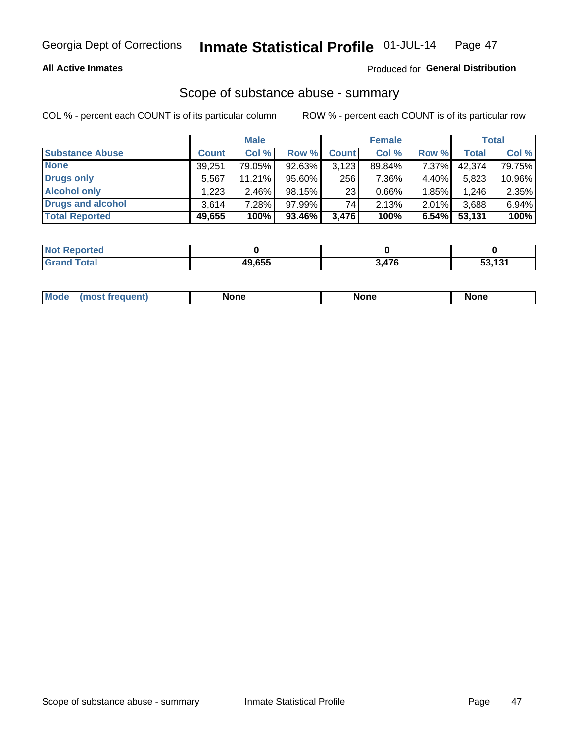Georgia Dept of Corrections **Inmate Statistical Profile** 01-JUL-14

**All Active Inmates**

Produced for **General Distribution**

## Scope of substance abuse - summary

COL % - percent each COUNT is of its particular column ROW % - percent each COUNT is of its particular row

| | Male | | | Female | | | Total | |
|---|---|---|---|---|---|---|---|---|
| **Substance Abuse** | **Count** | **Col %** | **Row %** | **Count** | **Col %** | **Row %** | **Total** | **Col %** |
| **None** | 39,251 | 79.05% | 92.63% | 3,123 | 89.84% | 7.37% | 42,374 | 79.75% |
| **Drugs only** | 5,567 | 11.21% | 95.60% | 256 | 7.36% | 4.40% | 5,823 | 10.96% |
| **Alcohol only** | 1,223 | 2.46% | 98.15% | 23 | 0.66% | 1.85% | 1,246 | 2.35% |
| **Drugs and alcohol** | 3,614 | 7.28% | 97.99% | 74 | 2.13% | 2.01% | 3,688 | 6.94% |
| **Total Reported** | **49,655** | **100%** | **93.46%** | **3,476** | **100%** | **6.54%** | **53,131** | **100%** |

| | Male | Female | Total |
|---|---|---|---|
| **Not Reported** | **0** | **0** | **0** |
| **Grand Total** | **49,655** | **3,476** | **53,131** |

| | Male | Female | Total |
|---|---|---|---|
| **Mode (most frequent)** | **None** | **None** | **None** |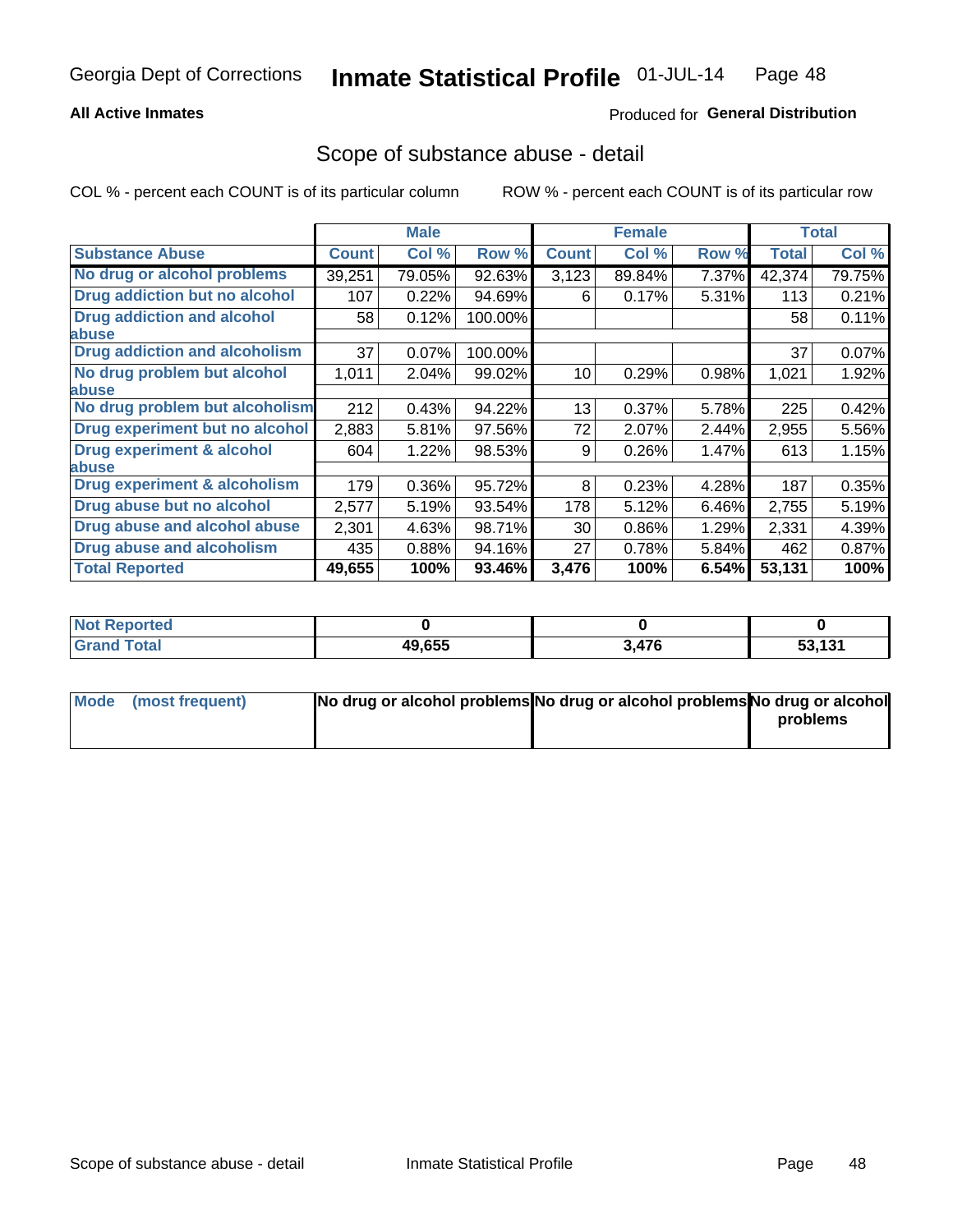Georgia Dept of Corrections **Inmate Statistical Profile** 01-JUL-14

**All Active Inmates**

Produced for **General Distribution**

## Scope of substance abuse - detail

COL % - percent each COUNT is of its particular column     ROW % - percent each COUNT is of its particular row

| | Male | | | Female | | | Total | |
|---|---|---|---|---|---|---|---|---|
| **Substance Abuse** | **Count** | **Col %** | **Row %** | **Count** | **Col %** | **Row %** | **Total** | **Col %** |
| **No drug or alcohol problems** | 39,251 | 79.05% | 92.63% | 3,123 | 89.84% | 7.37% | 42,374 | 79.75% |
| **Drug addiction but no alcohol** | 107 | 0.22% | 94.69% | 6 | 0.17% | 5.31% | 113 | 0.21% |
| **Drug addiction and alcohol abuse** | 58 | 0.12% | 100.00% | | | | 58 | 0.11% |
| **Drug addiction and alcoholism** | 37 | 0.07% | 100.00% | | | | 37 | 0.07% |
| **No drug problem but alcohol abuse** | 1,011 | 2.04% | 99.02% | 10 | 0.29% | 0.98% | 1,021 | 1.92% |
| **No drug problem but alcoholism** | 212 | 0.43% | 94.22% | 13 | 0.37% | 5.78% | 225 | 0.42% |
| **Drug experiment but no alcohol** | 2,883 | 5.81% | 97.56% | 72 | 2.07% | 2.44% | 2,955 | 5.56% |
| **Drug experiment & alcohol abuse** | 604 | 1.22% | 98.53% | 9 | 0.26% | 1.47% | 613 | 1.15% |
| **Drug experiment & alcoholism** | 179 | 0.36% | 95.72% | 8 | 0.23% | 4.28% | 187 | 0.35% |
| **Drug abuse but no alcohol** | 2,577 | 5.19% | 93.54% | 178 | 5.12% | 6.46% | 2,755 | 5.19% |
| **Drug abuse and alcohol abuse** | 2,301 | 4.63% | 98.71% | 30 | 0.86% | 1.29% | 2,331 | 4.39% |
| **Drug abuse and alcoholism** | 435 | 0.88% | 94.16% | 27 | 0.78% | 5.84% | 462 | 0.87% |
| **Total Reported** | **49,655** | **100%** | **93.46%** | **3,476** | **100%** | **6.54%** | **53,131** | **100%** |

| | Male | Female | Total |
|---|---|---|---|
| **Not Reported** | **0** | **0** | **0** |
| **Grand Total** | **49,655** | **3,476** | **53,131** |

| | Male | Female | Total |
|---|---|---|---|
| **Mode (most frequent)** | **No drug or alcohol problems** | **No drug or alcohol problems** | **No drug or alcohol problems** |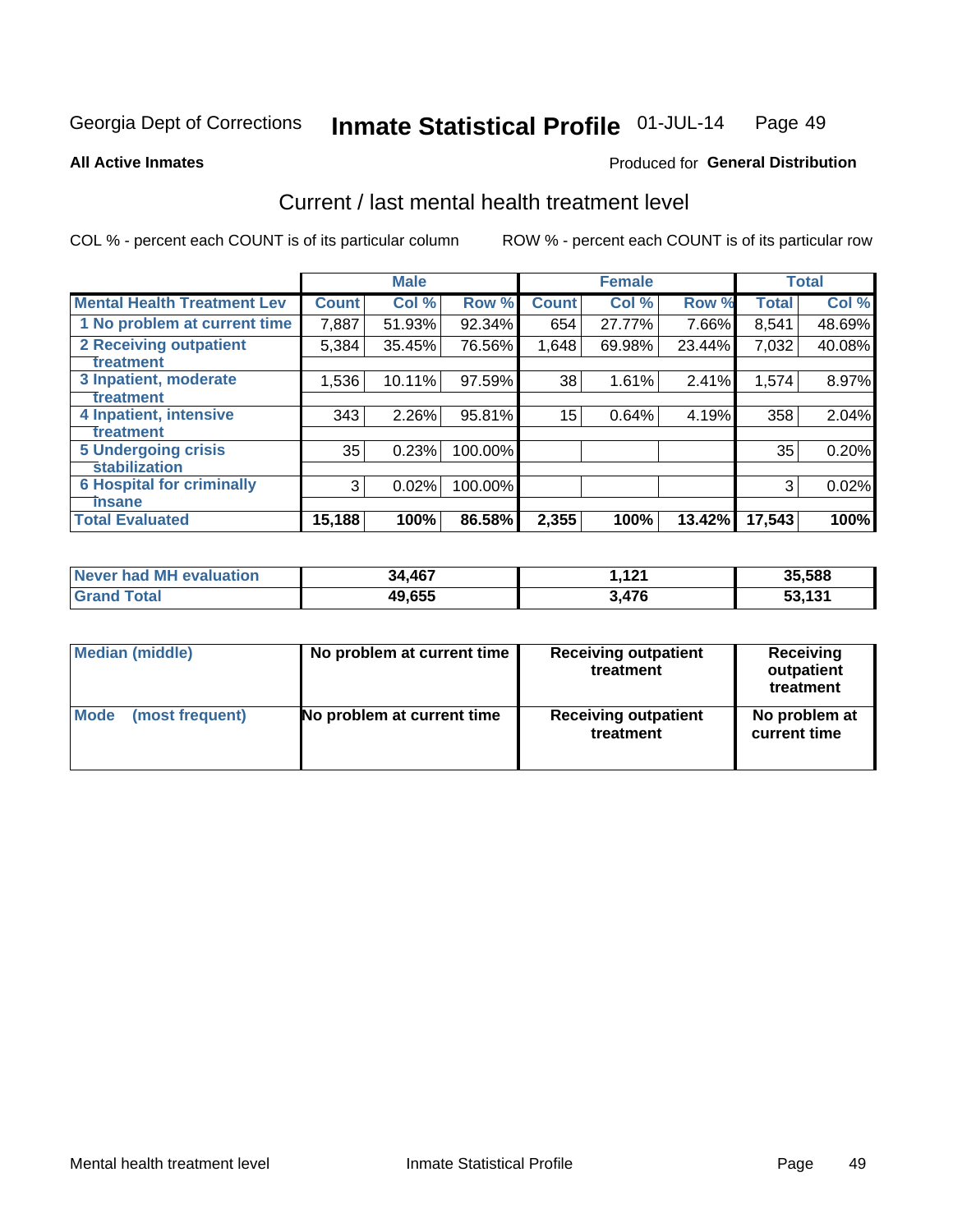Georgia Dept of Corrections **Inmate Statistical Profile** 01-JUL-14

**All Active Inmates**

Produced for **General Distribution**

## Current / last mental health treatment level

COL % - percent each COUNT is of its particular column

ROW % - percent each COUNT is of its particular row

| | Male | | | Female | | | Total | |
|---|---|---|---|---|---|---|---|---|
| **Mental Health Treatment Lev** | **Count** | **Col %** | **Row %** | **Count** | **Col %** | **Row %** | **Total** | **Col %** |
| 1 No problem at current time | 7,887 | 51.93% | 92.34% | 654 | 27.77% | 7.66% | 8,541 | 48.69% |
| 2 Receiving outpatient treatment | 5,384 | 35.45% | 76.56% | 1,648 | 69.98% | 23.44% | 7,032 | 40.08% |
| 3 Inpatient, moderate treatment | 1,536 | 10.11% | 97.59% | 38 | 1.61% | 2.41% | 1,574 | 8.97% |
| 4 Inpatient, intensive treatment | 343 | 2.26% | 95.81% | 15 | 0.64% | 4.19% | 358 | 2.04% |
| 5 Undergoing crisis stabilization | 35 | 0.23% | 100.00% | | | | 35 | 0.20% |
| 6 Hospital for criminally insane | 3 | 0.02% | 100.00% | | | | 3 | 0.02% |
| **Total Evaluated** | **15,188** | **100%** | **86.58%** | **2,355** | **100%** | **13.42%** | **17,543** | **100%** |

| | Male | Female | Total |
|---|---|---|---|
| **Never had MH evaluation** | **34,467** | **1,121** | **35,588** |
| **Grand Total** | **49,655** | **3,476** | **53,131** |

| | Male | Female | Total |
|---|---|---|---|
| **Median (middle)** | **No problem at current time** | **Receiving outpatient treatment** | **Receiving outpatient treatment** |
| **Mode (most frequent)** | **No problem at current time** | **Receiving outpatient treatment** | **No problem at current time** |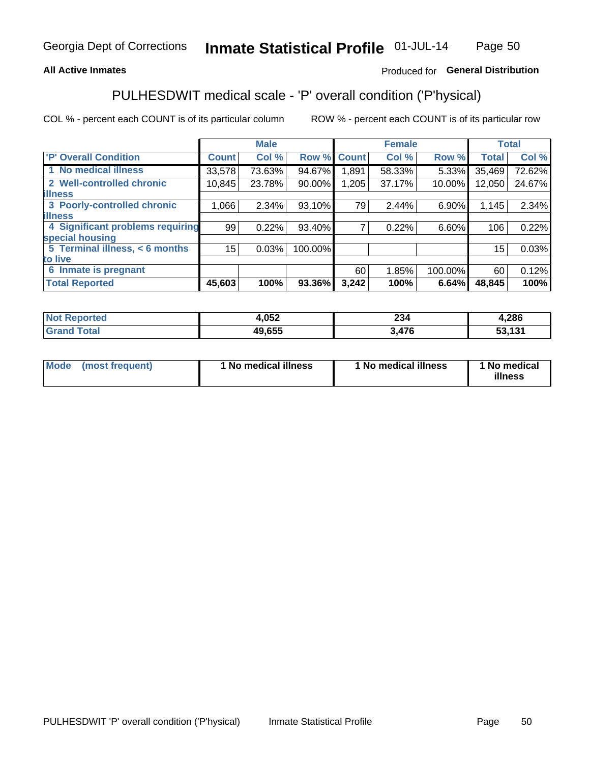Georgia Dept of Corrections **Inmate Statistical Profile** 01-JUL-14

**All Active Inmates**

Produced for **General Distribution**

## PULHESDWIT medical scale - 'P' overall condition ('P'hysical)

COL % - percent each COUNT is of its particular column

ROW % - percent each COUNT is of its particular row

| | Male | | | Female | | | Total | |
|---|---|---|---|---|---|---|---|---|
| 'P' Overall Condition | Count | Col % | Row % | Count | Col % | Row % | Total | Col % |
| 1 No medical illness | 33,578 | 73.63% | 94.67% | 1,891 | 58.33% | 5.33% | 35,469 | 72.62% |
| 2 Well-controlled chronic illness | 10,845 | 23.78% | 90.00% | 1,205 | 37.17% | 10.00% | 12,050 | 24.67% |
| 3 Poorly-controlled chronic illness | 1,066 | 2.34% | 93.10% | 79 | 2.44% | 6.90% | 1,145 | 2.34% |
| 4 Significant problems requiring special housing | 99 | 0.22% | 93.40% | 7 | 0.22% | 6.60% | 106 | 0.22% |
| 5 Terminal illness, < 6 months to live | 15 | 0.03% | 100.00% | | | | 15 | 0.03% |
| 6 Inmate is pregnant | | | | 60 | 1.85% | 100.00% | 60 | 0.12% |
| **Total Reported** | **45,603** | **100%** | **93.36%** | **3,242** | **100%** | **6.64%** | **48,845** | **100%** |

| | Male | Female | Total |
|---|---|---|---|
| Not Reported | 4,052 | 234 | 4,286 |
| Grand Total | 49,655 | 3,476 | 53,131 |

| | Male | Female | Total |
|---|---|---|---|
| Mode (most frequent) | 1 No medical illness | 1 No medical illness | 1 No medical illness |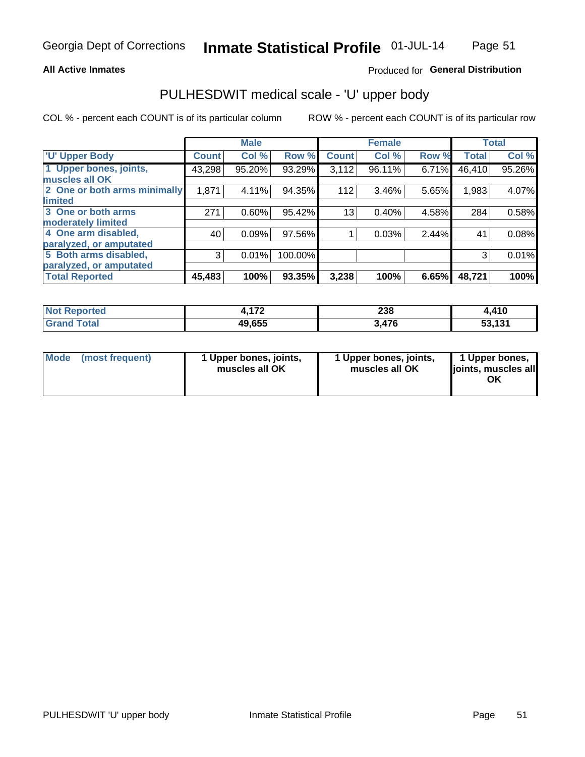Georgia Dept of Corrections **Inmate Statistical Profile** 01-JUL-14

**All Active Inmates**

Produced for **General Distribution**

## PULHESDWIT medical scale - 'U' upper body

COL % - percent each COUNT is of its particular column

ROW % - percent each COUNT is of its particular row

| | Male | | | Female | | | Total | |
|---|---|---|---|---|---|---|---|---|
| 'U' Upper Body | Count | Col % | Row % | Count | Col % | Row % | Total | Col % |
| 1 Upper bones, joints, muscles all OK | 43,298 | 95.20% | 93.29% | 3,112 | 96.11% | 6.71% | 46,410 | 95.26% |
| 2 One or both arms minimally limited | 1,871 | 4.11% | 94.35% | 112 | 3.46% | 5.65% | 1,983 | 4.07% |
| 3 One or both arms moderately limited | 271 | 0.60% | 95.42% | 13 | 0.40% | 4.58% | 284 | 0.58% |
| 4 One arm disabled, paralyzed, or amputated | 40 | 0.09% | 97.56% | 1 | 0.03% | 2.44% | 41 | 0.08% |
| 5 Both arms disabled, paralyzed, or amputated | 3 | 0.01% | 100.00% | | | | 3 | 0.01% |
| **Total Reported** | **45,483** | **100%** | **93.35%** | **3,238** | **100%** | **6.65%** | **48,721** | **100%** |

| | Male | Female | Total |
|---|---|---|---|
| Not Reported | 4,172 | 238 | 4,410 |
| Grand Total | 49,655 | 3,476 | 53,131 |

| | Male | Female | Total |
|---|---|---|---|
| Mode (most frequent) | 1 Upper bones, joints, muscles all OK | 1 Upper bones, joints, muscles all OK | 1 Upper bones, joints, muscles all OK |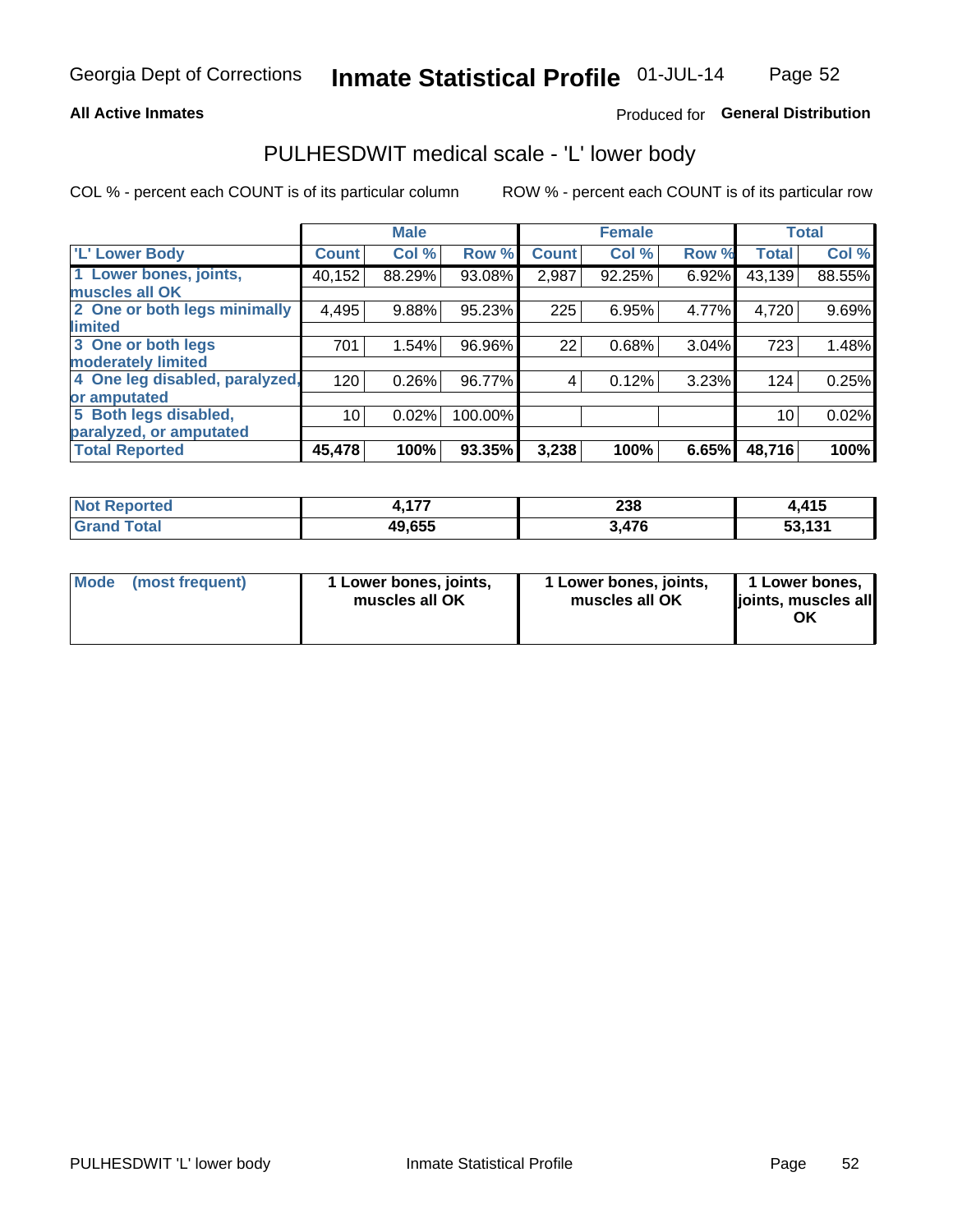Georgia Dept of Corrections **Inmate Statistical Profile** 01-JUL-14

**All Active Inmates**

Produced for **General Distribution**

## PULHESDWIT medical scale - 'L' lower body

COL % - percent each COUNT is of its particular column

ROW % - percent each COUNT is of its particular row

| | Male | | | Female | | | Total | |
|---|---|---|---|---|---|---|---|---|
| 'L' Lower Body | Count | Col % | Row % | Count | Col % | Row % | Total | Col % |
| 1 Lower bones, joints, muscles all OK | 40,152 | 88.29% | 93.08% | 2,987 | 92.25% | 6.92% | 43,139 | 88.55% |
| 2 One or both legs minimally limited | 4,495 | 9.88% | 95.23% | 225 | 6.95% | 4.77% | 4,720 | 9.69% |
| 3 One or both legs moderately limited | 701 | 1.54% | 96.96% | 22 | 0.68% | 3.04% | 723 | 1.48% |
| 4 One leg disabled, paralyzed, or amputated | 120 | 0.26% | 96.77% | 4 | 0.12% | 3.23% | 124 | 0.25% |
| 5 Both legs disabled, paralyzed, or amputated | 10 | 0.02% | 100.00% | | | | 10 | 0.02% |
| **Total Reported** | **45,478** | **100%** | **93.35%** | **3,238** | **100%** | **6.65%** | **48,716** | **100%** |

| | Male | Female | Total |
|---|---|---|---|
| Not Reported | 4,177 | 238 | 4,415 |
| Grand Total | 49,655 | 3,476 | 53,131 |

| | Male | Female | Total |
|---|---|---|---|
| Mode (most frequent) | 1 Lower bones, joints, muscles all OK | 1 Lower bones, joints, muscles all OK | 1 Lower bones, joints, muscles all OK |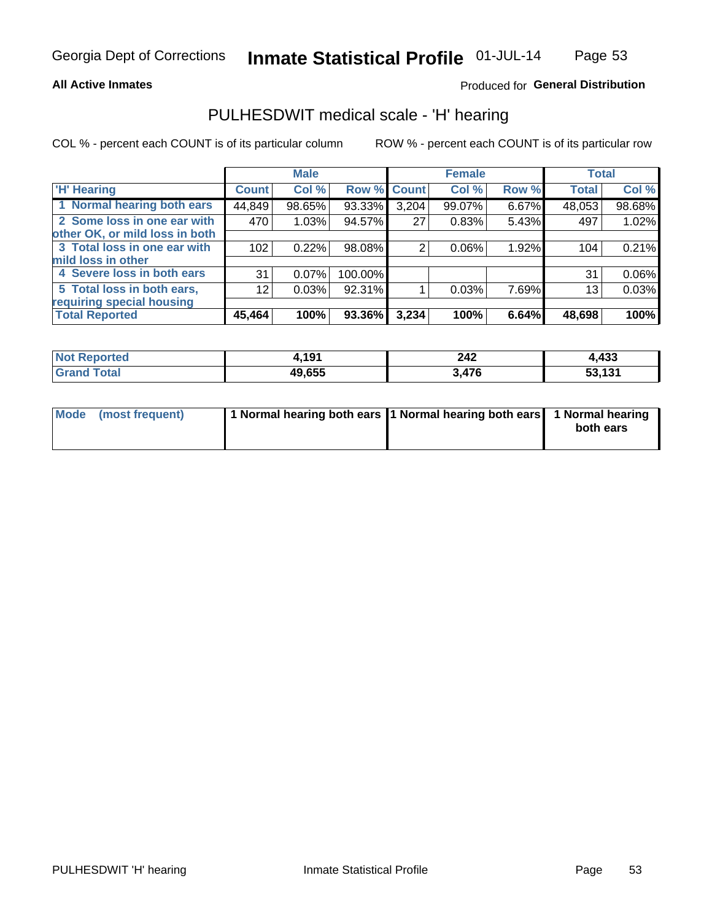Georgia Dept of Corrections **Inmate Statistical Profile** 01-JUL-14

**All Active Inmates** Produced for **General Distribution**

## PULHESDWIT medical scale - 'H' hearing

COL % - percent each COUNT is of its particular column ROW % - percent each COUNT is of its particular row

| | Male | | | Female | | | Total | |
|---|---|---|---|---|---|---|---|---|
| 'H' Hearing | Count | Col % | Row % | Count | Col % | Row % | Total | Col % |
| 1 Normal hearing both ears | 44,849 | 98.65% | 93.33% | 3,204 | 99.07% | 6.67% | 48,053 | 98.68% |
| 2 Some loss in one ear with other OK, or mild loss in both | 470 | 1.03% | 94.57% | 27 | 0.83% | 5.43% | 497 | 1.02% |
| 3 Total loss in one ear with mild loss in other | 102 | 0.22% | 98.08% | 2 | 0.06% | 1.92% | 104 | 0.21% |
| 4 Severe loss in both ears | 31 | 0.07% | 100.00% | | | | 31 | 0.06% |
| 5 Total loss in both ears, requiring special housing | 12 | 0.03% | 92.31% | 1 | 0.03% | 7.69% | 13 | 0.03% |
| **Total Reported** | **45,464** | **100%** | **93.36%** | **3,234** | **100%** | **6.64%** | **48,698** | **100%** |

| | Male | Female | Total |
|---|---|---|---|
| Not Reported | 4,191 | 242 | 4,433 |
| Grand Total | 49,655 | 3,476 | 53,131 |

| | Male | Female | Total |
|---|---|---|---|
| Mode (most frequent) | 1 Normal hearing both ears | 1 Normal hearing both ears | 1 Normal hearing both ears |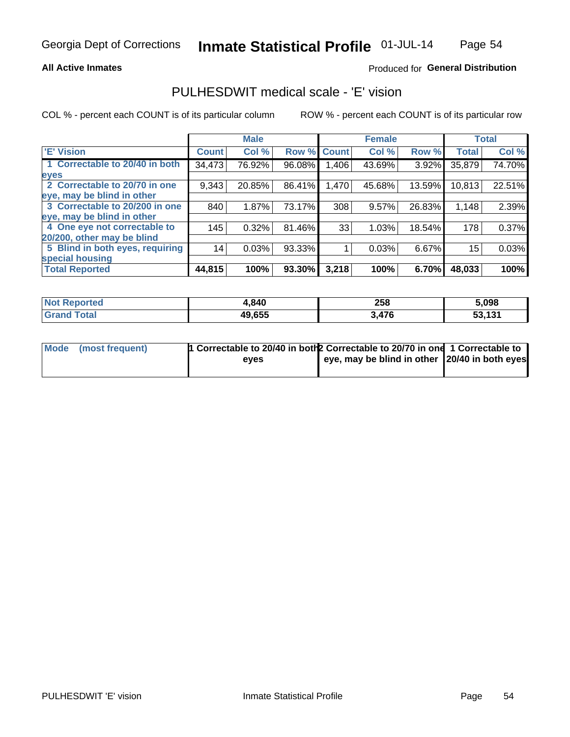Georgia Dept of Corrections **Inmate Statistical Profile** 01-JUL-14

**All Active Inmates**

Produced for **General Distribution**

## PULHESDWIT medical scale - 'E' vision

COL % - percent each COUNT is of its particular column

ROW % - percent each COUNT is of its particular row

| | Male | | | Female | | | Total | |
|---|---|---|---|---|---|---|---|---|
| 'E' Vision | Count | Col % | Row % | Count | Col % | Row % | Total | Col % |
| 1 Correctable to 20/40 in both eyes | 34,473 | 76.92% | 96.08% | 1,406 | 43.69% | 3.92% | 35,879 | 74.70% |
| 2 Correctable to 20/70 in one eye, may be blind in other | 9,343 | 20.85% | 86.41% | 1,470 | 45.68% | 13.59% | 10,813 | 22.51% |
| 3 Correctable to 20/200 in one eye, may be blind in other | 840 | 1.87% | 73.17% | 308 | 9.57% | 26.83% | 1,148 | 2.39% |
| 4 One eye not correctable to 20/200, other may be blind | 145 | 0.32% | 81.46% | 33 | 1.03% | 18.54% | 178 | 0.37% |
| 5 Blind in both eyes, requiring special housing | 14 | 0.03% | 93.33% | 1 | 0.03% | 6.67% | 15 | 0.03% |
| **Total Reported** | **44,815** | **100%** | **93.30%** | **3,218** | **100%** | **6.70%** | **48,033** | **100%** |

| | Male | Female | Total |
|---|---|---|---|
| Not Reported | 4,840 | 258 | 5,098 |
| Grand Total | 49,655 | 3,476 | 53,131 |

| | Male | Female | Total |
|---|---|---|---|
| Mode (most frequent) | 1 Correctable to 20/40 in both eyes | 2 Correctable to 20/70 in one eye, may be blind in other | 1 Correctable to 20/40 in both eyes |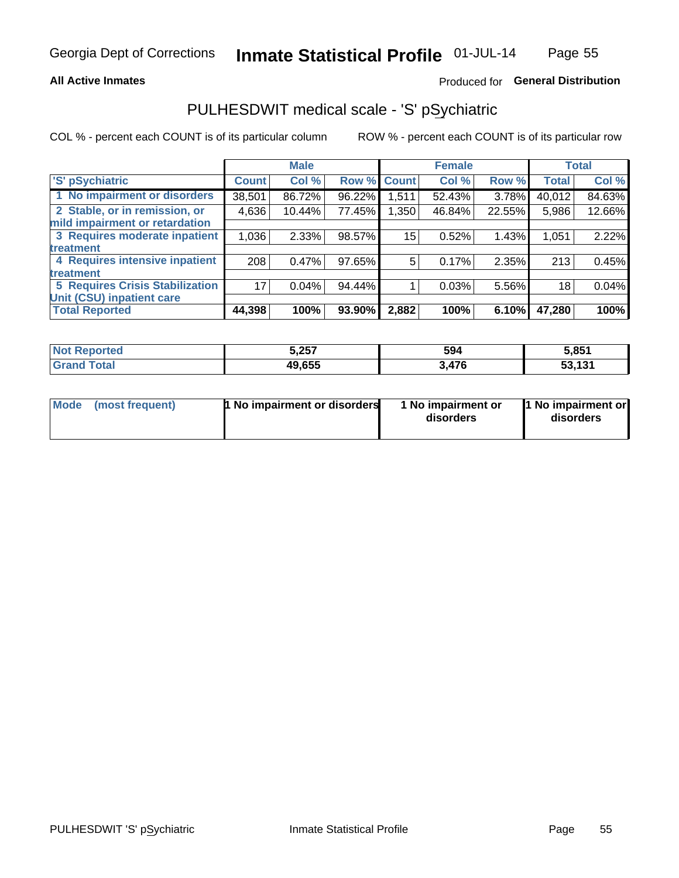Georgia Dept of Corrections **Inmate Statistical Profile** 01-JUL-14

**All Active Inmates**

Produced for **General Distribution**

## PULHESDWIT medical scale - 'S' pSychiatric

COL % - percent each COUNT is of its particular column

ROW % - percent each COUNT is of its particular row

| | Male | | | Female | | | Total | |
|---|---|---|---|---|---|---|---|---|
| 'S' pSychiatric | Count | Col % | Row % | Count | Col % | Row % | Total | Col % |
| 1 No impairment or disorders | 38,501 | 86.72% | 96.22% | 1,511 | 52.43% | 3.78% | 40,012 | 84.63% |
| 2 Stable, or in remission, or mild impairment or retardation | 4,636 | 10.44% | 77.45% | 1,350 | 46.84% | 22.55% | 5,986 | 12.66% |
| 3 Requires moderate inpatient treatment | 1,036 | 2.33% | 98.57% | 15 | 0.52% | 1.43% | 1,051 | 2.22% |
| 4 Requires intensive inpatient treatment | 208 | 0.47% | 97.65% | 5 | 0.17% | 2.35% | 213 | 0.45% |
| 5 Requires Crisis Stabilization Unit (CSU) inpatient care | 17 | 0.04% | 94.44% | 1 | 0.03% | 5.56% | 18 | 0.04% |
| **Total Reported** | **44,398** | **100%** | **93.90%** | **2,882** | **100%** | **6.10%** | **47,280** | **100%** |

| | Male | Female | Total |
|---|---|---|---|
| Not Reported | 5,257 | 594 | 5,851 |
| Grand Total | 49,655 | 3,476 | 53,131 |

| | Male | Female | Total |
|---|---|---|---|
| Mode (most frequent) | 1 No impairment or disorders | 1 No impairment or disorders | 1 No impairment or disorders |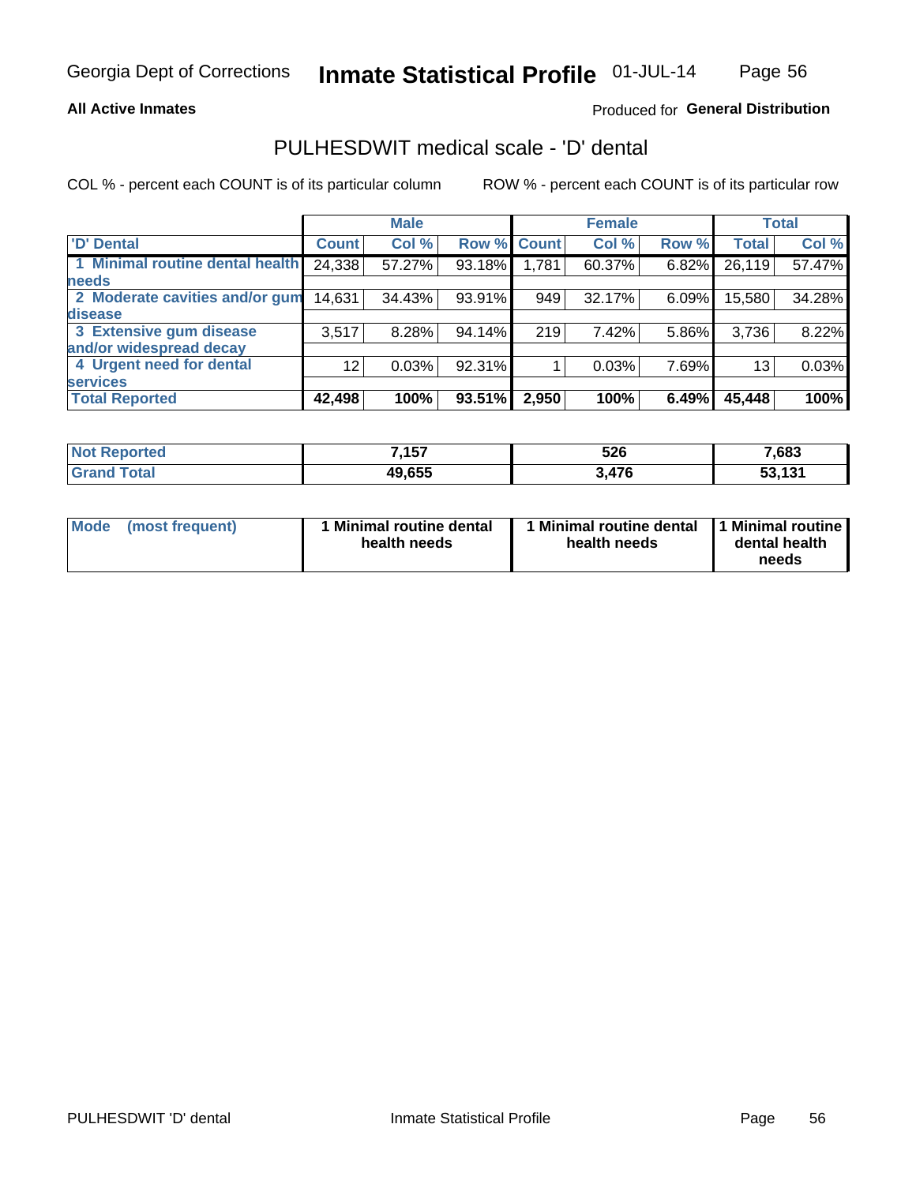Georgia Dept of Corrections **Inmate Statistical Profile** 01-JUL-14

**All Active Inmates**

Produced for **General Distribution**

## PULHESDWIT medical scale - 'D' dental

COL % - percent each COUNT is of its particular column

ROW % - percent each COUNT is of its particular row

| | Male | | | Female | | | Total | |
|---|---|---|---|---|---|---|---|---|
| 'D' Dental | Count | Col % | Row % | Count | Col % | Row % | Total | Col % |
| 1 Minimal routine dental health needs | 24,338 | 57.27% | 93.18% | 1,781 | 60.37% | 6.82% | 26,119 | 57.47% |
| 2 Moderate cavities and/or gum disease | 14,631 | 34.43% | 93.91% | 949 | 32.17% | 6.09% | 15,580 | 34.28% |
| 3 Extensive gum disease and/or widespread decay | 3,517 | 8.28% | 94.14% | 219 | 7.42% | 5.86% | 3,736 | 8.22% |
| 4 Urgent need for dental services | 12 | 0.03% | 92.31% | 1 | 0.03% | 7.69% | 13 | 0.03% |
| **Total Reported** | **42,498** | **100%** | **93.51%** | **2,950** | **100%** | **6.49%** | **45,448** | **100%** |

| | Male | Female | Total |
|---|---|---|---|
| Not Reported | 7,157 | 526 | 7,683 |
| Grand Total | 49,655 | 3,476 | 53,131 |

| | Male | Female | Total |
|---|---|---|---|
| Mode (most frequent) | 1 Minimal routine dental health needs | 1 Minimal routine dental health needs | 1 Minimal routine dental health needs |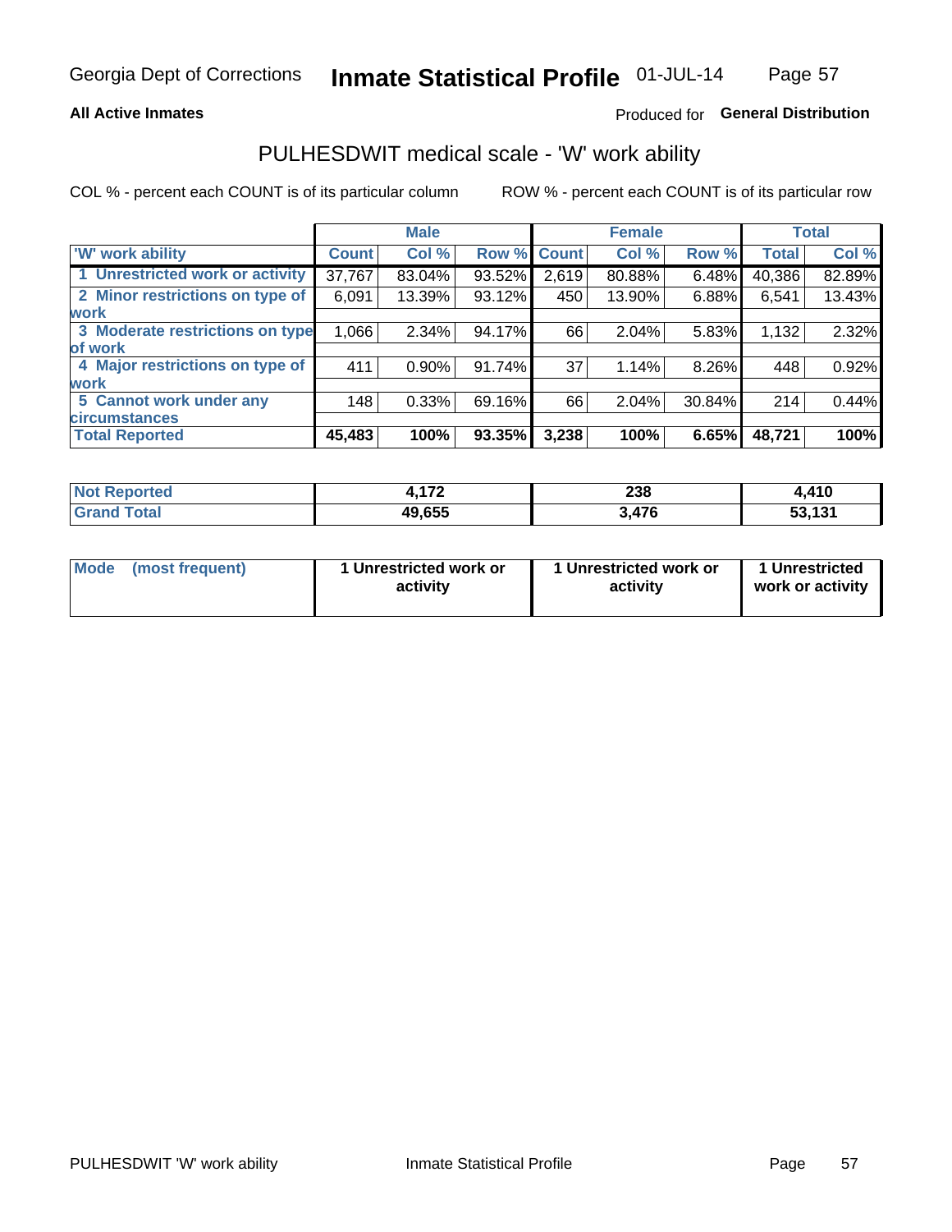Georgia Dept of Corrections **Inmate Statistical Profile** 01-JUL-14

**All Active Inmates**

Produced for **General Distribution**

## PULHESDWIT medical scale - 'W' work ability

COL % - percent each COUNT is of its particular column ROW % - percent each COUNT is of its particular row

| | Male | | | Female | | | Total | |
|---|---|---|---|---|---|---|---|---|
| 'W' work ability | Count | Col % | Row % | Count | Col % | Row % | Total | Col % |
| 1 Unrestricted work or activity | 37,767 | 83.04% | 93.52% | 2,619 | 80.88% | 6.48% | 40,386 | 82.89% |
| 2 Minor restrictions on type of work | 6,091 | 13.39% | 93.12% | 450 | 13.90% | 6.88% | 6,541 | 13.43% |
| 3 Moderate restrictions on type of work | 1,066 | 2.34% | 94.17% | 66 | 2.04% | 5.83% | 1,132 | 2.32% |
| 4 Major restrictions on type of work | 411 | 0.90% | 91.74% | 37 | 1.14% | 8.26% | 448 | 0.92% |
| 5 Cannot work under any circumstances | 148 | 0.33% | 69.16% | 66 | 2.04% | 30.84% | 214 | 0.44% |
| **Total Reported** | **45,483** | **100%** | **93.35%** | **3,238** | **100%** | **6.65%** | **48,721** | **100%** |

| | Male | Female | Total |
|---|---|---|---|
| Not Reported | 4,172 | 238 | 4,410 |
| Grand Total | 49,655 | 3,476 | 53,131 |

| | Male | Female | Total |
|---|---|---|---|
| Mode (most frequent) | 1 Unrestricted work or activity | 1 Unrestricted work or activity | 1 Unrestricted work or activity |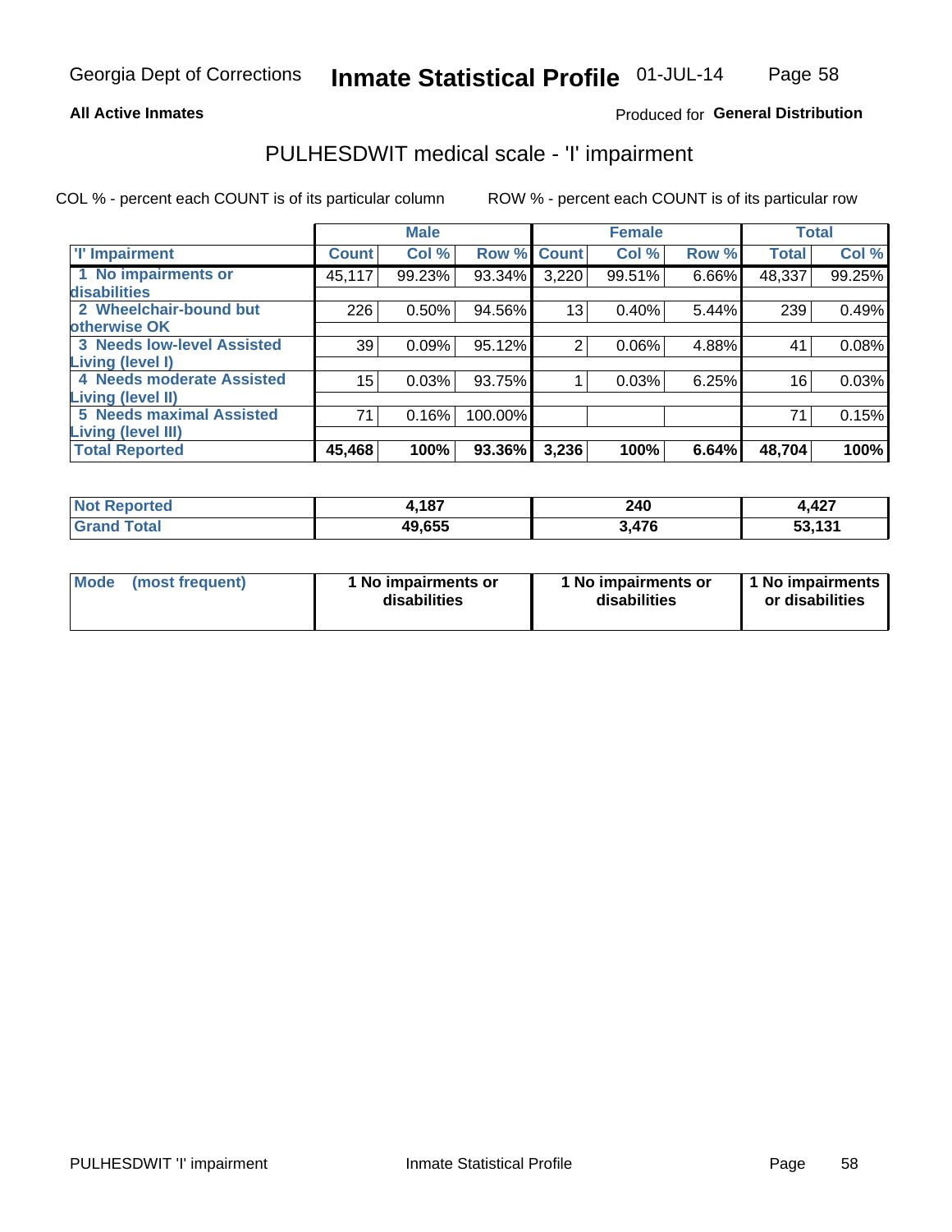Georgia Dept of Corrections **Inmate Statistical Profile** 01-JUL-14

**All Active Inmates**

Produced for **General Distribution**

# PULHESDWIT medical scale - 'I' impairment

COL % - percent each COUNT is of its particular column ROW % - percent each COUNT is of its particular row

| | Male | | | Female | | | Total | |
|---|---|---|---|---|---|---|---|---|
| 'I' Impairment | Count | Col % | Row % | Count | Col % | Row % | Total | Col % |
| 1 No impairments or disabilities | 45,117 | 99.23% | 93.34% | 3,220 | 99.51% | 6.66% | 48,337 | 99.25% |
| 2 Wheelchair-bound but otherwise OK | 226 | 0.50% | 94.56% | 13 | 0.40% | 5.44% | 239 | 0.49% |
| 3 Needs low-level Assisted Living (level I) | 39 | 0.09% | 95.12% | 2 | 0.06% | 4.88% | 41 | 0.08% |
| 4 Needs moderate Assisted Living (level II) | 15 | 0.03% | 93.75% | 1 | 0.03% | 6.25% | 16 | 0.03% |
| 5 Needs maximal Assisted Living (level III) | 71 | 0.16% | 100.00% | | | | 71 | 0.15% |
| **Total Reported** | **45,468** | **100%** | **93.36%** | **3,236** | **100%** | **6.64%** | **48,704** | **100%** |

| | Male | Female | Total |
|---|---|---|---|
| **Not Reported** | **4,187** | **240** | **4,427** |
| **Grand Total** | **49,655** | **3,476** | **53,131** |

| | Male | Female | Total |
|---|---|---|---|
| **Mode (most frequent)** | **1 No impairments or disabilities** | **1 No impairments or disabilities** | **1 No impairments or disabilities** |

PULHESDWIT 'I' impairment Inmate Statistical Profile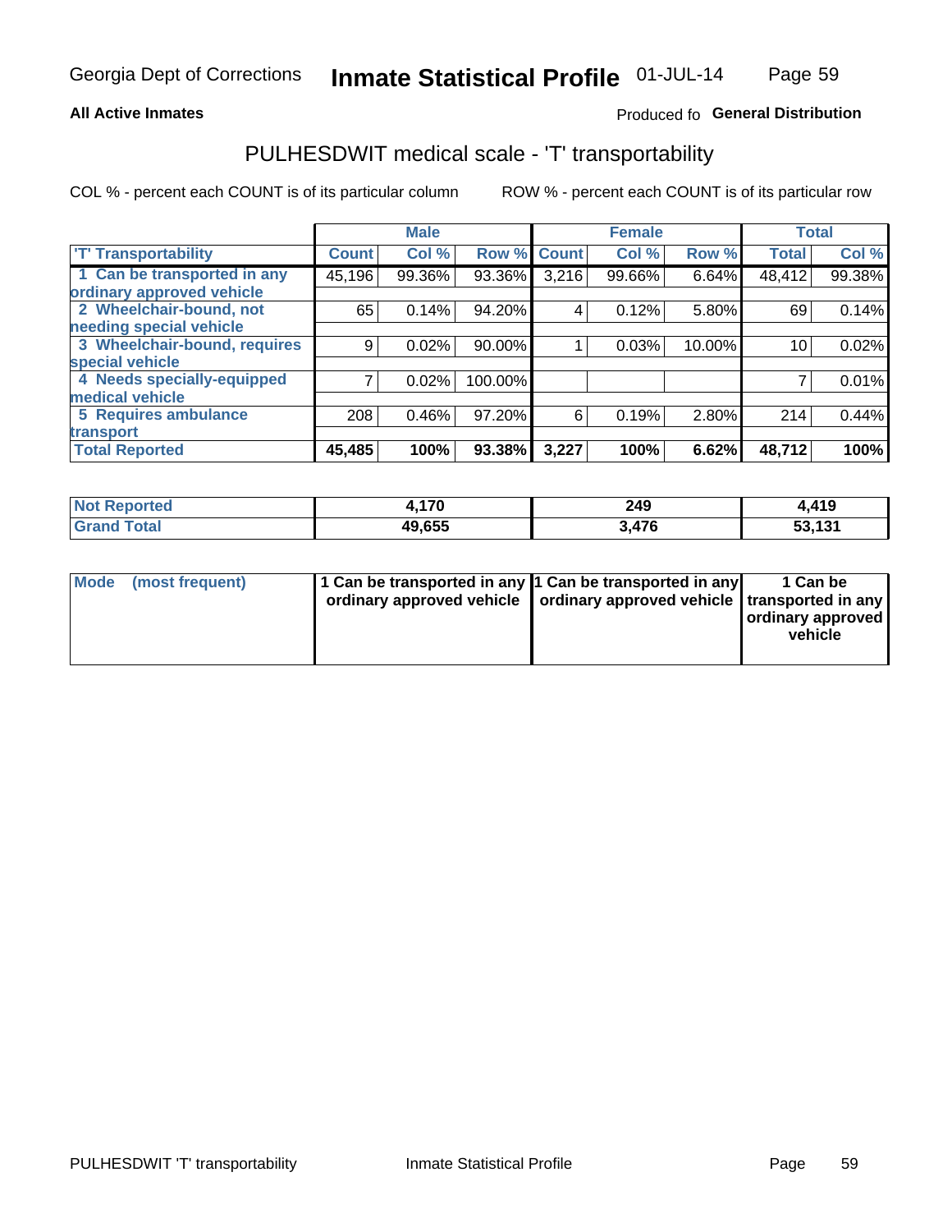Georgia Dept of Corrections **Inmate Statistical Profile** 01-JUL-14

**All Active Inmates**

Produced fo **General Distribution**

## PULHESDWIT medical scale - 'T' transportability

COL % - percent each COUNT is of its particular column

ROW % - percent each COUNT is of its particular row

| | Male | | | Female | | | Total | |
|---|---|---|---|---|---|---|---|---|
| 'T' Transportability | Count | Col % | Row % | Count | Col % | Row % | Total | Col % |
| 1 Can be transported in any ordinary approved vehicle | 45,196 | 99.36% | 93.36% | 3,216 | 99.66% | 6.64% | 48,412 | 99.38% |
| 2 Wheelchair-bound, not needing special vehicle | 65 | 0.14% | 94.20% | 4 | 0.12% | 5.80% | 69 | 0.14% |
| 3 Wheelchair-bound, requires special vehicle | 9 | 0.02% | 90.00% | 1 | 0.03% | 10.00% | 10 | 0.02% |
| 4 Needs specially-equipped medical vehicle | 7 | 0.02% | 100.00% | | | | 7 | 0.01% |
| 5 Requires ambulance transport | 208 | 0.46% | 97.20% | 6 | 0.19% | 2.80% | 214 | 0.44% |
| **Total Reported** | **45,485** | **100%** | **93.38%** | **3,227** | **100%** | **6.62%** | **48,712** | **100%** |

| | Male | Female | Total |
|---|---|---|---|
| **Not Reported** | **4,170** | **249** | **4,419** |
| **Grand Total** | **49,655** | **3,476** | **53,131** |

| | Male | Female | Total |
|---|---|---|---|
| **Mode (most frequent)** | **1 Can be transported in any ordinary approved vehicle** | **1 Can be transported in any ordinary approved vehicle** | **1 Can be transported in any ordinary approved vehicle** |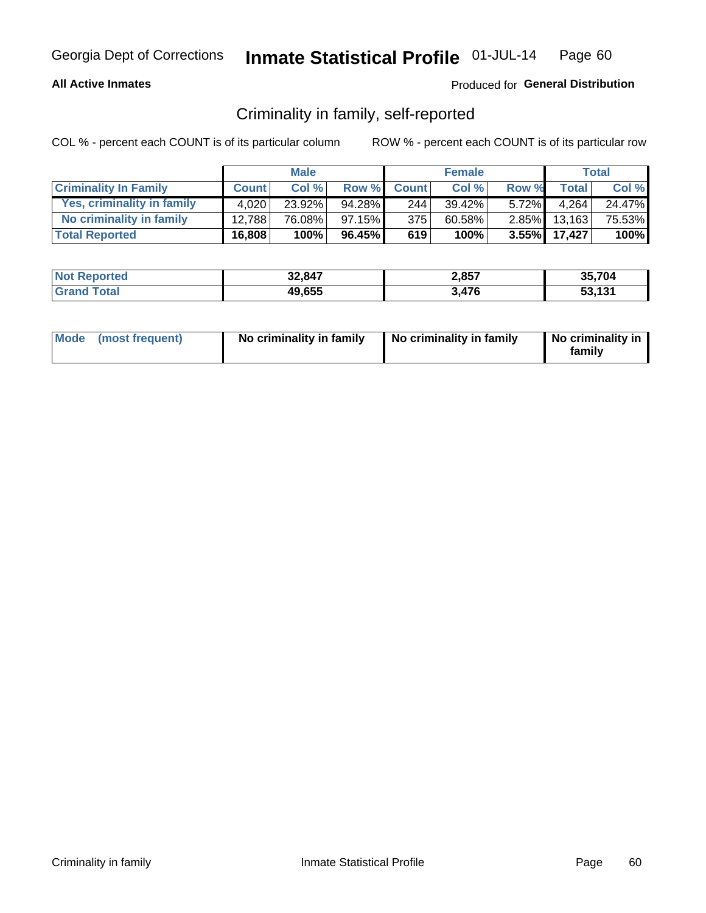**All Active Inmates**

Produced for **General Distribution**

## Criminality in family, self-reported

COL % - percent each COUNT is of its particular column

ROW % - percent each COUNT is of its particular row

| | Male | | | Female | | | Total | |
|---|---|---|---|---|---|---|---|---|
| **Criminality In Family** | **Count** | **Col %** | **Row %** | **Count** | **Col %** | **Row %** | **Total** | **Col %** |
| Yes, criminality in family | 4,020 | 23.92% | 94.28% | 244 | 39.42% | 5.72% | 4,264 | 24.47% |
| No criminality in family | 12,788 | 76.08% | 97.15% | 375 | 60.58% | 2.85% | 13,163 | 75.53% |
| **Total Reported** | **16,808** | **100%** | **96.45%** | **619** | **100%** | **3.55%** | **17,427** | **100%** |

| | Male | Female | Total |
|---|---|---|---|
| **Not Reported** | **32,847** | **2,857** | **35,704** |
| **Grand Total** | **49,655** | **3,476** | **53,131** |

| | Male | Female | Total |
|---|---|---|---|
| **Mode (most frequent)** | **No criminality in family** | **No criminality in family** | **No criminality in family** |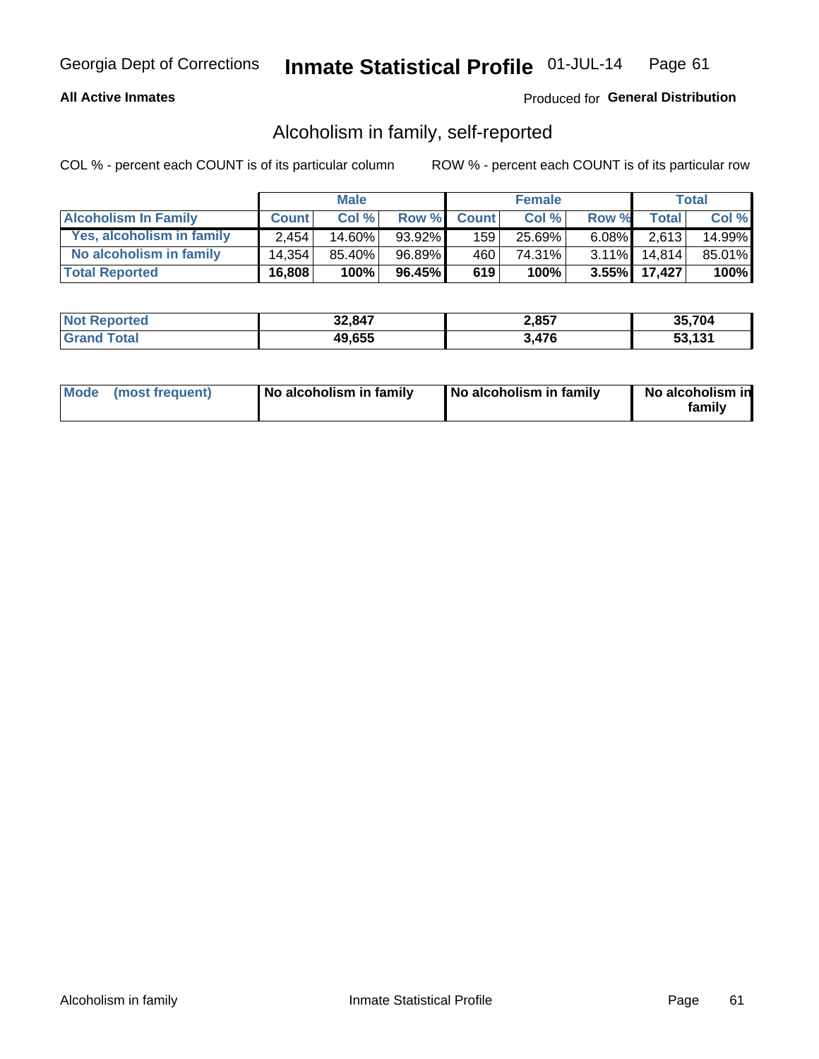Georgia Dept of Corrections **Inmate Statistical Profile** 01-JUL-14

**All Active Inmates**

Produced for **General Distribution**

## Alcoholism in family, self-reported

COL % - percent each COUNT is of its particular column ROW % - percent each COUNT is of its particular row

| | Male | | | Female | | | Total | |
|---|---|---|---|---|---|---|---|---|
| **Alcoholism In Family** | **Count** | **Col %** | **Row %** | **Count** | **Col %** | **Row %** | **Total** | **Col %** |
| Yes, alcoholism in family | 2,454 | 14.60% | 93.92% | 159 | 25.69% | 6.08% | 2,613 | 14.99% |
| No alcoholism in family | 14,354 | 85.40% | 96.89% | 460 | 74.31% | 3.11% | 14,814 | 85.01% |
| **Total Reported** | **16,808** | **100%** | **96.45%** | **619** | **100%** | **3.55%** | **17,427** | **100%** |

| | Male | Female | Total |
|---|---|---|---|
| **Not Reported** | **32,847** | **2,857** | **35,704** |
| **Grand Total** | **49,655** | **3,476** | **53,131** |

| | Male | Female | Total |
|---|---|---|---|
| **Mode (most frequent)** | **No alcoholism in family** | **No alcoholism in family** | **No alcoholism in family** |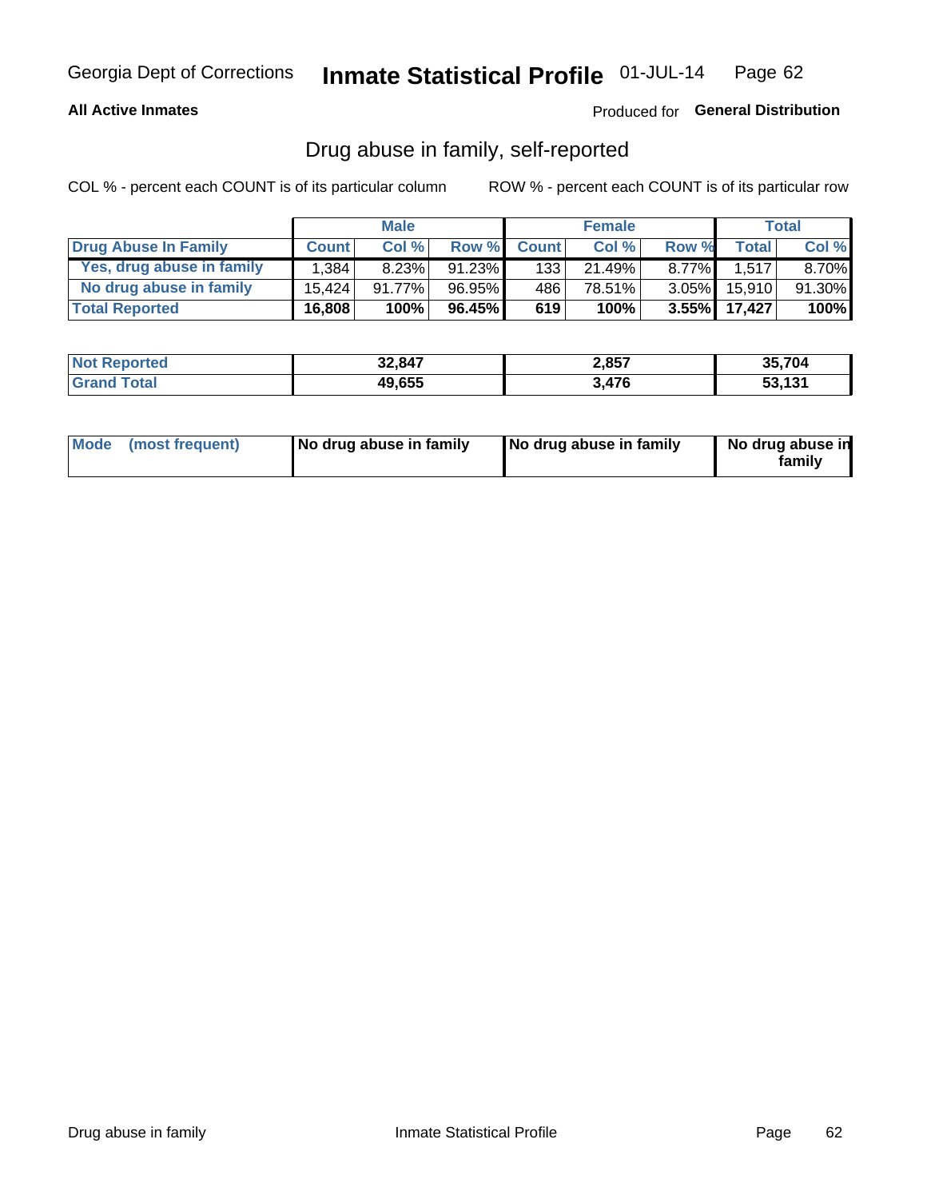Georgia Dept of Corrections **Inmate Statistical Profile** 01-JUL-14

**All Active Inmates**

Produced for **General Distribution**

## Drug abuse in family, self-reported

COL % - percent each COUNT is of its particular column

ROW % - percent each COUNT is of its particular row

| | Male | | | Female | | | Total | |
|---|---|---|---|---|---|---|---|---|
| **Drug Abuse In Family** | **Count** | **Col %** | **Row %** | **Count** | **Col %** | **Row %** | **Total** | **Col %** |
| Yes, drug abuse in family | 1,384 | 8.23% | 91.23% | 133 | 21.49% | 8.77% | 1,517 | 8.70% |
| No drug abuse in family | 15,424 | 91.77% | 96.95% | 486 | 78.51% | 3.05% | 15,910 | 91.30% |
| **Total Reported** | **16,808** | **100%** | **96.45%** | **619** | **100%** | **3.55%** | **17,427** | **100%** |

| | Male | Female | Total |
|---|---|---|---|
| **Not Reported** | **32,847** | **2,857** | **35,704** |
| **Grand Total** | **49,655** | **3,476** | **53,131** |

| | Male | Female | Total |
|---|---|---|---|
| **Mode (most frequent)** | **No drug abuse in family** | **No drug abuse in family** | **No drug abuse in family** |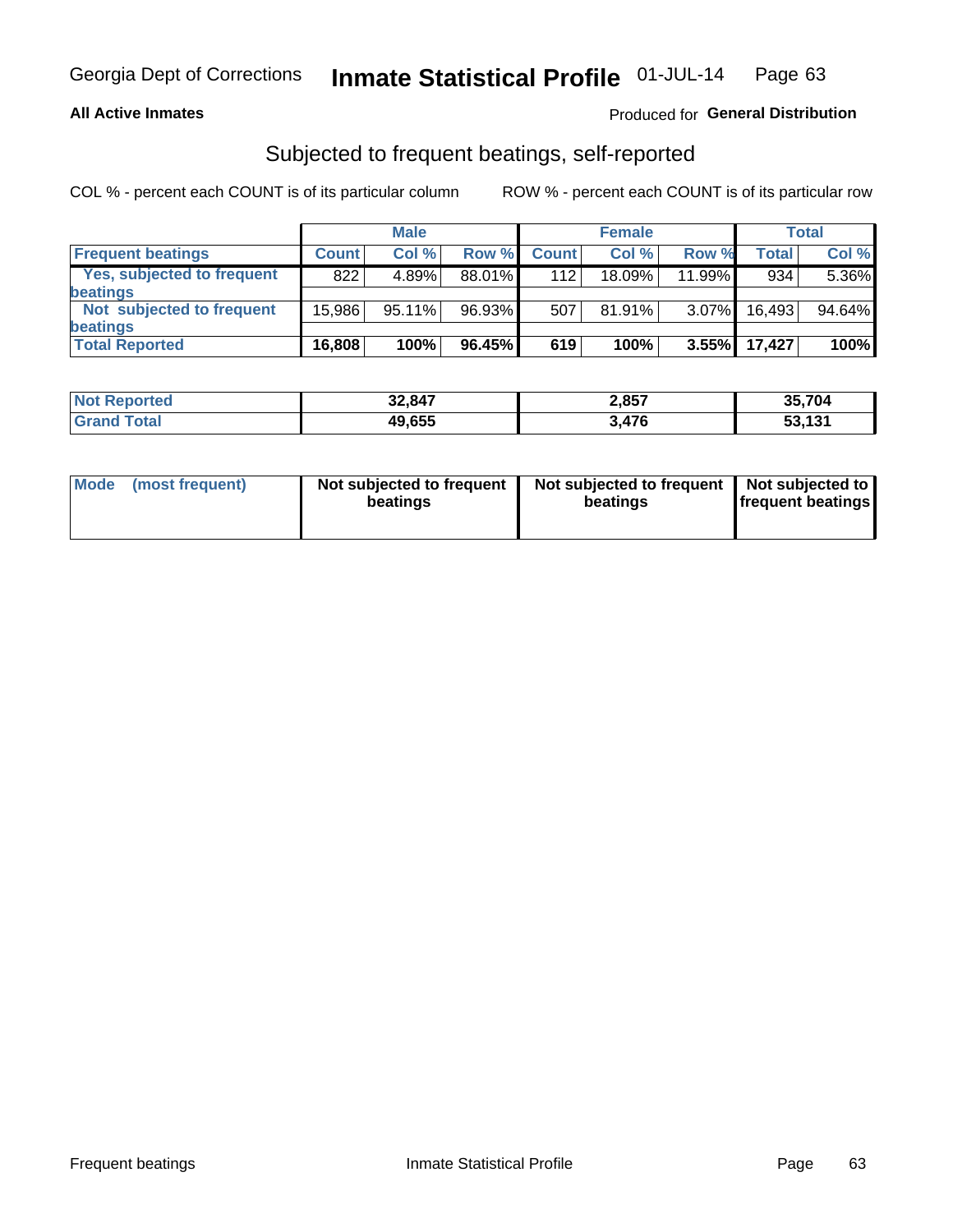Georgia Dept of Corrections **Inmate Statistical Profile** 01-JUL-14

**All Active Inmates**

Produced for **General Distribution**

## Subjected to frequent beatings, self-reported

COL % - percent each COUNT is of its particular column

ROW % - percent each COUNT is of its particular row

| | Male | | | Female | | | Total | |
|---|---|---|---|---|---|---|---|---|
| Frequent beatings | Count | Col % | Row % | Count | Col % | Row % | Total | Col % |
| Yes, subjected to frequent beatings | 822 | 4.89% | 88.01% | 112 | 18.09% | 11.99% | 934 | 5.36% |
| Not subjected to frequent beatings | 15,986 | 95.11% | 96.93% | 507 | 81.91% | 3.07% | 16,493 | 94.64% |
| **Total Reported** | **16,808** | **100%** | **96.45%** | **619** | **100%** | **3.55%** | **17,427** | **100%** |

| | Male | Female | Total |
|---|---|---|---|
| Not Reported | 32,847 | 2,857 | 35,704 |
| Grand Total | 49,655 | 3,476 | 53,131 |

| Mode (most frequent) | Male | Female | Total |
|---|---|---|---|
| | Not subjected to frequent beatings | Not subjected to frequent beatings | Not subjected to frequent beatings |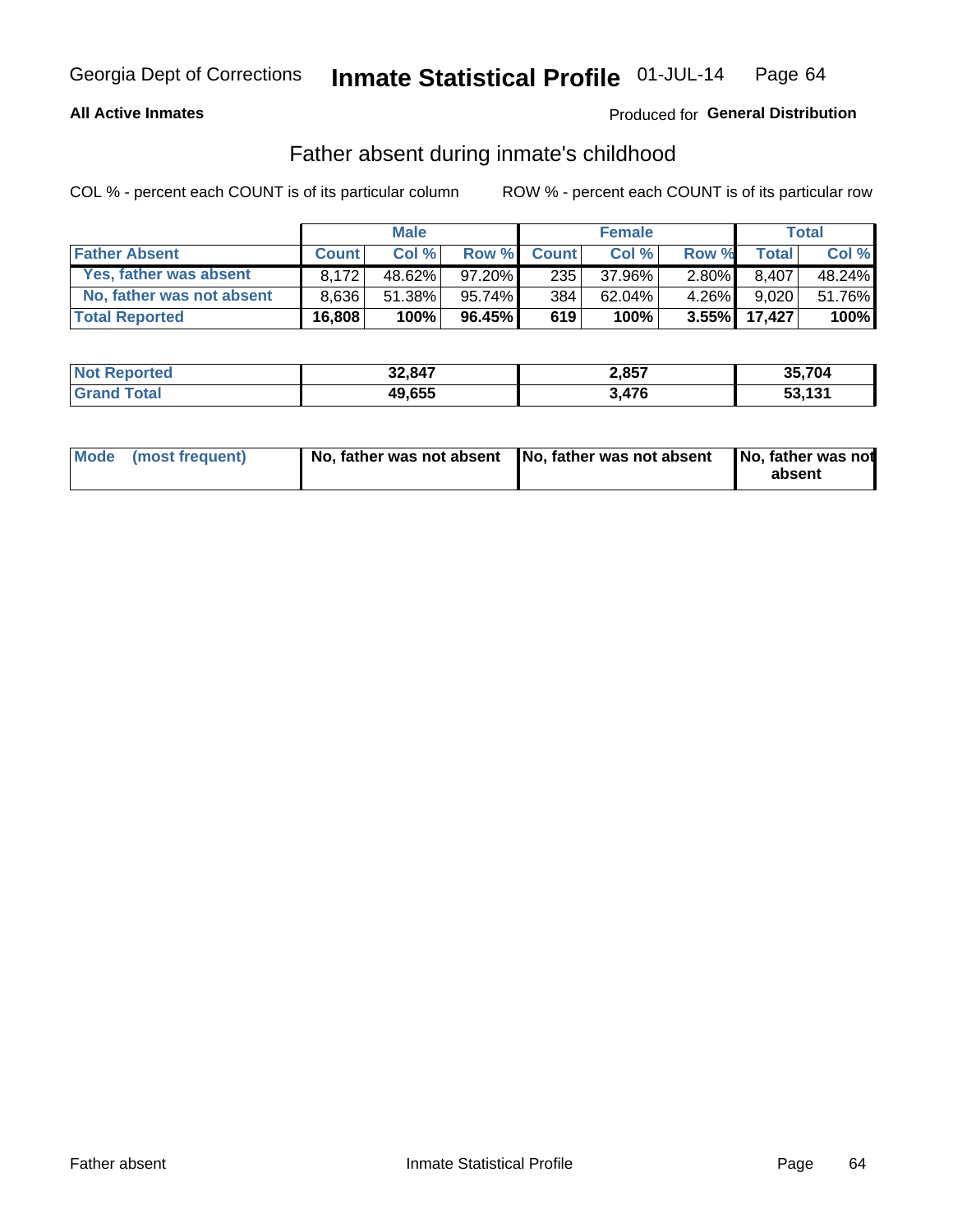Georgia Dept of Corrections **Inmate Statistical Profile** 01-JUL-14

**All Active Inmates**

Produced for **General Distribution**

## Father absent during inmate's childhood

COL % - percent each COUNT is of its particular column

ROW % - percent each COUNT is of its particular row

| | Male | | | Female | | | Total | |
|---|---|---|---|---|---|---|---|---|
| **Father Absent** | **Count** | **Col %** | **Row %** | **Count** | **Col %** | **Row %** | **Total** | **Col %** |
| Yes, father was absent | 8,172 | 48.62% | 97.20% | 235 | 37.96% | 2.80% | 8,407 | 48.24% |
| No, father was not absent | 8,636 | 51.38% | 95.74% | 384 | 62.04% | 4.26% | 9,020 | 51.76% |
| **Total Reported** | **16,808** | **100%** | **96.45%** | **619** | **100%** | **3.55%** | **17,427** | **100%** |

| | Male | Female | Total |
|---|---|---|---|
| **Not Reported** | **32,847** | **2,857** | **35,704** |
| **Grand Total** | **49,655** | **3,476** | **53,131** |

| | Male | Female | Total |
|---|---|---|---|
| **Mode (most frequent)** | **No, father was not absent** | **No, father was not absent** | **No, father was not absent** |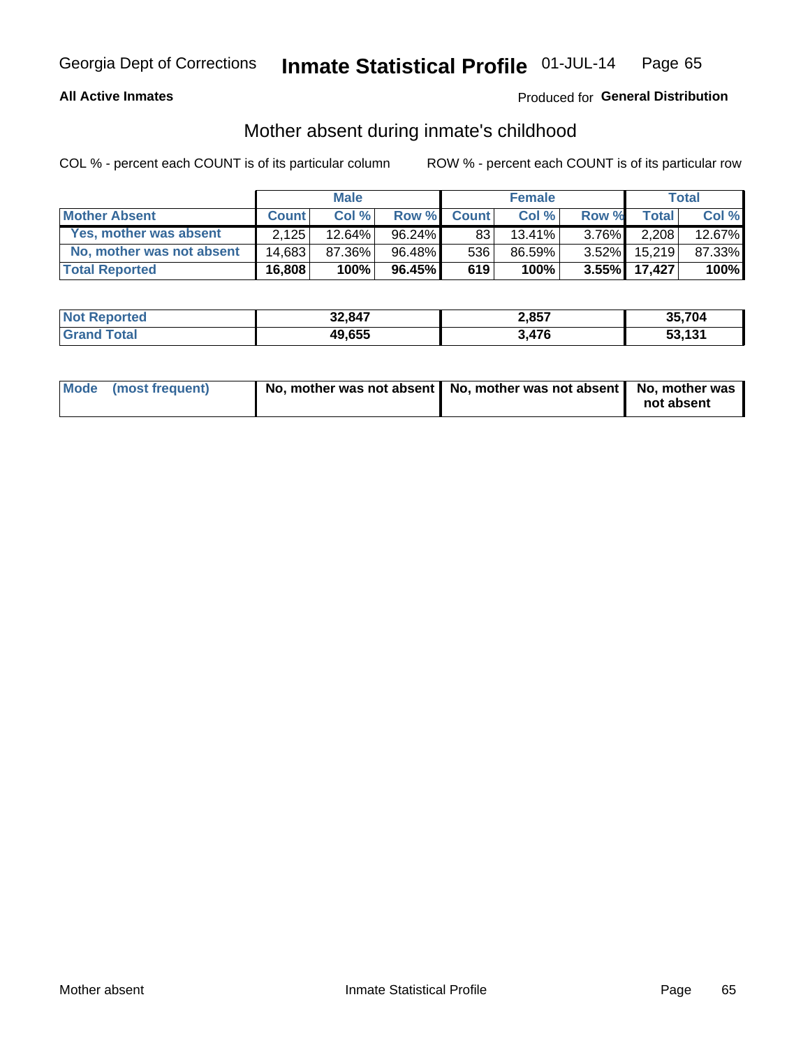Georgia Dept of Corrections **Inmate Statistical Profile** 01-JUL-14

**All Active Inmates**

Produced for **General Distribution**

## Mother absent during inmate's childhood

COL % - percent each COUNT is of its particular column

ROW % - percent each COUNT is of its particular row

| | Male | | | Female | | | Total | |
|---|---|---|---|---|---|---|---|---|
| **Mother Absent** | **Count** | **Col %** | **Row %** | **Count** | **Col %** | **Row %** | **Total** | **Col %** |
| **Yes, mother was absent** | 2,125 | 12.64% | 96.24% | 83 | 13.41% | 3.76% | 2,208 | 12.67% |
| **No, mother was not absent** | 14,683 | 87.36% | 96.48% | 536 | 86.59% | 3.52% | 15,219 | 87.33% |
| **Total Reported** | **16,808** | **100%** | **96.45%** | **619** | **100%** | **3.55%** | **17,427** | **100%** |

| | Male | Female | Total |
|---|---|---|---|
| **Not Reported** | **32,847** | **2,857** | **35,704** |
| **Grand Total** | **49,655** | **3,476** | **53,131** |

| | Male | Female | Total |
|---|---|---|---|
| **Mode (most frequent)** | **No, mother was not absent** | **No, mother was not absent** | **No, mother was not absent** |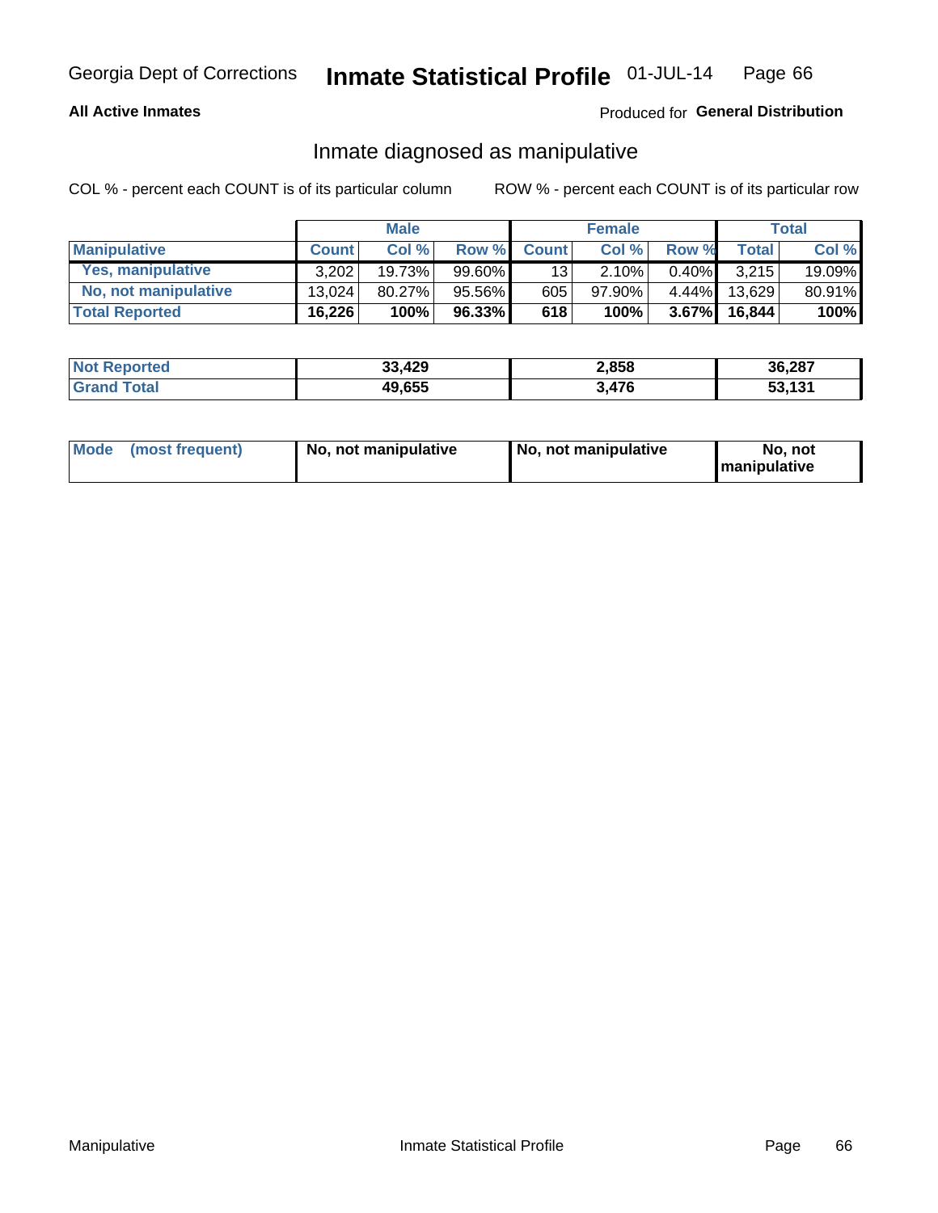Georgia Dept of Corrections **Inmate Statistical Profile** 01-JUL-14

**All Active Inmates**

Produced for **General Distribution**

## Inmate diagnosed as manipulative

COL % - percent each COUNT is of its particular column

ROW % - percent each COUNT is of its particular row

| | Male | | | Female | | | Total | |
|---|---|---|---|---|---|---|---|---|
| **Manipulative** | **Count** | **Col %** | **Row %** | **Count** | **Col %** | **Row %** | **Total** | **Col %** |
| **Yes, manipulative** | 3,202 | 19.73% | 99.60% | 13 | 2.10% | 0.40% | 3,215 | 19.09% |
| **No, not manipulative** | 13,024 | 80.27% | 95.56% | 605 | 97.90% | 4.44% | 13,629 | 80.91% |
| **Total Reported** | **16,226** | **100%** | **96.33%** | **618** | **100%** | **3.67%** | **16,844** | **100%** |

| | Male | Female | Total |
|---|---|---|---|
| **Not Reported** | **33,429** | **2,858** | **36,287** |
| **Grand Total** | **49,655** | **3,476** | **53,131** |

| | Male | Female | Total |
|---|---|---|---|
| **Mode (most frequent)** | **No, not manipulative** | **No, not manipulative** | **No, not manipulative** |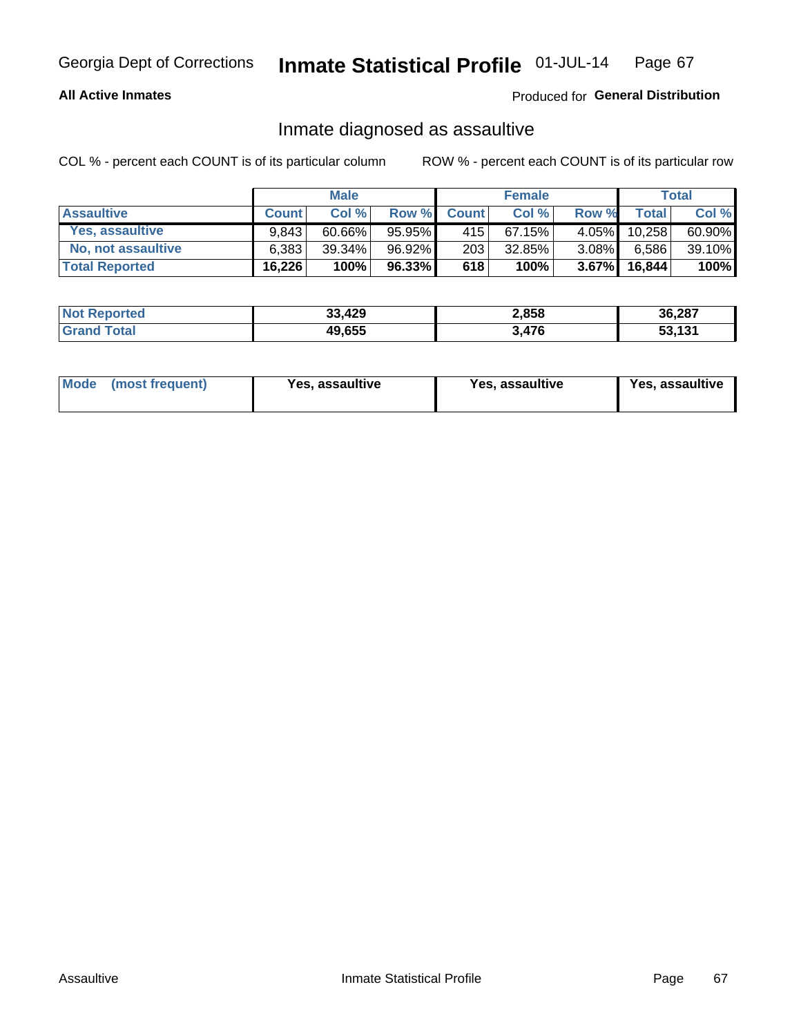Georgia Dept of Corrections **Inmate Statistical Profile** 01-JUL-14

**All Active Inmates**

Produced for **General Distribution**

## Inmate diagnosed as assaultive

COL % - percent each COUNT is of its particular column ROW % - percent each COUNT is of its particular row

| | Male | | | Female | | | Total | |
|---|---|---|---|---|---|---|---|---|
| Assaultive | Count | Col % | Row % | Count | Col % | Row % | Total | Col % |
| Yes, assaultive | 9,843 | 60.66% | 95.95% | 415 | 67.15% | 4.05% | 10,258 | 60.90% |
| No, not assaultive | 6,383 | 39.34% | 96.92% | 203 | 32.85% | 3.08% | 6,586 | 39.10% |
| **Total Reported** | **16,226** | **100%** | **96.33%** | **618** | **100%** | **3.67%** | **16,844** | **100%** |

| | Male | Female | Total |
|---|---|---|---|
| Not Reported | 33,429 | 2,858 | 36,287 |
| Grand Total | 49,655 | 3,476 | 53,131 |

| | Male | Female | Total |
|---|---|---|---|
| Mode (most frequent) | Yes, assaultive | Yes, assaultive | Yes, assaultive |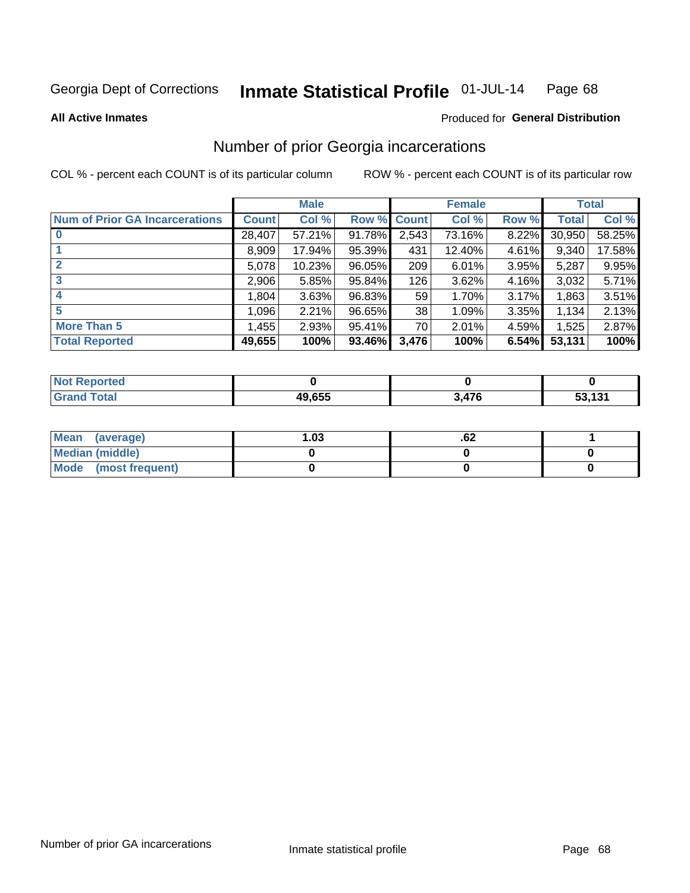Georgia Dept of Corrections **Inmate Statistical Profile** 01-JUL-14

**All Active Inmates**

Produced for **General Distribution**

# Number of prior Georgia incarcerations

COL % - percent each COUNT is of its particular column ROW % - percent each COUNT is of its particular row

| | Male | | | Female | | | Total | |
|---|---|---|---|---|---|---|---|---|
| **Num of Prior GA Incarcerations** | **Count** | **Col %** | **Row %** | **Count** | **Col %** | **Row %** | **Total** | **Col %** |
| **0** | 28,407 | 57.21% | 91.78% | 2,543 | 73.16% | 8.22% | 30,950 | 58.25% |
| **1** | 8,909 | 17.94% | 95.39% | 431 | 12.40% | 4.61% | 9,340 | 17.58% |
| **2** | 5,078 | 10.23% | 96.05% | 209 | 6.01% | 3.95% | 5,287 | 9.95% |
| **3** | 2,906 | 5.85% | 95.84% | 126 | 3.62% | 4.16% | 3,032 | 5.71% |
| **4** | 1,804 | 3.63% | 96.83% | 59 | 1.70% | 3.17% | 1,863 | 3.51% |
| **5** | 1,096 | 2.21% | 96.65% | 38 | 1.09% | 3.35% | 1,134 | 2.13% |
| **More Than 5** | 1,455 | 2.93% | 95.41% | 70 | 2.01% | 4.59% | 1,525 | 2.87% |
| **Total Reported** | **49,655** | **100%** | **93.46%** | **3,476** | **100%** | **6.54%** | **53,131** | **100%** |

| | Male | Female | Total |
|---|---|---|---|
| **Not Reported** | **0** | **0** | **0** |
| **Grand Total** | **49,655** | **3,476** | **53,131** |

| | Male | Female | Total |
|---|---|---|---|
| **Mean (average)** | **1.03** | **.62** | **1** |
| **Median (middle)** | **0** | **0** | **0** |
| **Mode (most frequent)** | **0** | **0** | **0** |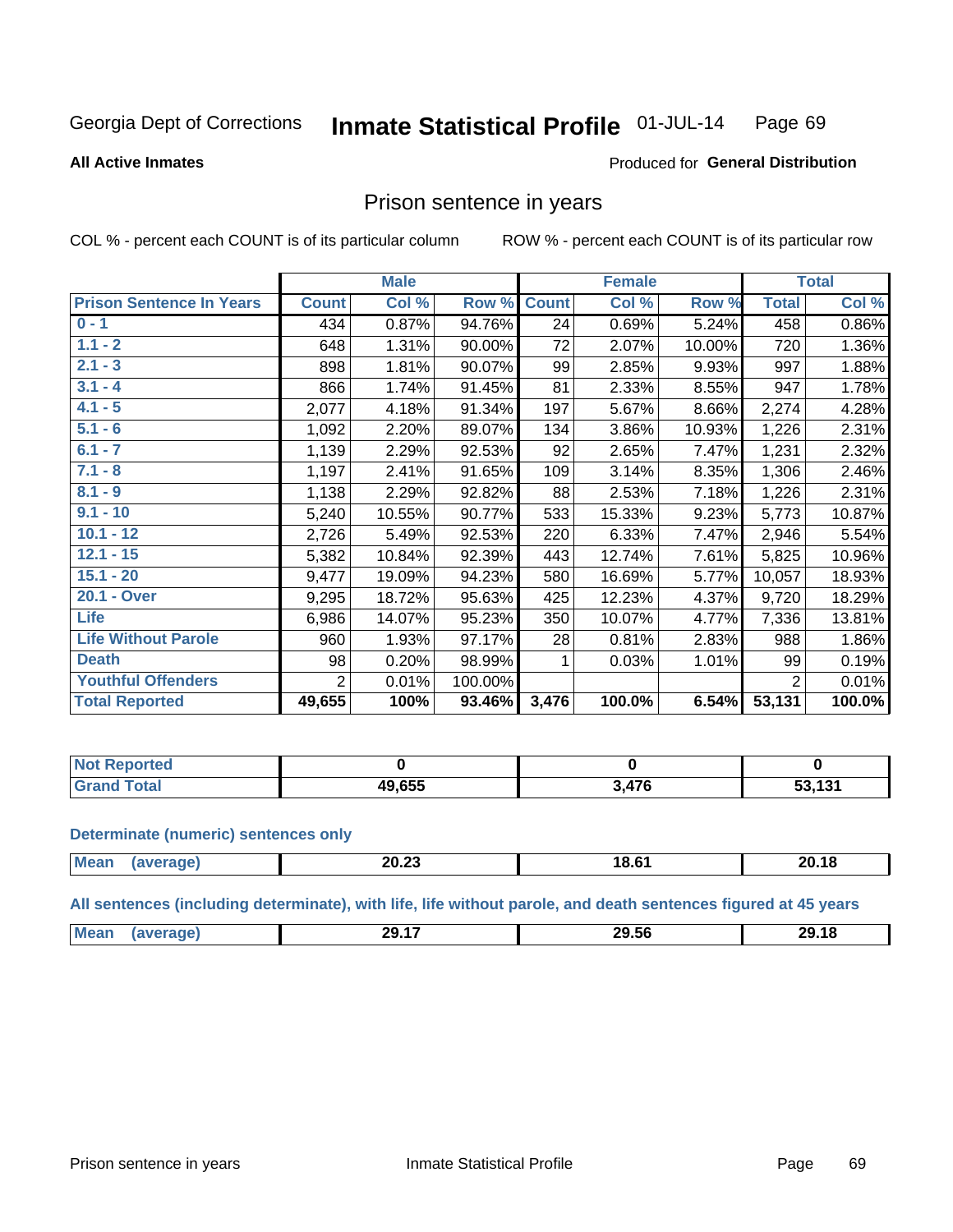Georgia Dept of Corrections **Inmate Statistical Profile** 01-JUL-14

**All Active Inmates**

Produced for **General Distribution**

## Prison sentence in years

COL % - percent each COUNT is of its particular column    ROW % - percent each COUNT is of its particular row

| | Male | | | Female | | | Total | |
|---|---|---|---|---|---|---|---|---|
| **Prison Sentence In Years** | **Count** | **Col %** | **Row %** | **Count** | **Col %** | **Row %** | **Total** | **Col %** |
| **0 - 1** | 434 | 0.87% | 94.76% | 24 | 0.69% | 5.24% | 458 | 0.86% |
| **1.1 - 2** | 648 | 1.31% | 90.00% | 72 | 2.07% | 10.00% | 720 | 1.36% |
| **2.1 - 3** | 898 | 1.81% | 90.07% | 99 | 2.85% | 9.93% | 997 | 1.88% |
| **3.1 - 4** | 866 | 1.74% | 91.45% | 81 | 2.33% | 8.55% | 947 | 1.78% |
| **4.1 - 5** | 2,077 | 4.18% | 91.34% | 197 | 5.67% | 8.66% | 2,274 | 4.28% |
| **5.1 - 6** | 1,092 | 2.20% | 89.07% | 134 | 3.86% | 10.93% | 1,226 | 2.31% |
| **6.1 - 7** | 1,139 | 2.29% | 92.53% | 92 | 2.65% | 7.47% | 1,231 | 2.32% |
| **7.1 - 8** | 1,197 | 2.41% | 91.65% | 109 | 3.14% | 8.35% | 1,306 | 2.46% |
| **8.1 - 9** | 1,138 | 2.29% | 92.82% | 88 | 2.53% | 7.18% | 1,226 | 2.31% |
| **9.1 - 10** | 5,240 | 10.55% | 90.77% | 533 | 15.33% | 9.23% | 5,773 | 10.87% |
| **10.1 - 12** | 2,726 | 5.49% | 92.53% | 220 | 6.33% | 7.47% | 2,946 | 5.54% |
| **12.1 - 15** | 5,382 | 10.84% | 92.39% | 443 | 12.74% | 7.61% | 5,825 | 10.96% |
| **15.1 - 20** | 9,477 | 19.09% | 94.23% | 580 | 16.69% | 5.77% | 10,057 | 18.93% |
| **20.1 - Over** | 9,295 | 18.72% | 95.63% | 425 | 12.23% | 4.37% | 9,720 | 18.29% |
| **Life** | 6,986 | 14.07% | 95.23% | 350 | 10.07% | 4.77% | 7,336 | 13.81% |
| **Life Without Parole** | 960 | 1.93% | 97.17% | 28 | 0.81% | 2.83% | 988 | 1.86% |
| **Death** | 98 | 0.20% | 98.99% | 1 | 0.03% | 1.01% | 99 | 0.19% |
| **Youthful Offenders** | 2 | 0.01% | 100.00% | | | | 2 | 0.01% |
| **Total Reported** | **49,655** | **100%** | **93.46%** | **3,476** | **100.0%** | **6.54%** | **53,131** | **100.0%** |

| | Male | Female | Total |
|---|---|---|---|
| **Not Reported** | **0** | **0** | **0** |
| **Grand Total** | **49,655** | **3,476** | **53,131** |

**Determinate (numeric) sentences only**

| | Male | Female | Total |
|---|---|---|---|
| **Mean (average)** | **20.23** | **18.61** | **20.18** |

**All sentences (including determinate), with life, life without parole, and death sentences figured at 45 years**

| | Male | Female | Total |
|---|---|---|---|
| **Mean (average)** | **29.17** | **29.56** | **29.18** |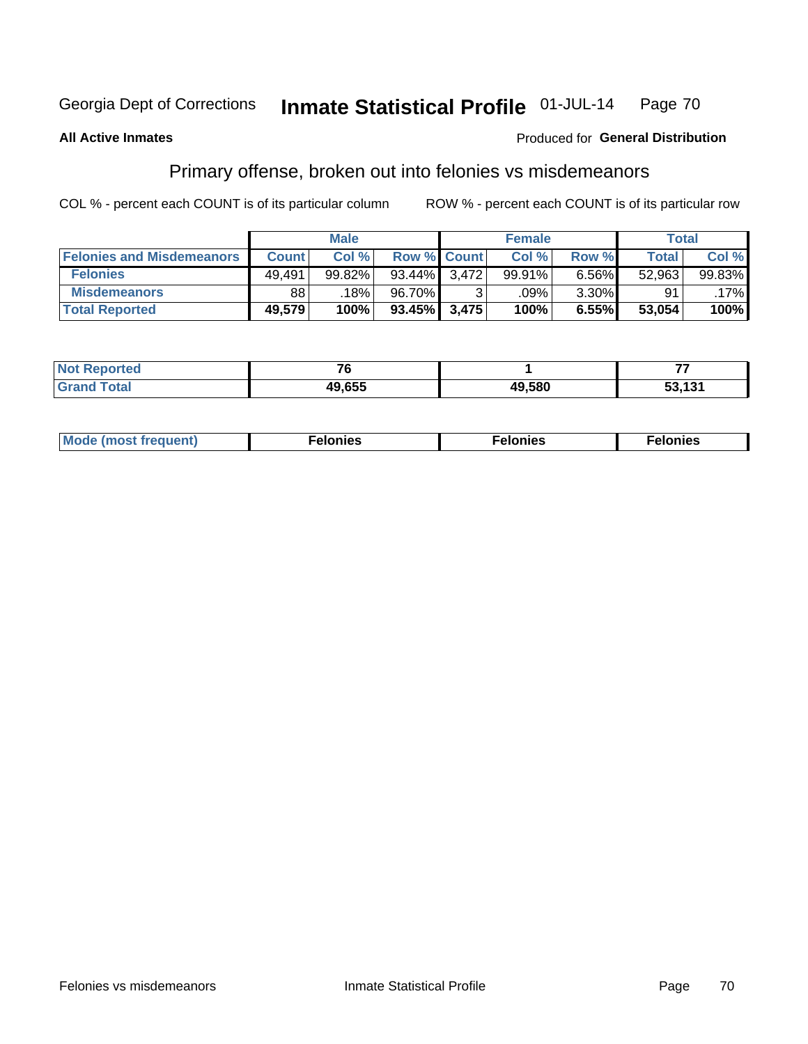Georgia Dept of Corrections **Inmate Statistical Profile** 01-JUL-14

**All Active Inmates**

Produced for **General Distribution**

## Primary offense, broken out into felonies vs misdemeanors

COL % - percent each COUNT is of its particular column ROW % - percent each COUNT is of its particular row

| | Male | | | Female | | | Total | |
|---|---|---|---|---|---|---|---|---|
| **Felonies and Misdemeanors** | **Count** | **Col %** | **Row %** | **Count** | **Col %** | **Row %** | **Total** | **Col %** |
| **Felonies** | 49,491 | 99.82% | 93.44% | 3,472 | 99.91% | 6.56% | 52,963 | 99.83% |
| **Misdemeanors** | 88 | .18% | 96.70% | 3 | .09% | 3.30% | 91 | .17% |
| **Total Reported** | **49,579** | **100%** | **93.45%** | **3,475** | **100%** | **6.55%** | **53,054** | **100%** |

| | Male | Female | Total |
|---|---|---|---|
| **Not Reported** | **76** | **1** | **77** |
| **Grand Total** | **49,655** | **49,580** | **53,131** |

| | Male | Female | Total |
|---|---|---|---|
| **Mode (most frequent)** | **Felonies** | **Felonies** | **Felonies** |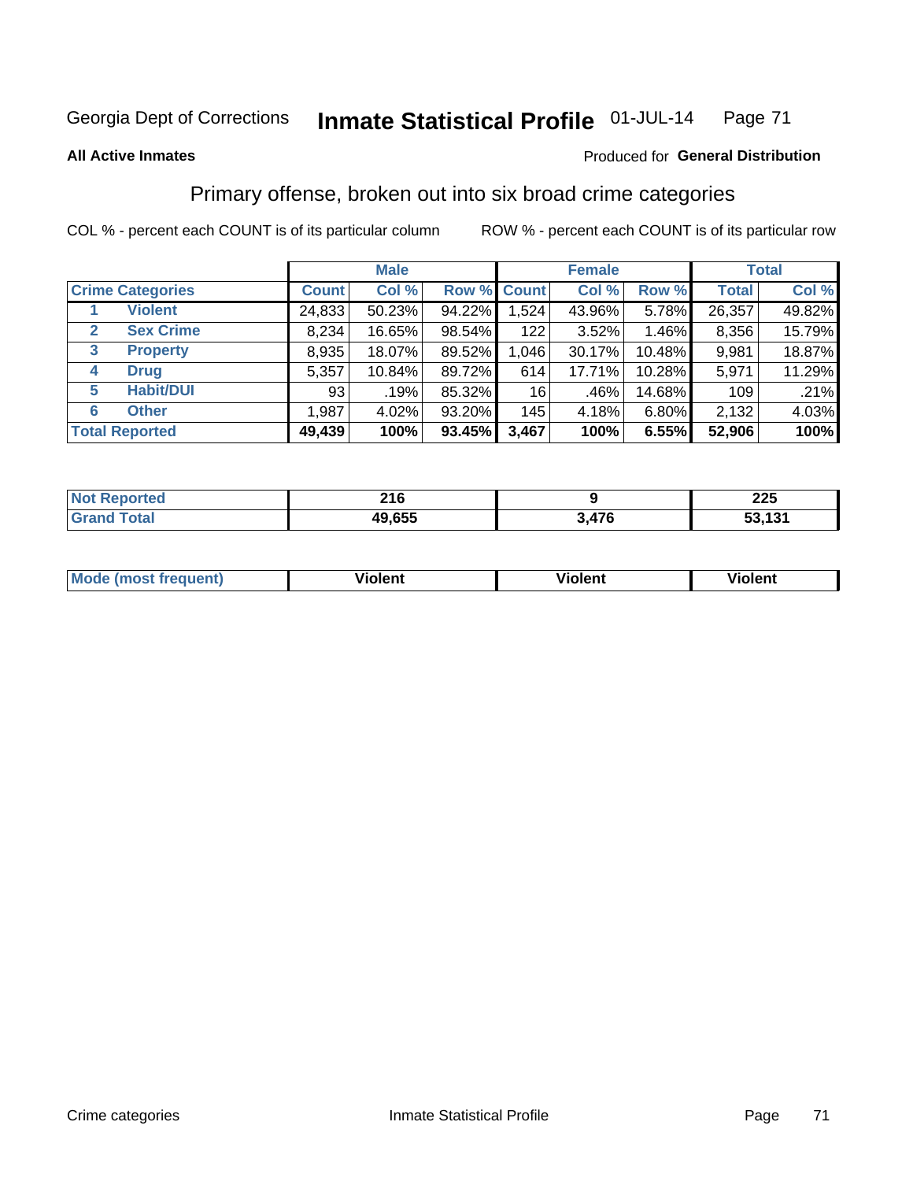Georgia Dept of Corrections **Inmate Statistical Profile** 01-JUL-14

**All Active Inmates**

Produced for **General Distribution**

## Primary offense, broken out into six broad crime categories

COL % - percent each COUNT is of its particular column

ROW % - percent each COUNT is of its particular row

| Crime Categories | | Male | | | Female | | | Total | |
|---|---|---|---|---|---|---|---|---|---|
| | | Count | Col % | Row % | Count | Col % | Row % | Total | Col % |
| 1 | Violent | 24,833 | 50.23% | 94.22% | 1,524 | 43.96% | 5.78% | 26,357 | 49.82% |
| 2 | Sex Crime | 8,234 | 16.65% | 98.54% | 122 | 3.52% | 1.46% | 8,356 | 15.79% |
| 3 | Property | 8,935 | 18.07% | 89.52% | 1,046 | 30.17% | 10.48% | 9,981 | 18.87% |
| 4 | Drug | 5,357 | 10.84% | 89.72% | 614 | 17.71% | 10.28% | 5,971 | 11.29% |
| 5 | Habit/DUI | 93 | .19% | 85.32% | 16 | .46% | 14.68% | 109 | .21% |
| 6 | Other | 1,987 | 4.02% | 93.20% | 145 | 4.18% | 6.80% | 2,132 | 4.03% |
| **Total Reported** | | **49,439** | **100%** | **93.45%** | **3,467** | **100%** | **6.55%** | **52,906** | **100%** |

| | Male | Female | Total |
|---|---|---|---|
| Not Reported | 216 | 9 | 225 |
| Grand Total | 49,655 | 3,476 | 53,131 |

| | Male | Female | Total |
|---|---|---|---|
| Mode (most frequent) | Violent | Violent | Violent |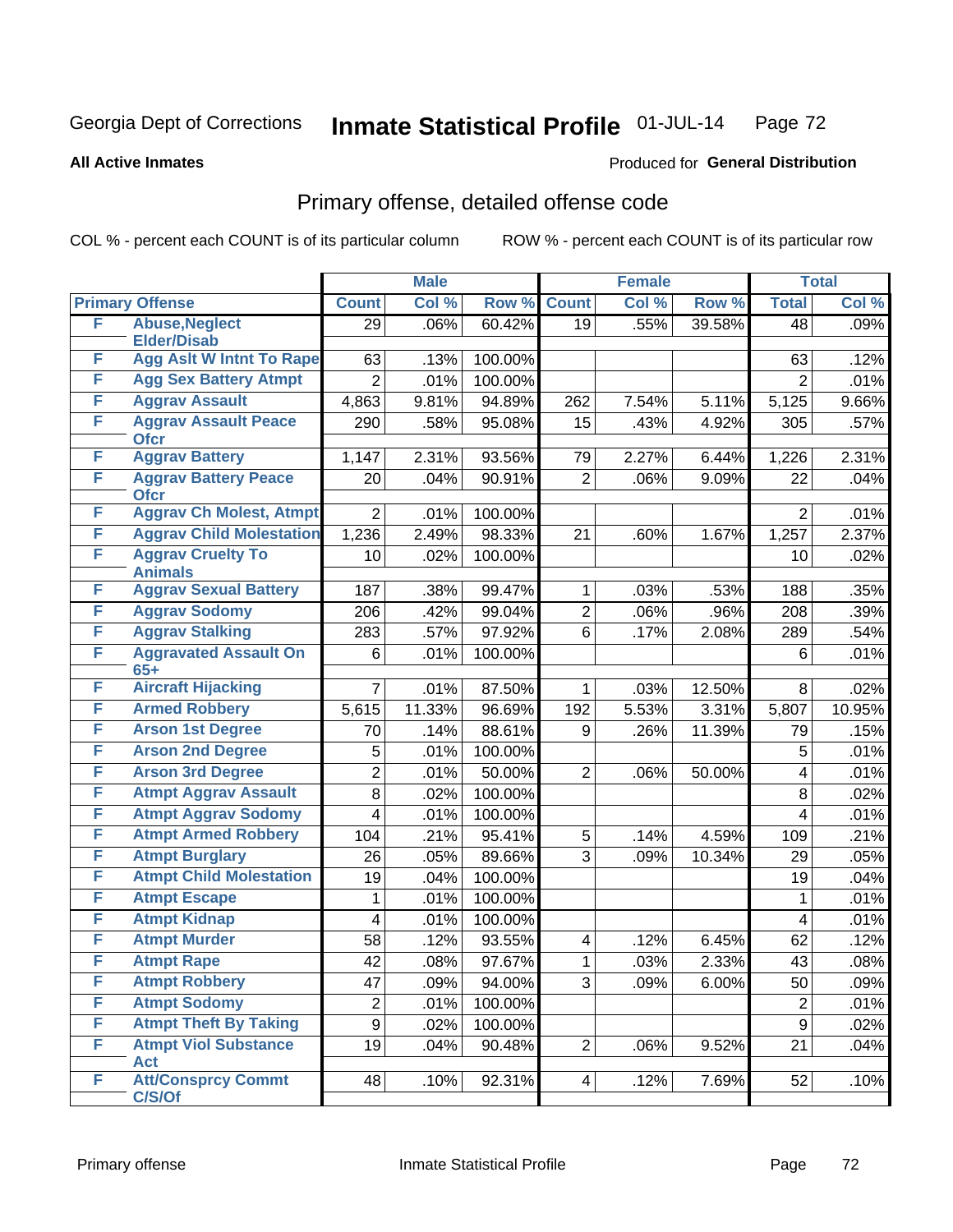Georgia Dept of Corrections **Inmate Statistical Profile** 01-JUL-14

**All Active Inmates**

Produced for **General Distribution**

## Primary offense, detailed offense code

COL % - percent each COUNT is of its particular column

ROW % - percent each COUNT is of its particular row

| Primary Offense | | Male | | | Female | | | Total | |
|---|---|---|---|---|---|---|---|---|---|
| | | Count | Col % | Row % | Count | Col % | Row % | Total | Col % |
| F | Abuse,Neglect Elder/Disab | 29 | .06% | 60.42% | 19 | .55% | 39.58% | 48 | .09% |
| F | Agg Aslt W Intnt To Rape | 63 | .13% | 100.00% | | | | 63 | .12% |
| F | Agg Sex Battery Atmpt | 2 | .01% | 100.00% | | | | 2 | .01% |
| F | Aggrav Assault | 4,863 | 9.81% | 94.89% | 262 | 7.54% | 5.11% | 5,125 | 9.66% |
| F | Aggrav Assault Peace Ofcr | 290 | .58% | 95.08% | 15 | .43% | 4.92% | 305 | .57% |
| F | Aggrav Battery | 1,147 | 2.31% | 93.56% | 79 | 2.27% | 6.44% | 1,226 | 2.31% |
| F | Aggrav Battery Peace Ofcr | 20 | .04% | 90.91% | 2 | .06% | 9.09% | 22 | .04% |
| F | Aggrav Ch Molest, Atmpt | 2 | .01% | 100.00% | | | | 2 | .01% |
| F | Aggrav Child Molestation | 1,236 | 2.49% | 98.33% | 21 | .60% | 1.67% | 1,257 | 2.37% |
| F | Aggrav Cruelty To Animals | 10 | .02% | 100.00% | | | | 10 | .02% |
| F | Aggrav Sexual Battery | 187 | .38% | 99.47% | 1 | .03% | .53% | 188 | .35% |
| F | Aggrav Sodomy | 206 | .42% | 99.04% | 2 | .06% | .96% | 208 | .39% |
| F | Aggrav Stalking | 283 | .57% | 97.92% | 6 | .17% | 2.08% | 289 | .54% |
| F | Aggravated Assault On 65+ | 6 | .01% | 100.00% | | | | 6 | .01% |
| F | Aircraft Hijacking | 7 | .01% | 87.50% | 1 | .03% | 12.50% | 8 | .02% |
| F | Armed Robbery | 5,615 | 11.33% | 96.69% | 192 | 5.53% | 3.31% | 5,807 | 10.95% |
| F | Arson 1st Degree | 70 | .14% | 88.61% | 9 | .26% | 11.39% | 79 | .15% |
| F | Arson 2nd Degree | 5 | .01% | 100.00% | | | | 5 | .01% |
| F | Arson 3rd Degree | 2 | .01% | 50.00% | 2 | .06% | 50.00% | 4 | .01% |
| F | Atmpt Aggrav Assault | 8 | .02% | 100.00% | | | | 8 | .02% |
| F | Atmpt Aggrav Sodomy | 4 | .01% | 100.00% | | | | 4 | .01% |
| F | Atmpt Armed Robbery | 104 | .21% | 95.41% | 5 | .14% | 4.59% | 109 | .21% |
| F | Atmpt Burglary | 26 | .05% | 89.66% | 3 | .09% | 10.34% | 29 | .05% |
| F | Atmpt Child Molestation | 19 | .04% | 100.00% | | | | 19 | .04% |
| F | Atmpt Escape | 1 | .01% | 100.00% | | | | 1 | .01% |
| F | Atmpt Kidnap | 4 | .01% | 100.00% | | | | 4 | .01% |
| F | Atmpt Murder | 58 | .12% | 93.55% | 4 | .12% | 6.45% | 62 | .12% |
| F | Atmpt Rape | 42 | .08% | 97.67% | 1 | .03% | 2.33% | 43 | .08% |
| F | Atmpt Robbery | 47 | .09% | 94.00% | 3 | .09% | 6.00% | 50 | .09% |
| F | Atmpt Sodomy | 2 | .01% | 100.00% | | | | 2 | .01% |
| F | Atmpt Theft By Taking | 9 | .02% | 100.00% | | | | 9 | .02% |
| F | Atmpt Viol Substance Act | 19 | .04% | 90.48% | 2 | .06% | 9.52% | 21 | .04% |
| F | Att/Consprcy Commt C/S/Of | 48 | .10% | 92.31% | 4 | .12% | 7.69% | 52 | .10% |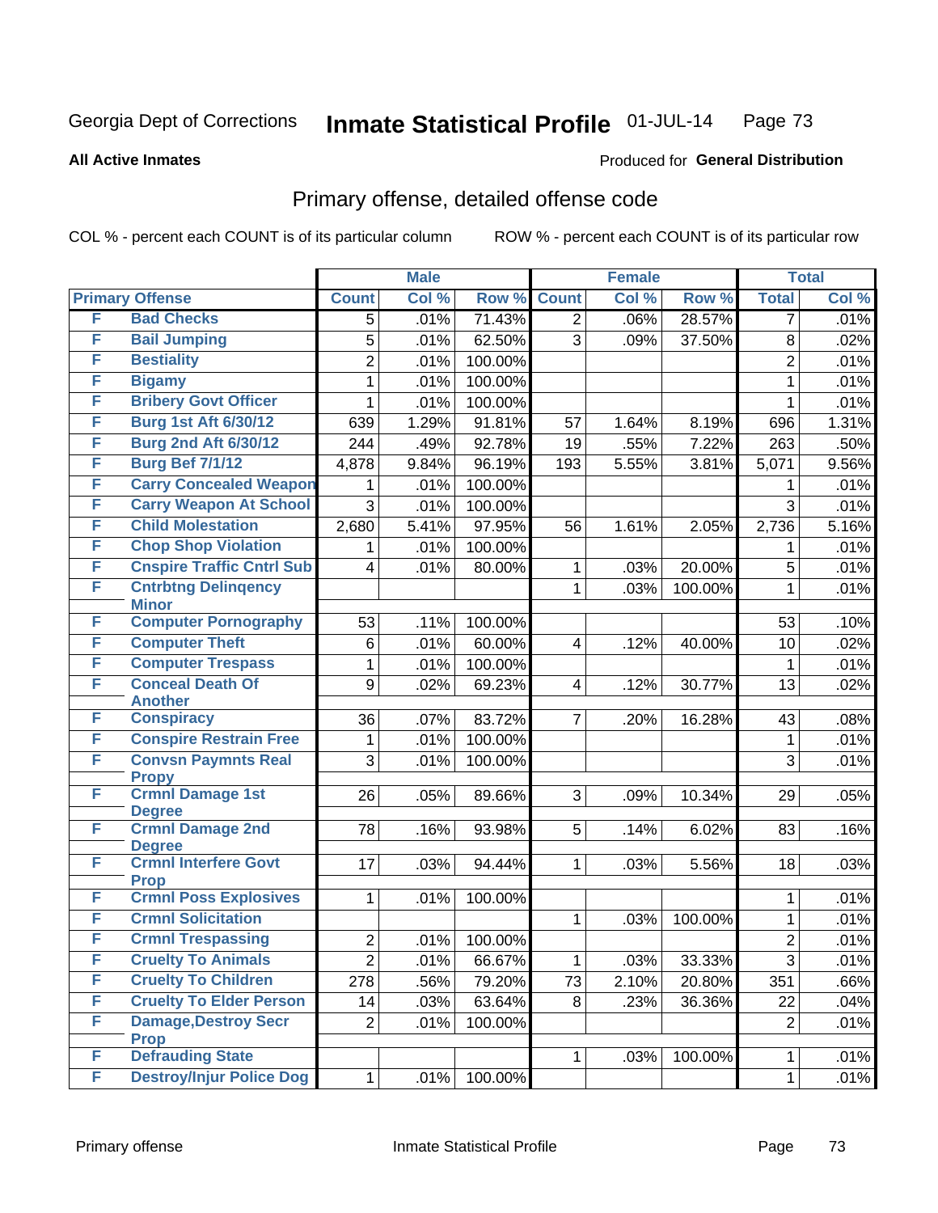Georgia Dept of Corrections **Inmate Statistical Profile** 01-JUL-14

**All Active Inmates**

Produced for **General Distribution**

## Primary offense, detailed offense code

COL % - percent each COUNT is of its particular column ROW % - percent each COUNT is of its particular row

| Primary Offense | | Male | | | Female | | | Total | |
|---|---|---|---|---|---|---|---|---|---|
| | | Count | Col % | Row % | Count | Col % | Row % | Total | Col % |
| F | Bad Checks | 5 | .01% | 71.43% | 2 | .06% | 28.57% | 7 | .01% |
| F | Bail Jumping | 5 | .01% | 62.50% | 3 | .09% | 37.50% | 8 | .02% |
| F | Bestiality | 2 | .01% | 100.00% | | | | 2 | .01% |
| F | Bigamy | 1 | .01% | 100.00% | | | | 1 | .01% |
| F | Bribery Govt Officer | 1 | .01% | 100.00% | | | | 1 | .01% |
| F | Burg 1st Aft 6/30/12 | 639 | 1.29% | 91.81% | 57 | 1.64% | 8.19% | 696 | 1.31% |
| F | Burg 2nd Aft 6/30/12 | 244 | .49% | 92.78% | 19 | .55% | 7.22% | 263 | .50% |
| F | Burg Bef 7/1/12 | 4,878 | 9.84% | 96.19% | 193 | 5.55% | 3.81% | 5,071 | 9.56% |
| F | Carry Concealed Weapon | 1 | .01% | 100.00% | | | | 1 | .01% |
| F | Carry Weapon At School | 3 | .01% | 100.00% | | | | 3 | .01% |
| F | Child Molestation | 2,680 | 5.41% | 97.95% | 56 | 1.61% | 2.05% | 2,736 | 5.16% |
| F | Chop Shop Violation | 1 | .01% | 100.00% | | | | 1 | .01% |
| F | Cnspire Traffic Cntrl Sub | 4 | .01% | 80.00% | 1 | .03% | 20.00% | 5 | .01% |
| F | Cntrbtng Delinqency Minor | | | | 1 | .03% | 100.00% | 1 | .01% |
| F | Computer Pornography | 53 | .11% | 100.00% | | | | 53 | .10% |
| F | Computer Theft | 6 | .01% | 60.00% | 4 | .12% | 40.00% | 10 | .02% |
| F | Computer Trespass | 1 | .01% | 100.00% | | | | 1 | .01% |
| F | Conceal Death Of Another | 9 | .02% | 69.23% | 4 | .12% | 30.77% | 13 | .02% |
| F | Conspiracy | 36 | .07% | 83.72% | 7 | .20% | 16.28% | 43 | .08% |
| F | Conspire Restrain Free | 1 | .01% | 100.00% | | | | 1 | .01% |
| F | Convsn Paymnts Real Propy | 3 | .01% | 100.00% | | | | 3 | .01% |
| F | Crmnl Damage 1st Degree | 26 | .05% | 89.66% | 3 | .09% | 10.34% | 29 | .05% |
| F | Crmnl Damage 2nd Degree | 78 | .16% | 93.98% | 5 | .14% | 6.02% | 83 | .16% |
| F | Crmnl Interfere Govt Prop | 17 | .03% | 94.44% | 1 | .03% | 5.56% | 18 | .03% |
| F | Crmnl Poss Explosives | 1 | .01% | 100.00% | | | | 1 | .01% |
| F | Crmnl Solicitation | | | | 1 | .03% | 100.00% | 1 | .01% |
| F | Crmnl Trespassing | 2 | .01% | 100.00% | | | | 2 | .01% |
| F | Cruelty To Animals | 2 | .01% | 66.67% | 1 | .03% | 33.33% | 3 | .01% |
| F | Cruelty To Children | 278 | .56% | 79.20% | 73 | 2.10% | 20.80% | 351 | .66% |
| F | Cruelty To Elder Person | 14 | .03% | 63.64% | 8 | .23% | 36.36% | 22 | .04% |
| F | Damage,Destroy Secr Prop | 2 | .01% | 100.00% | | | | 2 | .01% |
| F | Defrauding State | | | | 1 | .03% | 100.00% | 1 | .01% |
| F | Destroy/Injur Police Dog | 1 | .01% | 100.00% | | | | 1 | .01% |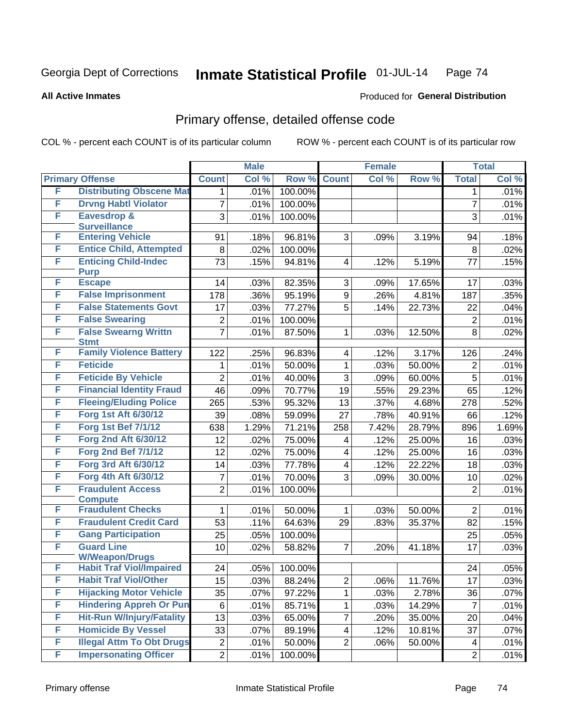Georgia Dept of Corrections **Inmate Statistical Profile** 01-JUL-14

**All Active Inmates**

Produced for **General Distribution**

## Primary offense, detailed offense code

COL % - percent each COUNT is of its particular column ROW % - percent each COUNT is of its particular row

| Primary Offense | | Male | | | Female | | | Total | |
|---|---|---|---|---|---|---|---|---|---|
| | | Count | Col % | Row % | Count | Col % | Row % | Total | Col % |
| F | Distributing Obscene Mat | 1 | .01% | 100.00% | | | | 1 | .01% |
| F | Drvng Habtl Violator | 7 | .01% | 100.00% | | | | 7 | .01% |
| F | Eavesdrop & Surveillance | 3 | .01% | 100.00% | | | | 3 | .01% |
| F | Entering Vehicle | 91 | .18% | 96.81% | 3 | .09% | 3.19% | 94 | .18% |
| F | Entice Child, Attempted | 8 | .02% | 100.00% | | | | 8 | .02% |
| F | Enticing Child-Indec Purp | 73 | .15% | 94.81% | 4 | .12% | 5.19% | 77 | .15% |
| F | Escape | 14 | .03% | 82.35% | 3 | .09% | 17.65% | 17 | .03% |
| F | False Imprisonment | 178 | .36% | 95.19% | 9 | .26% | 4.81% | 187 | .35% |
| F | False Statements Govt | 17 | .03% | 77.27% | 5 | .14% | 22.73% | 22 | .04% |
| F | False Swearing | 2 | .01% | 100.00% | | | | 2 | .01% |
| F | False Swearng Writtn Stmt | 7 | .01% | 87.50% | 1 | .03% | 12.50% | 8 | .02% |
| F | Family Violence Battery | 122 | .25% | 96.83% | 4 | .12% | 3.17% | 126 | .24% |
| F | Feticide | 1 | .01% | 50.00% | 1 | .03% | 50.00% | 2 | .01% |
| F | Feticide By Vehicle | 2 | .01% | 40.00% | 3 | .09% | 60.00% | 5 | .01% |
| F | Financial Identity Fraud | 46 | .09% | 70.77% | 19 | .55% | 29.23% | 65 | .12% |
| F | Fleeing/Eluding Police | 265 | .53% | 95.32% | 13 | .37% | 4.68% | 278 | .52% |
| F | Forg 1st Aft 6/30/12 | 39 | .08% | 59.09% | 27 | .78% | 40.91% | 66 | .12% |
| F | Forg 1st Bef 7/1/12 | 638 | 1.29% | 71.21% | 258 | 7.42% | 28.79% | 896 | 1.69% |
| F | Forg 2nd Aft 6/30/12 | 12 | .02% | 75.00% | 4 | .12% | 25.00% | 16 | .03% |
| F | Forg 2nd Bef 7/1/12 | 12 | .02% | 75.00% | 4 | .12% | 25.00% | 16 | .03% |
| F | Forg 3rd Aft 6/30/12 | 14 | .03% | 77.78% | 4 | .12% | 22.22% | 18 | .03% |
| F | Forg 4th Aft 6/30/12 | 7 | .01% | 70.00% | 3 | .09% | 30.00% | 10 | .02% |
| F | Fraudulent Access Compute | 2 | .01% | 100.00% | | | | 2 | .01% |
| F | Fraudulent Checks | 1 | .01% | 50.00% | 1 | .03% | 50.00% | 2 | .01% |
| F | Fraudulent Credit Card | 53 | .11% | 64.63% | 29 | .83% | 35.37% | 82 | .15% |
| F | Gang Participation | 25 | .05% | 100.00% | | | | 25 | .05% |
| F | Guard Line W/Weapon/Drugs | 10 | .02% | 58.82% | 7 | .20% | 41.18% | 17 | .03% |
| F | Habit Traf Viol/Impaired | 24 | .05% | 100.00% | | | | 24 | .05% |
| F | Habit Traf Viol/Other | 15 | .03% | 88.24% | 2 | .06% | 11.76% | 17 | .03% |
| F | Hijacking Motor Vehicle | 35 | .07% | 97.22% | 1 | .03% | 2.78% | 36 | .07% |
| F | Hindering Appreh Or Pun | 6 | .01% | 85.71% | 1 | .03% | 14.29% | 7 | .01% |
| F | Hit-Run W/Injury/Fatality | 13 | .03% | 65.00% | 7 | .20% | 35.00% | 20 | .04% |
| F | Homicide By Vessel | 33 | .07% | 89.19% | 4 | .12% | 10.81% | 37 | .07% |
| F | Illegal Attm To Obt Drugs | 2 | .01% | 50.00% | 2 | .06% | 50.00% | 4 | .01% |
| F | Impersonating Officer | 2 | .01% | 100.00% | | | | 2 | .01% |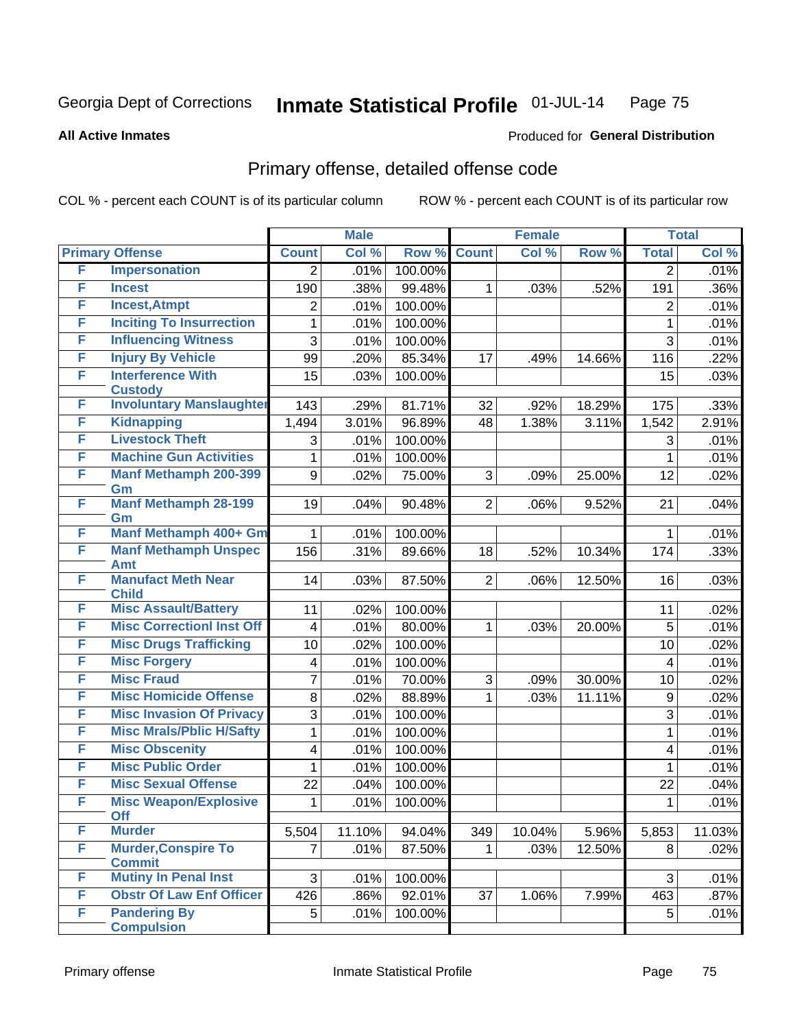Georgia Dept of Corrections **Inmate Statistical Profile** 01-JUL-14

**All Active Inmates**

Produced for **General Distribution**

## Primary offense, detailed offense code

COL % - percent each COUNT is of its particular column ROW % - percent each COUNT is of its particular row

| Primary Offense | | Male | | | Female | | | Total | |
|---|---|---|---|---|---|---|---|---|---|
| | | Count | Col % | Row % | Count | Col % | Row % | Total | Col % |
| F | Impersonation | 2 | .01% | 100.00% | | | | 2 | .01% |
| F | Incest | 190 | .38% | 99.48% | 1 | .03% | .52% | 191 | .36% |
| F | Incest,Atmpt | 2 | .01% | 100.00% | | | | 2 | .01% |
| F | Inciting To Insurrection | 1 | .01% | 100.00% | | | | 1 | .01% |
| F | Influencing Witness | 3 | .01% | 100.00% | | | | 3 | .01% |
| F | Injury By Vehicle | 99 | .20% | 85.34% | 17 | .49% | 14.66% | 116 | .22% |
| F | Interference With Custody | 15 | .03% | 100.00% | | | | 15 | .03% |
| F | Involuntary Manslaughter | 143 | .29% | 81.71% | 32 | .92% | 18.29% | 175 | .33% |
| F | Kidnapping | 1,494 | 3.01% | 96.89% | 48 | 1.38% | 3.11% | 1,542 | 2.91% |
| F | Livestock Theft | 3 | .01% | 100.00% | | | | 3 | .01% |
| F | Machine Gun Activities | 1 | .01% | 100.00% | | | | 1 | .01% |
| F | Manf Methamph 200-399 Gm | 9 | .02% | 75.00% | 3 | .09% | 25.00% | 12 | .02% |
| F | Manf Methamph 28-199 Gm | 19 | .04% | 90.48% | 2 | .06% | 9.52% | 21 | .04% |
| F | Manf Methamph 400+ Gm | 1 | .01% | 100.00% | | | | 1 | .01% |
| F | Manf Methamph Unspec Amt | 156 | .31% | 89.66% | 18 | .52% | 10.34% | 174 | .33% |
| F | Manufact Meth Near Child | 14 | .03% | 87.50% | 2 | .06% | 12.50% | 16 | .03% |
| F | Misc Assault/Battery | 11 | .02% | 100.00% | | | | 11 | .02% |
| F | Misc Correctionl Inst Off | 4 | .01% | 80.00% | 1 | .03% | 20.00% | 5 | .01% |
| F | Misc Drugs Trafficking | 10 | .02% | 100.00% | | | | 10 | .02% |
| F | Misc Forgery | 4 | .01% | 100.00% | | | | 4 | .01% |
| F | Misc Fraud | 7 | .01% | 70.00% | 3 | .09% | 30.00% | 10 | .02% |
| F | Misc Homicide Offense | 8 | .02% | 88.89% | 1 | .03% | 11.11% | 9 | .02% |
| F | Misc Invasion Of Privacy | 3 | .01% | 100.00% | | | | 3 | .01% |
| F | Misc Mrals/Pblic H/Safty | 1 | .01% | 100.00% | | | | 1 | .01% |
| F | Misc Obscenity | 4 | .01% | 100.00% | | | | 4 | .01% |
| F | Misc Public Order | 1 | .01% | 100.00% | | | | 1 | .01% |
| F | Misc Sexual Offense | 22 | .04% | 100.00% | | | | 22 | .04% |
| F | Misc Weapon/Explosive Off | 1 | .01% | 100.00% | | | | 1 | .01% |
| F | Murder | 5,504 | 11.10% | 94.04% | 349 | 10.04% | 5.96% | 5,853 | 11.03% |
| F | Murder,Conspire To Commit | 7 | .01% | 87.50% | 1 | .03% | 12.50% | 8 | .02% |
| F | Mutiny In Penal Inst | 3 | .01% | 100.00% | | | | 3 | .01% |
| F | Obstr Of Law Enf Officer | 426 | .86% | 92.01% | 37 | 1.06% | 7.99% | 463 | .87% |
| F | Pandering By Compulsion | 5 | .01% | 100.00% | | | | 5 | .01% |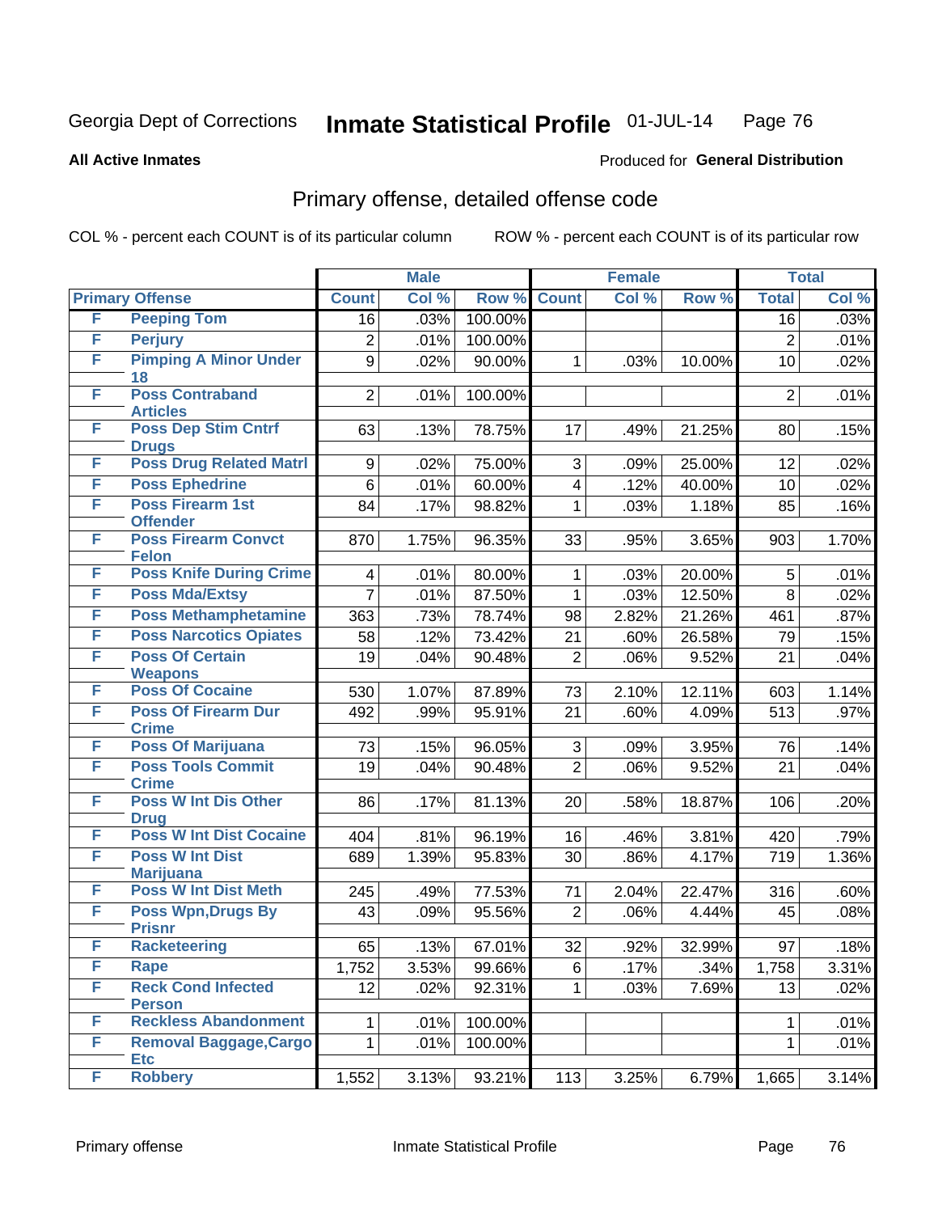Georgia Dept of Corrections **Inmate Statistical Profile** 01-JUL-14

**All Active Inmates**

Produced for **General Distribution**

## Primary offense, detailed offense code

COL % - percent each COUNT is of its particular column ROW % - percent each COUNT is of its particular row

| Primary Offense | | Male | | | Female | | | Total | |
|---|---|---|---|---|---|---|---|---|---|
| | | Count | Col % | Row % | Count | Col % | Row % | Total | Col % |
| F | Peeping Tom | 16 | .03% | 100.00% | | | | 16 | .03% |
| F | Perjury | 2 | .01% | 100.00% | | | | 2 | .01% |
| F | Pimping A Minor Under 18 | 9 | .02% | 90.00% | 1 | .03% | 10.00% | 10 | .02% |
| F | Poss Contraband Articles | 2 | .01% | 100.00% | | | | 2 | .01% |
| F | Poss Dep Stim Cntrf Drugs | 63 | .13% | 78.75% | 17 | .49% | 21.25% | 80 | .15% |
| F | Poss Drug Related Matrl | 9 | .02% | 75.00% | 3 | .09% | 25.00% | 12 | .02% |
| F | Poss Ephedrine | 6 | .01% | 60.00% | 4 | .12% | 40.00% | 10 | .02% |
| F | Poss Firearm 1st Offender | 84 | .17% | 98.82% | 1 | .03% | 1.18% | 85 | .16% |
| F | Poss Firearm Convct Felon | 870 | 1.75% | 96.35% | 33 | .95% | 3.65% | 903 | 1.70% |
| F | Poss Knife During Crime | 4 | .01% | 80.00% | 1 | .03% | 20.00% | 5 | .01% |
| F | Poss Mda/Extsy | 7 | .01% | 87.50% | 1 | .03% | 12.50% | 8 | .02% |
| F | Poss Methamphetamine | 363 | .73% | 78.74% | 98 | 2.82% | 21.26% | 461 | .87% |
| F | Poss Narcotics Opiates | 58 | .12% | 73.42% | 21 | .60% | 26.58% | 79 | .15% |
| F | Poss Of Certain Weapons | 19 | .04% | 90.48% | 2 | .06% | 9.52% | 21 | .04% |
| F | Poss Of Cocaine | 530 | 1.07% | 87.89% | 73 | 2.10% | 12.11% | 603 | 1.14% |
| F | Poss Of Firearm Dur Crime | 492 | .99% | 95.91% | 21 | .60% | 4.09% | 513 | .97% |
| F | Poss Of Marijuana | 73 | .15% | 96.05% | 3 | .09% | 3.95% | 76 | .14% |
| F | Poss Tools Commit Crime | 19 | .04% | 90.48% | 2 | .06% | 9.52% | 21 | .04% |
| F | Poss W Int Dis Other Drug | 86 | .17% | 81.13% | 20 | .58% | 18.87% | 106 | .20% |
| F | Poss W Int Dist Cocaine | 404 | .81% | 96.19% | 16 | .46% | 3.81% | 420 | .79% |
| F | Poss W Int Dist Marijuana | 689 | 1.39% | 95.83% | 30 | .86% | 4.17% | 719 | 1.36% |
| F | Poss W Int Dist Meth | 245 | .49% | 77.53% | 71 | 2.04% | 22.47% | 316 | .60% |
| F | Poss Wpn,Drugs By Prisnr | 43 | .09% | 95.56% | 2 | .06% | 4.44% | 45 | .08% |
| F | Racketeering | 65 | .13% | 67.01% | 32 | .92% | 32.99% | 97 | .18% |
| F | Rape | 1,752 | 3.53% | 99.66% | 6 | .17% | .34% | 1,758 | 3.31% |
| F | Reck Cond Infected Person | 12 | .02% | 92.31% | 1 | .03% | 7.69% | 13 | .02% |
| F | Reckless Abandonment | 1 | .01% | 100.00% | | | | 1 | .01% |
| F | Removal Baggage,Cargo Etc | 1 | .01% | 100.00% | | | | 1 | .01% |
| F | Robbery | 1,552 | 3.13% | 93.21% | 113 | 3.25% | 6.79% | 1,665 | 3.14% |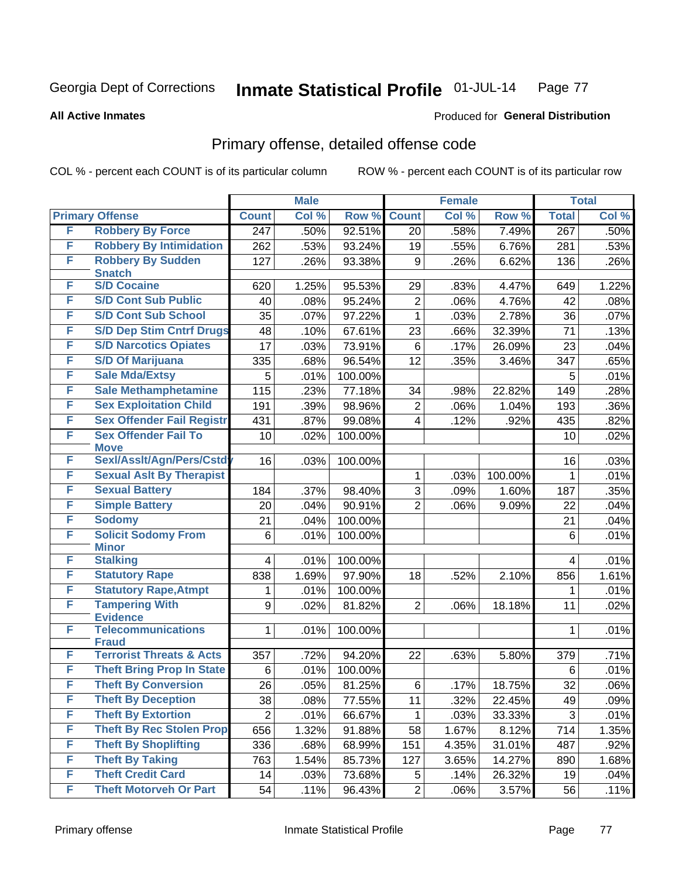Georgia Dept of Corrections **Inmate Statistical Profile** 01-JUL-14

**All Active Inmates**

Produced for **General Distribution**

## Primary offense, detailed offense code

COL % - percent each COUNT is of its particular column ROW % - percent each COUNT is of its particular row

| Primary Offense | | Male | | | Female | | | Total | |
|---|---|---|---|---|---|---|---|---|---|
| | | Count | Col % | Row % | Count | Col % | Row % | Total | Col % |
| F | Robbery By Force | 247 | .50% | 92.51% | 20 | .58% | 7.49% | 267 | .50% |
| F | Robbery By Intimidation | 262 | .53% | 93.24% | 19 | .55% | 6.76% | 281 | .53% |
| F | Robbery By Sudden Snatch | 127 | .26% | 93.38% | 9 | .26% | 6.62% | 136 | .26% |
| F | S/D Cocaine | 620 | 1.25% | 95.53% | 29 | .83% | 4.47% | 649 | 1.22% |
| F | S/D Cont Sub Public | 40 | .08% | 95.24% | 2 | .06% | 4.76% | 42 | .08% |
| F | S/D Cont Sub School | 35 | .07% | 97.22% | 1 | .03% | 2.78% | 36 | .07% |
| F | S/D Dep Stim Cntrf Drugs | 48 | .10% | 67.61% | 23 | .66% | 32.39% | 71 | .13% |
| F | S/D Narcotics Opiates | 17 | .03% | 73.91% | 6 | .17% | 26.09% | 23 | .04% |
| F | S/D Of Marijuana | 335 | .68% | 96.54% | 12 | .35% | 3.46% | 347 | .65% |
| F | Sale Mda/Extsy | 5 | .01% | 100.00% | | | | 5 | .01% |
| F | Sale Methamphetamine | 115 | .23% | 77.18% | 34 | .98% | 22.82% | 149 | .28% |
| F | Sex Exploitation Child | 191 | .39% | 98.96% | 2 | .06% | 1.04% | 193 | .36% |
| F | Sex Offender Fail Registr | 431 | .87% | 99.08% | 4 | .12% | .92% | 435 | .82% |
| F | Sex Offender Fail To Move | 10 | .02% | 100.00% | | | | 10 | .02% |
| F | Sexl/Asslt/Agn/Pers/Cstdy | 16 | .03% | 100.00% | | | | 16 | .03% |
| F | Sexual Aslt By Therapist | | | | 1 | .03% | 100.00% | 1 | .01% |
| F | Sexual Battery | 184 | .37% | 98.40% | 3 | .09% | 1.60% | 187 | .35% |
| F | Simple Battery | 20 | .04% | 90.91% | 2 | .06% | 9.09% | 22 | .04% |
| F | Sodomy | 21 | .04% | 100.00% | | | | 21 | .04% |
| F | Solicit Sodomy From Minor | 6 | .01% | 100.00% | | | | 6 | .01% |
| F | Stalking | 4 | .01% | 100.00% | | | | 4 | .01% |
| F | Statutory Rape | 838 | 1.69% | 97.90% | 18 | .52% | 2.10% | 856 | 1.61% |
| F | Statutory Rape,Atmpt | 1 | .01% | 100.00% | | | | 1 | .01% |
| F | Tampering With Evidence | 9 | .02% | 81.82% | 2 | .06% | 18.18% | 11 | .02% |
| F | Telecommunications Fraud | 1 | .01% | 100.00% | | | | 1 | .01% |
| F | Terrorist Threats & Acts | 357 | .72% | 94.20% | 22 | .63% | 5.80% | 379 | .71% |
| F | Theft Bring Prop In State | 6 | .01% | 100.00% | | | | 6 | .01% |
| F | Theft By Conversion | 26 | .05% | 81.25% | 6 | .17% | 18.75% | 32 | .06% |
| F | Theft By Deception | 38 | .08% | 77.55% | 11 | .32% | 22.45% | 49 | .09% |
| F | Theft By Extortion | 2 | .01% | 66.67% | 1 | .03% | 33.33% | 3 | .01% |
| F | Theft By Rec Stolen Prop | 656 | 1.32% | 91.88% | 58 | 1.67% | 8.12% | 714 | 1.35% |
| F | Theft By Shoplifting | 336 | .68% | 68.99% | 151 | 4.35% | 31.01% | 487 | .92% |
| F | Theft By Taking | 763 | 1.54% | 85.73% | 127 | 3.65% | 14.27% | 890 | 1.68% |
| F | Theft Credit Card | 14 | .03% | 73.68% | 5 | .14% | 26.32% | 19 | .04% |
| F | Theft Motorveh Or Part | 54 | .11% | 96.43% | 2 | .06% | 3.57% | 56 | .11% |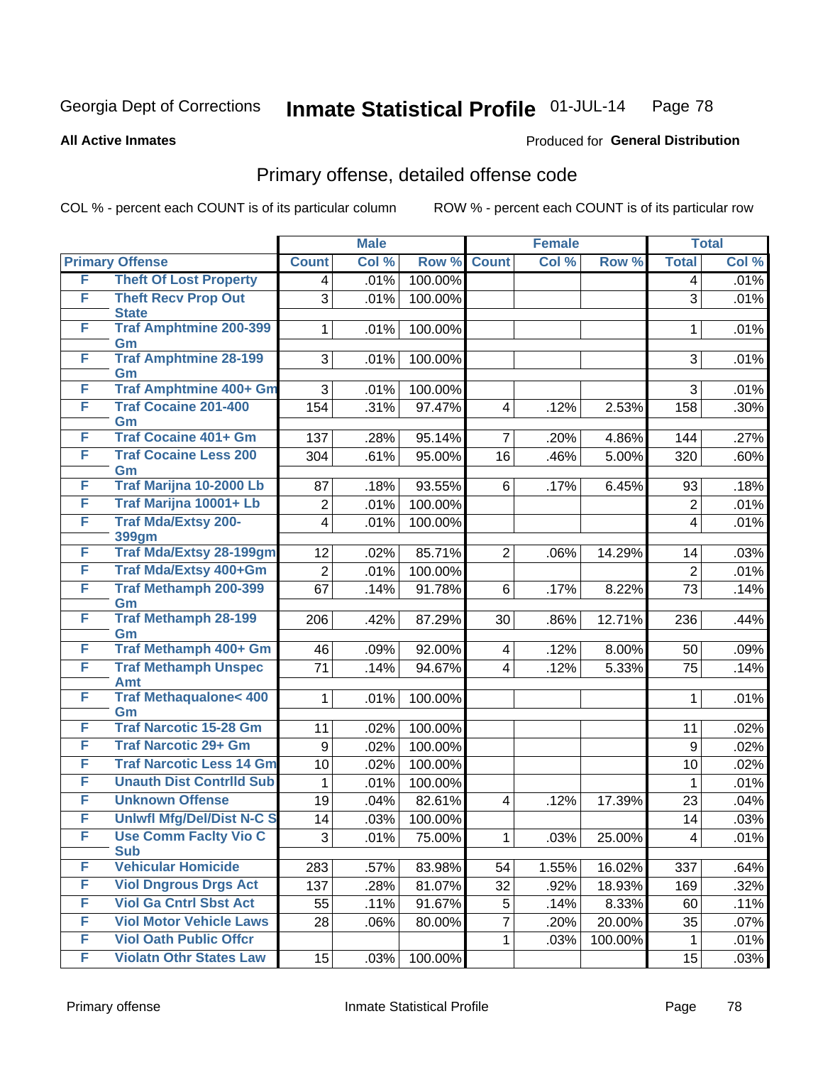Georgia Dept of Corrections **Inmate Statistical Profile** 01-JUL-14

**All Active Inmates**

Produced for **General Distribution**

## Primary offense, detailed offense code

COL % - percent each COUNT is of its particular column ROW % - percent each COUNT is of its particular row

| Primary Offense | | Male | | | Female | | | Total | |
|---|---|---|---|---|---|---|---|---|---|
| | | Count | Col % | Row % | Count | Col % | Row % | Total | Col % |
| F | Theft Of Lost Property | 4 | .01% | 100.00% | | | | 4 | .01% |
| F | Theft Recv Prop Out State | 3 | .01% | 100.00% | | | | 3 | .01% |
| F | Traf Amphtmine 200-399 Gm | 1 | .01% | 100.00% | | | | 1 | .01% |
| F | Traf Amphtmine 28-199 Gm | 3 | .01% | 100.00% | | | | 3 | .01% |
| F | Traf Amphtmine 400+ Gm | 3 | .01% | 100.00% | | | | 3 | .01% |
| F | Traf Cocaine 201-400 Gm | 154 | .31% | 97.47% | 4 | .12% | 2.53% | 158 | .30% |
| F | Traf Cocaine 401+ Gm | 137 | .28% | 95.14% | 7 | .20% | 4.86% | 144 | .27% |
| F | Traf Cocaine Less 200 Gm | 304 | .61% | 95.00% | 16 | .46% | 5.00% | 320 | .60% |
| F | Traf Marijna 10-2000 Lb | 87 | .18% | 93.55% | 6 | .17% | 6.45% | 93 | .18% |
| F | Traf Marijna 10001+ Lb | 2 | .01% | 100.00% | | | | 2 | .01% |
| F | Traf Mda/Extsy 200-399gm | 4 | .01% | 100.00% | | | | 4 | .01% |
| F | Traf Mda/Extsy 28-199gm | 12 | .02% | 85.71% | 2 | .06% | 14.29% | 14 | .03% |
| F | Traf Mda/Extsy 400+Gm | 2 | .01% | 100.00% | | | | 2 | .01% |
| F | Traf Methamph 200-399 Gm | 67 | .14% | 91.78% | 6 | .17% | 8.22% | 73 | .14% |
| F | Traf Methamph 28-199 Gm | 206 | .42% | 87.29% | 30 | .86% | 12.71% | 236 | .44% |
| F | Traf Methamph 400+ Gm | 46 | .09% | 92.00% | 4 | .12% | 8.00% | 50 | .09% |
| F | Traf Methamph Unspec Amt | 71 | .14% | 94.67% | 4 | .12% | 5.33% | 75 | .14% |
| F | Traf Methaqualone< 400 Gm | 1 | .01% | 100.00% | | | | 1 | .01% |
| F | Traf Narcotic 15-28 Gm | 11 | .02% | 100.00% | | | | 11 | .02% |
| F | Traf Narcotic 29+ Gm | 9 | .02% | 100.00% | | | | 9 | .02% |
| F | Traf Narcotic Less 14 Gm | 10 | .02% | 100.00% | | | | 10 | .02% |
| F | Unauth Dist Contrlld Sub | 1 | .01% | 100.00% | | | | 1 | .01% |
| F | Unknown Offense | 19 | .04% | 82.61% | 4 | .12% | 17.39% | 23 | .04% |
| F | Unlwfl Mfg/Del/Dist N-C S | 14 | .03% | 100.00% | | | | 14 | .03% |
| F | Use Comm Faclty Vio C Sub | 3 | .01% | 75.00% | 1 | .03% | 25.00% | 4 | .01% |
| F | Vehicular Homicide | 283 | .57% | 83.98% | 54 | 1.55% | 16.02% | 337 | .64% |
| F | Viol Dngrous Drgs Act | 137 | .28% | 81.07% | 32 | .92% | 18.93% | 169 | .32% |
| F | Viol Ga Cntrl Sbst Act | 55 | .11% | 91.67% | 5 | .14% | 8.33% | 60 | .11% |
| F | Viol Motor Vehicle Laws | 28 | .06% | 80.00% | 7 | .20% | 20.00% | 35 | .07% |
| F | Viol Oath Public Offcr | | | | 1 | .03% | 100.00% | 1 | .01% |
| F | Violatn Othr States Law | 15 | .03% | 100.00% | | | | 15 | .03% |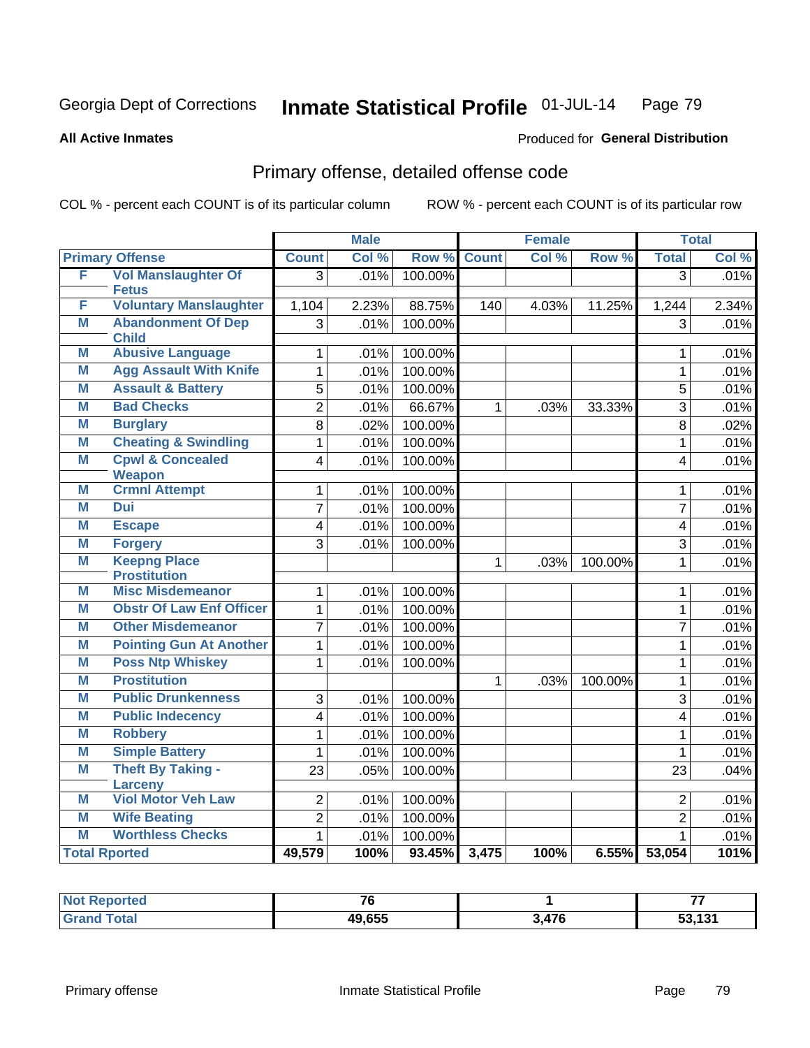Georgia Dept of Corrections **Inmate Statistical Profile** 01-JUL-14

**All Active Inmates** Produced for **General Distribution**

## Primary offense, detailed offense code

COL % - percent each COUNT is of its particular column ROW % - percent each COUNT is of its particular row

| Primary Offense | | Male | | | Female | | | Total | |
|---|---|---|---|---|---|---|---|---|---|
| | | Count | Col % | Row % | Count | Col % | Row % | Total | Col % |
| F | Vol Manslaughter Of Fetus | 3 | .01% | 100.00% | | | | 3 | .01% |
| F | Voluntary Manslaughter | 1,104 | 2.23% | 88.75% | 140 | 4.03% | 11.25% | 1,244 | 2.34% |
| M | Abandonment Of Dep Child | 3 | .01% | 100.00% | | | | 3 | .01% |
| M | Abusive Language | 1 | .01% | 100.00% | | | | 1 | .01% |
| M | Agg Assault With Knife | 1 | .01% | 100.00% | | | | 1 | .01% |
| M | Assault & Battery | 5 | .01% | 100.00% | | | | 5 | .01% |
| M | Bad Checks | 2 | .01% | 66.67% | 1 | .03% | 33.33% | 3 | .01% |
| M | Burglary | 8 | .02% | 100.00% | | | | 8 | .02% |
| M | Cheating & Swindling | 1 | .01% | 100.00% | | | | 1 | .01% |
| M | Cpwl & Concealed Weapon | 4 | .01% | 100.00% | | | | 4 | .01% |
| M | Crmnl Attempt | 1 | .01% | 100.00% | | | | 1 | .01% |
| M | Dui | 7 | .01% | 100.00% | | | | 7 | .01% |
| M | Escape | 4 | .01% | 100.00% | | | | 4 | .01% |
| M | Forgery | 3 | .01% | 100.00% | | | | 3 | .01% |
| M | Keepng Place Prostitution | | | | 1 | .03% | 100.00% | 1 | .01% |
| M | Misc Misdemeanor | 1 | .01% | 100.00% | | | | 1 | .01% |
| M | Obstr Of Law Enf Officer | 1 | .01% | 100.00% | | | | 1 | .01% |
| M | Other Misdemeanor | 7 | .01% | 100.00% | | | | 7 | .01% |
| M | Pointing Gun At Another | 1 | .01% | 100.00% | | | | 1 | .01% |
| M | Poss Ntp Whiskey | 1 | .01% | 100.00% | | | | 1 | .01% |
| M | Prostitution | | | | 1 | .03% | 100.00% | 1 | .01% |
| M | Public Drunkenness | 3 | .01% | 100.00% | | | | 3 | .01% |
| M | Public Indecency | 4 | .01% | 100.00% | | | | 4 | .01% |
| M | Robbery | 1 | .01% | 100.00% | | | | 1 | .01% |
| M | Simple Battery | 1 | .01% | 100.00% | | | | 1 | .01% |
| M | Theft By Taking - Larceny | 23 | .05% | 100.00% | | | | 23 | .04% |
| M | Viol Motor Veh Law | 2 | .01% | 100.00% | | | | 2 | .01% |
| M | Wife Beating | 2 | .01% | 100.00% | | | | 2 | .01% |
| M | Worthless Checks | 1 | .01% | 100.00% | | | | 1 | .01% |
| **Total Rported** | | **49,579** | **100%** | **93.45%** | **3,475** | **100%** | **6.55%** | **53,054** | **101%** |

| | Male | Female | Total |
|---|---|---|---|
| **Not Reported** | **76** | **1** | **77** |
| **Grand Total** | **49,655** | **3,476** | **53,131** |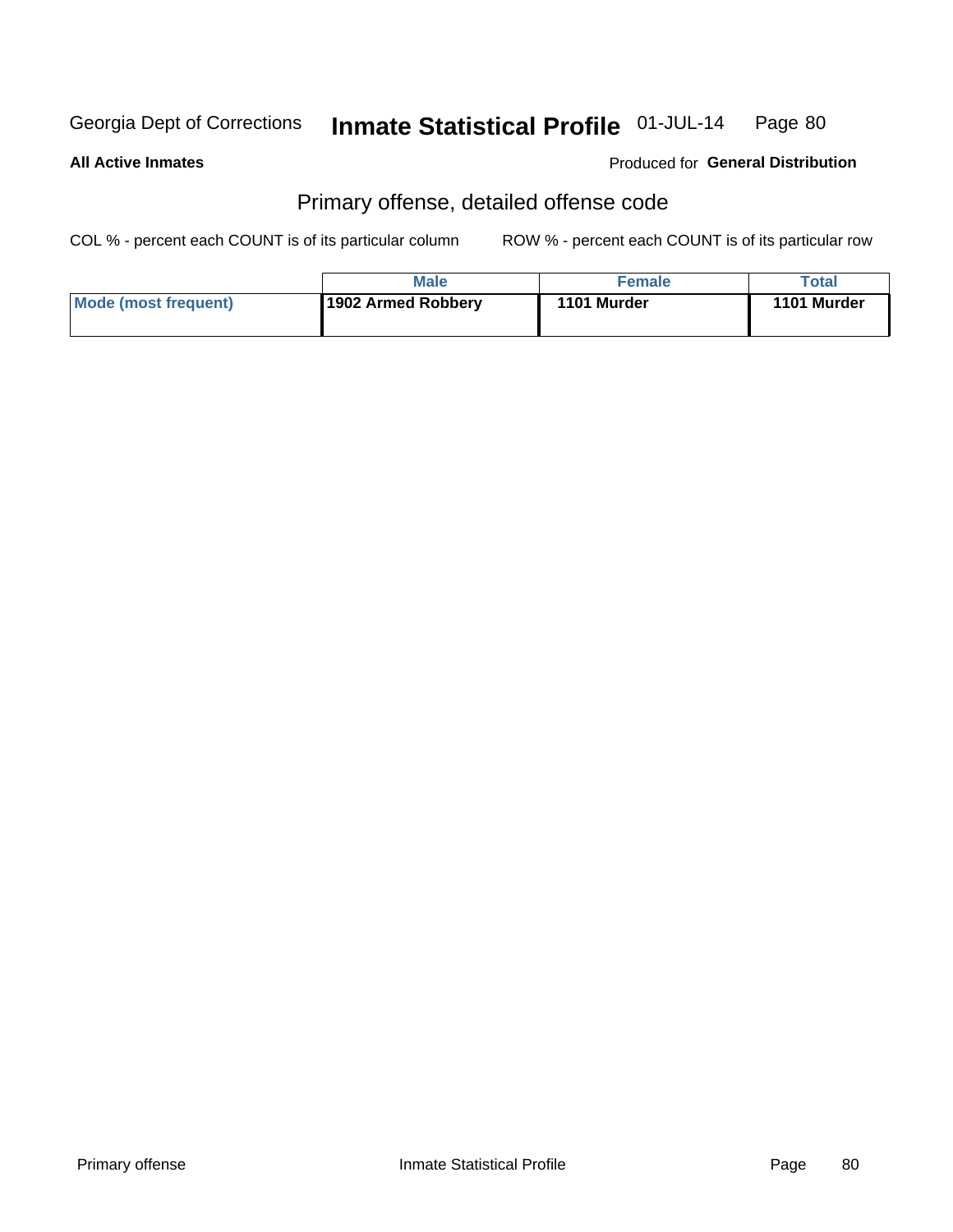Georgia Dept of Corrections **Inmate Statistical Profile** 01-JUL-14

**All Active Inmates** Produced for **General Distribution**

## Primary offense, detailed offense code

COL % - percent each COUNT is of its particular column ROW % - percent each COUNT is of its particular row

| | Male | Female | Total |
|---|---|---|---|
| Mode (most frequent) | 1902 Armed Robbery | 1101 Murder | 1101 Murder |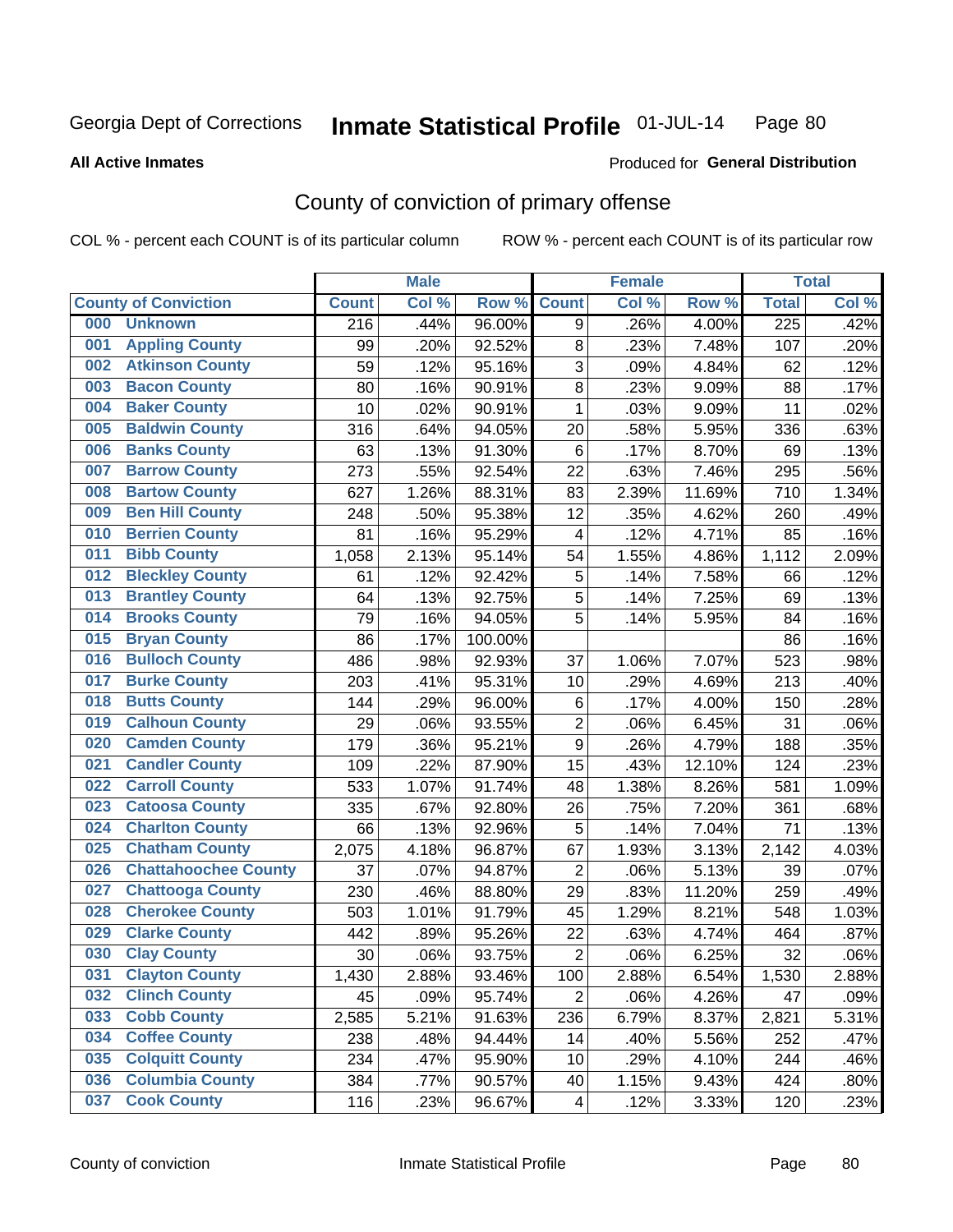Georgia Dept of Corrections **Inmate Statistical Profile** 01-JUL-14

**All Active Inmates**

Produced for **General Distribution**

## County of conviction of primary offense

COL % - percent each COUNT is of its particular column ROW % - percent each COUNT is of its particular row

| County of Conviction | Male | | | Female | | | Total | |
|---|---|---|---|---|---|---|---|---|
| | Count | Col % | Row % | Count | Col % | Row % | Total | Col % |
| 000 Unknown | 216 | .44% | 96.00% | 9 | .26% | 4.00% | 225 | .42% |
| 001 Appling County | 99 | .20% | 92.52% | 8 | .23% | 7.48% | 107 | .20% |
| 002 Atkinson County | 59 | .12% | 95.16% | 3 | .09% | 4.84% | 62 | .12% |
| 003 Bacon County | 80 | .16% | 90.91% | 8 | .23% | 9.09% | 88 | .17% |
| 004 Baker County | 10 | .02% | 90.91% | 1 | .03% | 9.09% | 11 | .02% |
| 005 Baldwin County | 316 | .64% | 94.05% | 20 | .58% | 5.95% | 336 | .63% |
| 006 Banks County | 63 | .13% | 91.30% | 6 | .17% | 8.70% | 69 | .13% |
| 007 Barrow County | 273 | .55% | 92.54% | 22 | .63% | 7.46% | 295 | .56% |
| 008 Bartow County | 627 | 1.26% | 88.31% | 83 | 2.39% | 11.69% | 710 | 1.34% |
| 009 Ben Hill County | 248 | .50% | 95.38% | 12 | .35% | 4.62% | 260 | .49% |
| 010 Berrien County | 81 | .16% | 95.29% | 4 | .12% | 4.71% | 85 | .16% |
| 011 Bibb County | 1,058 | 2.13% | 95.14% | 54 | 1.55% | 4.86% | 1,112 | 2.09% |
| 012 Bleckley County | 61 | .12% | 92.42% | 5 | .14% | 7.58% | 66 | .12% |
| 013 Brantley County | 64 | .13% | 92.75% | 5 | .14% | 7.25% | 69 | .13% |
| 014 Brooks County | 79 | .16% | 94.05% | 5 | .14% | 5.95% | 84 | .16% |
| 015 Bryan County | 86 | .17% | 100.00% | | | | 86 | .16% |
| 016 Bulloch County | 486 | .98% | 92.93% | 37 | 1.06% | 7.07% | 523 | .98% |
| 017 Burke County | 203 | .41% | 95.31% | 10 | .29% | 4.69% | 213 | .40% |
| 018 Butts County | 144 | .29% | 96.00% | 6 | .17% | 4.00% | 150 | .28% |
| 019 Calhoun County | 29 | .06% | 93.55% | 2 | .06% | 6.45% | 31 | .06% |
| 020 Camden County | 179 | .36% | 95.21% | 9 | .26% | 4.79% | 188 | .35% |
| 021 Candler County | 109 | .22% | 87.90% | 15 | .43% | 12.10% | 124 | .23% |
| 022 Carroll County | 533 | 1.07% | 91.74% | 48 | 1.38% | 8.26% | 581 | 1.09% |
| 023 Catoosa County | 335 | .67% | 92.80% | 26 | .75% | 7.20% | 361 | .68% |
| 024 Charlton County | 66 | .13% | 92.96% | 5 | .14% | 7.04% | 71 | .13% |
| 025 Chatham County | 2,075 | 4.18% | 96.87% | 67 | 1.93% | 3.13% | 2,142 | 4.03% |
| 026 Chattahoochee County | 37 | .07% | 94.87% | 2 | .06% | 5.13% | 39 | .07% |
| 027 Chattooga County | 230 | .46% | 88.80% | 29 | .83% | 11.20% | 259 | .49% |
| 028 Cherokee County | 503 | 1.01% | 91.79% | 45 | 1.29% | 8.21% | 548 | 1.03% |
| 029 Clarke County | 442 | .89% | 95.26% | 22 | .63% | 4.74% | 464 | .87% |
| 030 Clay County | 30 | .06% | 93.75% | 2 | .06% | 6.25% | 32 | .06% |
| 031 Clayton County | 1,430 | 2.88% | 93.46% | 100 | 2.88% | 6.54% | 1,530 | 2.88% |
| 032 Clinch County | 45 | .09% | 95.74% | 2 | .06% | 4.26% | 47 | .09% |
| 033 Cobb County | 2,585 | 5.21% | 91.63% | 236 | 6.79% | 8.37% | 2,821 | 5.31% |
| 034 Coffee County | 238 | .48% | 94.44% | 14 | .40% | 5.56% | 252 | .47% |
| 035 Colquitt County | 234 | .47% | 95.90% | 10 | .29% | 4.10% | 244 | .46% |
| 036 Columbia County | 384 | .77% | 90.57% | 40 | 1.15% | 9.43% | 424 | .80% |
| 037 Cook County | 116 | .23% | 96.67% | 4 | .12% | 3.33% | 120 | .23% |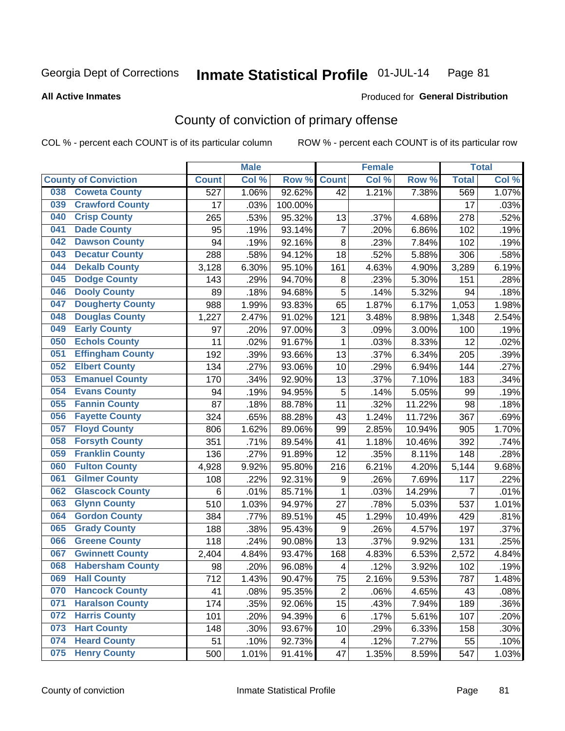Georgia Dept of Corrections **Inmate Statistical Profile** 01-JUL-14

**All Active Inmates**

Produced for **General Distribution**

## County of conviction of primary offense

COL % - percent each COUNT is of its particular column ROW % - percent each COUNT is of its particular row

| County of Conviction | Male | | | Female | | | Total | |
|---|---|---|---|---|---|---|---|---|
| | Count | Col % | Row % | Count | Col % | Row % | Total | Col % |
| 038 Coweta County | 527 | 1.06% | 92.62% | 42 | 1.21% | 7.38% | 569 | 1.07% |
| 039 Crawford County | 17 | .03% | 100.00% | | | | 17 | .03% |
| 040 Crisp County | 265 | .53% | 95.32% | 13 | .37% | 4.68% | 278 | .52% |
| 041 Dade County | 95 | .19% | 93.14% | 7 | .20% | 6.86% | 102 | .19% |
| 042 Dawson County | 94 | .19% | 92.16% | 8 | .23% | 7.84% | 102 | .19% |
| 043 Decatur County | 288 | .58% | 94.12% | 18 | .52% | 5.88% | 306 | .58% |
| 044 Dekalb County | 3,128 | 6.30% | 95.10% | 161 | 4.63% | 4.90% | 3,289 | 6.19% |
| 045 Dodge County | 143 | .29% | 94.70% | 8 | .23% | 5.30% | 151 | .28% |
| 046 Dooly County | 89 | .18% | 94.68% | 5 | .14% | 5.32% | 94 | .18% |
| 047 Dougherty County | 988 | 1.99% | 93.83% | 65 | 1.87% | 6.17% | 1,053 | 1.98% |
| 048 Douglas County | 1,227 | 2.47% | 91.02% | 121 | 3.48% | 8.98% | 1,348 | 2.54% |
| 049 Early County | 97 | .20% | 97.00% | 3 | .09% | 3.00% | 100 | .19% |
| 050 Echols County | 11 | .02% | 91.67% | 1 | .03% | 8.33% | 12 | .02% |
| 051 Effingham County | 192 | .39% | 93.66% | 13 | .37% | 6.34% | 205 | .39% |
| 052 Elbert County | 134 | .27% | 93.06% | 10 | .29% | 6.94% | 144 | .27% |
| 053 Emanuel County | 170 | .34% | 92.90% | 13 | .37% | 7.10% | 183 | .34% |
| 054 Evans County | 94 | .19% | 94.95% | 5 | .14% | 5.05% | 99 | .19% |
| 055 Fannin County | 87 | .18% | 88.78% | 11 | .32% | 11.22% | 98 | .18% |
| 056 Fayette County | 324 | .65% | 88.28% | 43 | 1.24% | 11.72% | 367 | .69% |
| 057 Floyd County | 806 | 1.62% | 89.06% | 99 | 2.85% | 10.94% | 905 | 1.70% |
| 058 Forsyth County | 351 | .71% | 89.54% | 41 | 1.18% | 10.46% | 392 | .74% |
| 059 Franklin County | 136 | .27% | 91.89% | 12 | .35% | 8.11% | 148 | .28% |
| 060 Fulton County | 4,928 | 9.92% | 95.80% | 216 | 6.21% | 4.20% | 5,144 | 9.68% |
| 061 Gilmer County | 108 | .22% | 92.31% | 9 | .26% | 7.69% | 117 | .22% |
| 062 Glascock County | 6 | .01% | 85.71% | 1 | .03% | 14.29% | 7 | .01% |
| 063 Glynn County | 510 | 1.03% | 94.97% | 27 | .78% | 5.03% | 537 | 1.01% |
| 064 Gordon County | 384 | .77% | 89.51% | 45 | 1.29% | 10.49% | 429 | .81% |
| 065 Grady County | 188 | .38% | 95.43% | 9 | .26% | 4.57% | 197 | .37% |
| 066 Greene County | 118 | .24% | 90.08% | 13 | .37% | 9.92% | 131 | .25% |
| 067 Gwinnett County | 2,404 | 4.84% | 93.47% | 168 | 4.83% | 6.53% | 2,572 | 4.84% |
| 068 Habersham County | 98 | .20% | 96.08% | 4 | .12% | 3.92% | 102 | .19% |
| 069 Hall County | 712 | 1.43% | 90.47% | 75 | 2.16% | 9.53% | 787 | 1.48% |
| 070 Hancock County | 41 | .08% | 95.35% | 2 | .06% | 4.65% | 43 | .08% |
| 071 Haralson County | 174 | .35% | 92.06% | 15 | .43% | 7.94% | 189 | .36% |
| 072 Harris County | 101 | .20% | 94.39% | 6 | .17% | 5.61% | 107 | .20% |
| 073 Hart County | 148 | .30% | 93.67% | 10 | .29% | 6.33% | 158 | .30% |
| 074 Heard County | 51 | .10% | 92.73% | 4 | .12% | 7.27% | 55 | .10% |
| 075 Henry County | 500 | 1.01% | 91.41% | 47 | 1.35% | 8.59% | 547 | 1.03% |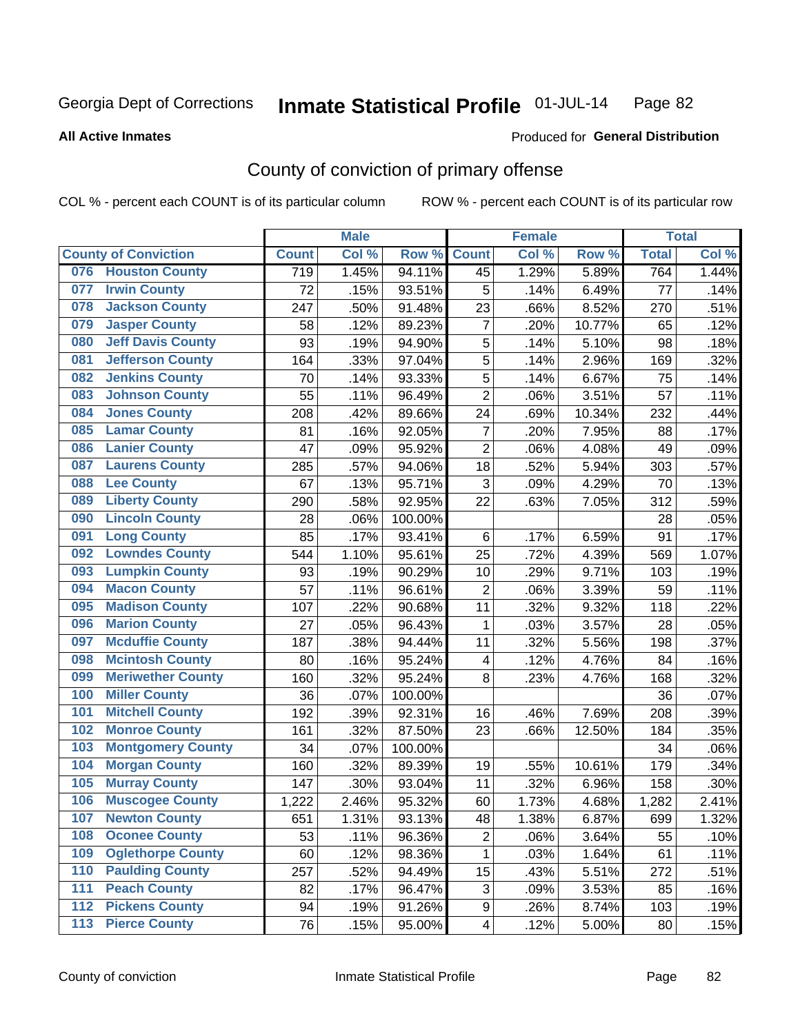Georgia Dept of Corrections **Inmate Statistical Profile** 01-JUL-14

**All Active Inmates**

Produced for **General Distribution**

## County of conviction of primary offense

COL % - percent each COUNT is of its particular column    ROW % - percent each COUNT is of its particular row

| County of Conviction | Male | | | Female | | | Total | |
|---|---|---|---|---|---|---|---|---|
| | Count | Col % | Row % | Count | Col % | Row % | Total | Col % |
| 076 Houston County | 719 | 1.45% | 94.11% | 45 | 1.29% | 5.89% | 764 | 1.44% |
| 077 Irwin County | 72 | .15% | 93.51% | 5 | .14% | 6.49% | 77 | .14% |
| 078 Jackson County | 247 | .50% | 91.48% | 23 | .66% | 8.52% | 270 | .51% |
| 079 Jasper County | 58 | .12% | 89.23% | 7 | .20% | 10.77% | 65 | .12% |
| 080 Jeff Davis County | 93 | .19% | 94.90% | 5 | .14% | 5.10% | 98 | .18% |
| 081 Jefferson County | 164 | .33% | 97.04% | 5 | .14% | 2.96% | 169 | .32% |
| 082 Jenkins County | 70 | .14% | 93.33% | 5 | .14% | 6.67% | 75 | .14% |
| 083 Johnson County | 55 | .11% | 96.49% | 2 | .06% | 3.51% | 57 | .11% |
| 084 Jones County | 208 | .42% | 89.66% | 24 | .69% | 10.34% | 232 | .44% |
| 085 Lamar County | 81 | .16% | 92.05% | 7 | .20% | 7.95% | 88 | .17% |
| 086 Lanier County | 47 | .09% | 95.92% | 2 | .06% | 4.08% | 49 | .09% |
| 087 Laurens County | 285 | .57% | 94.06% | 18 | .52% | 5.94% | 303 | .57% |
| 088 Lee County | 67 | .13% | 95.71% | 3 | .09% | 4.29% | 70 | .13% |
| 089 Liberty County | 290 | .58% | 92.95% | 22 | .63% | 7.05% | 312 | .59% |
| 090 Lincoln County | 28 | .06% | 100.00% | | | | 28 | .05% |
| 091 Long County | 85 | .17% | 93.41% | 6 | .17% | 6.59% | 91 | .17% |
| 092 Lowndes County | 544 | 1.10% | 95.61% | 25 | .72% | 4.39% | 569 | 1.07% |
| 093 Lumpkin County | 93 | .19% | 90.29% | 10 | .29% | 9.71% | 103 | .19% |
| 094 Macon County | 57 | .11% | 96.61% | 2 | .06% | 3.39% | 59 | .11% |
| 095 Madison County | 107 | .22% | 90.68% | 11 | .32% | 9.32% | 118 | .22% |
| 096 Marion County | 27 | .05% | 96.43% | 1 | .03% | 3.57% | 28 | .05% |
| 097 Mcduffie County | 187 | .38% | 94.44% | 11 | .32% | 5.56% | 198 | .37% |
| 098 Mcintosh County | 80 | .16% | 95.24% | 4 | .12% | 4.76% | 84 | .16% |
| 099 Meriwether County | 160 | .32% | 95.24% | 8 | .23% | 4.76% | 168 | .32% |
| 100 Miller County | 36 | .07% | 100.00% | | | | 36 | .07% |
| 101 Mitchell County | 192 | .39% | 92.31% | 16 | .46% | 7.69% | 208 | .39% |
| 102 Monroe County | 161 | .32% | 87.50% | 23 | .66% | 12.50% | 184 | .35% |
| 103 Montgomery County | 34 | .07% | 100.00% | | | | 34 | .06% |
| 104 Morgan County | 160 | .32% | 89.39% | 19 | .55% | 10.61% | 179 | .34% |
| 105 Murray County | 147 | .30% | 93.04% | 11 | .32% | 6.96% | 158 | .30% |
| 106 Muscogee County | 1,222 | 2.46% | 95.32% | 60 | 1.73% | 4.68% | 1,282 | 2.41% |
| 107 Newton County | 651 | 1.31% | 93.13% | 48 | 1.38% | 6.87% | 699 | 1.32% |
| 108 Oconee County | 53 | .11% | 96.36% | 2 | .06% | 3.64% | 55 | .10% |
| 109 Oglethorpe County | 60 | .12% | 98.36% | 1 | .03% | 1.64% | 61 | .11% |
| 110 Paulding County | 257 | .52% | 94.49% | 15 | .43% | 5.51% | 272 | .51% |
| 111 Peach County | 82 | .17% | 96.47% | 3 | .09% | 3.53% | 85 | .16% |
| 112 Pickens County | 94 | .19% | 91.26% | 9 | .26% | 8.74% | 103 | .19% |
| 113 Pierce County | 76 | .15% | 95.00% | 4 | .12% | 5.00% | 80 | .15% |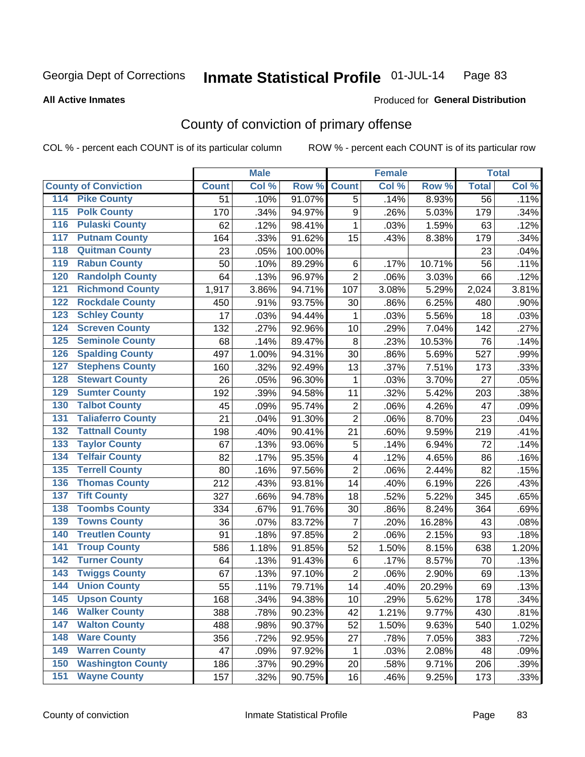Georgia Dept of Corrections **Inmate Statistical Profile** 01-JUL-14

**All Active Inmates**

Produced for **General Distribution**

## County of conviction of primary offense

COL % - percent each COUNT is of its particular column     ROW % - percent each COUNT is of its particular row

| County of Conviction | Male | | | Female | | | Total | |
|---|---|---|---|---|---|---|---|---|
| | Count | Col % | Row % | Count | Col % | Row % | Total | Col % |
| 114 Pike County | 51 | .10% | 91.07% | 5 | .14% | 8.93% | 56 | .11% |
| 115 Polk County | 170 | .34% | 94.97% | 9 | .26% | 5.03% | 179 | .34% |
| 116 Pulaski County | 62 | .12% | 98.41% | 1 | .03% | 1.59% | 63 | .12% |
| 117 Putnam County | 164 | .33% | 91.62% | 15 | .43% | 8.38% | 179 | .34% |
| 118 Quitman County | 23 | .05% | 100.00% | | | | 23 | .04% |
| 119 Rabun County | 50 | .10% | 89.29% | 6 | .17% | 10.71% | 56 | .11% |
| 120 Randolph County | 64 | .13% | 96.97% | 2 | .06% | 3.03% | 66 | .12% |
| 121 Richmond County | 1,917 | 3.86% | 94.71% | 107 | 3.08% | 5.29% | 2,024 | 3.81% |
| 122 Rockdale County | 450 | .91% | 93.75% | 30 | .86% | 6.25% | 480 | .90% |
| 123 Schley County | 17 | .03% | 94.44% | 1 | .03% | 5.56% | 18 | .03% |
| 124 Screven County | 132 | .27% | 92.96% | 10 | .29% | 7.04% | 142 | .27% |
| 125 Seminole County | 68 | .14% | 89.47% | 8 | .23% | 10.53% | 76 | .14% |
| 126 Spalding County | 497 | 1.00% | 94.31% | 30 | .86% | 5.69% | 527 | .99% |
| 127 Stephens County | 160 | .32% | 92.49% | 13 | .37% | 7.51% | 173 | .33% |
| 128 Stewart County | 26 | .05% | 96.30% | 1 | .03% | 3.70% | 27 | .05% |
| 129 Sumter County | 192 | .39% | 94.58% | 11 | .32% | 5.42% | 203 | .38% |
| 130 Talbot County | 45 | .09% | 95.74% | 2 | .06% | 4.26% | 47 | .09% |
| 131 Taliaferro County | 21 | .04% | 91.30% | 2 | .06% | 8.70% | 23 | .04% |
| 132 Tattnall County | 198 | .40% | 90.41% | 21 | .60% | 9.59% | 219 | .41% |
| 133 Taylor County | 67 | .13% | 93.06% | 5 | .14% | 6.94% | 72 | .14% |
| 134 Telfair County | 82 | .17% | 95.35% | 4 | .12% | 4.65% | 86 | .16% |
| 135 Terrell County | 80 | .16% | 97.56% | 2 | .06% | 2.44% | 82 | .15% |
| 136 Thomas County | 212 | .43% | 93.81% | 14 | .40% | 6.19% | 226 | .43% |
| 137 Tift County | 327 | .66% | 94.78% | 18 | .52% | 5.22% | 345 | .65% |
| 138 Toombs County | 334 | .67% | 91.76% | 30 | .86% | 8.24% | 364 | .69% |
| 139 Towns County | 36 | .07% | 83.72% | 7 | .20% | 16.28% | 43 | .08% |
| 140 Treutlen County | 91 | .18% | 97.85% | 2 | .06% | 2.15% | 93 | .18% |
| 141 Troup County | 586 | 1.18% | 91.85% | 52 | 1.50% | 8.15% | 638 | 1.20% |
| 142 Turner County | 64 | .13% | 91.43% | 6 | .17% | 8.57% | 70 | .13% |
| 143 Twiggs County | 67 | .13% | 97.10% | 2 | .06% | 2.90% | 69 | .13% |
| 144 Union County | 55 | .11% | 79.71% | 14 | .40% | 20.29% | 69 | .13% |
| 145 Upson County | 168 | .34% | 94.38% | 10 | .29% | 5.62% | 178 | .34% |
| 146 Walker County | 388 | .78% | 90.23% | 42 | 1.21% | 9.77% | 430 | .81% |
| 147 Walton County | 488 | .98% | 90.37% | 52 | 1.50% | 9.63% | 540 | 1.02% |
| 148 Ware County | 356 | .72% | 92.95% | 27 | .78% | 7.05% | 383 | .72% |
| 149 Warren County | 47 | .09% | 97.92% | 1 | .03% | 2.08% | 48 | .09% |
| 150 Washington County | 186 | .37% | 90.29% | 20 | .58% | 9.71% | 206 | .39% |
| 151 Wayne County | 157 | .32% | 90.75% | 16 | .46% | 9.25% | 173 | .33% |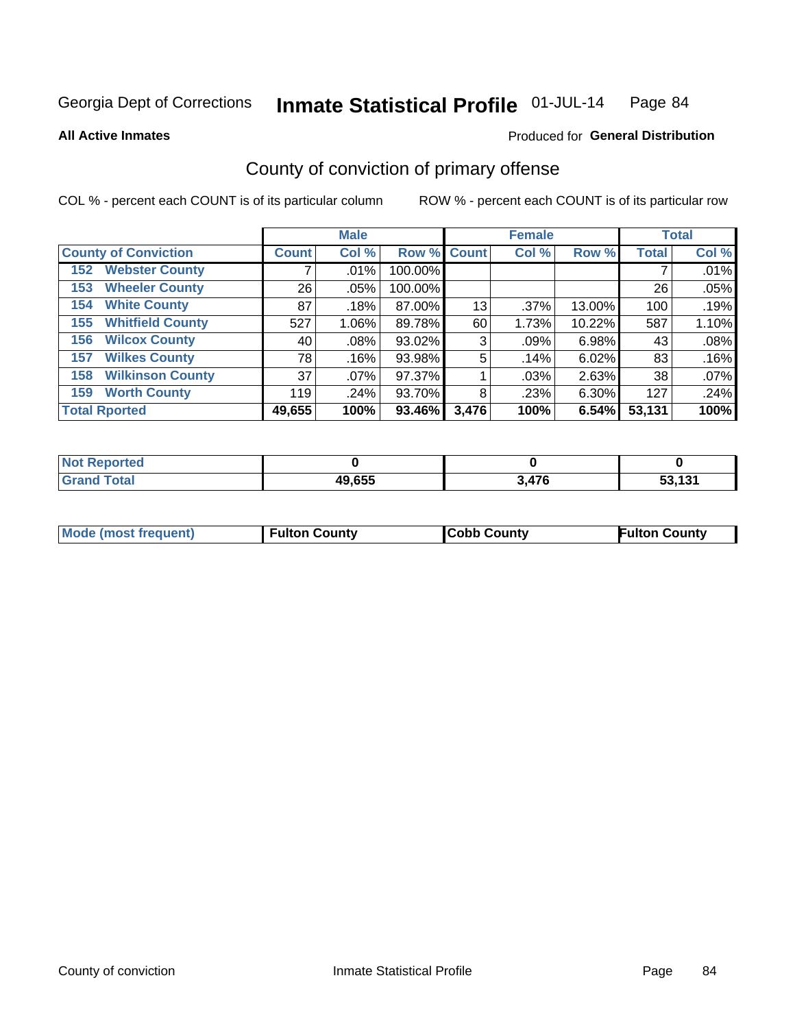Georgia Dept of Corrections **Inmate Statistical Profile** 01-JUL-14

**All Active Inmates**

Produced for **General Distribution**

## County of conviction of primary offense

COL % - percent each COUNT is of its particular column ROW % - percent each COUNT is of its particular row

| County of Conviction | Male | | | Female | | | Total | |
|---|---|---|---|---|---|---|---|---|
| | Count | Col % | Row % | Count | Col % | Row % | Total | Col % |
| 152 Webster County | 7 | .01% | 100.00% | | | | 7 | .01% |
| 153 Wheeler County | 26 | .05% | 100.00% | | | | 26 | .05% |
| 154 White County | 87 | .18% | 87.00% | 13 | .37% | 13.00% | 100 | .19% |
| 155 Whitfield County | 527 | 1.06% | 89.78% | 60 | 1.73% | 10.22% | 587 | 1.10% |
| 156 Wilcox County | 40 | .08% | 93.02% | 3 | .09% | 6.98% | 43 | .08% |
| 157 Wilkes County | 78 | .16% | 93.98% | 5 | .14% | 6.02% | 83 | .16% |
| 158 Wilkinson County | 37 | .07% | 97.37% | 1 | .03% | 2.63% | 38 | .07% |
| 159 Worth County | 119 | .24% | 93.70% | 8 | .23% | 6.30% | 127 | .24% |
| **Total Rported** | **49,655** | **100%** | **93.46%** | **3,476** | **100%** | **6.54%** | **53,131** | **100%** |

| | Male | Female | Total |
|---|---|---|---|
| Not Reported | **0** | **0** | **0** |
| Grand Total | **49,655** | **3,476** | **53,131** |

| | Male | Female | Total |
|---|---|---|---|
| Mode (most frequent) | **Fulton County** | **Cobb County** | **Fulton County** |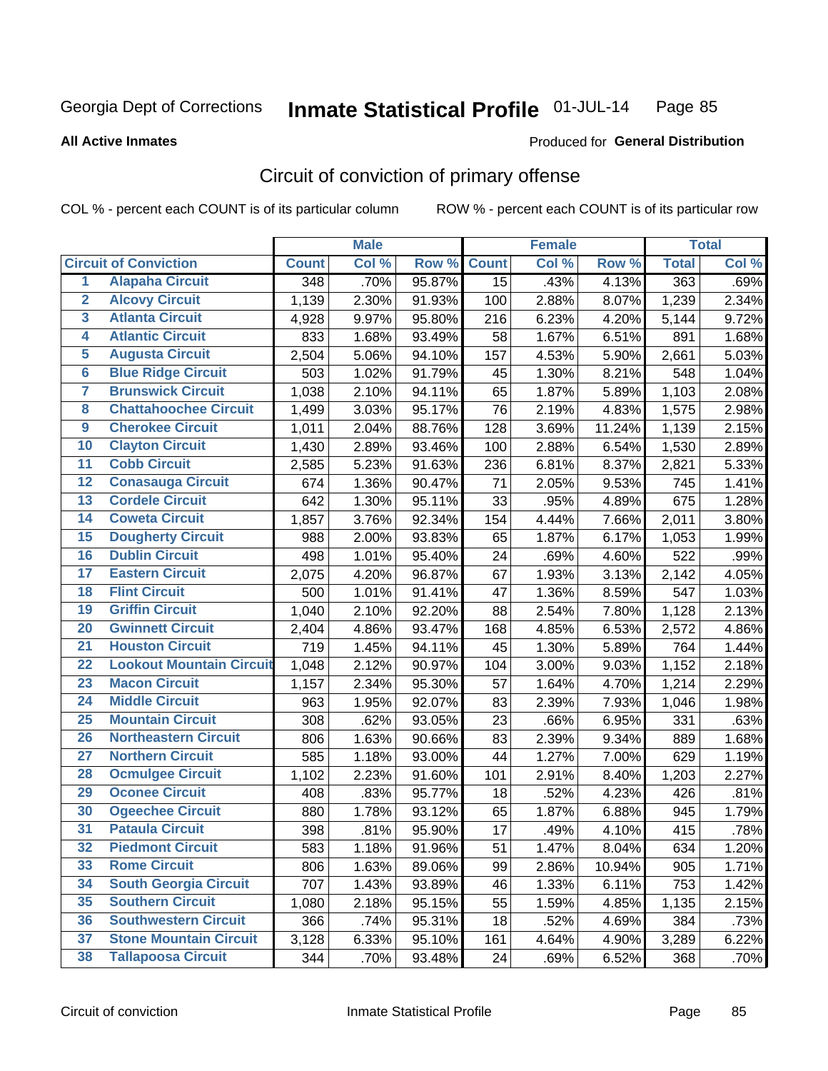Georgia Dept of Corrections **Inmate Statistical Profile** 01-JUL-14

**All Active Inmates**

Produced for **General Distribution**

## Circuit of conviction of primary offense

COL % - percent each COUNT is of its particular column ROW % - percent each COUNT is of its particular row

| Circuit of Conviction | | Male | | | Female | | | Total | |
|---|---|---|---|---|---|---|---|---|---|
| | | Count | Col % | Row % | Count | Col % | Row % | Total | Col % |
| 1 | Alapaha Circuit | 348 | .70% | 95.87% | 15 | .43% | 4.13% | 363 | .69% |
| 2 | Alcovy Circuit | 1,139 | 2.30% | 91.93% | 100 | 2.88% | 8.07% | 1,239 | 2.34% |
| 3 | Atlanta Circuit | 4,928 | 9.97% | 95.80% | 216 | 6.23% | 4.20% | 5,144 | 9.72% |
| 4 | Atlantic Circuit | 833 | 1.68% | 93.49% | 58 | 1.67% | 6.51% | 891 | 1.68% |
| 5 | Augusta Circuit | 2,504 | 5.06% | 94.10% | 157 | 4.53% | 5.90% | 2,661 | 5.03% |
| 6 | Blue Ridge Circuit | 503 | 1.02% | 91.79% | 45 | 1.30% | 8.21% | 548 | 1.04% |
| 7 | Brunswick Circuit | 1,038 | 2.10% | 94.11% | 65 | 1.87% | 5.89% | 1,103 | 2.08% |
| 8 | Chattahoochee Circuit | 1,499 | 3.03% | 95.17% | 76 | 2.19% | 4.83% | 1,575 | 2.98% |
| 9 | Cherokee Circuit | 1,011 | 2.04% | 88.76% | 128 | 3.69% | 11.24% | 1,139 | 2.15% |
| 10 | Clayton Circuit | 1,430 | 2.89% | 93.46% | 100 | 2.88% | 6.54% | 1,530 | 2.89% |
| 11 | Cobb Circuit | 2,585 | 5.23% | 91.63% | 236 | 6.81% | 8.37% | 2,821 | 5.33% |
| 12 | Conasauga Circuit | 674 | 1.36% | 90.47% | 71 | 2.05% | 9.53% | 745 | 1.41% |
| 13 | Cordele Circuit | 642 | 1.30% | 95.11% | 33 | .95% | 4.89% | 675 | 1.28% |
| 14 | Coweta Circuit | 1,857 | 3.76% | 92.34% | 154 | 4.44% | 7.66% | 2,011 | 3.80% |
| 15 | Dougherty Circuit | 988 | 2.00% | 93.83% | 65 | 1.87% | 6.17% | 1,053 | 1.99% |
| 16 | Dublin Circuit | 498 | 1.01% | 95.40% | 24 | .69% | 4.60% | 522 | .99% |
| 17 | Eastern Circuit | 2,075 | 4.20% | 96.87% | 67 | 1.93% | 3.13% | 2,142 | 4.05% |
| 18 | Flint Circuit | 500 | 1.01% | 91.41% | 47 | 1.36% | 8.59% | 547 | 1.03% |
| 19 | Griffin Circuit | 1,040 | 2.10% | 92.20% | 88 | 2.54% | 7.80% | 1,128 | 2.13% |
| 20 | Gwinnett Circuit | 2,404 | 4.86% | 93.47% | 168 | 4.85% | 6.53% | 2,572 | 4.86% |
| 21 | Houston Circuit | 719 | 1.45% | 94.11% | 45 | 1.30% | 5.89% | 764 | 1.44% |
| 22 | Lookout Mountain Circuit | 1,048 | 2.12% | 90.97% | 104 | 3.00% | 9.03% | 1,152 | 2.18% |
| 23 | Macon Circuit | 1,157 | 2.34% | 95.30% | 57 | 1.64% | 4.70% | 1,214 | 2.29% |
| 24 | Middle Circuit | 963 | 1.95% | 92.07% | 83 | 2.39% | 7.93% | 1,046 | 1.98% |
| 25 | Mountain Circuit | 308 | .62% | 93.05% | 23 | .66% | 6.95% | 331 | .63% |
| 26 | Northeastern Circuit | 806 | 1.63% | 90.66% | 83 | 2.39% | 9.34% | 889 | 1.68% |
| 27 | Northern Circuit | 585 | 1.18% | 93.00% | 44 | 1.27% | 7.00% | 629 | 1.19% |
| 28 | Ocmulgee Circuit | 1,102 | 2.23% | 91.60% | 101 | 2.91% | 8.40% | 1,203 | 2.27% |
| 29 | Oconee Circuit | 408 | .83% | 95.77% | 18 | .52% | 4.23% | 426 | .81% |
| 30 | Ogeechee Circuit | 880 | 1.78% | 93.12% | 65 | 1.87% | 6.88% | 945 | 1.79% |
| 31 | Pataula Circuit | 398 | .81% | 95.90% | 17 | .49% | 4.10% | 415 | .78% |
| 32 | Piedmont Circuit | 583 | 1.18% | 91.96% | 51 | 1.47% | 8.04% | 634 | 1.20% |
| 33 | Rome Circuit | 806 | 1.63% | 89.06% | 99 | 2.86% | 10.94% | 905 | 1.71% |
| 34 | South Georgia Circuit | 707 | 1.43% | 93.89% | 46 | 1.33% | 6.11% | 753 | 1.42% |
| 35 | Southern Circuit | 1,080 | 2.18% | 95.15% | 55 | 1.59% | 4.85% | 1,135 | 2.15% |
| 36 | Southwestern Circuit | 366 | .74% | 95.31% | 18 | .52% | 4.69% | 384 | .73% |
| 37 | Stone Mountain Circuit | 3,128 | 6.33% | 95.10% | 161 | 4.64% | 4.90% | 3,289 | 6.22% |
| 38 | Tallapoosa Circuit | 344 | .70% | 93.48% | 24 | .69% | 6.52% | 368 | .70% |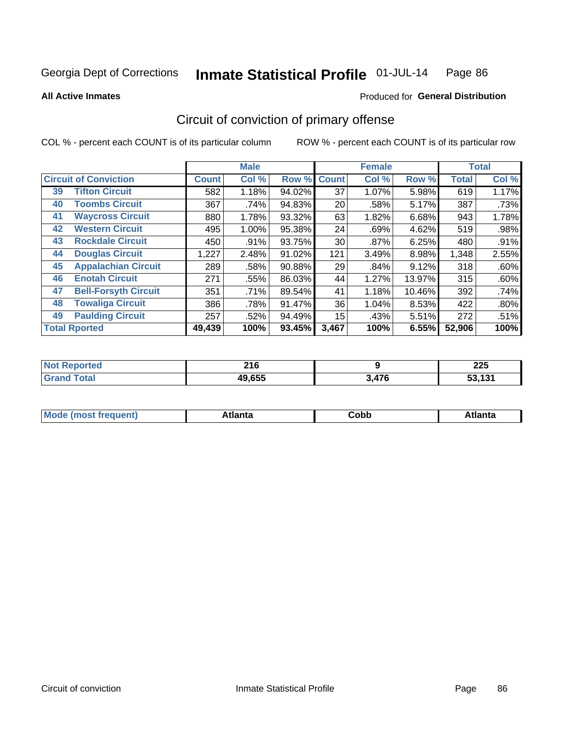Georgia Dept of Corrections **Inmate Statistical Profile** 01-JUL-14

**All Active Inmates**

Produced for **General Distribution**

## Circuit of conviction of primary offense

COL % - percent each COUNT is of its particular column ROW % - percent each COUNT is of its particular row

| | | Male | | | Female | | | Total | |
|---|---|---|---|---|---|---|---|---|---|
| Circuit of Conviction | | Count | Col % | Row % | Count | Col % | Row % | Total | Col % |
| 39 | Tifton Circuit | 582 | 1.18% | 94.02% | 37 | 1.07% | 5.98% | 619 | 1.17% |
| 40 | Toombs Circuit | 367 | .74% | 94.83% | 20 | .58% | 5.17% | 387 | .73% |
| 41 | Waycross Circuit | 880 | 1.78% | 93.32% | 63 | 1.82% | 6.68% | 943 | 1.78% |
| 42 | Western Circuit | 495 | 1.00% | 95.38% | 24 | .69% | 4.62% | 519 | .98% |
| 43 | Rockdale Circuit | 450 | .91% | 93.75% | 30 | .87% | 6.25% | 480 | .91% |
| 44 | Douglas Circuit | 1,227 | 2.48% | 91.02% | 121 | 3.49% | 8.98% | 1,348 | 2.55% |
| 45 | Appalachian Circuit | 289 | .58% | 90.88% | 29 | .84% | 9.12% | 318 | .60% |
| 46 | Enotah Circuit | 271 | .55% | 86.03% | 44 | 1.27% | 13.97% | 315 | .60% |
| 47 | Bell-Forsyth Circuit | 351 | .71% | 89.54% | 41 | 1.18% | 10.46% | 392 | .74% |
| 48 | Towaliga Circuit | 386 | .78% | 91.47% | 36 | 1.04% | 8.53% | 422 | .80% |
| 49 | Paulding Circuit | 257 | .52% | 94.49% | 15 | .43% | 5.51% | 272 | .51% |
| **Total Rported** | | **49,439** | **100%** | **93.45%** | **3,467** | **100%** | **6.55%** | **52,906** | **100%** |

| | Male | Female | Total |
|---|---|---|---|
| Not Reported | 216 | 9 | 225 |
| Grand Total | 49,655 | 3,476 | 53,131 |

| | Male | Female | Total |
|---|---|---|---|
| Mode (most frequent) | Atlanta | Cobb | Atlanta |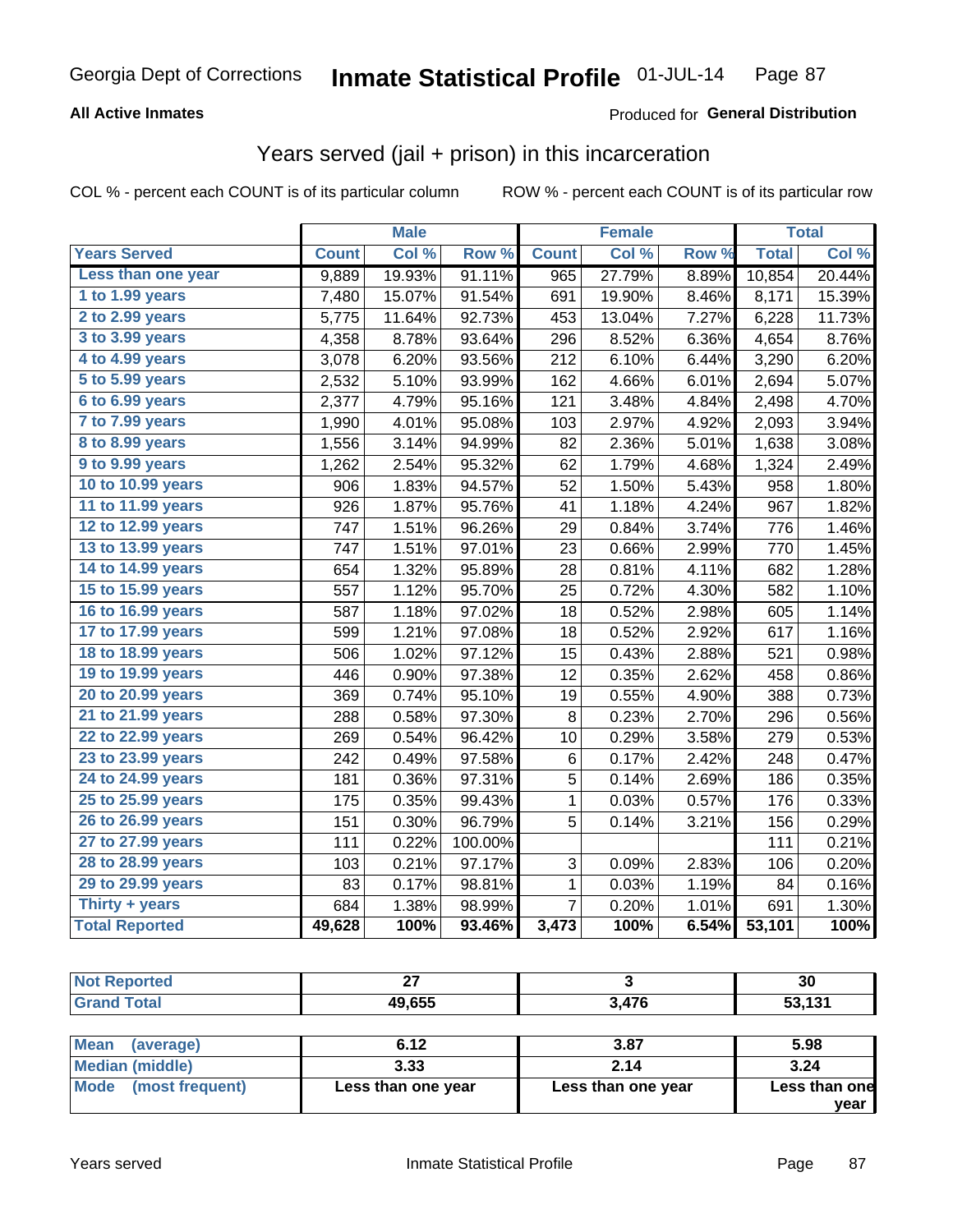Georgia Dept of Corrections **Inmate Statistical Profile** 01-JUL-14

**All Active Inmates**

Produced for **General Distribution**

## Years served (jail + prison) in this incarceration

COL % - percent each COUNT is of its particular column    ROW % - percent each COUNT is of its particular row

| Years Served | Male | | | Female | | | Total | |
|---|---|---|---|---|---|---|---|---|
| | Count | Col % | Row % | Count | Col % | Row % | Total | Col % |
| Less than one year | 9,889 | 19.93% | 91.11% | 965 | 27.79% | 8.89% | 10,854 | 20.44% |
| 1 to 1.99 years | 7,480 | 15.07% | 91.54% | 691 | 19.90% | 8.46% | 8,171 | 15.39% |
| 2 to 2.99 years | 5,775 | 11.64% | 92.73% | 453 | 13.04% | 7.27% | 6,228 | 11.73% |
| 3 to 3.99 years | 4,358 | 8.78% | 93.64% | 296 | 8.52% | 6.36% | 4,654 | 8.76% |
| 4 to 4.99 years | 3,078 | 6.20% | 93.56% | 212 | 6.10% | 6.44% | 3,290 | 6.20% |
| 5 to 5.99 years | 2,532 | 5.10% | 93.99% | 162 | 4.66% | 6.01% | 2,694 | 5.07% |
| 6 to 6.99 years | 2,377 | 4.79% | 95.16% | 121 | 3.48% | 4.84% | 2,498 | 4.70% |
| 7 to 7.99 years | 1,990 | 4.01% | 95.08% | 103 | 2.97% | 4.92% | 2,093 | 3.94% |
| 8 to 8.99 years | 1,556 | 3.14% | 94.99% | 82 | 2.36% | 5.01% | 1,638 | 3.08% |
| 9 to 9.99 years | 1,262 | 2.54% | 95.32% | 62 | 1.79% | 4.68% | 1,324 | 2.49% |
| 10 to 10.99 years | 906 | 1.83% | 94.57% | 52 | 1.50% | 5.43% | 958 | 1.80% |
| 11 to 11.99 years | 926 | 1.87% | 95.76% | 41 | 1.18% | 4.24% | 967 | 1.82% |
| 12 to 12.99 years | 747 | 1.51% | 96.26% | 29 | 0.84% | 3.74% | 776 | 1.46% |
| 13 to 13.99 years | 747 | 1.51% | 97.01% | 23 | 0.66% | 2.99% | 770 | 1.45% |
| 14 to 14.99 years | 654 | 1.32% | 95.89% | 28 | 0.81% | 4.11% | 682 | 1.28% |
| 15 to 15.99 years | 557 | 1.12% | 95.70% | 25 | 0.72% | 4.30% | 582 | 1.10% |
| 16 to 16.99 years | 587 | 1.18% | 97.02% | 18 | 0.52% | 2.98% | 605 | 1.14% |
| 17 to 17.99 years | 599 | 1.21% | 97.08% | 18 | 0.52% | 2.92% | 617 | 1.16% |
| 18 to 18.99 years | 506 | 1.02% | 97.12% | 15 | 0.43% | 2.88% | 521 | 0.98% |
| 19 to 19.99 years | 446 | 0.90% | 97.38% | 12 | 0.35% | 2.62% | 458 | 0.86% |
| 20 to 20.99 years | 369 | 0.74% | 95.10% | 19 | 0.55% | 4.90% | 388 | 0.73% |
| 21 to 21.99 years | 288 | 0.58% | 97.30% | 8 | 0.23% | 2.70% | 296 | 0.56% |
| 22 to 22.99 years | 269 | 0.54% | 96.42% | 10 | 0.29% | 3.58% | 279 | 0.53% |
| 23 to 23.99 years | 242 | 0.49% | 97.58% | 6 | 0.17% | 2.42% | 248 | 0.47% |
| 24 to 24.99 years | 181 | 0.36% | 97.31% | 5 | 0.14% | 2.69% | 186 | 0.35% |
| 25 to 25.99 years | 175 | 0.35% | 99.43% | 1 | 0.03% | 0.57% | 176 | 0.33% |
| 26 to 26.99 years | 151 | 0.30% | 96.79% | 5 | 0.14% | 3.21% | 156 | 0.29% |
| 27 to 27.99 years | 111 | 0.22% | 100.00% | | | | 111 | 0.21% |
| 28 to 28.99 years | 103 | 0.21% | 97.17% | 3 | 0.09% | 2.83% | 106 | 0.20% |
| 29 to 29.99 years | 83 | 0.17% | 98.81% | 1 | 0.03% | 1.19% | 84 | 0.16% |
| Thirty + years | 684 | 1.38% | 98.99% | 7 | 0.20% | 1.01% | 691 | 1.30% |
| **Total Reported** | **49,628** | **100%** | **93.46%** | **3,473** | **100%** | **6.54%** | **53,101** | **100%** |

| | Male | Female | Total |
|---|---|---|---|
| Not Reported | 27 | 3 | 30 |
| Grand Total | 49,655 | 3,476 | 53,131 |

| | Male | Female | Total |
|---|---|---|---|
| Mean (average) | 6.12 | 3.87 | 5.98 |
| Median (middle) | 3.33 | 2.14 | 3.24 |
| Mode (most frequent) | Less than one year | Less than one year | Less than one year |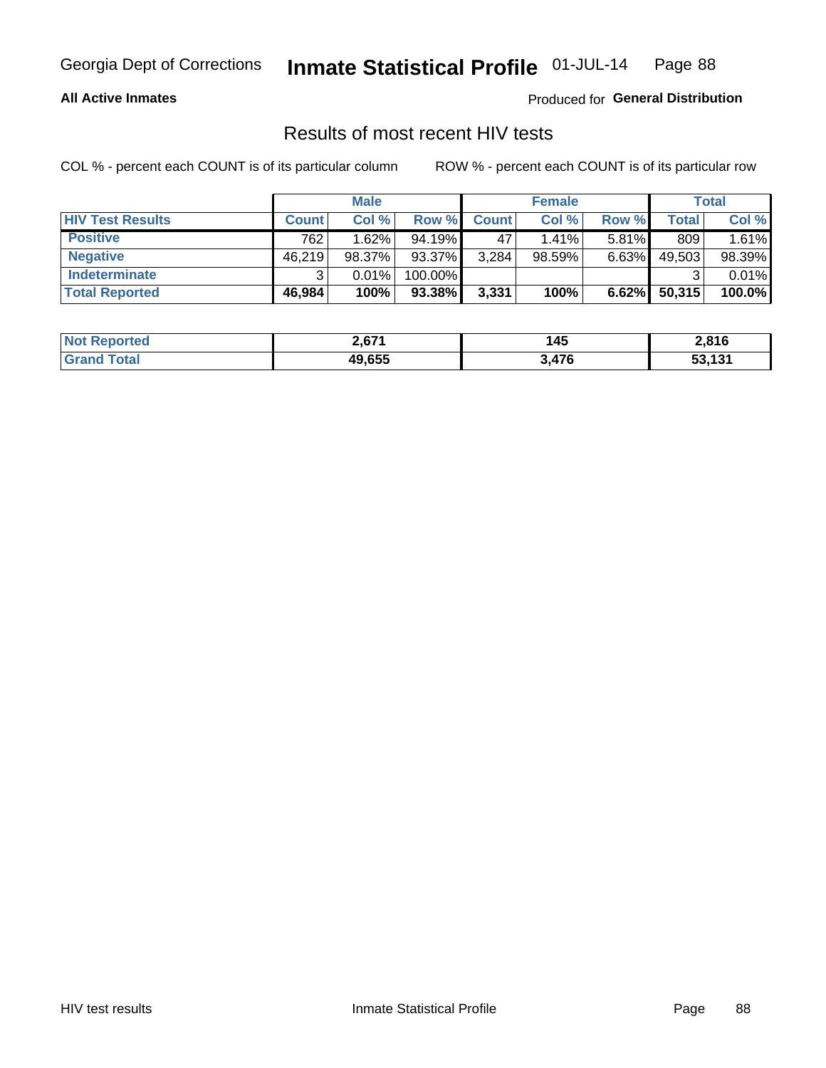Georgia Dept of Corrections **Inmate Statistical Profile** 01-JUL-14

**All Active Inmates**

Produced for **General Distribution**

## Results of most recent HIV tests

COL % - percent each COUNT is of its particular column

ROW % - percent each COUNT is of its particular row

| | Male | | | Female | | | Total | |
|---|---|---|---|---|---|---|---|---|
| **HIV Test Results** | **Count** | **Col %** | **Row %** | **Count** | **Col %** | **Row %** | **Total** | **Col %** |
| **Positive** | 762 | 1.62% | 94.19% | 47 | 1.41% | 5.81% | 809 | 1.61% |
| **Negative** | 46,219 | 98.37% | 93.37% | 3,284 | 98.59% | 6.63% | 49,503 | 98.39% |
| **Indeterminate** | 3 | 0.01% | 100.00% | | | | 3 | 0.01% |
| **Total Reported** | **46,984** | **100%** | **93.38%** | **3,331** | **100%** | **6.62%** | **50,315** | **100.0%** |

| | Male | Female | Total |
|---|---|---|---|
| **Not Reported** | **2,671** | **145** | **2,816** |
| **Grand Total** | **49,655** | **3,476** | **53,131** |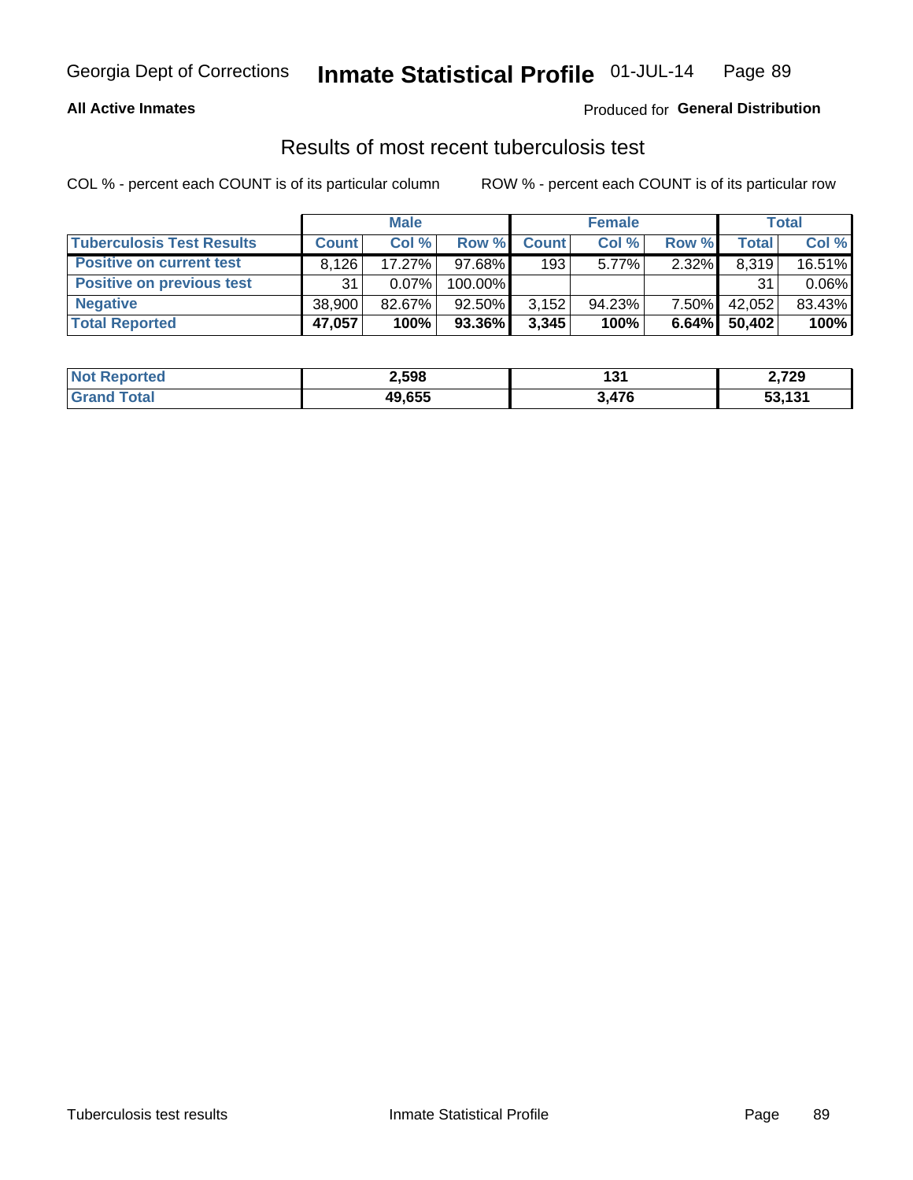Georgia Dept of Corrections **Inmate Statistical Profile** 01-JUL-14

**All Active Inmates**

Produced for **General Distribution**

## Results of most recent tuberculosis test

COL % - percent each COUNT is of its particular column

ROW % - percent each COUNT is of its particular row

| | Male | | | Female | | | Total | |
|---|---|---|---|---|---|---|---|---|
| **Tuberculosis Test Results** | **Count** | **Col %** | **Row %** | **Count** | **Col %** | **Row %** | **Total** | **Col %** |
| **Positive on current test** | 8,126 | 17.27% | 97.68% | 193 | 5.77% | 2.32% | 8,319 | 16.51% |
| **Positive on previous test** | 31 | 0.07% | 100.00% | | | | 31 | 0.06% |
| **Negative** | 38,900 | 82.67% | 92.50% | 3,152 | 94.23% | 7.50% | 42,052 | 83.43% |
| **Total Reported** | **47,057** | **100%** | **93.36%** | **3,345** | **100%** | **6.64%** | **50,402** | **100%** |

| | Male | Female | Total |
|---|---|---|---|
| **Not Reported** | **2,598** | **131** | **2,729** |
| **Grand Total** | **49,655** | **3,476** | **53,131** |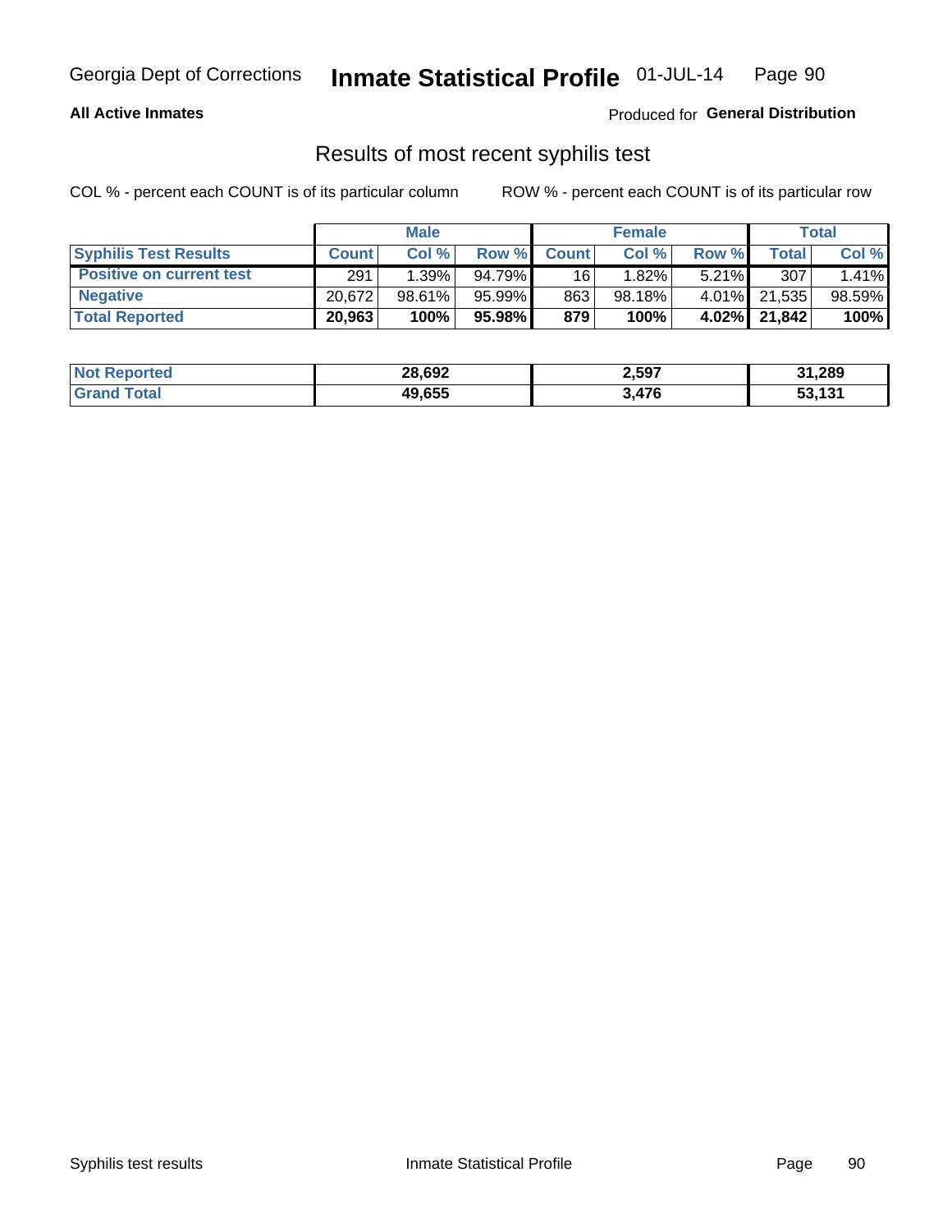**All Active Inmates**

Produced for **General Distribution**

## Results of most recent syphilis test

COL % - percent each COUNT is of its particular column

ROW % - percent each COUNT is of its particular row

| | Male | | | Female | | | Total | |
|---|---|---|---|---|---|---|---|---|
| **Syphilis Test Results** | **Count** | **Col %** | **Row %** | **Count** | **Col %** | **Row %** | **Total** | **Col %** |
| **Positive on current test** | 291 | 1.39% | 94.79% | 16 | 1.82% | 5.21% | 307 | 1.41% |
| **Negative** | 20,672 | 98.61% | 95.99% | 863 | 98.18% | 4.01% | 21,535 | 98.59% |
| **Total Reported** | **20,963** | **100%** | **95.98%** | **879** | **100%** | **4.02%** | **21,842** | **100%** |

| | Male | Female | Total |
|---|---|---|---|
| **Not Reported** | **28,692** | **2,597** | **31,289** |
| **Grand Total** | **49,655** | **3,476** | **53,131** |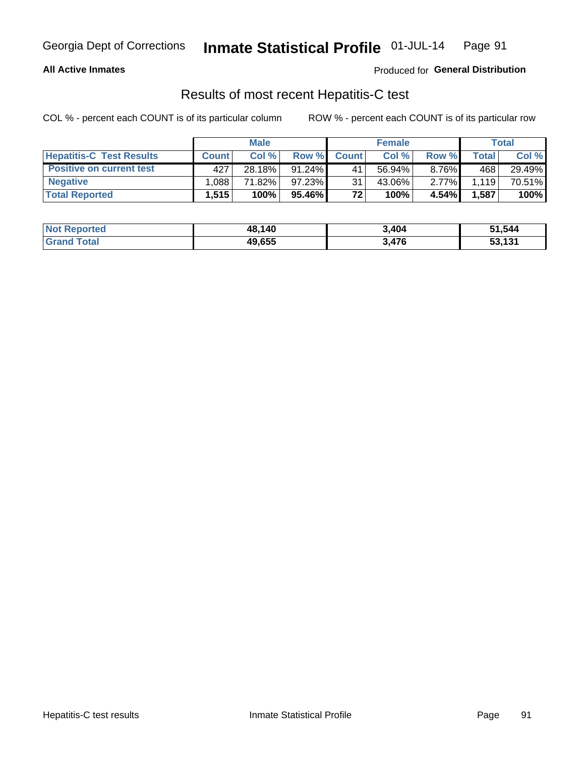**All Active Inmates**

Produced for **General Distribution**

## Results of most recent Hepatitis-C test

COL % - percent each COUNT is of its particular column

ROW % - percent each COUNT is of its particular row

| | Male | | | Female | | | Total | |
|---|---|---|---|---|---|---|---|---|
| **Hepatitis-C Test Results** | **Count** | **Col %** | **Row %** | **Count** | **Col %** | **Row %** | **Total** | **Col %** |
| **Positive on current test** | 427 | 28.18% | 91.24% | 41 | 56.94% | 8.76% | 468 | 29.49% |
| **Negative** | 1,088 | 71.82% | 97.23% | 31 | 43.06% | 2.77% | 1,119 | 70.51% |
| **Total Reported** | **1,515** | **100%** | **95.46%** | **72** | **100%** | **4.54%** | **1,587** | **100%** |

| | Male | Female | Total |
|---|---|---|---|
| **Not Reported** | **48,140** | **3,404** | **51,544** |
| **Grand Total** | **49,655** | **3,476** | **53,131** |